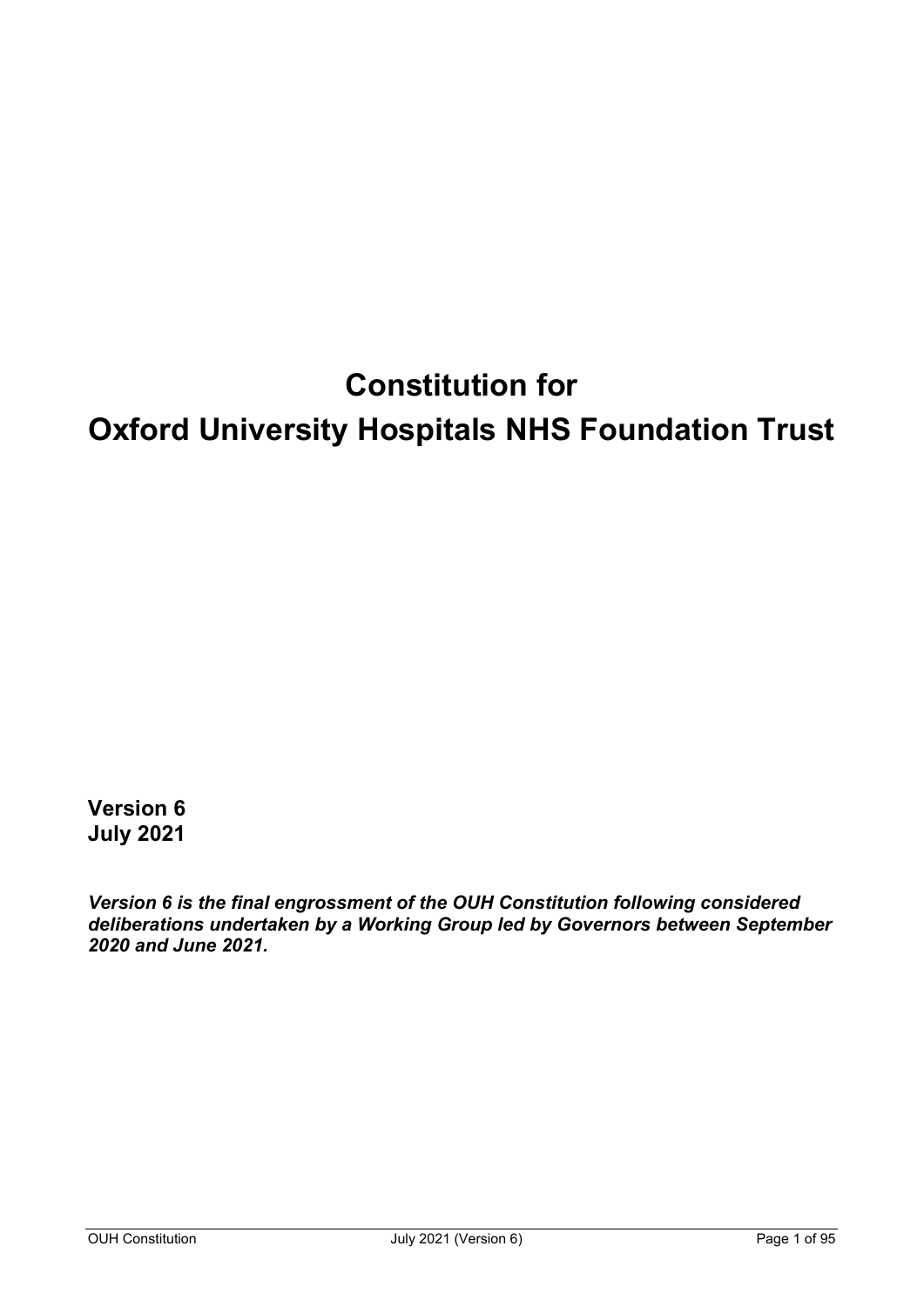# Constitution for
# Oxford University Hospitals NHS Foundation Trust

**Version 6**
**July 2021**

***Version 6 is the final engrossment of the OUH Constitution following considered deliberations undertaken by a Working Group led by Governors between September 2020 and June 2021.***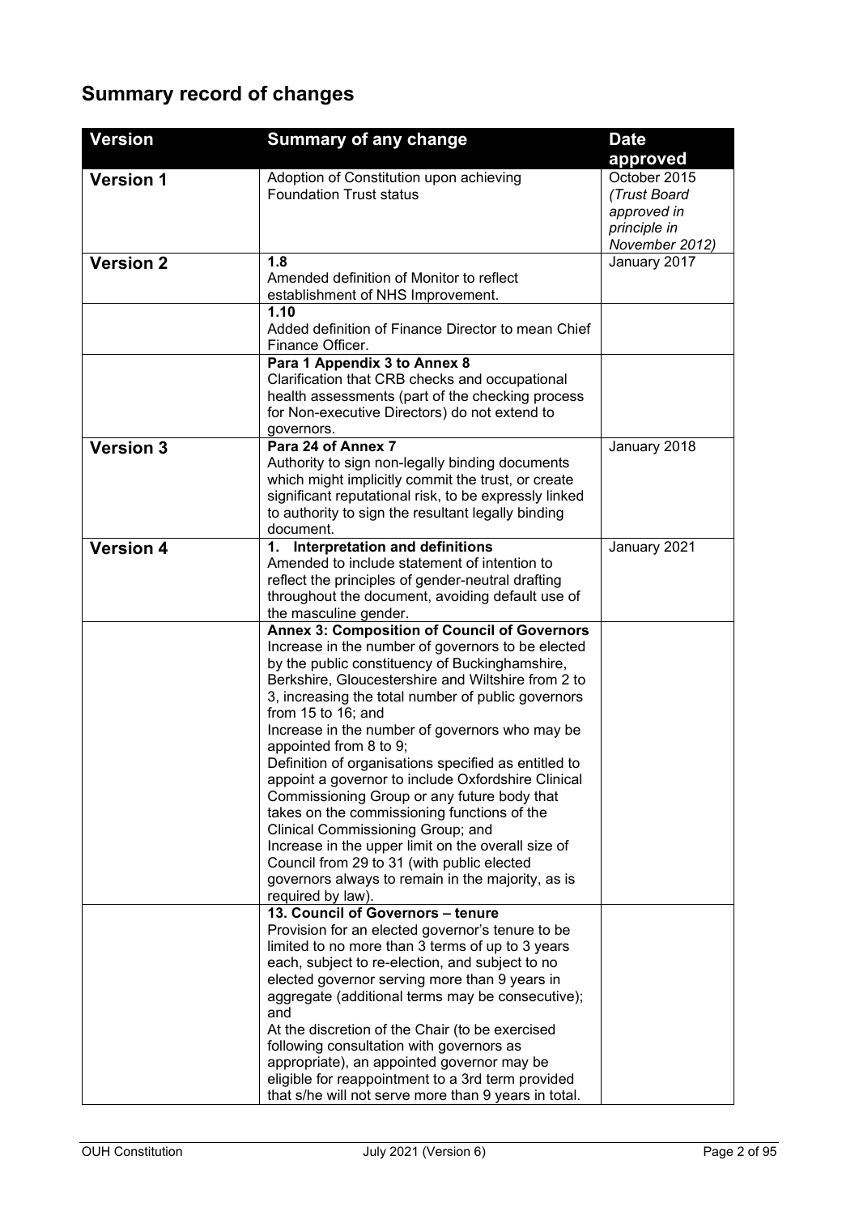## Summary record of changes

| Version | Summary of any change | Date approved |
|---|---|---|
| **Version 1** | Adoption of Constitution upon achieving Foundation Trust status | October 2015 *(Trust Board approved in principle in November 2012)* |
| **Version 2** | **1.8**<br>Amended definition of Monitor to reflect establishment of NHS Improvement. | January 2017 |
| | **1.10**<br>Added definition of Finance Director to mean Chief Finance Officer. | |
| | **Para 1 Appendix 3 to Annex 8**<br>Clarification that CRB checks and occupational health assessments (part of the checking process for Non-executive Directors) do not extend to governors. | |
| **Version 3** | **Para 24 of Annex 7**<br>Authority to sign non-legally binding documents which might implicitly commit the trust, or create significant reputational risk, to be expressly linked to authority to sign the resultant legally binding document. | January 2018 |
| **Version 4** | **1. Interpretation and definitions**<br>Amended to include statement of intention to reflect the principles of gender-neutral drafting throughout the document, avoiding default use of the masculine gender. | January 2021 |
| | **Annex 3: Composition of Council of Governors**<br>Increase in the number of governors to be elected by the public constituency of Buckinghamshire, Berkshire, Gloucestershire and Wiltshire from 2 to 3, increasing the total number of public governors from 15 to 16; and<br>Increase in the number of governors who may be appointed from 8 to 9;<br>Definition of organisations specified as entitled to appoint a governor to include Oxfordshire Clinical Commissioning Group or any future body that takes on the commissioning functions of the Clinical Commissioning Group; and<br>Increase in the upper limit on the overall size of Council from 29 to 31 (with public elected governors always to remain in the majority, as is required by law). | |
| | **13. Council of Governors – tenure**<br>Provision for an elected governor's tenure to be limited to no more than 3 terms of up to 3 years each, subject to re-election, and subject to no elected governor serving more than 9 years in aggregate (additional terms may be consecutive); and<br>At the discretion of the Chair (to be exercised following consultation with governors as appropriate), an appointed governor may be eligible for reappointment to a 3rd term provided that s/he will not serve more than 9 years in total. | |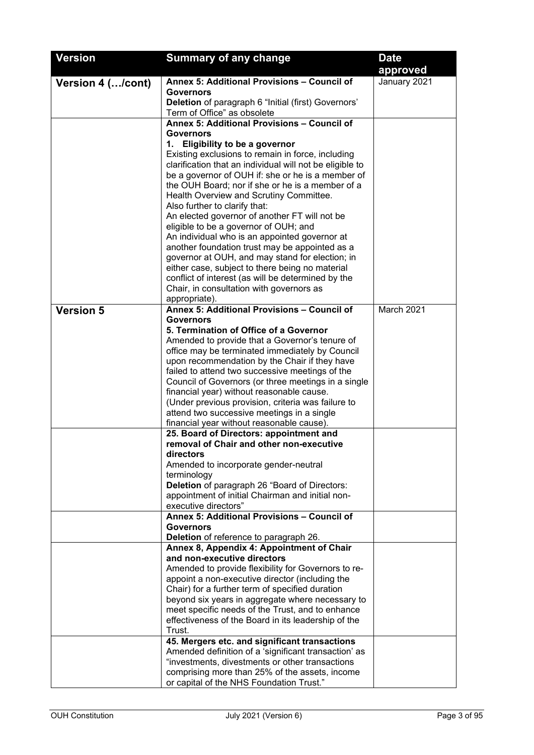| Version | Summary of any change | Date approved |
| --- | --- | --- |
| **Version 4 (…/cont)** | **Annex 5: Additional Provisions – Council of Governors**<br>**Deletion** of paragraph 6 "Initial (first) Governors' Term of Office" as obsolete | January 2021 |
| | **Annex 5: Additional Provisions – Council of Governors**<br>**1. Eligibility to be a governor**<br>Existing exclusions to remain in force, including clarification that an individual will not be eligible to be a governor of OUH if: she or he is a member of the OUH Board; nor if she or he is a member of a Health Overview and Scrutiny Committee.<br>Also further to clarify that:<br>An elected governor of another FT will not be eligible to be a governor of OUH; and<br>An individual who is an appointed governor at another foundation trust may be appointed as a governor at OUH, and may stand for election; in either case, subject to there being no material conflict of interest (as will be determined by the Chair, in consultation with governors as appropriate). | |
| **Version 5** | **Annex 5: Additional Provisions – Council of Governors**<br>**5. Termination of Office of a Governor**<br>Amended to provide that a Governor's tenure of office may be terminated immediately by Council upon recommendation by the Chair if they have failed to attend two successive meetings of the Council of Governors (or three meetings in a single financial year) without reasonable cause.<br>(Under previous provision, criteria was failure to attend two successive meetings in a single financial year without reasonable cause). | March 2021 |
| | **25. Board of Directors: appointment and removal of Chair and other non-executive directors**<br>Amended to incorporate gender-neutral terminology<br>**Deletion** of paragraph 26 "Board of Directors: appointment of initial Chairman and initial non-executive directors" | |
| | **Annex 5: Additional Provisions – Council of Governors**<br>**Deletion** of reference to paragraph 26. | |
| | **Annex 8, Appendix 4: Appointment of Chair and non-executive directors**<br>Amended to provide flexibility for Governors to re-appoint a non-executive director (including the Chair) for a further term of specified duration beyond six years in aggregate where necessary to meet specific needs of the Trust, and to enhance effectiveness of the Board in its leadership of the Trust. | |
| | **45. Mergers etc. and significant transactions**<br>Amended definition of a 'significant transaction' as "investments, divestments or other transactions comprising more than 25% of the assets, income or capital of the NHS Foundation Trust." | |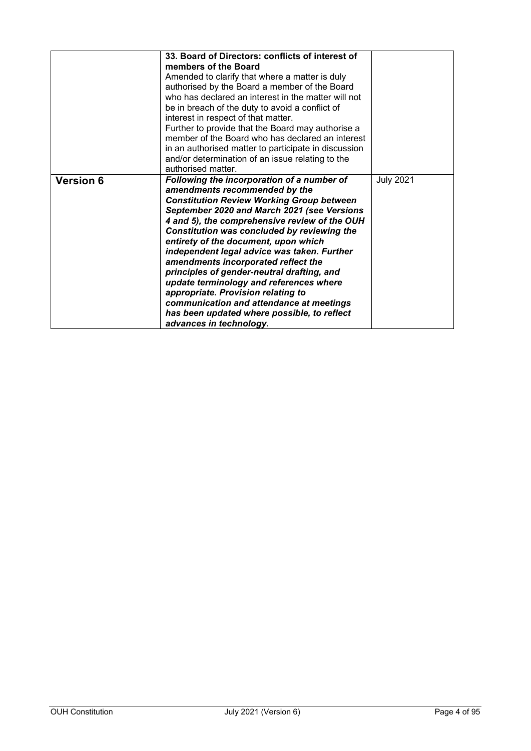| | | |
|---|---|---|
| | **33. Board of Directors: conflicts of interest of members of the Board**<br>Amended to clarify that where a matter is duly authorised by the Board a member of the Board who has declared an interest in the matter will not be in breach of the duty to avoid a conflict of interest in respect of that matter.<br>Further to provide that the Board may authorise a member of the Board who has declared an interest in an authorised matter to participate in discussion and/or determination of an issue relating to the authorised matter. | |
| **Version 6** | ***Following the incorporation of a number of amendments recommended by the Constitution Review Working Group between September 2020 and March 2021 (see Versions 4 and 5), the comprehensive review of the OUH Constitution was concluded by reviewing the entirety of the document, upon which independent legal advice was taken. Further amendments incorporated reflect the principles of gender-neutral drafting, and update terminology and references where appropriate. Provision relating to communication and attendance at meetings has been updated where possible, to reflect advances in technology.*** | July 2021 |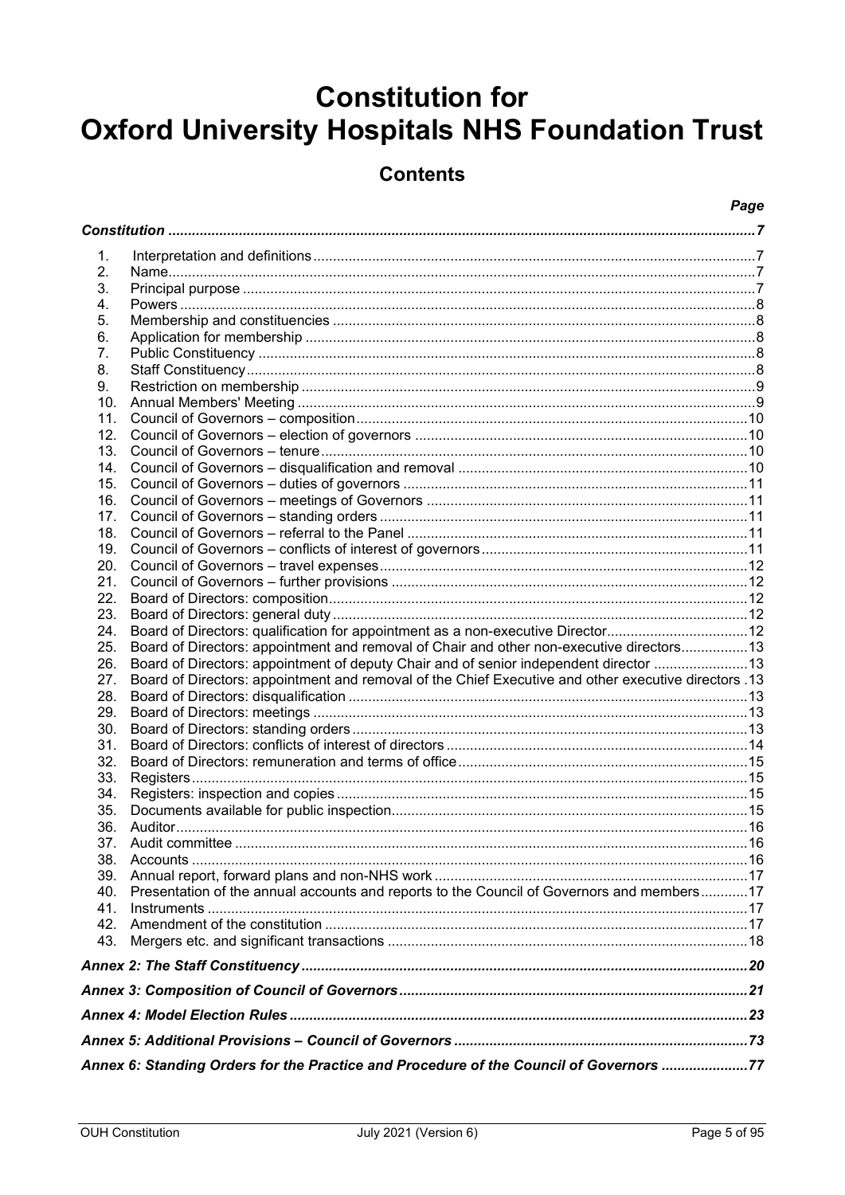# Constitution for Oxford University Hospitals NHS Foundation Trust

## Contents

| | | Page |
|---|---|---|
| ***Constitution*** | | ***7*** |
| 1. | Interpretation and definitions | 7 |
| 2. | Name | 7 |
| 3. | Principal purpose | 7 |
| 4. | Powers | 8 |
| 5. | Membership and constituencies | 8 |
| 6. | Application for membership | 8 |
| 7. | Public Constituency | 8 |
| 8. | Staff Constituency | 8 |
| 9. | Restriction on membership | 9 |
| 10. | Annual Members' Meeting | 9 |
| 11. | Council of Governors – composition | 10 |
| 12. | Council of Governors – election of governors | 10 |
| 13. | Council of Governors – tenure | 10 |
| 14. | Council of Governors – disqualification and removal | 10 |
| 15. | Council of Governors – duties of governors | 11 |
| 16. | Council of Governors – meetings of Governors | 11 |
| 17. | Council of Governors – standing orders | 11 |
| 18. | Council of Governors – referral to the Panel | 11 |
| 19. | Council of Governors – conflicts of interest of governors | 11 |
| 20. | Council of Governors – travel expenses | 12 |
| 21. | Council of Governors – further provisions | 12 |
| 22. | Board of Directors: composition | 12 |
| 23. | Board of Directors: general duty | 12 |
| 24. | Board of Directors: qualification for appointment as a non-executive Director | 12 |
| 25. | Board of Directors: appointment and removal of Chair and other non-executive directors | 13 |
| 26. | Board of Directors: appointment of deputy Chair and of senior independent director | 13 |
| 27. | Board of Directors: appointment and removal of the Chief Executive and other executive directors | 13 |
| 28. | Board of Directors: disqualification | 13 |
| 29. | Board of Directors: meetings | 13 |
| 30. | Board of Directors: standing orders | 13 |
| 31. | Board of Directors: conflicts of interest of directors | 14 |
| 32. | Board of Directors: remuneration and terms of office | 15 |
| 33. | Registers | 15 |
| 34. | Registers: inspection and copies | 15 |
| 35. | Documents available for public inspection | 15 |
| 36. | Auditor | 16 |
| 37. | Audit committee | 16 |
| 38. | Accounts | 16 |
| 39. | Annual report, forward plans and non-NHS work | 17 |
| 40. | Presentation of the annual accounts and reports to the Council of Governors and members | 17 |
| 41. | Instruments | 17 |
| 42. | Amendment of the constitution | 17 |
| 43. | Mergers etc. and significant transactions | 18 |
| ***Annex 2: The Staff Constituency*** | | ***20*** |
| ***Annex 3: Composition of Council of Governors*** | | ***21*** |
| ***Annex 4: Model Election Rules*** | | ***23*** |
| ***Annex 5: Additional Provisions – Council of Governors*** | | ***73*** |
| ***Annex 6: Standing Orders for the Practice and Procedure of the Council of Governors*** | | ***77*** |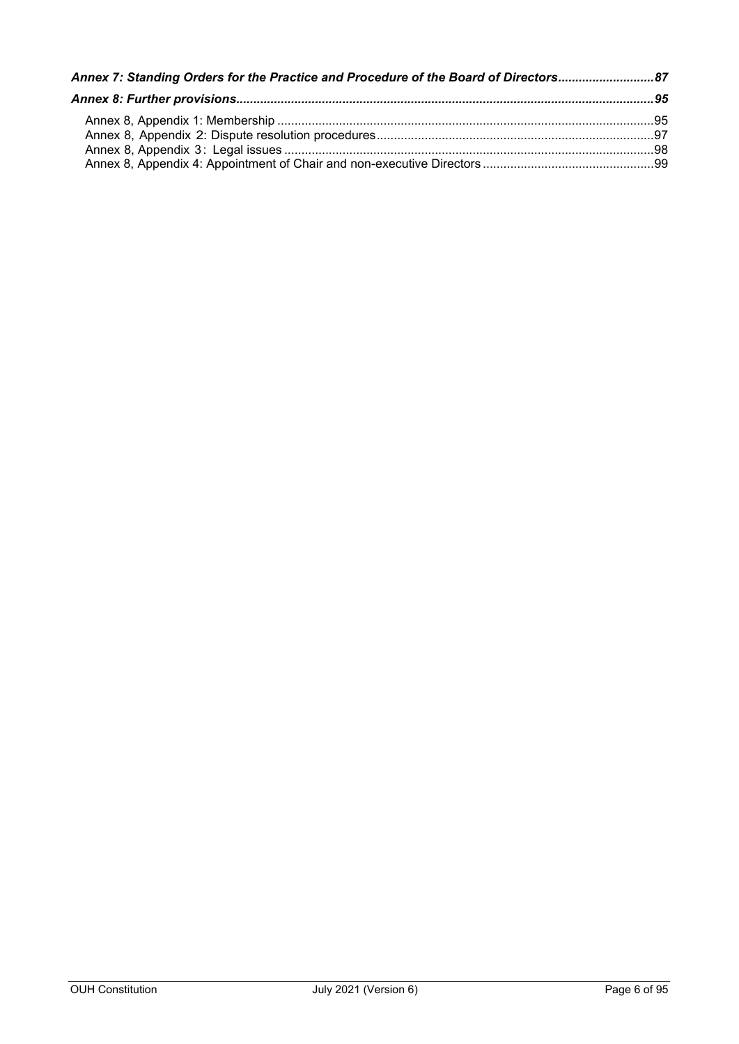**_Annex 7: Standing Orders for the Practice and Procedure of the Board of Directors_**........................**87**

**_Annex 8: Further provisions_**....................................................................................................................**95**

Annex 8, Appendix 1: Membership ..........................................................................................................95
Annex 8, Appendix 2: Dispute resolution procedures..............................................................................97
Annex 8, Appendix 3 : Legal issues .........................................................................................................98
Annex 8, Appendix 4: Appointment of Chair and non-executive Directors ................................................99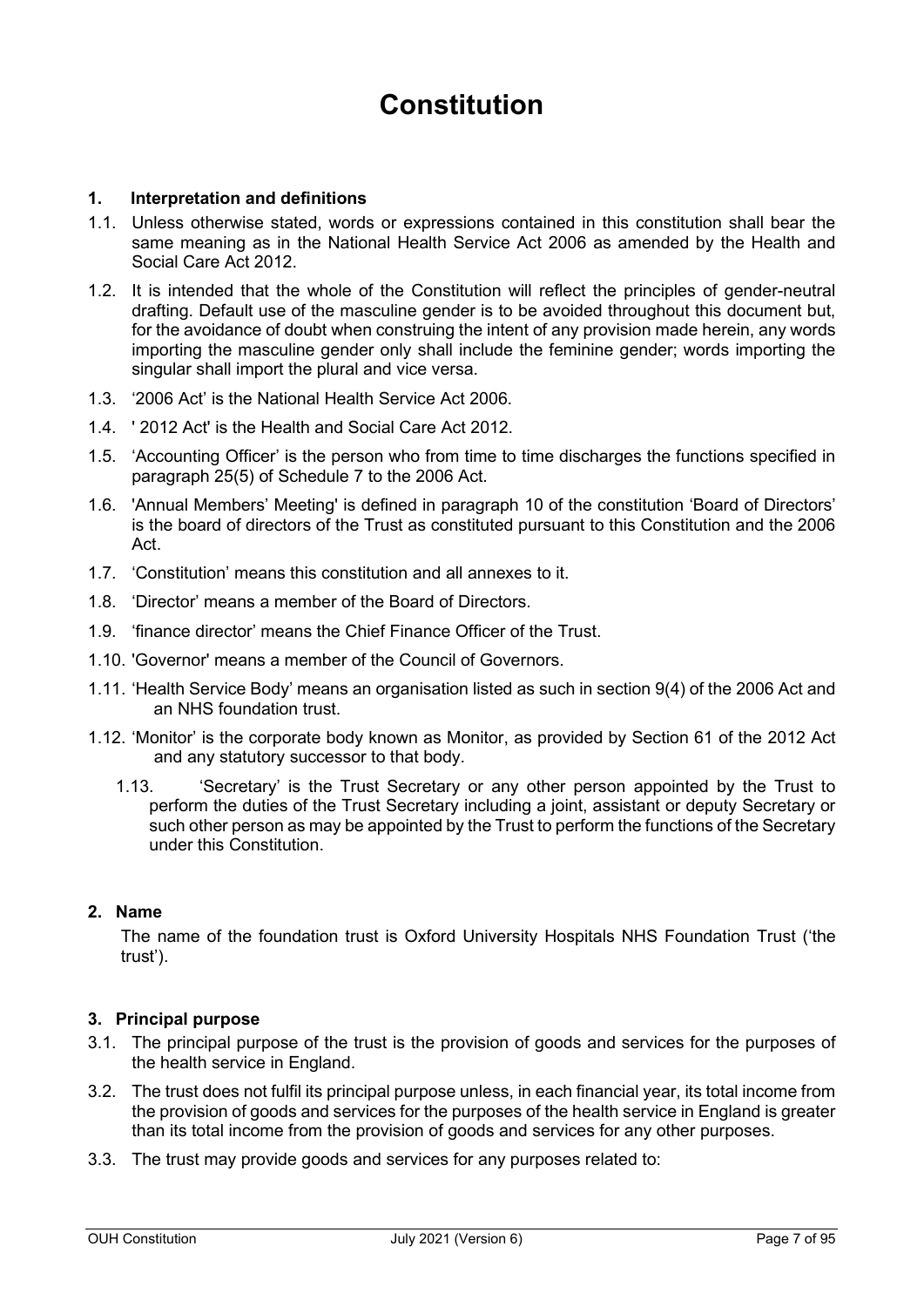# Constitution

## 1. Interpretation and definitions

1.1. Unless otherwise stated, words or expressions contained in this constitution shall bear the same meaning as in the National Health Service Act 2006 as amended by the Health and Social Care Act 2012.

1.2. It is intended that the whole of the Constitution will reflect the principles of gender-neutral drafting. Default use of the masculine gender is to be avoided throughout this document but, for the avoidance of doubt when construing the intent of any provision made herein, any words importing the masculine gender only shall include the feminine gender; words importing the singular shall import the plural and vice versa.

1.3. '2006 Act' is the National Health Service Act 2006.

1.4. ' 2012 Act' is the Health and Social Care Act 2012.

1.5. 'Accounting Officer' is the person who from time to time discharges the functions specified in paragraph 25(5) of Schedule 7 to the 2006 Act.

1.6. 'Annual Members' Meeting' is defined in paragraph 10 of the constitution 'Board of Directors' is the board of directors of the Trust as constituted pursuant to this Constitution and the 2006 Act.

1.7. 'Constitution' means this constitution and all annexes to it.

1.8. 'Director' means a member of the Board of Directors.

1.9. 'finance director' means the Chief Finance Officer of the Trust.

1.10. 'Governor' means a member of the Council of Governors.

1.11. 'Health Service Body' means an organisation listed as such in section 9(4) of the 2006 Act and an NHS foundation trust.

1.12. 'Monitor' is the corporate body known as Monitor, as provided by Section 61 of the 2012 Act and any statutory successor to that body.

1.13. 'Secretary' is the Trust Secretary or any other person appointed by the Trust to perform the duties of the Trust Secretary including a joint, assistant or deputy Secretary or such other person as may be appointed by the Trust to perform the functions of the Secretary under this Constitution.

## 2. Name

The name of the foundation trust is Oxford University Hospitals NHS Foundation Trust ('the trust').

## 3. Principal purpose

3.1. The principal purpose of the trust is the provision of goods and services for the purposes of the health service in England.

3.2. The trust does not fulfil its principal purpose unless, in each financial year, its total income from the provision of goods and services for the purposes of the health service in England is greater than its total income from the provision of goods and services for any other purposes.

3.3. The trust may provide goods and services for any purposes related to: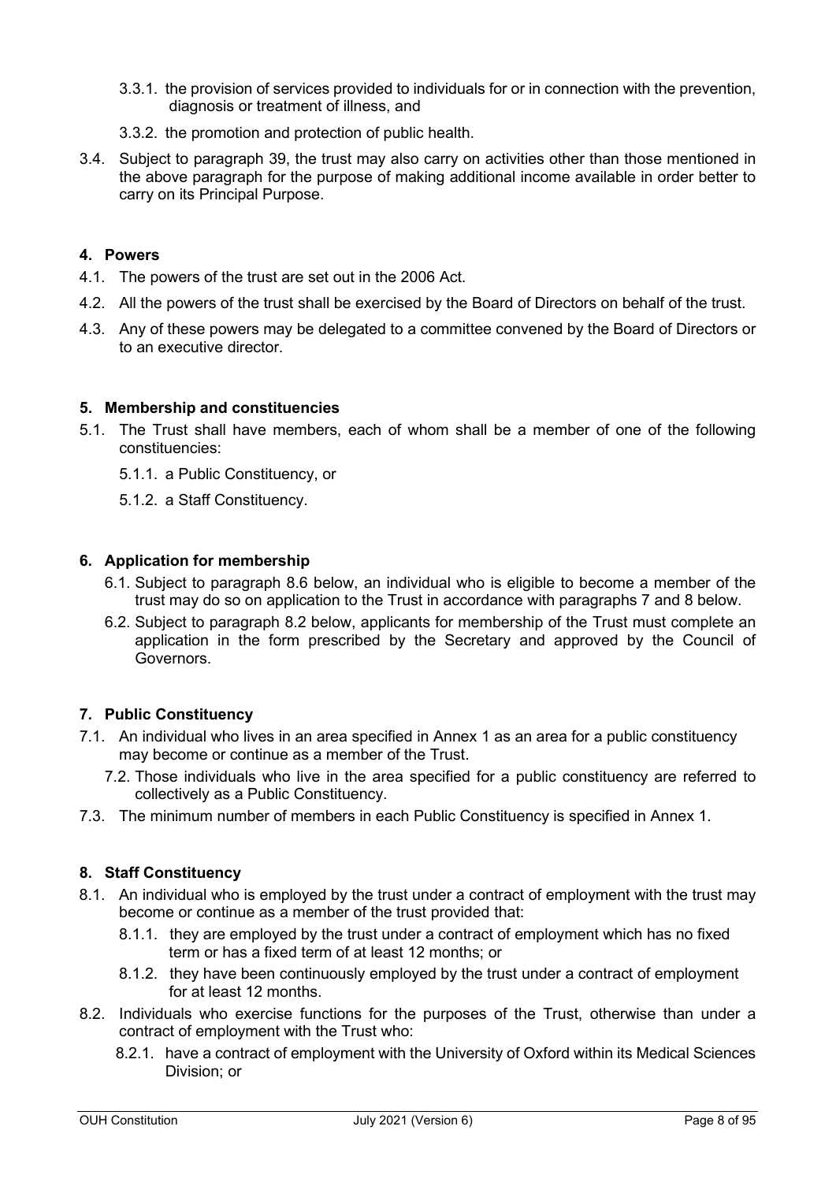3.3.1. the provision of services provided to individuals for or in connection with the prevention, diagnosis or treatment of illness, and

3.3.2. the promotion and protection of public health.

3.4. Subject to paragraph 39, the trust may also carry on activities other than those mentioned in the above paragraph for the purpose of making additional income available in order better to carry on its Principal Purpose.

## 4. Powers

4.1. The powers of the trust are set out in the 2006 Act.

4.2. All the powers of the trust shall be exercised by the Board of Directors on behalf of the trust.

4.3. Any of these powers may be delegated to a committee convened by the Board of Directors or to an executive director.

## 5. Membership and constituencies

5.1. The Trust shall have members, each of whom shall be a member of one of the following constituencies:

5.1.1. a Public Constituency, or

5.1.2. a Staff Constituency.

## 6. Application for membership

6.1. Subject to paragraph 8.6 below, an individual who is eligible to become a member of the trust may do so on application to the Trust in accordance with paragraphs 7 and 8 below.

6.2. Subject to paragraph 8.2 below, applicants for membership of the Trust must complete an application in the form prescribed by the Secretary and approved by the Council of Governors.

## 7. Public Constituency

7.1. An individual who lives in an area specified in Annex 1 as an area for a public constituency may become or continue as a member of the Trust.

7.2. Those individuals who live in the area specified for a public constituency are referred to collectively as a Public Constituency.

7.3. The minimum number of members in each Public Constituency is specified in Annex 1.

## 8. Staff Constituency

8.1. An individual who is employed by the trust under a contract of employment with the trust may become or continue as a member of the trust provided that:

8.1.1. they are employed by the trust under a contract of employment which has no fixed term or has a fixed term of at least 12 months; or

8.1.2. they have been continuously employed by the trust under a contract of employment for at least 12 months.

8.2. Individuals who exercise functions for the purposes of the Trust, otherwise than under a contract of employment with the Trust who:

8.2.1. have a contract of employment with the University of Oxford within its Medical Sciences Division; or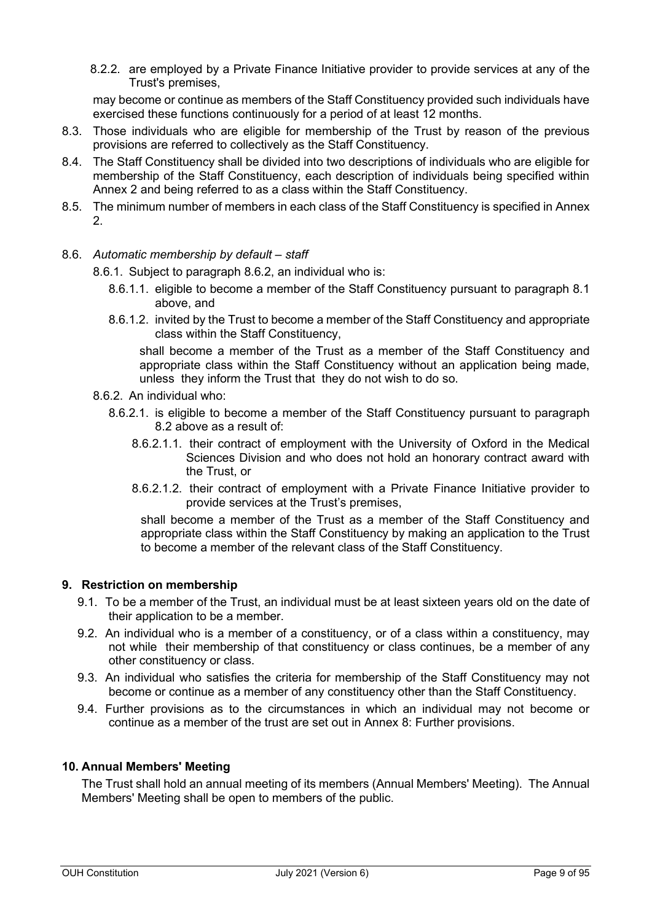8.2.2. are employed by a Private Finance Initiative provider to provide services at any of the Trust's premises,

may become or continue as members of the Staff Constituency provided such individuals have exercised these functions continuously for a period of at least 12 months.

8.3. Those individuals who are eligible for membership of the Trust by reason of the previous provisions are referred to collectively as the Staff Constituency.

8.4. The Staff Constituency shall be divided into two descriptions of individuals who are eligible for membership of the Staff Constituency, each description of individuals being specified within Annex 2 and being referred to as a class within the Staff Constituency.

8.5. The minimum number of members in each class of the Staff Constituency is specified in Annex 2.

8.6. *Automatic membership by default – staff*

8.6.1. Subject to paragraph 8.6.2, an individual who is:

8.6.1.1. eligible to become a member of the Staff Constituency pursuant to paragraph 8.1 above, and

8.6.1.2. invited by the Trust to become a member of the Staff Constituency and appropriate class within the Staff Constituency,

shall become a member of the Trust as a member of the Staff Constituency and appropriate class within the Staff Constituency without an application being made, unless they inform the Trust that they do not wish to do so.

8.6.2. An individual who:

8.6.2.1. is eligible to become a member of the Staff Constituency pursuant to paragraph 8.2 above as a result of:

8.6.2.1.1. their contract of employment with the University of Oxford in the Medical Sciences Division and who does not hold an honorary contract award with the Trust, or

8.6.2.1.2. their contract of employment with a Private Finance Initiative provider to provide services at the Trust's premises,

shall become a member of the Trust as a member of the Staff Constituency and appropriate class within the Staff Constituency by making an application to the Trust to become a member of the relevant class of the Staff Constituency.

## 9. Restriction on membership

9.1. To be a member of the Trust, an individual must be at least sixteen years old on the date of their application to be a member.

9.2. An individual who is a member of a constituency, or of a class within a constituency, may not while their membership of that constituency or class continues, be a member of any other constituency or class.

9.3. An individual who satisfies the criteria for membership of the Staff Constituency may not become or continue as a member of any constituency other than the Staff Constituency.

9.4. Further provisions as to the circumstances in which an individual may not become or continue as a member of the trust are set out in Annex 8: Further provisions.

## 10. Annual Members' Meeting

The Trust shall hold an annual meeting of its members (Annual Members' Meeting). The Annual Members' Meeting shall be open to members of the public.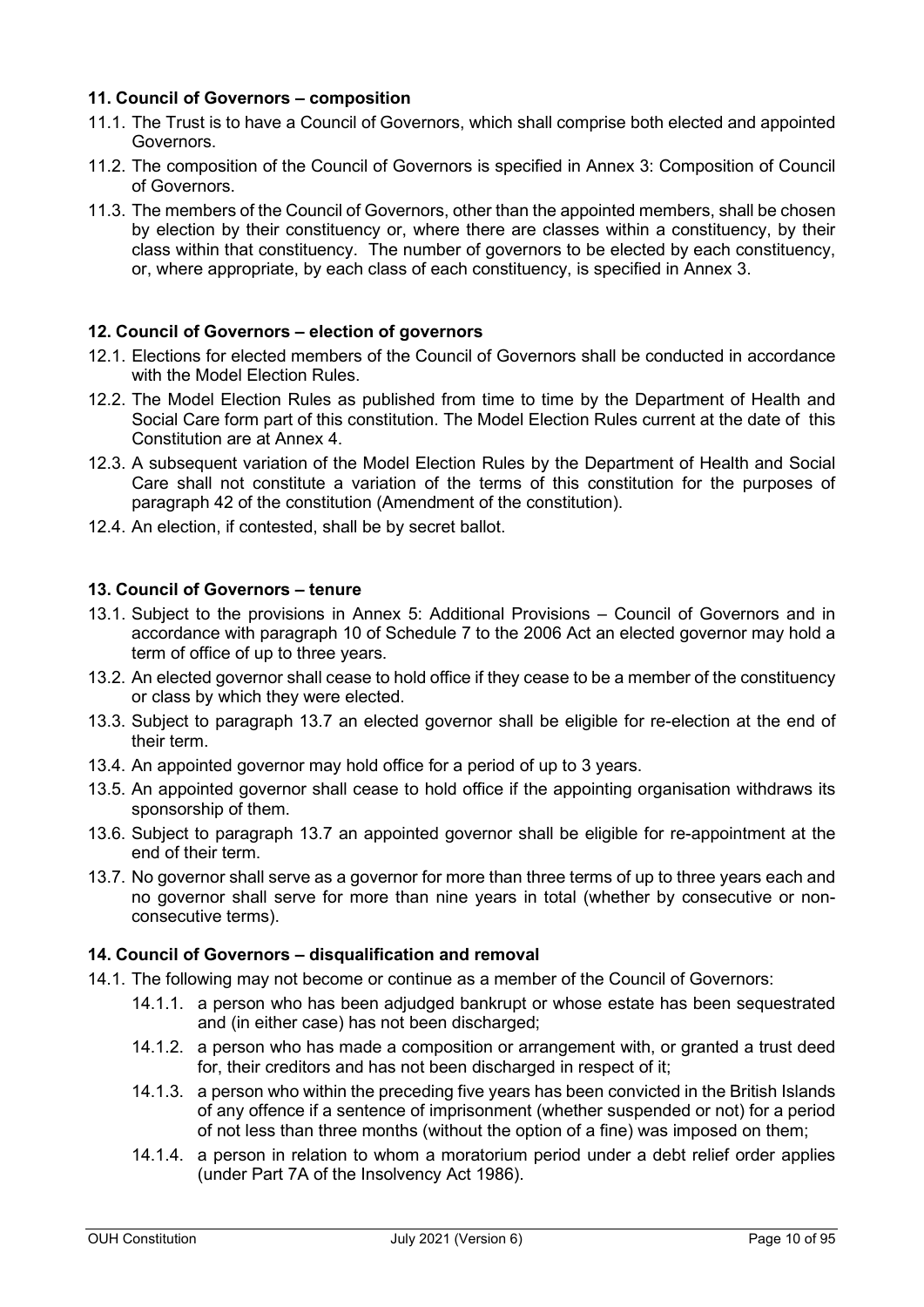### 11. Council of Governors – composition

11.1. The Trust is to have a Council of Governors, which shall comprise both elected and appointed Governors.

11.2. The composition of the Council of Governors is specified in Annex 3: Composition of Council of Governors.

11.3. The members of the Council of Governors, other than the appointed members, shall be chosen by election by their constituency or, where there are classes within a constituency, by their class within that constituency. The number of governors to be elected by each constituency, or, where appropriate, by each class of each constituency, is specified in Annex 3.

### 12. Council of Governors – election of governors

12.1. Elections for elected members of the Council of Governors shall be conducted in accordance with the Model Election Rules.

12.2. The Model Election Rules as published from time to time by the Department of Health and Social Care form part of this constitution. The Model Election Rules current at the date of this Constitution are at Annex 4.

12.3. A subsequent variation of the Model Election Rules by the Department of Health and Social Care shall not constitute a variation of the terms of this constitution for the purposes of paragraph 42 of the constitution (Amendment of the constitution).

12.4. An election, if contested, shall be by secret ballot.

### 13. Council of Governors – tenure

13.1. Subject to the provisions in Annex 5: Additional Provisions – Council of Governors and in accordance with paragraph 10 of Schedule 7 to the 2006 Act an elected governor may hold a term of office of up to three years.

13.2. An elected governor shall cease to hold office if they cease to be a member of the constituency or class by which they were elected.

13.3. Subject to paragraph 13.7 an elected governor shall be eligible for re-election at the end of their term.

13.4. An appointed governor may hold office for a period of up to 3 years.

13.5. An appointed governor shall cease to hold office if the appointing organisation withdraws its sponsorship of them.

13.6. Subject to paragraph 13.7 an appointed governor shall be eligible for re-appointment at the end of their term.

13.7. No governor shall serve as a governor for more than three terms of up to three years each and no governor shall serve for more than nine years in total (whether by consecutive or non-consecutive terms).

### 14. Council of Governors – disqualification and removal

14.1. The following may not become or continue as a member of the Council of Governors:

- 14.1.1. a person who has been adjudged bankrupt or whose estate has been sequestrated and (in either case) has not been discharged;
- 14.1.2. a person who has made a composition or arrangement with, or granted a trust deed for, their creditors and has not been discharged in respect of it;
- 14.1.3. a person who within the preceding five years has been convicted in the British Islands of any offence if a sentence of imprisonment (whether suspended or not) for a period of not less than three months (without the option of a fine) was imposed on them;
- 14.1.4. a person in relation to whom a moratorium period under a debt relief order applies (under Part 7A of the Insolvency Act 1986).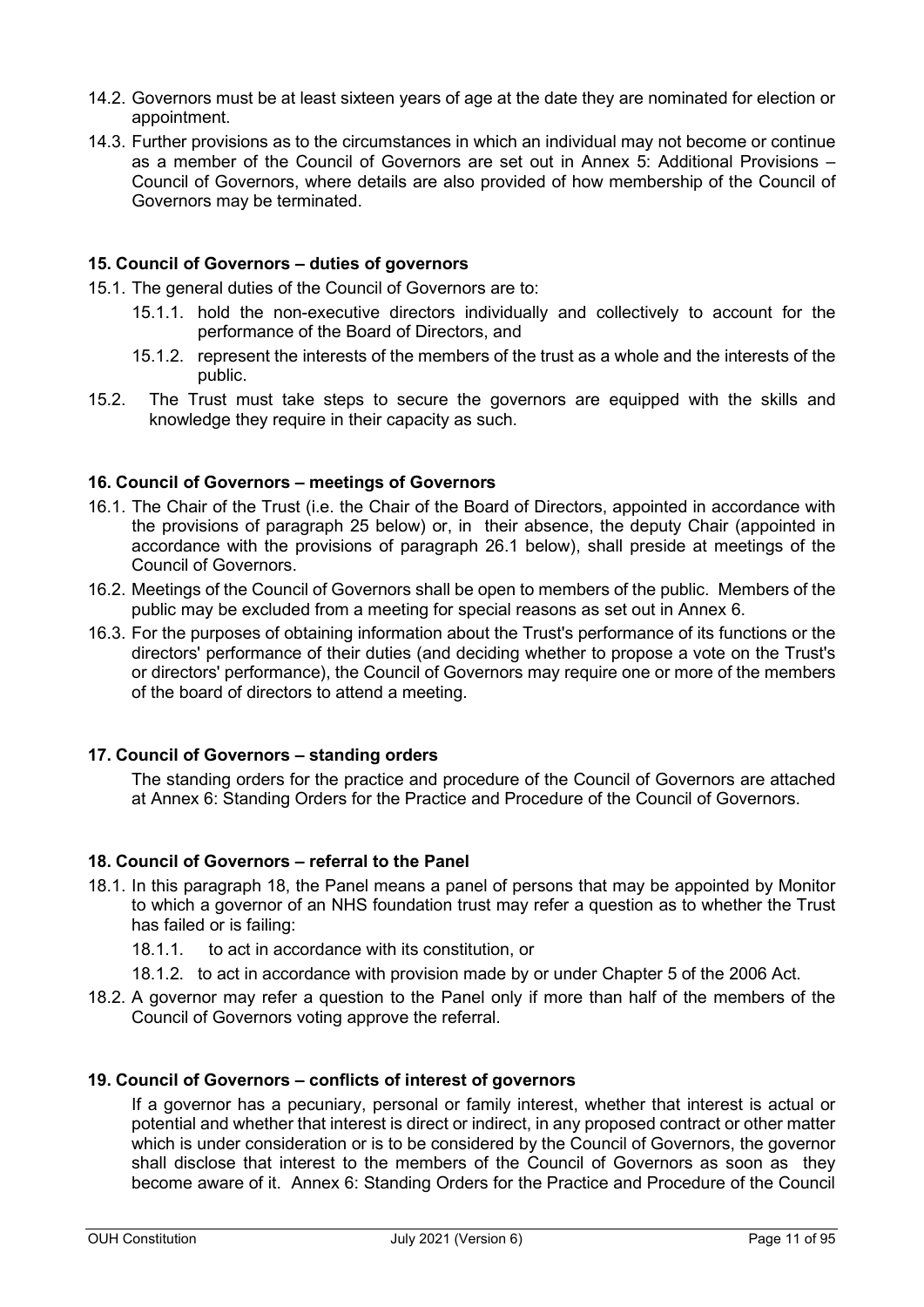14.2. Governors must be at least sixteen years of age at the date they are nominated for election or appointment.

14.3. Further provisions as to the circumstances in which an individual may not become or continue as a member of the Council of Governors are set out in Annex 5: Additional Provisions – Council of Governors, where details are also provided of how membership of the Council of Governors may be terminated.

**15. Council of Governors – duties of governors**

15.1. The general duties of the Council of Governors are to:

15.1.1. hold the non-executive directors individually and collectively to account for the performance of the Board of Directors, and

15.1.2. represent the interests of the members of the trust as a whole and the interests of the public.

15.2. The Trust must take steps to secure the governors are equipped with the skills and knowledge they require in their capacity as such.

**16. Council of Governors – meetings of Governors**

16.1. The Chair of the Trust (i.e. the Chair of the Board of Directors, appointed in accordance with the provisions of paragraph 25 below) or, in their absence, the deputy Chair (appointed in accordance with the provisions of paragraph 26.1 below), shall preside at meetings of the Council of Governors.

16.2. Meetings of the Council of Governors shall be open to members of the public. Members of the public may be excluded from a meeting for special reasons as set out in Annex 6.

16.3. For the purposes of obtaining information about the Trust's performance of its functions or the directors' performance of their duties (and deciding whether to propose a vote on the Trust's or directors' performance), the Council of Governors may require one or more of the members of the board of directors to attend a meeting.

**17. Council of Governors – standing orders**

The standing orders for the practice and procedure of the Council of Governors are attached at Annex 6: Standing Orders for the Practice and Procedure of the Council of Governors.

**18. Council of Governors – referral to the Panel**

18.1. In this paragraph 18, the Panel means a panel of persons that may be appointed by Monitor to which a governor of an NHS foundation trust may refer a question as to whether the Trust has failed or is failing:

18.1.1. to act in accordance with its constitution, or

18.1.2. to act in accordance with provision made by or under Chapter 5 of the 2006 Act.

18.2. A governor may refer a question to the Panel only if more than half of the members of the Council of Governors voting approve the referral.

**19. Council of Governors – conflicts of interest of governors**

If a governor has a pecuniary, personal or family interest, whether that interest is actual or potential and whether that interest is direct or indirect, in any proposed contract or other matter which is under consideration or is to be considered by the Council of Governors, the governor shall disclose that interest to the members of the Council of Governors as soon as they become aware of it. Annex 6: Standing Orders for the Practice and Procedure of the Council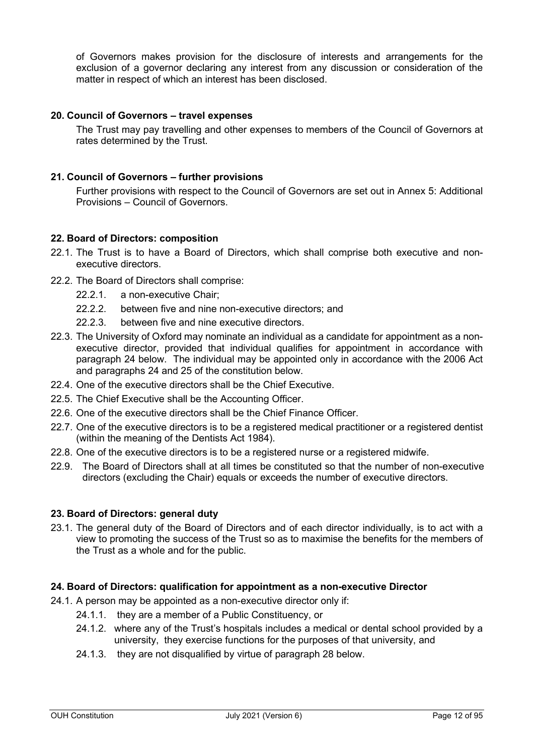of Governors makes provision for the disclosure of interests and arrangements for the exclusion of a governor declaring any interest from any discussion or consideration of the matter in respect of which an interest has been disclosed.

### 20. Council of Governors – travel expenses

The Trust may pay travelling and other expenses to members of the Council of Governors at rates determined by the Trust.

### 21. Council of Governors – further provisions

Further provisions with respect to the Council of Governors are set out in Annex 5: Additional Provisions – Council of Governors.

### 22. Board of Directors: composition

22.1. The Trust is to have a Board of Directors, which shall comprise both executive and non-executive directors.

22.2. The Board of Directors shall comprise:

- 22.2.1. a non-executive Chair;
- 22.2.2. between five and nine non-executive directors; and
- 22.2.3. between five and nine executive directors.

22.3. The University of Oxford may nominate an individual as a candidate for appointment as a non-executive director, provided that individual qualifies for appointment in accordance with paragraph 24 below. The individual may be appointed only in accordance with the 2006 Act and paragraphs 24 and 25 of the constitution below.

22.4. One of the executive directors shall be the Chief Executive.

22.5. The Chief Executive shall be the Accounting Officer.

22.6. One of the executive directors shall be the Chief Finance Officer.

22.7. One of the executive directors is to be a registered medical practitioner or a registered dentist (within the meaning of the Dentists Act 1984).

22.8. One of the executive directors is to be a registered nurse or a registered midwife.

22.9. The Board of Directors shall at all times be constituted so that the number of non-executive directors (excluding the Chair) equals or exceeds the number of executive directors.

### 23. Board of Directors: general duty

23.1. The general duty of the Board of Directors and of each director individually, is to act with a view to promoting the success of the Trust so as to maximise the benefits for the members of the Trust as a whole and for the public.

### 24. Board of Directors: qualification for appointment as a non-executive Director

24.1. A person may be appointed as a non-executive director only if:

- 24.1.1. they are a member of a Public Constituency, or
- 24.1.2. where any of the Trust's hospitals includes a medical or dental school provided by a university, they exercise functions for the purposes of that university, and
- 24.1.3. they are not disqualified by virtue of paragraph 28 below.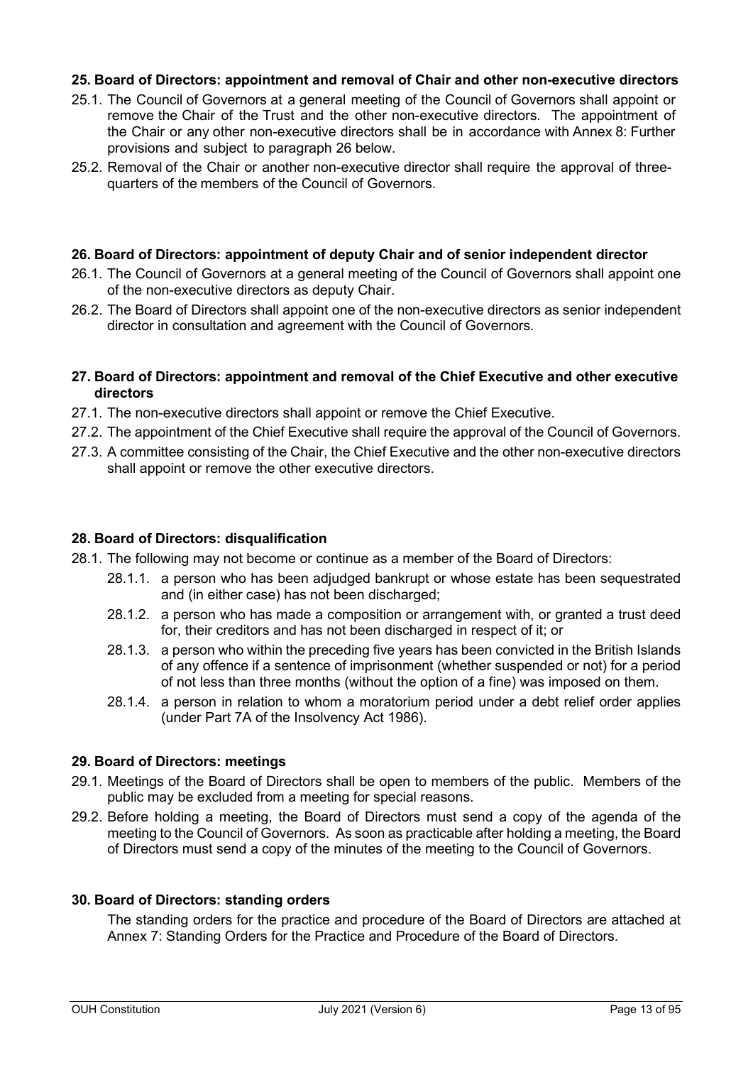### 25. Board of Directors: appointment and removal of Chair and other non-executive directors

25.1. The Council of Governors at a general meeting of the Council of Governors shall appoint or remove the Chair of the Trust and the other non-executive directors. The appointment of the Chair or any other non-executive directors shall be in accordance with Annex 8: Further provisions and subject to paragraph 26 below.

25.2. Removal of the Chair or another non-executive director shall require the approval of three-quarters of the members of the Council of Governors.

### 26. Board of Directors: appointment of deputy Chair and of senior independent director

26.1. The Council of Governors at a general meeting of the Council of Governors shall appoint one of the non-executive directors as deputy Chair.

26.2. The Board of Directors shall appoint one of the non-executive directors as senior independent director in consultation and agreement with the Council of Governors.

### 27. Board of Directors: appointment and removal of the Chief Executive and other executive directors

27.1. The non-executive directors shall appoint or remove the Chief Executive.

27.2. The appointment of the Chief Executive shall require the approval of the Council of Governors.

27.3. A committee consisting of the Chair, the Chief Executive and the other non-executive directors shall appoint or remove the other executive directors.

### 28. Board of Directors: disqualification

28.1. The following may not become or continue as a member of the Board of Directors:

- 28.1.1. a person who has been adjudged bankrupt or whose estate has been sequestrated and (in either case) has not been discharged;
- 28.1.2. a person who has made a composition or arrangement with, or granted a trust deed for, their creditors and has not been discharged in respect of it; or
- 28.1.3. a person who within the preceding five years has been convicted in the British Islands of any offence if a sentence of imprisonment (whether suspended or not) for a period of not less than three months (without the option of a fine) was imposed on them.
- 28.1.4. a person in relation to whom a moratorium period under a debt relief order applies (under Part 7A of the Insolvency Act 1986).

### 29. Board of Directors: meetings

29.1. Meetings of the Board of Directors shall be open to members of the public. Members of the public may be excluded from a meeting for special reasons.

29.2. Before holding a meeting, the Board of Directors must send a copy of the agenda of the meeting to the Council of Governors. As soon as practicable after holding a meeting, the Board of Directors must send a copy of the minutes of the meeting to the Council of Governors.

### 30. Board of Directors: standing orders

The standing orders for the practice and procedure of the Board of Directors are attached at Annex 7: Standing Orders for the Practice and Procedure of the Board of Directors.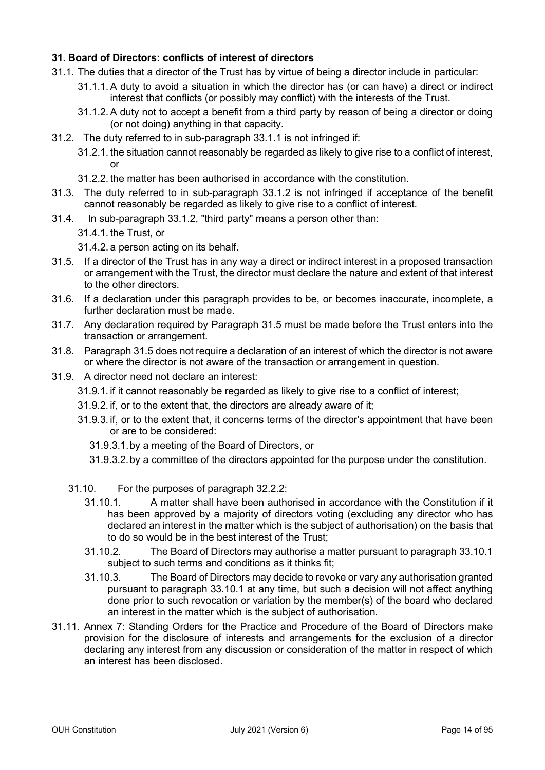### 31. Board of Directors: conflicts of interest of directors

31.1. The duties that a director of the Trust has by virtue of being a director include in particular:

31.1.1. A duty to avoid a situation in which the director has (or can have) a direct or indirect interest that conflicts (or possibly may conflict) with the interests of the Trust.

31.1.2. A duty not to accept a benefit from a third party by reason of being a director or doing (or not doing) anything in that capacity.

31.2. The duty referred to in sub-paragraph 33.1.1 is not infringed if:

31.2.1. the situation cannot reasonably be regarded as likely to give rise to a conflict of interest, or

31.2.2. the matter has been authorised in accordance with the constitution.

31.3. The duty referred to in sub-paragraph 33.1.2 is not infringed if acceptance of the benefit cannot reasonably be regarded as likely to give rise to a conflict of interest.

31.4. In sub-paragraph 33.1.2, "third party" means a person other than:

31.4.1. the Trust, or

31.4.2. a person acting on its behalf.

31.5. If a director of the Trust has in any way a direct or indirect interest in a proposed transaction or arrangement with the Trust, the director must declare the nature and extent of that interest to the other directors.

31.6. If a declaration under this paragraph provides to be, or becomes inaccurate, incomplete, a further declaration must be made.

31.7. Any declaration required by Paragraph 31.5 must be made before the Trust enters into the transaction or arrangement.

31.8. Paragraph 31.5 does not require a declaration of an interest of which the director is not aware or where the director is not aware of the transaction or arrangement in question.

31.9. A director need not declare an interest:

31.9.1. if it cannot reasonably be regarded as likely to give rise to a conflict of interest;

31.9.2. if, or to the extent that, the directors are already aware of it;

31.9.3. if, or to the extent that, it concerns terms of the director's appointment that have been or are to be considered:

31.9.3.1. by a meeting of the Board of Directors, or

31.9.3.2. by a committee of the directors appointed for the purpose under the constitution.

31.10. For the purposes of paragraph 32.2.2:

31.10.1. A matter shall have been authorised in accordance with the Constitution if it has been approved by a majority of directors voting (excluding any director who has declared an interest in the matter which is the subject of authorisation) on the basis that to do so would be in the best interest of the Trust;

31.10.2. The Board of Directors may authorise a matter pursuant to paragraph 33.10.1 subject to such terms and conditions as it thinks fit;

31.10.3. The Board of Directors may decide to revoke or vary any authorisation granted pursuant to paragraph 33.10.1 at any time, but such a decision will not affect anything done prior to such revocation or variation by the member(s) of the board who declared an interest in the matter which is the subject of authorisation.

31.11. Annex 7: Standing Orders for the Practice and Procedure of the Board of Directors make provision for the disclosure of interests and arrangements for the exclusion of a director declaring any interest from any discussion or consideration of the matter in respect of which an interest has been disclosed.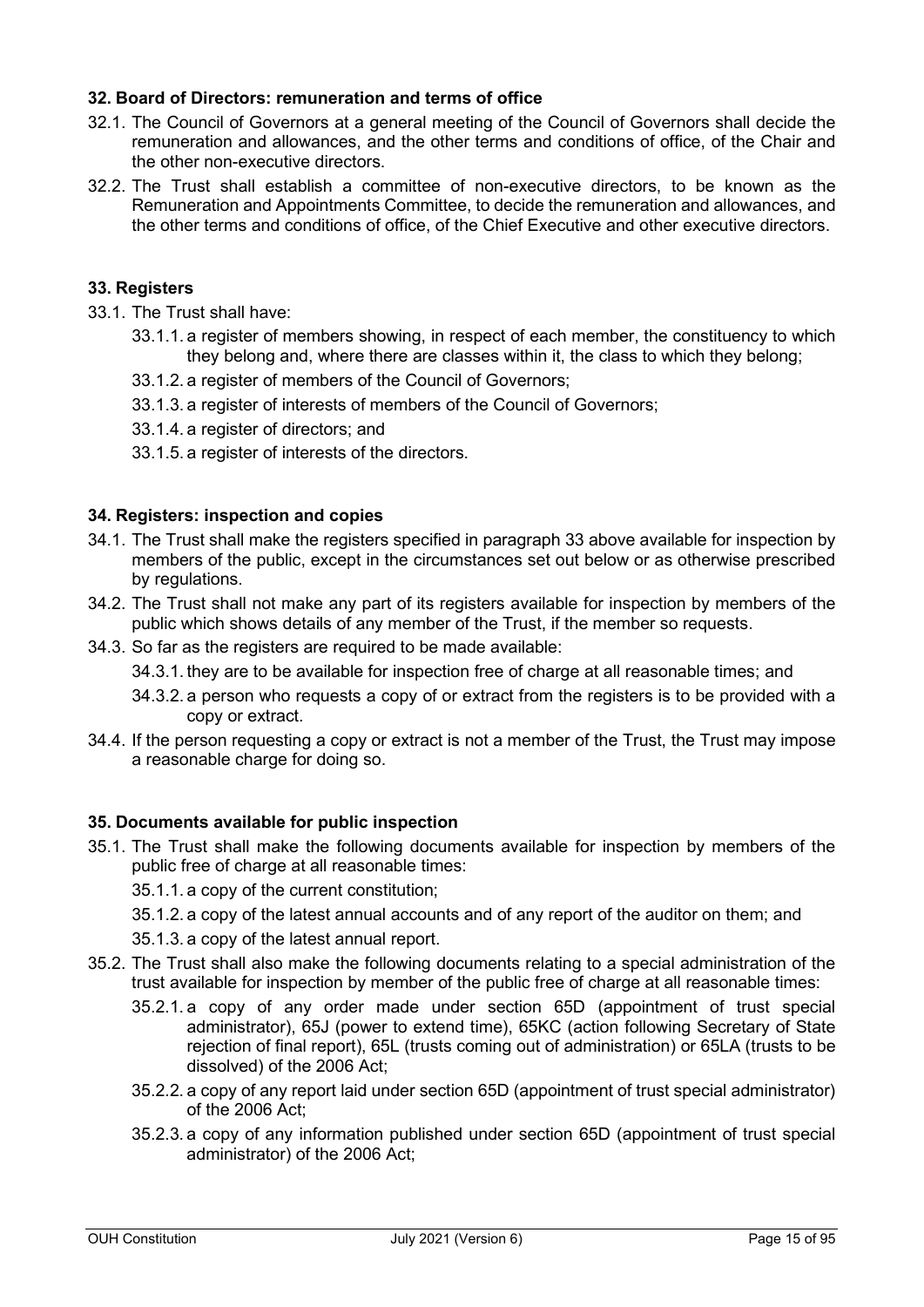### 32. Board of Directors: remuneration and terms of office

32.1. The Council of Governors at a general meeting of the Council of Governors shall decide the remuneration and allowances, and the other terms and conditions of office, of the Chair and the other non-executive directors.

32.2. The Trust shall establish a committee of non-executive directors, to be known as the Remuneration and Appointments Committee, to decide the remuneration and allowances, and the other terms and conditions of office, of the Chief Executive and other executive directors.

### 33. Registers

33.1. The Trust shall have:

- 33.1.1. a register of members showing, in respect of each member, the constituency to which they belong and, where there are classes within it, the class to which they belong;
- 33.1.2. a register of members of the Council of Governors;
- 33.1.3. a register of interests of members of the Council of Governors;
- 33.1.4. a register of directors; and
- 33.1.5. a register of interests of the directors.

### 34. Registers: inspection and copies

34.1. The Trust shall make the registers specified in paragraph 33 above available for inspection by members of the public, except in the circumstances set out below or as otherwise prescribed by regulations.

34.2. The Trust shall not make any part of its registers available for inspection by members of the public which shows details of any member of the Trust, if the member so requests.

34.3. So far as the registers are required to be made available:

- 34.3.1. they are to be available for inspection free of charge at all reasonable times; and
- 34.3.2. a person who requests a copy of or extract from the registers is to be provided with a copy or extract.

34.4. If the person requesting a copy or extract is not a member of the Trust, the Trust may impose a reasonable charge for doing so.

### 35. Documents available for public inspection

35.1. The Trust shall make the following documents available for inspection by members of the public free of charge at all reasonable times:

- 35.1.1. a copy of the current constitution;
- 35.1.2. a copy of the latest annual accounts and of any report of the auditor on them; and
- 35.1.3. a copy of the latest annual report.

35.2. The Trust shall also make the following documents relating to a special administration of the trust available for inspection by member of the public free of charge at all reasonable times:

- 35.2.1. a copy of any order made under section 65D (appointment of trust special administrator), 65J (power to extend time), 65KC (action following Secretary of State rejection of final report), 65L (trusts coming out of administration) or 65LA (trusts to be dissolved) of the 2006 Act;
- 35.2.2. a copy of any report laid under section 65D (appointment of trust special administrator) of the 2006 Act;
- 35.2.3. a copy of any information published under section 65D (appointment of trust special administrator) of the 2006 Act;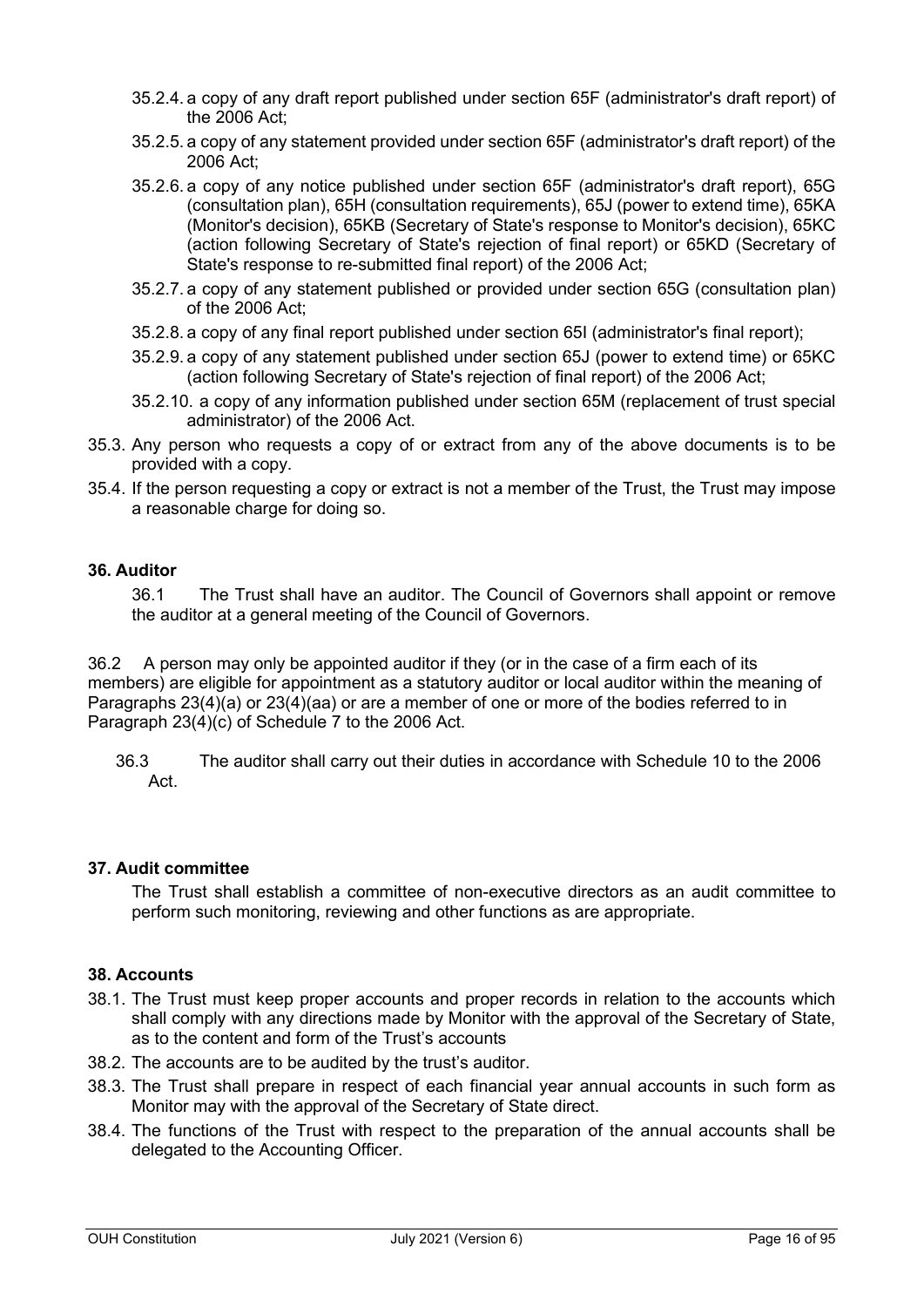35.2.4. a copy of any draft report published under section 65F (administrator's draft report) of the 2006 Act;

35.2.5. a copy of any statement provided under section 65F (administrator's draft report) of the 2006 Act;

35.2.6. a copy of any notice published under section 65F (administrator's draft report), 65G (consultation plan), 65H (consultation requirements), 65J (power to extend time), 65KA (Monitor's decision), 65KB (Secretary of State's response to Monitor's decision), 65KC (action following Secretary of State's rejection of final report) or 65KD (Secretary of State's response to re-submitted final report) of the 2006 Act;

35.2.7. a copy of any statement published or provided under section 65G (consultation plan) of the 2006 Act;

35.2.8. a copy of any final report published under section 65I (administrator's final report);

35.2.9. a copy of any statement published under section 65J (power to extend time) or 65KC (action following Secretary of State's rejection of final report) of the 2006 Act;

35.2.10. a copy of any information published under section 65M (replacement of trust special administrator) of the 2006 Act.

35.3. Any person who requests a copy of or extract from any of the above documents is to be provided with a copy.

35.4. If the person requesting a copy or extract is not a member of the Trust, the Trust may impose a reasonable charge for doing so.

### 36. Auditor

36.1 The Trust shall have an auditor. The Council of Governors shall appoint or remove the auditor at a general meeting of the Council of Governors.

36.2 A person may only be appointed auditor if they (or in the case of a firm each of its members) are eligible for appointment as a statutory auditor or local auditor within the meaning of Paragraphs 23(4)(a) or 23(4)(aa) or are a member of one or more of the bodies referred to in Paragraph 23(4)(c) of Schedule 7 to the 2006 Act.

36.3 The auditor shall carry out their duties in accordance with Schedule 10 to the 2006 Act.

### 37. Audit committee

The Trust shall establish a committee of non-executive directors as an audit committee to perform such monitoring, reviewing and other functions as are appropriate.

### 38. Accounts

38.1. The Trust must keep proper accounts and proper records in relation to the accounts which shall comply with any directions made by Monitor with the approval of the Secretary of State, as to the content and form of the Trust's accounts

38.2. The accounts are to be audited by the trust's auditor.

38.3. The Trust shall prepare in respect of each financial year annual accounts in such form as Monitor may with the approval of the Secretary of State direct.

38.4. The functions of the Trust with respect to the preparation of the annual accounts shall be delegated to the Accounting Officer.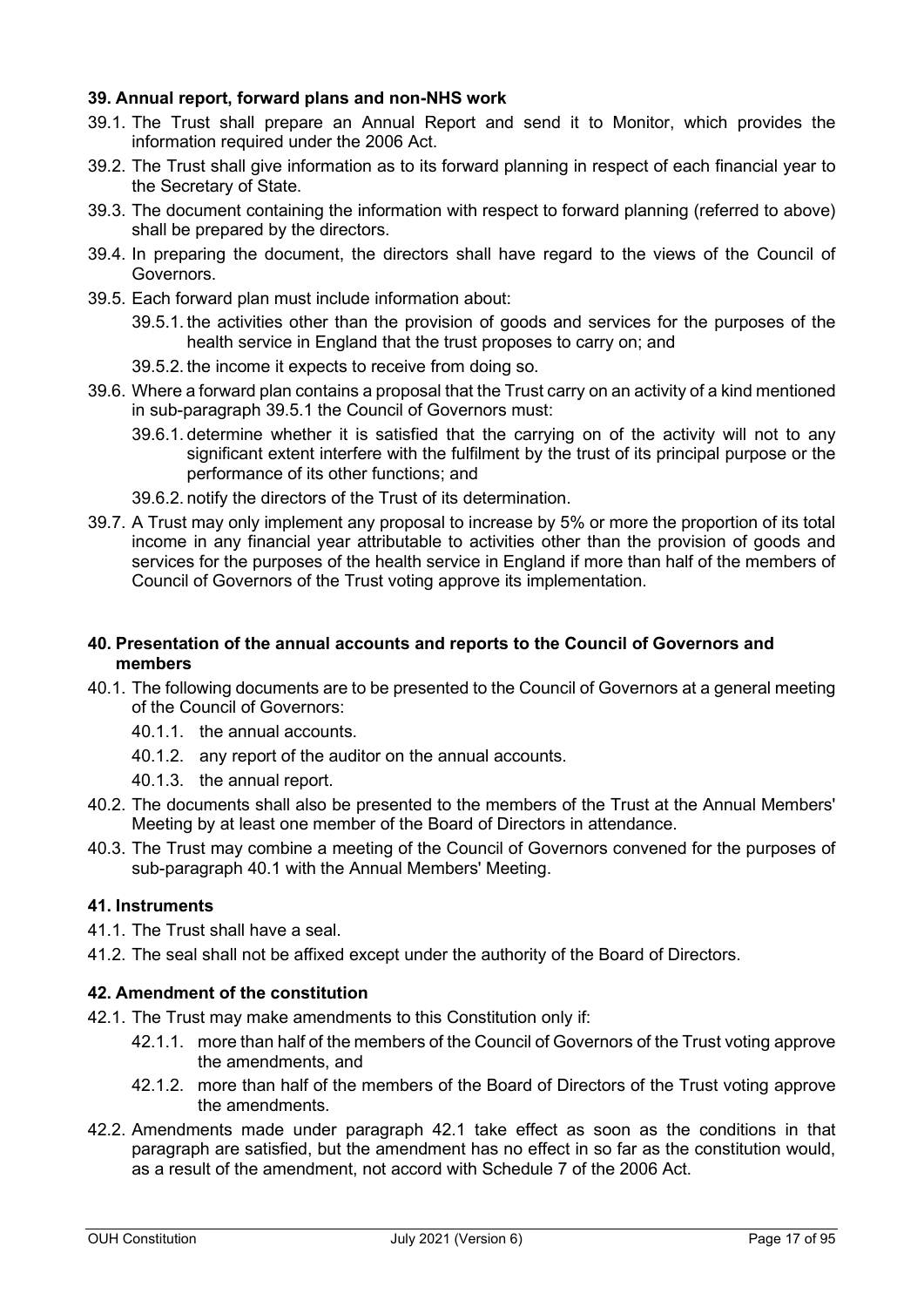### 39. Annual report, forward plans and non-NHS work

39.1. The Trust shall prepare an Annual Report and send it to Monitor, which provides the information required under the 2006 Act.

39.2. The Trust shall give information as to its forward planning in respect of each financial year to the Secretary of State.

39.3. The document containing the information with respect to forward planning (referred to above) shall be prepared by the directors.

39.4. In preparing the document, the directors shall have regard to the views of the Council of Governors.

39.5. Each forward plan must include information about:

39.5.1. the activities other than the provision of goods and services for the purposes of the health service in England that the trust proposes to carry on; and

39.5.2. the income it expects to receive from doing so.

39.6. Where a forward plan contains a proposal that the Trust carry on an activity of a kind mentioned in sub-paragraph 39.5.1 the Council of Governors must:

39.6.1. determine whether it is satisfied that the carrying on of the activity will not to any significant extent interfere with the fulfilment by the trust of its principal purpose or the performance of its other functions; and

39.6.2. notify the directors of the Trust of its determination.

39.7. A Trust may only implement any proposal to increase by 5% or more the proportion of its total income in any financial year attributable to activities other than the provision of goods and services for the purposes of the health service in England if more than half of the members of Council of Governors of the Trust voting approve its implementation.

### 40. Presentation of the annual accounts and reports to the Council of Governors and members

40.1. The following documents are to be presented to the Council of Governors at a general meeting of the Council of Governors:

40.1.1. the annual accounts.

40.1.2. any report of the auditor on the annual accounts.

40.1.3. the annual report.

40.2. The documents shall also be presented to the members of the Trust at the Annual Members' Meeting by at least one member of the Board of Directors in attendance.

40.3. The Trust may combine a meeting of the Council of Governors convened for the purposes of sub-paragraph 40.1 with the Annual Members' Meeting.

### 41. Instruments

41.1. The Trust shall have a seal.

41.2. The seal shall not be affixed except under the authority of the Board of Directors.

### 42. Amendment of the constitution

42.1. The Trust may make amendments to this Constitution only if:

42.1.1. more than half of the members of the Council of Governors of the Trust voting approve the amendments, and

42.1.2. more than half of the members of the Board of Directors of the Trust voting approve the amendments.

42.2. Amendments made under paragraph 42.1 take effect as soon as the conditions in that paragraph are satisfied, but the amendment has no effect in so far as the constitution would, as a result of the amendment, not accord with Schedule 7 of the 2006 Act.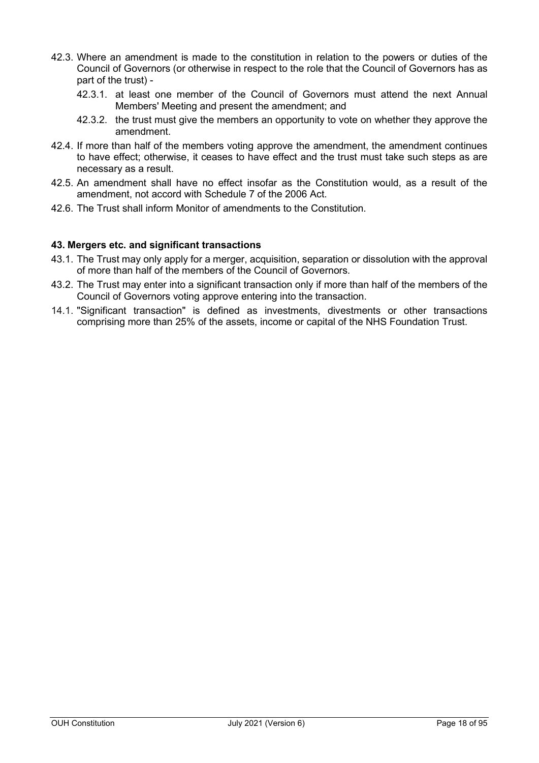42.3. Where an amendment is made to the constitution in relation to the powers or duties of the Council of Governors (or otherwise in respect to the role that the Council of Governors has as part of the trust) -

42.3.1. at least one member of the Council of Governors must attend the next Annual Members' Meeting and present the amendment; and

42.3.2. the trust must give the members an opportunity to vote on whether they approve the amendment.

42.4. If more than half of the members voting approve the amendment, the amendment continues to have effect; otherwise, it ceases to have effect and the trust must take such steps as are necessary as a result.

42.5. An amendment shall have no effect insofar as the Constitution would, as a result of the amendment, not accord with Schedule 7 of the 2006 Act.

42.6. The Trust shall inform Monitor of amendments to the Constitution.

**43. Mergers etc. and significant transactions**

43.1. The Trust may only apply for a merger, acquisition, separation or dissolution with the approval of more than half of the members of the Council of Governors.

43.2. The Trust may enter into a significant transaction only if more than half of the members of the Council of Governors voting approve entering into the transaction.

14.1. "Significant transaction" is defined as investments, divestments or other transactions comprising more than 25% of the assets, income or capital of the NHS Foundation Trust.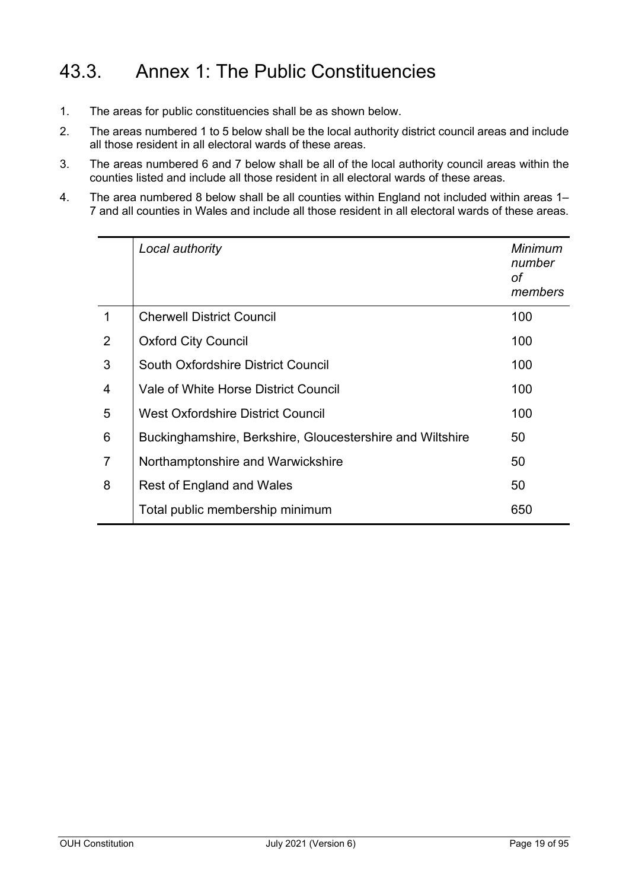# 43.3. Annex 1: The Public Constituencies

1. The areas for public constituencies shall be as shown below.
2. The areas numbered 1 to 5 below shall be the local authority district council areas and include all those resident in all electoral wards of these areas.
3. The areas numbered 6 and 7 below shall be all of the local authority council areas within the counties listed and include all those resident in all electoral wards of these areas.
4. The area numbered 8 below shall be all counties within England not included within areas 1–7 and all counties in Wales and include all those resident in all electoral wards of these areas.

| | *Local authority* | *Minimum number of members* |
|---|---|---|
| 1 | Cherwell District Council | 100 |
| 2 | Oxford City Council | 100 |
| 3 | South Oxfordshire District Council | 100 |
| 4 | Vale of White Horse District Council | 100 |
| 5 | West Oxfordshire District Council | 100 |
| 6 | Buckinghamshire, Berkshire, Gloucestershire and Wiltshire | 50 |
| 7 | Northamptonshire and Warwickshire | 50 |
| 8 | Rest of England and Wales | 50 |
| | Total public membership minimum | 650 |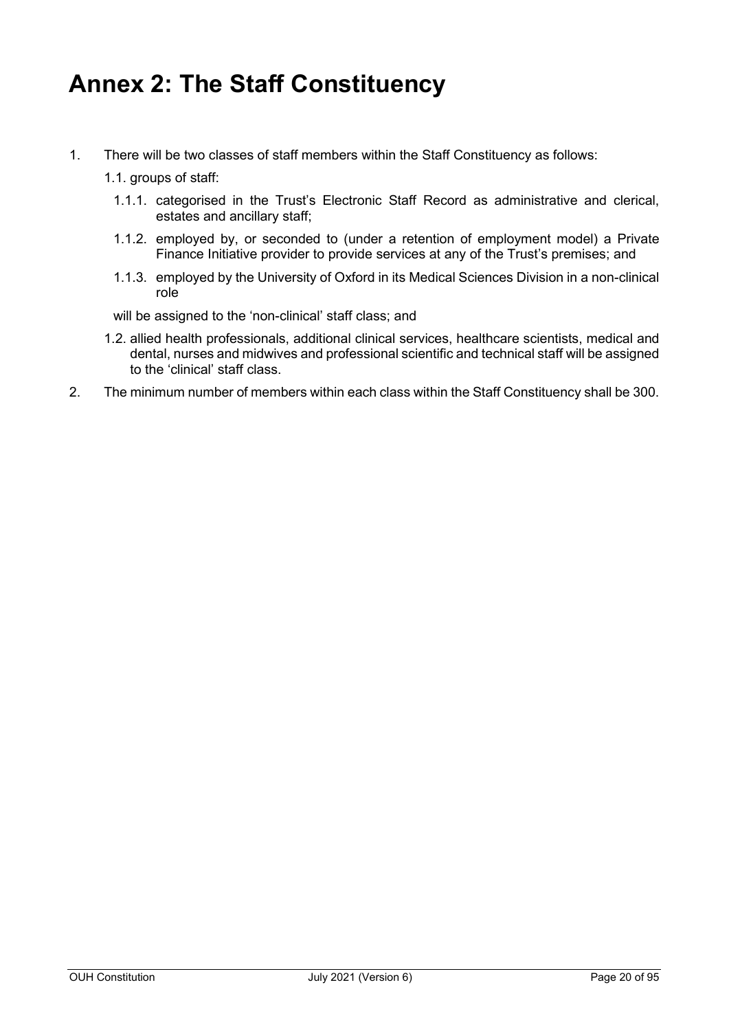# Annex 2: The Staff Constituency

1. There will be two classes of staff members within the Staff Constituency as follows:

   1.1. groups of staff:

      1.1.1. categorised in the Trust's Electronic Staff Record as administrative and clerical, estates and ancillary staff;

      1.1.2. employed by, or seconded to (under a retention of employment model) a Private Finance Initiative provider to provide services at any of the Trust's premises; and

      1.1.3. employed by the University of Oxford in its Medical Sciences Division in a non-clinical role

   will be assigned to the 'non-clinical' staff class; and

   1.2. allied health professionals, additional clinical services, healthcare scientists, medical and dental, nurses and midwives and professional scientific and technical staff will be assigned to the 'clinical' staff class.

2. The minimum number of members within each class within the Staff Constituency shall be 300.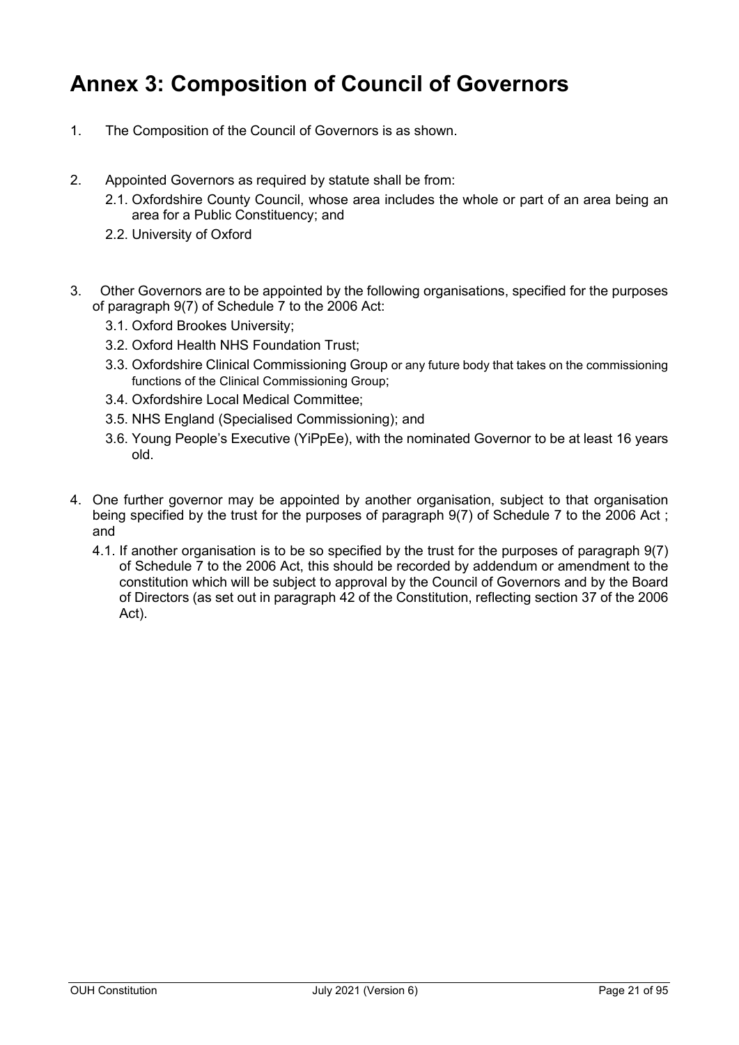# Annex 3: Composition of Council of Governors

1. The Composition of the Council of Governors is as shown.

2. Appointed Governors as required by statute shall be from:
   2.1. Oxfordshire County Council, whose area includes the whole or part of an area being an area for a Public Constituency; and
   2.2. University of Oxford

3. Other Governors are to be appointed by the following organisations, specified for the purposes of paragraph 9(7) of Schedule 7 to the 2006 Act:
   3.1. Oxford Brookes University;
   3.2. Oxford Health NHS Foundation Trust;
   3.3. Oxfordshire Clinical Commissioning Group or any future body that takes on the commissioning functions of the Clinical Commissioning Group;
   3.4. Oxfordshire Local Medical Committee;
   3.5. NHS England (Specialised Commissioning); and
   3.6. Young People's Executive (YiPpEe), with the nominated Governor to be at least 16 years old.

4. One further governor may be appointed by another organisation, subject to that organisation being specified by the trust for the purposes of paragraph 9(7) of Schedule 7 to the 2006 Act ; and
   4.1. If another organisation is to be so specified by the trust for the purposes of paragraph 9(7) of Schedule 7 to the 2006 Act, this should be recorded by addendum or amendment to the constitution which will be subject to approval by the Council of Governors and by the Board of Directors (as set out in paragraph 42 of the Constitution, reflecting section 37 of the 2006 Act).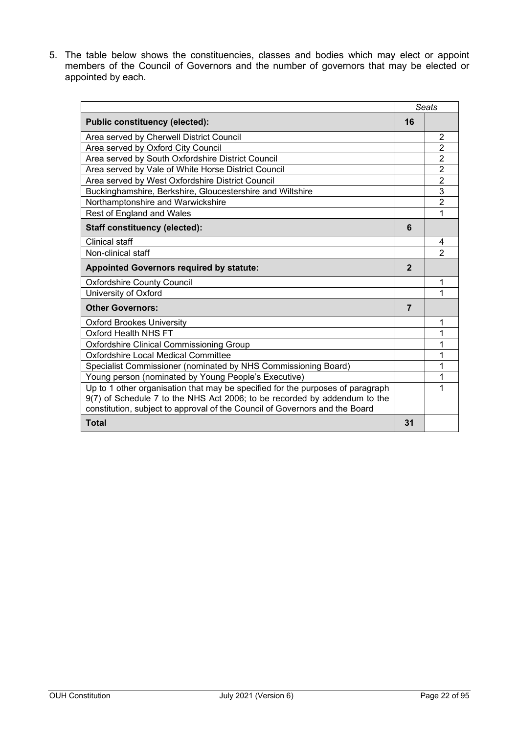5. The table below shows the constituencies, classes and bodies which may elect or appoint members of the Council of Governors and the number of governors that may be elected or appointed by each.

| | *Seats* | |
|---|---|---|
| **Public constituency (elected):** | **16** | |
| Area served by Cherwell District Council | | 2 |
| Area served by Oxford City Council | | 2 |
| Area served by South Oxfordshire District Council | | 2 |
| Area served by Vale of White Horse District Council | | 2 |
| Area served by West Oxfordshire District Council | | 2 |
| Buckinghamshire, Berkshire, Gloucestershire and Wiltshire | | 3 |
| Northamptonshire and Warwickshire | | 2 |
| Rest of England and Wales | | 1 |
| **Staff constituency (elected):** | **6** | |
| Clinical staff | | 4 |
| Non-clinical staff | | 2 |
| **Appointed Governors required by statute:** | **2** | |
| Oxfordshire County Council | | 1 |
| University of Oxford | | 1 |
| **Other Governors:** | **7** | |
| Oxford Brookes University | | 1 |
| Oxford Health NHS FT | | 1 |
| Oxfordshire Clinical Commissioning Group | | 1 |
| Oxfordshire Local Medical Committee | | 1 |
| Specialist Commissioner (nominated by NHS Commissioning Board) | | 1 |
| Young person (nominated by Young People's Executive) | | 1 |
| Up to 1 other organisation that may be specified for the purposes of paragraph 9(7) of Schedule 7 to the NHS Act 2006; to be recorded by addendum to the constitution, subject to approval of the Council of Governors and the Board | | 1 |
| **Total** | **31** | |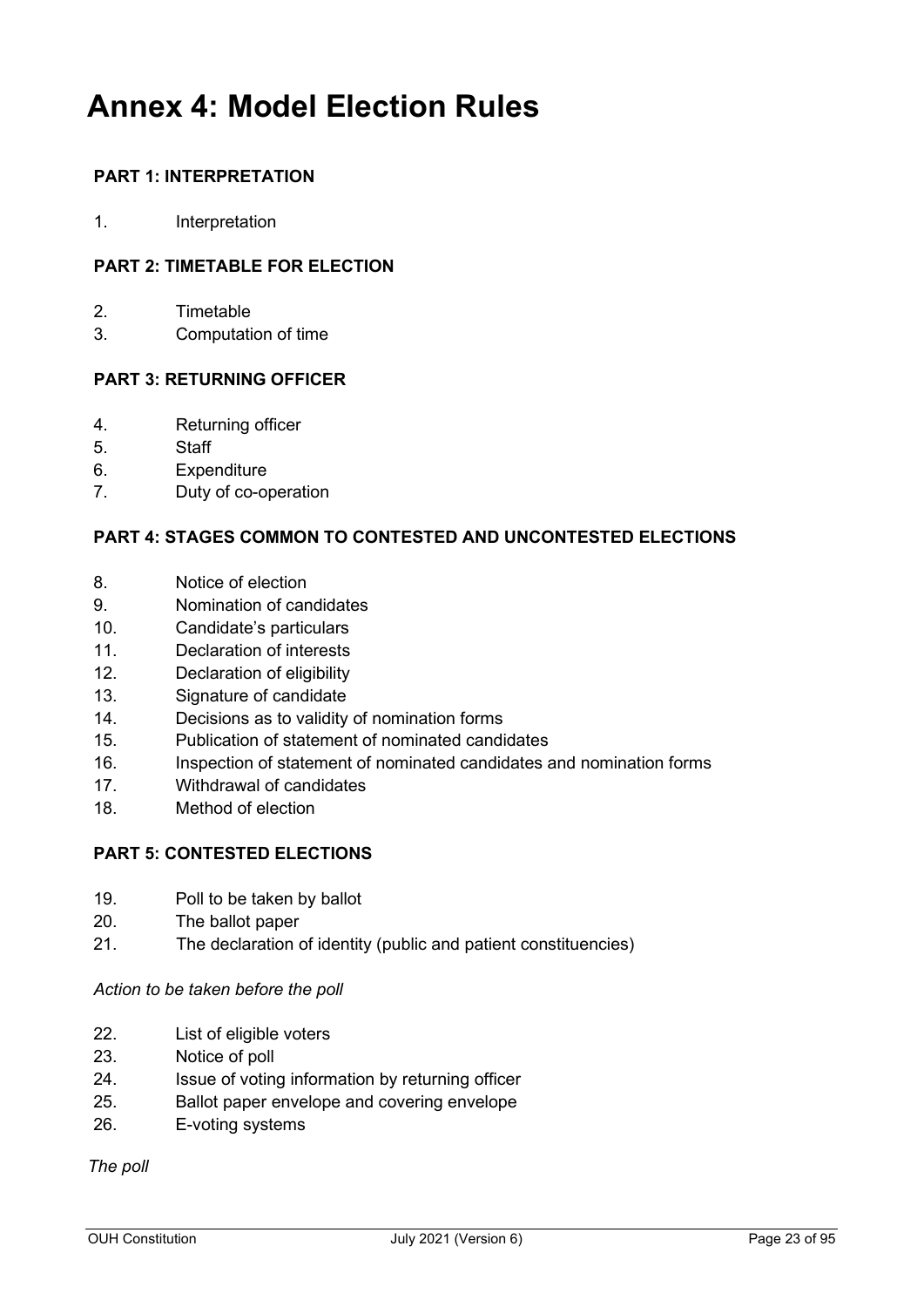# Annex 4: Model Election Rules

**PART 1: INTERPRETATION**

1. Interpretation

**PART 2: TIMETABLE FOR ELECTION**

2. Timetable
3. Computation of time

**PART 3: RETURNING OFFICER**

4. Returning officer
5. Staff
6. Expenditure
7. Duty of co-operation

**PART 4: STAGES COMMON TO CONTESTED AND UNCONTESTED ELECTIONS**

8. Notice of election
9. Nomination of candidates
10. Candidate's particulars
11. Declaration of interests
12. Declaration of eligibility
13. Signature of candidate
14. Decisions as to validity of nomination forms
15. Publication of statement of nominated candidates
16. Inspection of statement of nominated candidates and nomination forms
17. Withdrawal of candidates
18. Method of election

**PART 5: CONTESTED ELECTIONS**

19. Poll to be taken by ballot
20. The ballot paper
21. The declaration of identity (public and patient constituencies)

*Action to be taken before the poll*

22. List of eligible voters
23. Notice of poll
24. Issue of voting information by returning officer
25. Ballot paper envelope and covering envelope
26. E-voting systems

*The poll*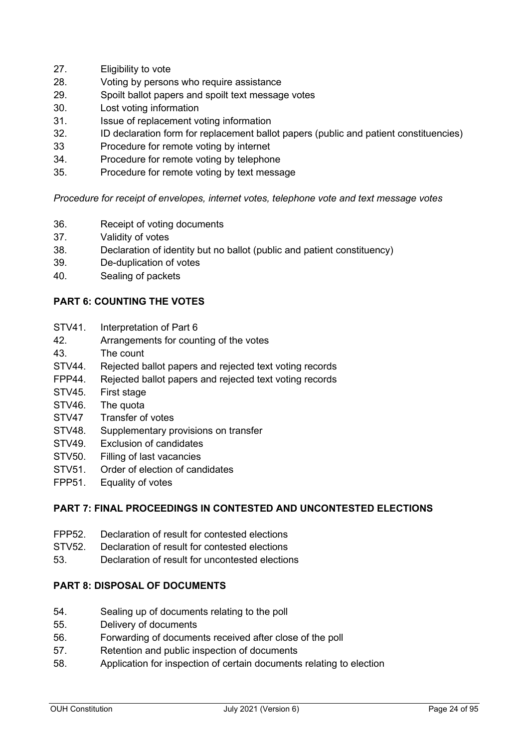27. Eligibility to vote
28. Voting by persons who require assistance
29. Spoilt ballot papers and spoilt text message votes
30. Lost voting information
31. Issue of replacement voting information
32. ID declaration form for replacement ballot papers (public and patient constituencies)
33 Procedure for remote voting by internet
34. Procedure for remote voting by telephone
35. Procedure for remote voting by text message

*Procedure for receipt of envelopes, internet votes, telephone vote and text message votes*

36. Receipt of voting documents
37. Validity of votes
38. Declaration of identity but no ballot (public and patient constituency)
39. De-duplication of votes
40. Sealing of packets

**PART 6: COUNTING THE VOTES**

STV41. Interpretation of Part 6
42. Arrangements for counting of the votes
43. The count
STV44. Rejected ballot papers and rejected text voting records
FPP44. Rejected ballot papers and rejected text voting records
STV45. First stage
STV46. The quota
STV47 Transfer of votes
STV48. Supplementary provisions on transfer
STV49. Exclusion of candidates
STV50. Filling of last vacancies
STV51. Order of election of candidates
FPP51. Equality of votes

**PART 7: FINAL PROCEEDINGS IN CONTESTED AND UNCONTESTED ELECTIONS**

FPP52. Declaration of result for contested elections
STV52. Declaration of result for contested elections
53. Declaration of result for uncontested elections

**PART 8: DISPOSAL OF DOCUMENTS**

54. Sealing up of documents relating to the poll
55. Delivery of documents
56. Forwarding of documents received after close of the poll
57. Retention and public inspection of documents
58. Application for inspection of certain documents relating to election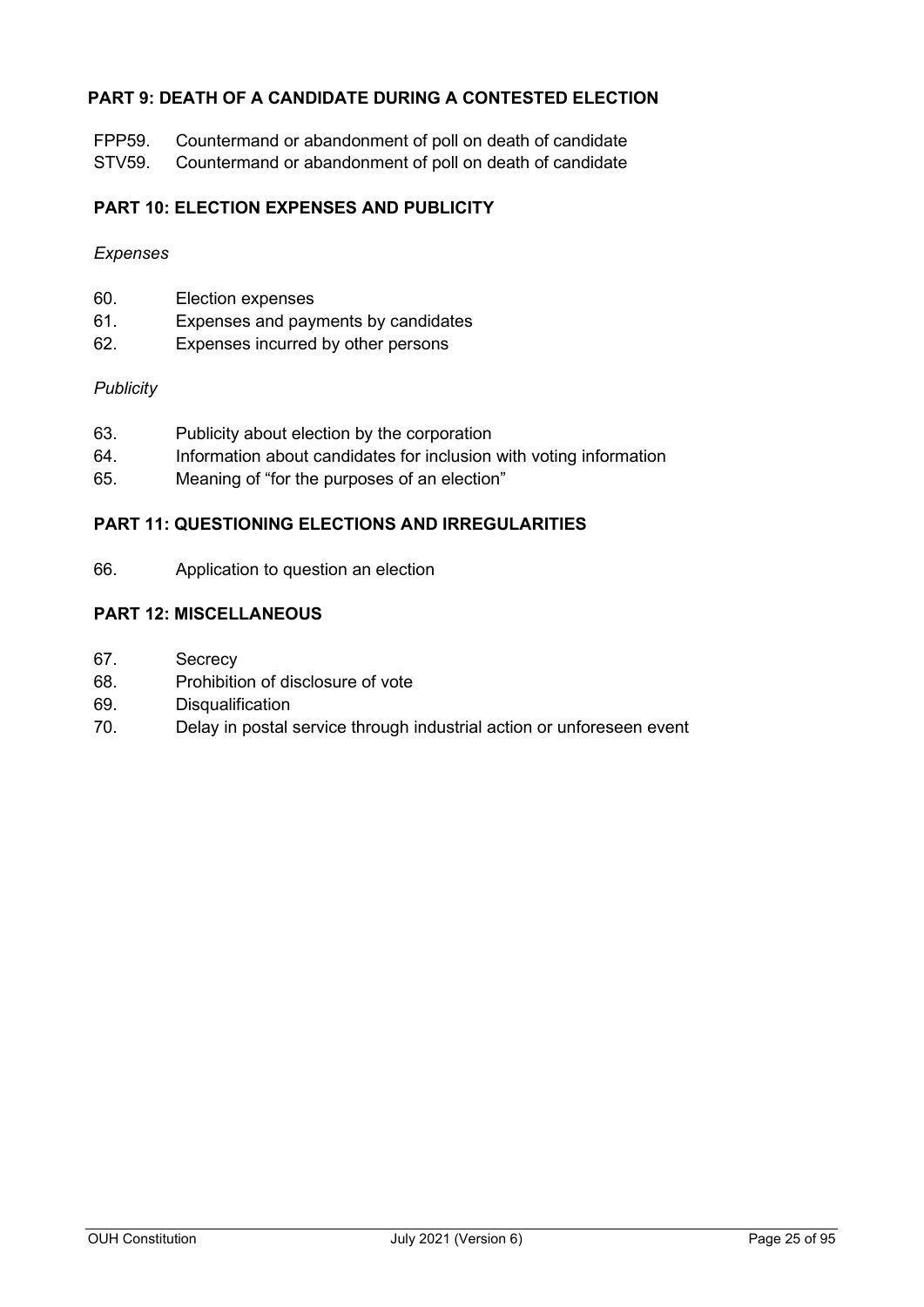**PART 9: DEATH OF A CANDIDATE DURING A CONTESTED ELECTION**

FPP59. Countermand or abandonment of poll on death of candidate
STV59. Countermand or abandonment of poll on death of candidate

**PART 10: ELECTION EXPENSES AND PUBLICITY**

*Expenses*

60. Election expenses
61. Expenses and payments by candidates
62. Expenses incurred by other persons

*Publicity*

63. Publicity about election by the corporation
64. Information about candidates for inclusion with voting information
65. Meaning of "for the purposes of an election"

**PART 11: QUESTIONING ELECTIONS AND IRREGULARITIES**

66. Application to question an election

**PART 12: MISCELLANEOUS**

67. Secrecy
68. Prohibition of disclosure of vote
69. Disqualification
70. Delay in postal service through industrial action or unforeseen event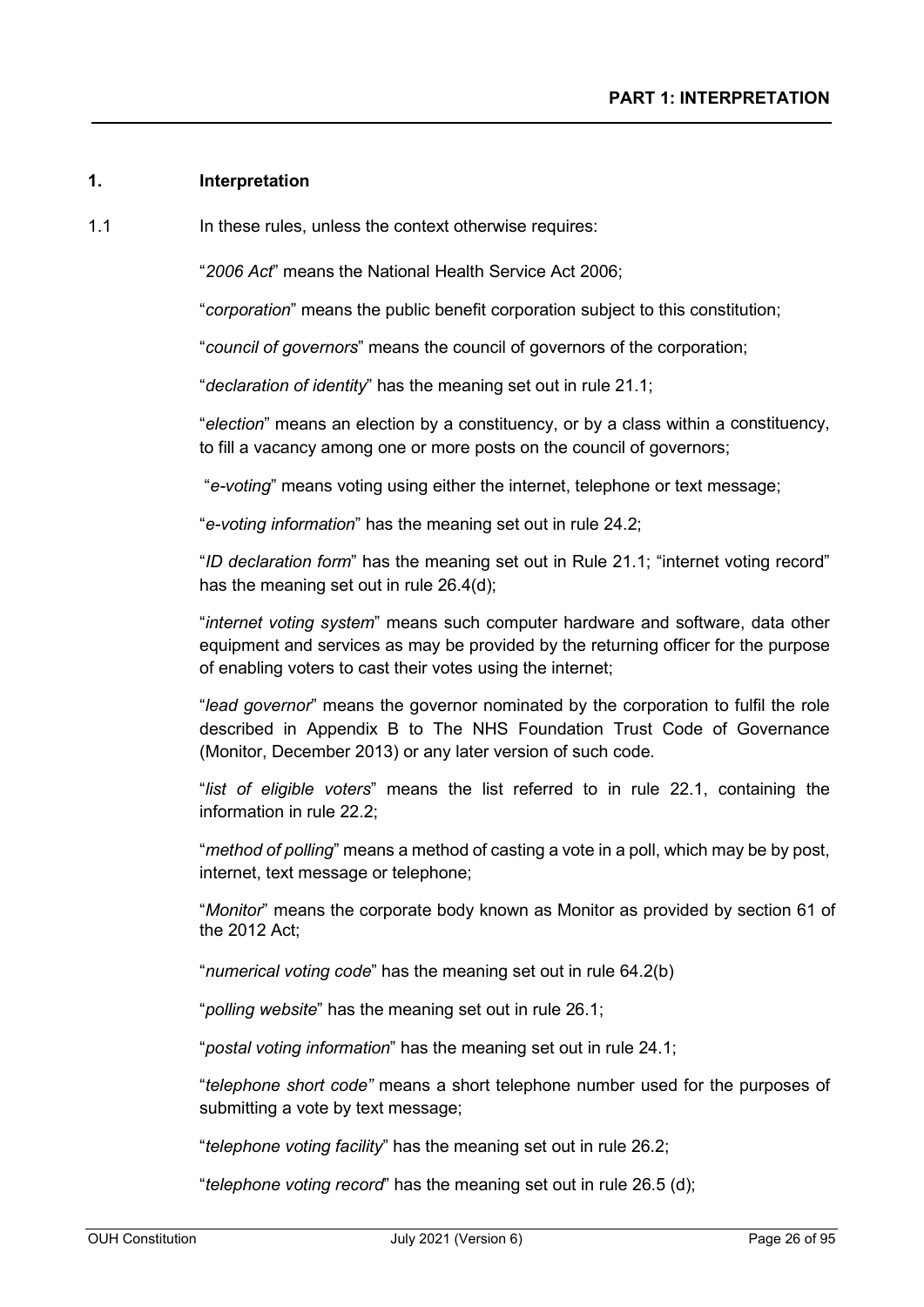## PART 1: INTERPRETATION

### 1. Interpretation

1.1 In these rules, unless the context otherwise requires:

"*2006 Act*" means the National Health Service Act 2006;

"*corporation*" means the public benefit corporation subject to this constitution;

"*council of governors*" means the council of governors of the corporation;

"*declaration of identity*" has the meaning set out in rule 21.1;

"*election*" means an election by a constituency, or by a class within a constituency, to fill a vacancy among one or more posts on the council of governors;

"*e-voting*" means voting using either the internet, telephone or text message;

"*e-voting information*" has the meaning set out in rule 24.2;

"*ID declaration form*" has the meaning set out in Rule 21.1; "internet voting record" has the meaning set out in rule 26.4(d);

"*internet voting system*" means such computer hardware and software, data other equipment and services as may be provided by the returning officer for the purpose of enabling voters to cast their votes using the internet;

"*lead governor*" means the governor nominated by the corporation to fulfil the role described in Appendix B to The NHS Foundation Trust Code of Governance (Monitor, December 2013) or any later version of such code.

"*list of eligible voters*" means the list referred to in rule 22.1, containing the information in rule 22.2;

"*method of polling*" means a method of casting a vote in a poll, which may be by post, internet, text message or telephone;

"*Monitor*" means the corporate body known as Monitor as provided by section 61 of the 2012 Act;

"*numerical voting code*" has the meaning set out in rule 64.2(b)

"*polling website*" has the meaning set out in rule 26.1;

"*postal voting information*" has the meaning set out in rule 24.1;

"*telephone short code*" means a short telephone number used for the purposes of submitting a vote by text message;

"*telephone voting facility*" has the meaning set out in rule 26.2;

"*telephone voting record*" has the meaning set out in rule 26.5 (d);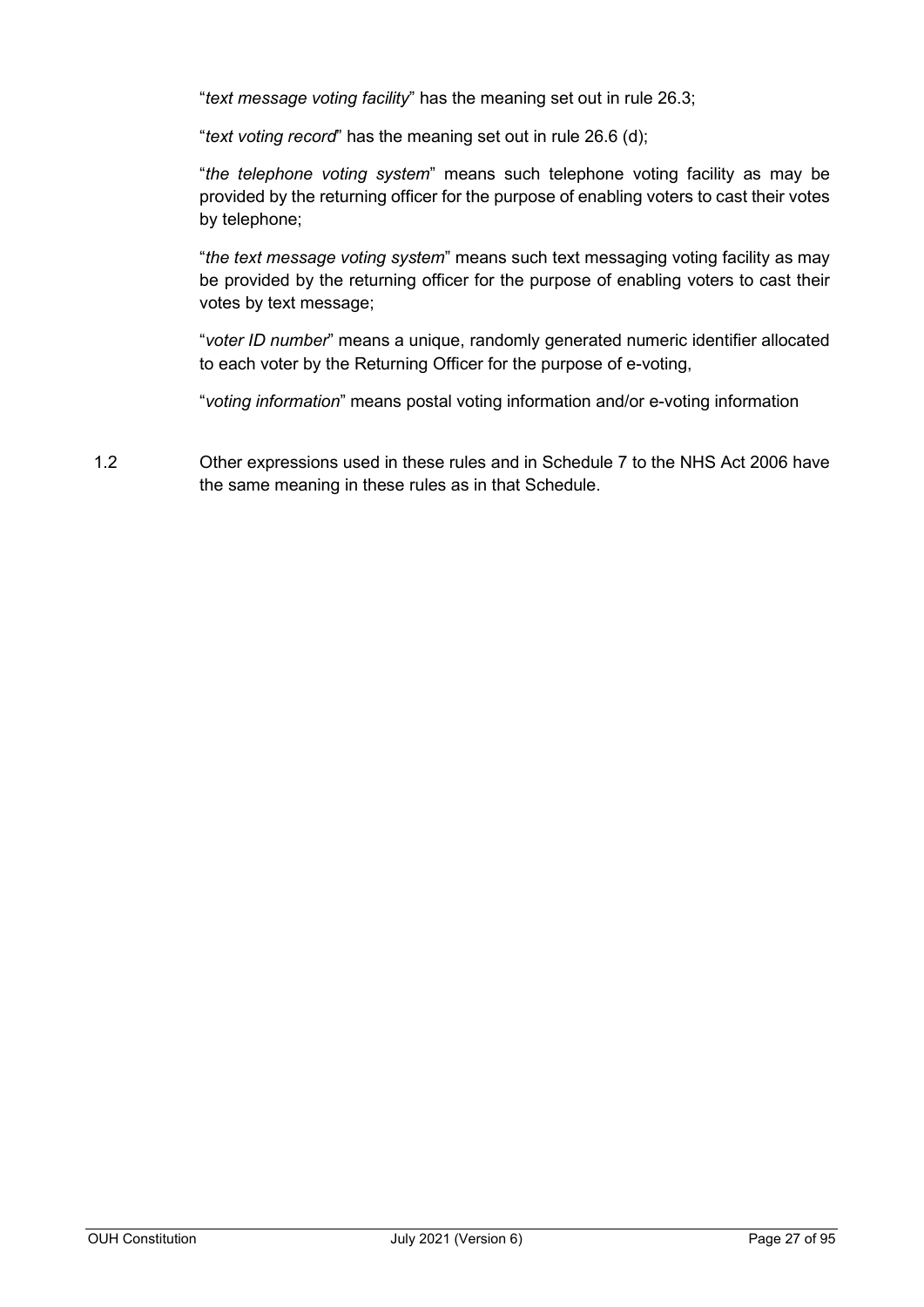"*text message voting facility*" has the meaning set out in rule 26.3;

"*text voting record*" has the meaning set out in rule 26.6 (d);

"*the telephone voting system*" means such telephone voting facility as may be provided by the returning officer for the purpose of enabling voters to cast their votes by telephone;

"*the text message voting system*" means such text messaging voting facility as may be provided by the returning officer for the purpose of enabling voters to cast their votes by text message;

"*voter ID number*" means a unique, randomly generated numeric identifier allocated to each voter by the Returning Officer for the purpose of e-voting,

"*voting information*" means postal voting information and/or e-voting information

1.2 Other expressions used in these rules and in Schedule 7 to the NHS Act 2006 have the same meaning in these rules as in that Schedule.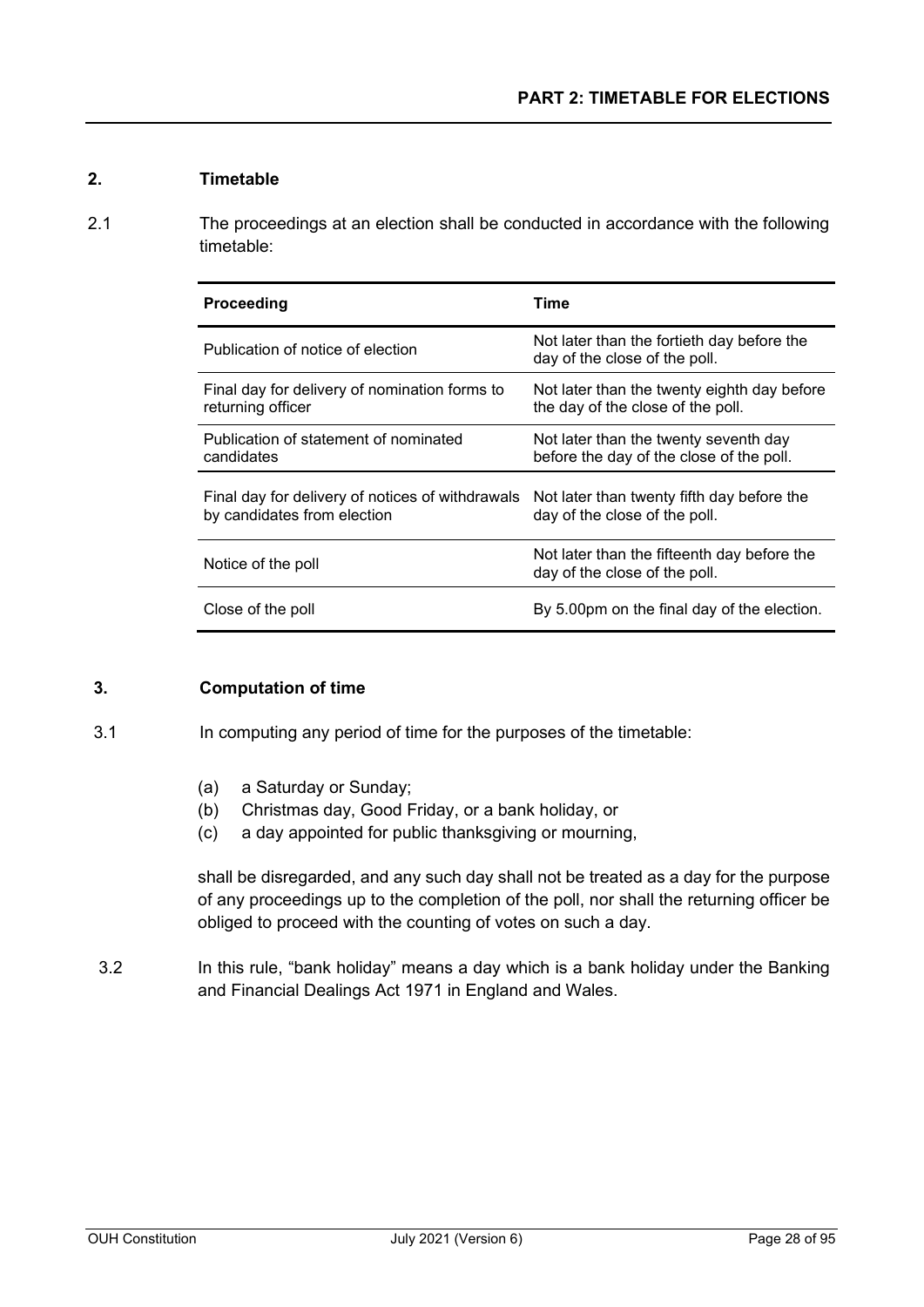## PART 2: TIMETABLE FOR ELECTIONS

### 2. Timetable

2.1 The proceedings at an election shall be conducted in accordance with the following timetable:

| Proceeding | Time |
|---|---|
| Publication of notice of election | Not later than the fortieth day before the day of the close of the poll. |
| Final day for delivery of nomination forms to returning officer | Not later than the twenty eighth day before the day of the close of the poll. |
| Publication of statement of nominated candidates | Not later than the twenty seventh day before the day of the close of the poll. |
| Final day for delivery of notices of withdrawals by candidates from election | Not later than twenty fifth day before the day of the close of the poll. |
| Notice of the poll | Not later than the fifteenth day before the day of the close of the poll. |
| Close of the poll | By 5.00pm on the final day of the election. |

### 3. Computation of time

3.1 In computing any period of time for the purposes of the timetable:

(a) a Saturday or Sunday;
(b) Christmas day, Good Friday, or a bank holiday, or
(c) a day appointed for public thanksgiving or mourning,

shall be disregarded, and any such day shall not be treated as a day for the purpose of any proceedings up to the completion of the poll, nor shall the returning officer be obliged to proceed with the counting of votes on such a day.

3.2 In this rule, "bank holiday" means a day which is a bank holiday under the Banking and Financial Dealings Act 1971 in England and Wales.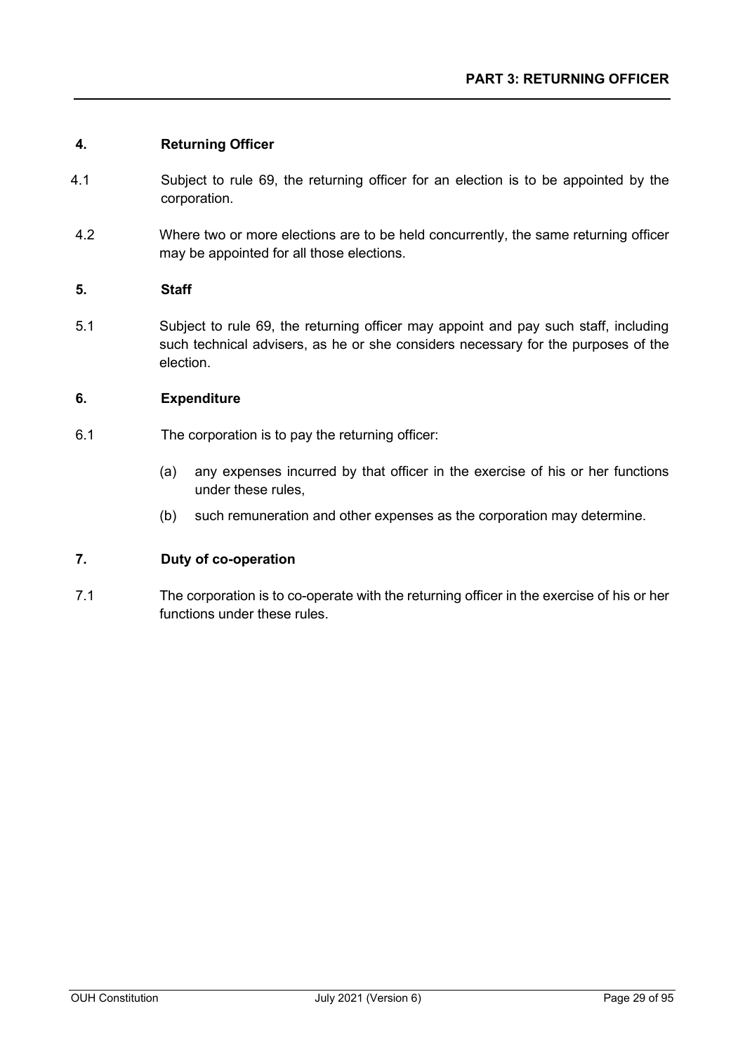## PART 3: RETURNING OFFICER

### 4. Returning Officer

4.1 Subject to rule 69, the returning officer for an election is to be appointed by the corporation.

4.2 Where two or more elections are to be held concurrently, the same returning officer may be appointed for all those elections.

### 5. Staff

5.1 Subject to rule 69, the returning officer may appoint and pay such staff, including such technical advisers, as he or she considers necessary for the purposes of the election.

### 6. Expenditure

6.1 The corporation is to pay the returning officer:

(a) any expenses incurred by that officer in the exercise of his or her functions under these rules,

(b) such remuneration and other expenses as the corporation may determine.

### 7. Duty of co-operation

7.1 The corporation is to co-operate with the returning officer in the exercise of his or her functions under these rules.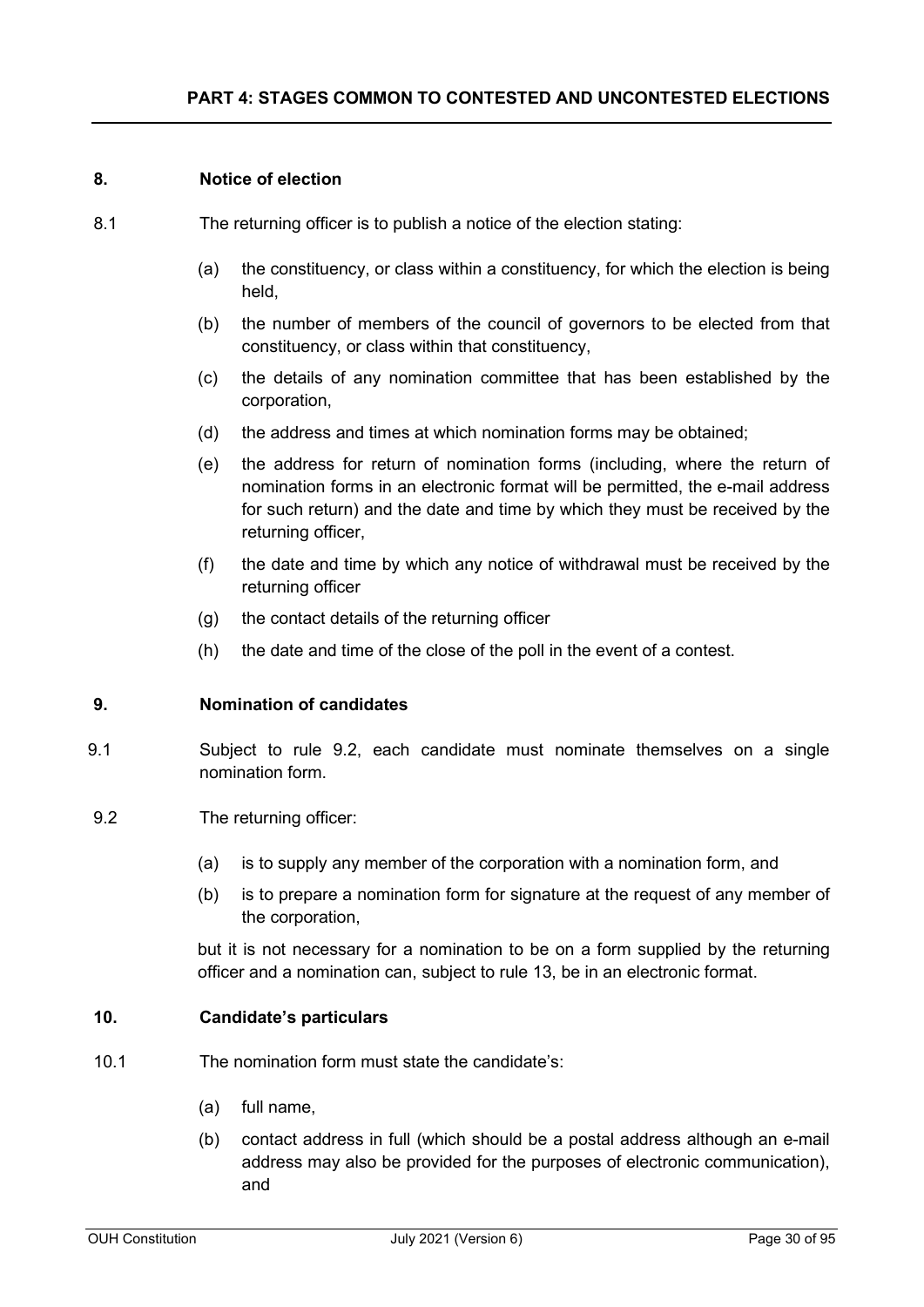## PART 4: STAGES COMMON TO CONTESTED AND UNCONTESTED ELECTIONS

### 8. Notice of election

8.1 The returning officer is to publish a notice of the election stating:

- (a) the constituency, or class within a constituency, for which the election is being held,
- (b) the number of members of the council of governors to be elected from that constituency, or class within that constituency,
- (c) the details of any nomination committee that has been established by the corporation,
- (d) the address and times at which nomination forms may be obtained;
- (e) the address for return of nomination forms (including, where the return of nomination forms in an electronic format will be permitted, the e-mail address for such return) and the date and time by which they must be received by the returning officer,
- (f) the date and time by which any notice of withdrawal must be received by the returning officer
- (g) the contact details of the returning officer
- (h) the date and time of the close of the poll in the event of a contest.

### 9. Nomination of candidates

9.1 Subject to rule 9.2, each candidate must nominate themselves on a single nomination form.

9.2 The returning officer:

- (a) is to supply any member of the corporation with a nomination form, and
- (b) is to prepare a nomination form for signature at the request of any member of the corporation,

but it is not necessary for a nomination to be on a form supplied by the returning officer and a nomination can, subject to rule 13, be in an electronic format.

### 10. Candidate's particulars

10.1 The nomination form must state the candidate's:

- (a) full name,
- (b) contact address in full (which should be a postal address although an e-mail address may also be provided for the purposes of electronic communication), and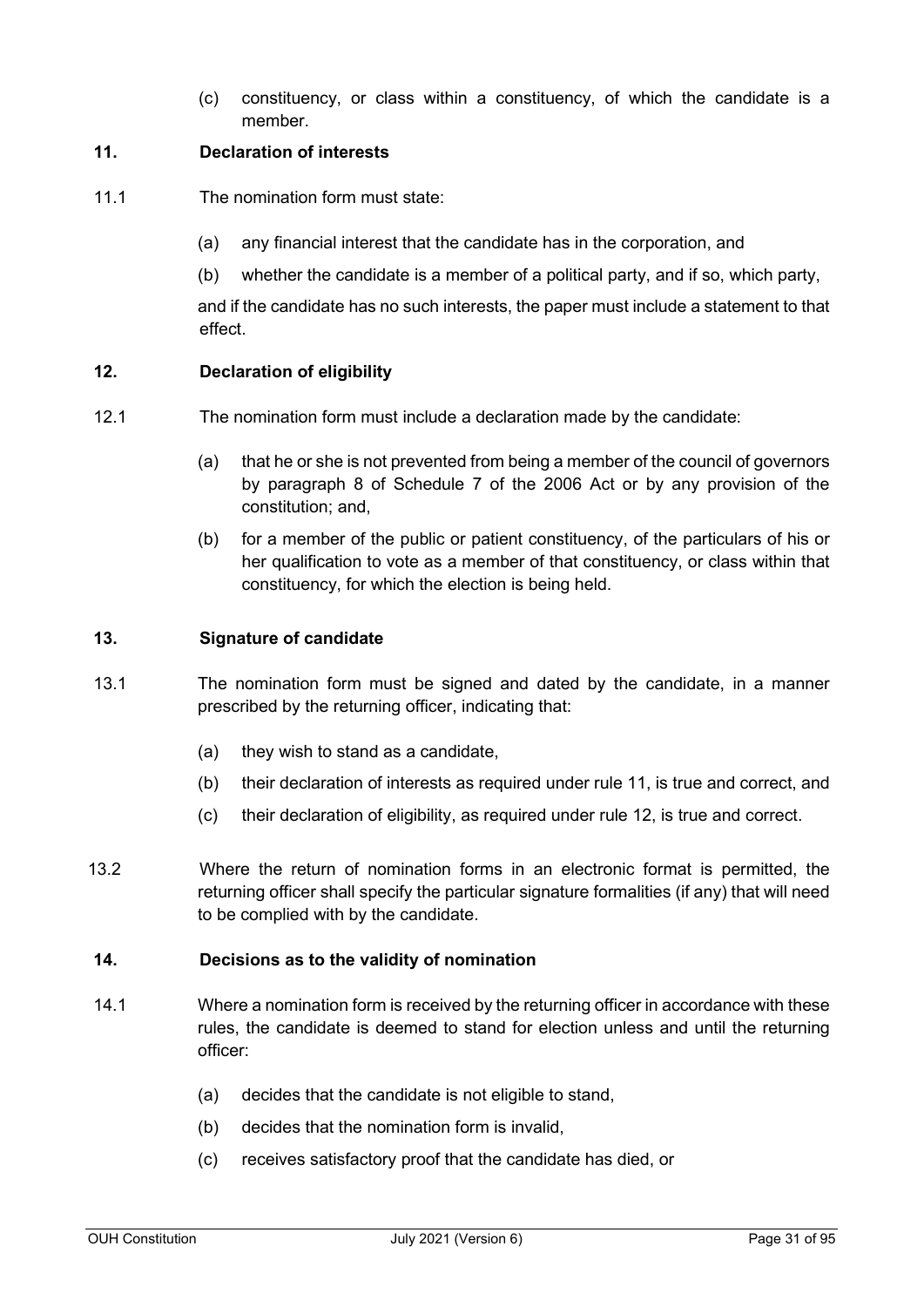(c) constituency, or class within a constituency, of which the candidate is a member.

### 11. Declaration of interests

11.1 The nomination form must state:

(a) any financial interest that the candidate has in the corporation, and

(b) whether the candidate is a member of a political party, and if so, which party,

and if the candidate has no such interests, the paper must include a statement to that effect.

### 12. Declaration of eligibility

12.1 The nomination form must include a declaration made by the candidate:

(a) that he or she is not prevented from being a member of the council of governors by paragraph 8 of Schedule 7 of the 2006 Act or by any provision of the constitution; and,

(b) for a member of the public or patient constituency, of the particulars of his or her qualification to vote as a member of that constituency, or class within that constituency, for which the election is being held.

### 13. Signature of candidate

13.1 The nomination form must be signed and dated by the candidate, in a manner prescribed by the returning officer, indicating that:

(a) they wish to stand as a candidate,

(b) their declaration of interests as required under rule 11, is true and correct, and

(c) their declaration of eligibility, as required under rule 12, is true and correct.

13.2 Where the return of nomination forms in an electronic format is permitted, the returning officer shall specify the particular signature formalities (if any) that will need to be complied with by the candidate.

### 14. Decisions as to the validity of nomination

14.1 Where a nomination form is received by the returning officer in accordance with these rules, the candidate is deemed to stand for election unless and until the returning officer:

(a) decides that the candidate is not eligible to stand,

(b) decides that the nomination form is invalid,

(c) receives satisfactory proof that the candidate has died, or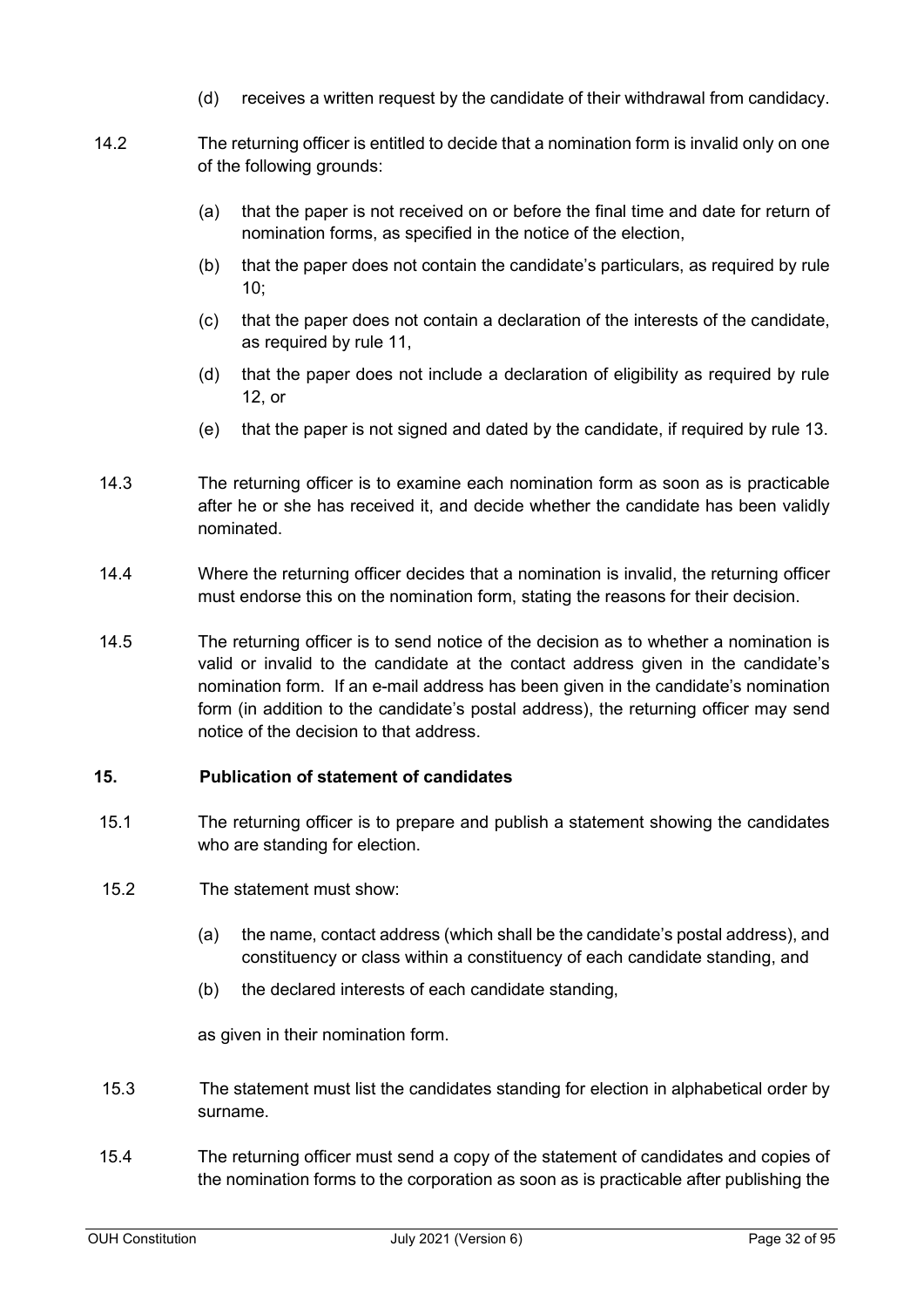(d) receives a written request by the candidate of their withdrawal from candidacy.

14.2 The returning officer is entitled to decide that a nomination form is invalid only on one of the following grounds:

(a) that the paper is not received on or before the final time and date for return of nomination forms, as specified in the notice of the election,

(b) that the paper does not contain the candidate's particulars, as required by rule 10;

(c) that the paper does not contain a declaration of the interests of the candidate, as required by rule 11,

(d) that the paper does not include a declaration of eligibility as required by rule 12, or

(e) that the paper is not signed and dated by the candidate, if required by rule 13.

14.3 The returning officer is to examine each nomination form as soon as is practicable after he or she has received it, and decide whether the candidate has been validly nominated.

14.4 Where the returning officer decides that a nomination is invalid, the returning officer must endorse this on the nomination form, stating the reasons for their decision.

14.5 The returning officer is to send notice of the decision as to whether a nomination is valid or invalid to the candidate at the contact address given in the candidate's nomination form. If an e-mail address has been given in the candidate's nomination form (in addition to the candidate's postal address), the returning officer may send notice of the decision to that address.

**15. Publication of statement of candidates**

15.1 The returning officer is to prepare and publish a statement showing the candidates who are standing for election.

15.2 The statement must show:

(a) the name, contact address (which shall be the candidate's postal address), and constituency or class within a constituency of each candidate standing, and

(b) the declared interests of each candidate standing,

as given in their nomination form.

15.3 The statement must list the candidates standing for election in alphabetical order by surname.

15.4 The returning officer must send a copy of the statement of candidates and copies of the nomination forms to the corporation as soon as is practicable after publishing the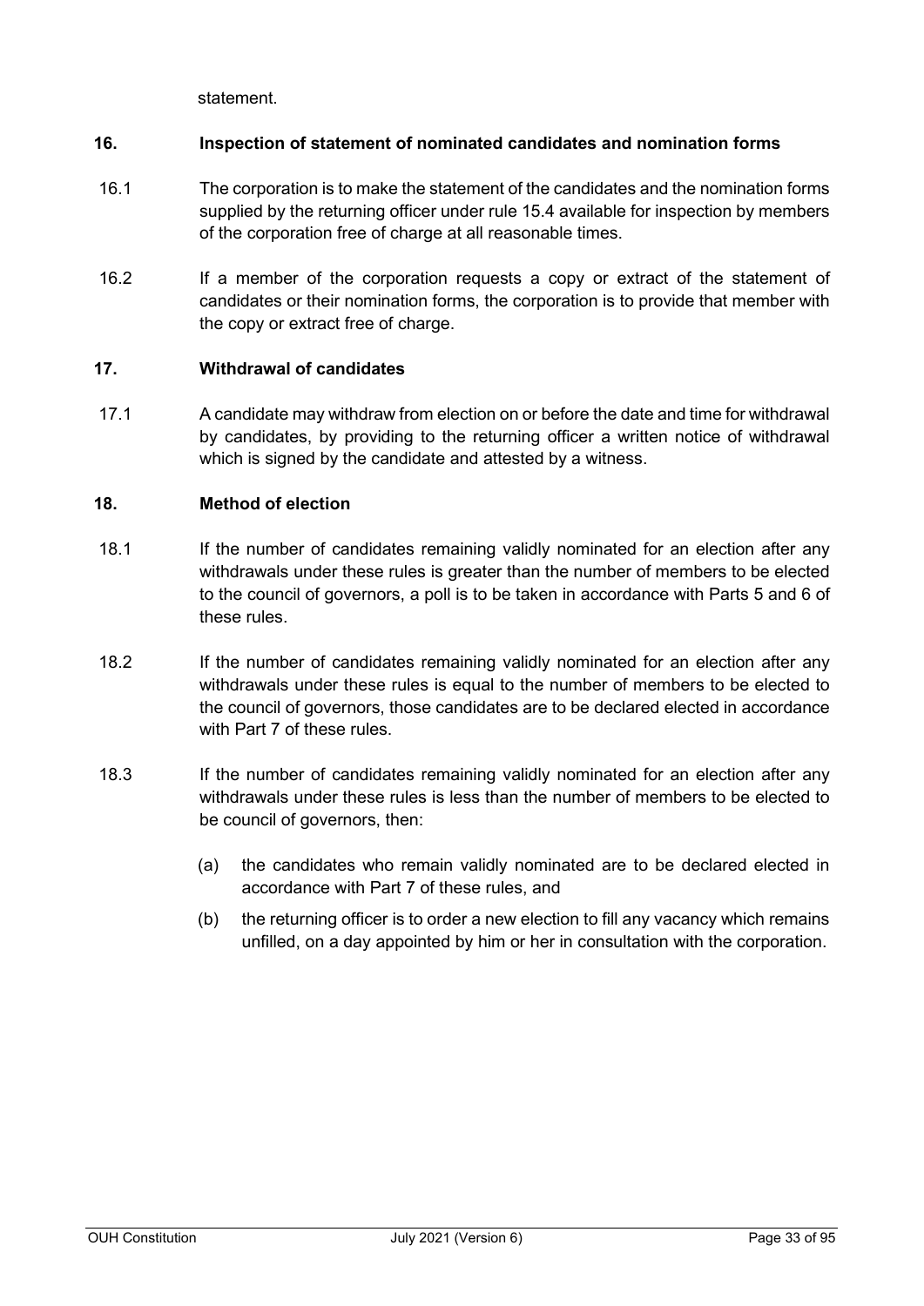statement.

### 16. Inspection of statement of nominated candidates and nomination forms

16.1 The corporation is to make the statement of the candidates and the nomination forms supplied by the returning officer under rule 15.4 available for inspection by members of the corporation free of charge at all reasonable times.

16.2 If a member of the corporation requests a copy or extract of the statement of candidates or their nomination forms, the corporation is to provide that member with the copy or extract free of charge.

### 17. Withdrawal of candidates

17.1 A candidate may withdraw from election on or before the date and time for withdrawal by candidates, by providing to the returning officer a written notice of withdrawal which is signed by the candidate and attested by a witness.

### 18. Method of election

18.1 If the number of candidates remaining validly nominated for an election after any withdrawals under these rules is greater than the number of members to be elected to the council of governors, a poll is to be taken in accordance with Parts 5 and 6 of these rules.

18.2 If the number of candidates remaining validly nominated for an election after any withdrawals under these rules is equal to the number of members to be elected to the council of governors, those candidates are to be declared elected in accordance with Part 7 of these rules.

18.3 If the number of candidates remaining validly nominated for an election after any withdrawals under these rules is less than the number of members to be elected to be council of governors, then:

- (a) the candidates who remain validly nominated are to be declared elected in accordance with Part 7 of these rules, and
- (b) the returning officer is to order a new election to fill any vacancy which remains unfilled, on a day appointed by him or her in consultation with the corporation.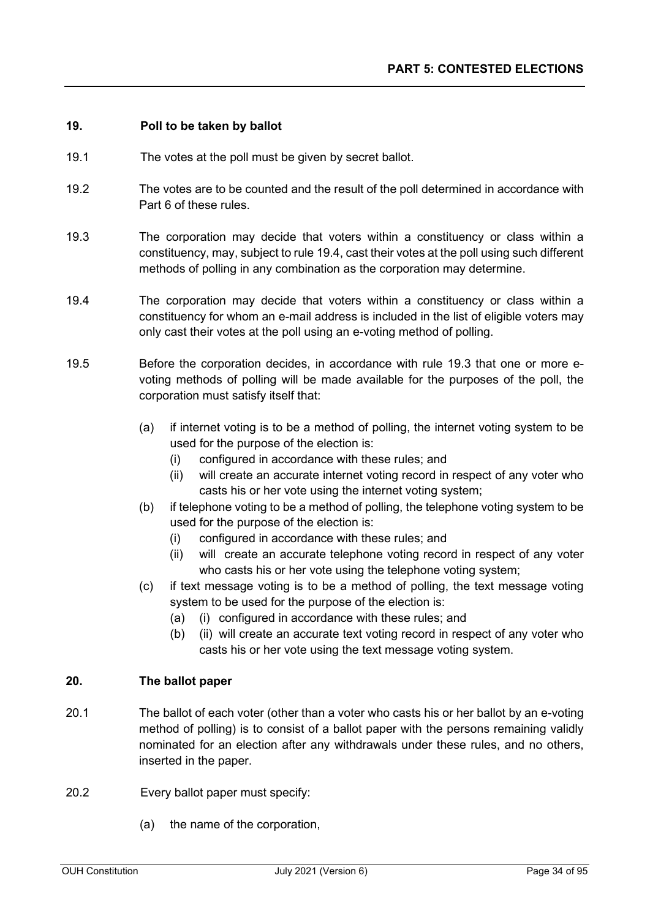## PART 5: CONTESTED ELECTIONS

### 19. Poll to be taken by ballot

19.1 The votes at the poll must be given by secret ballot.

19.2 The votes are to be counted and the result of the poll determined in accordance with Part 6 of these rules.

19.3 The corporation may decide that voters within a constituency or class within a constituency, may, subject to rule 19.4, cast their votes at the poll using such different methods of polling in any combination as the corporation may determine.

19.4 The corporation may decide that voters within a constituency or class within a constituency for whom an e-mail address is included in the list of eligible voters may only cast their votes at the poll using an e-voting method of polling.

19.5 Before the corporation decides, in accordance with rule 19.3 that one or more e-voting methods of polling will be made available for the purposes of the poll, the corporation must satisfy itself that:

- (a) if internet voting is to be a method of polling, the internet voting system to be used for the purpose of the election is:
  - (i) configured in accordance with these rules; and
  - (ii) will create an accurate internet voting record in respect of any voter who casts his or her vote using the internet voting system;
- (b) if telephone voting to be a method of polling, the telephone voting system to be used for the purpose of the election is:
  - (i) configured in accordance with these rules; and
  - (ii) will create an accurate telephone voting record in respect of any voter who casts his or her vote using the telephone voting system;
- (c) if text message voting is to be a method of polling, the text message voting system to be used for the purpose of the election is:
  - (a) (i) configured in accordance with these rules; and
  - (b) (ii) will create an accurate text voting record in respect of any voter who casts his or her vote using the text message voting system.

### 20. The ballot paper

20.1 The ballot of each voter (other than a voter who casts his or her ballot by an e-voting method of polling) is to consist of a ballot paper with the persons remaining validly nominated for an election after any withdrawals under these rules, and no others, inserted in the paper.

20.2 Every ballot paper must specify:

- (a) the name of the corporation,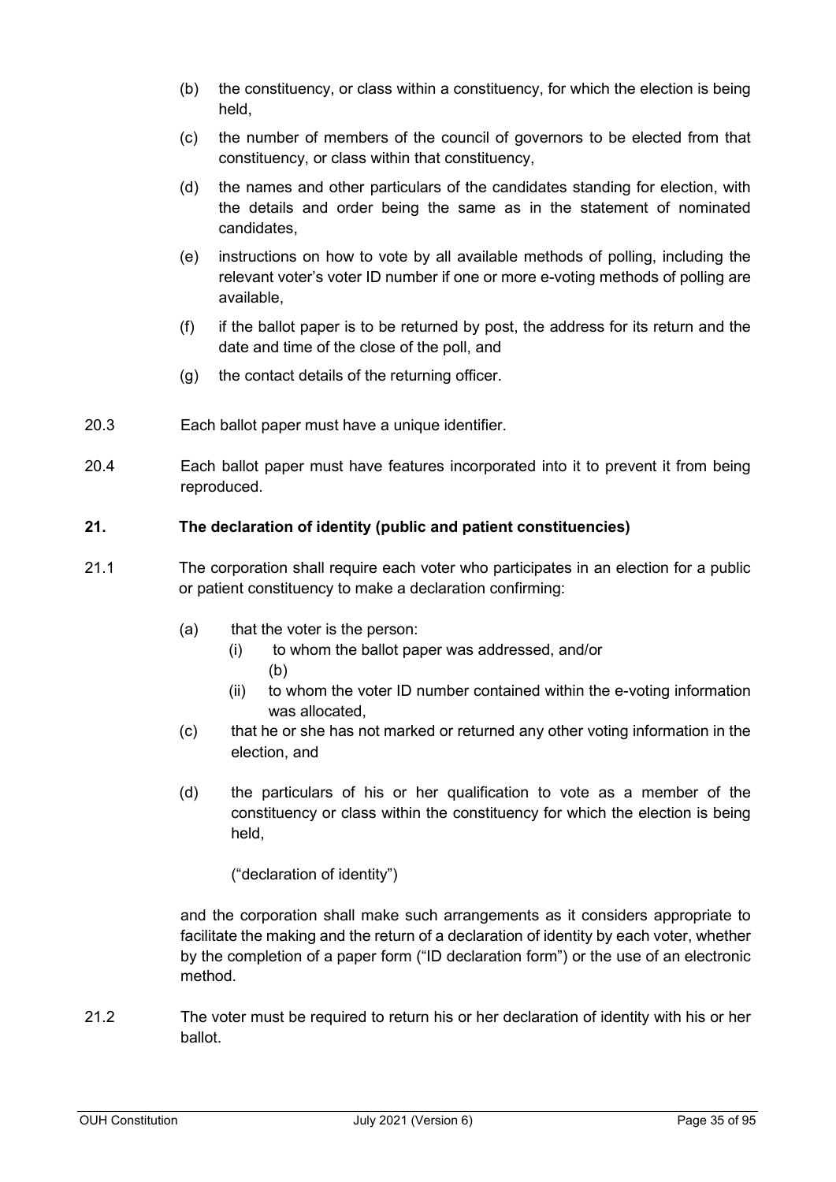(b) the constituency, or class within a constituency, for which the election is being held,

(c) the number of members of the council of governors to be elected from that constituency, or class within that constituency,

(d) the names and other particulars of the candidates standing for election, with the details and order being the same as in the statement of nominated candidates,

(e) instructions on how to vote by all available methods of polling, including the relevant voter's voter ID number if one or more e-voting methods of polling are available,

(f) if the ballot paper is to be returned by post, the address for its return and the date and time of the close of the poll, and

(g) the contact details of the returning officer.

20.3 Each ballot paper must have a unique identifier.

20.4 Each ballot paper must have features incorporated into it to prevent it from being reproduced.

**21. The declaration of identity (public and patient constituencies)**

21.1 The corporation shall require each voter who participates in an election for a public or patient constituency to make a declaration confirming:

(a) that the voter is the person:

(i) to whom the ballot paper was addressed, and/or

(b)

(ii) to whom the voter ID number contained within the e-voting information was allocated,

(c) that he or she has not marked or returned any other voting information in the election, and

(d) the particulars of his or her qualification to vote as a member of the constituency or class within the constituency for which the election is being held,

("declaration of identity")

and the corporation shall make such arrangements as it considers appropriate to facilitate the making and the return of a declaration of identity by each voter, whether by the completion of a paper form ("ID declaration form") or the use of an electronic method.

21.2 The voter must be required to return his or her declaration of identity with his or her ballot.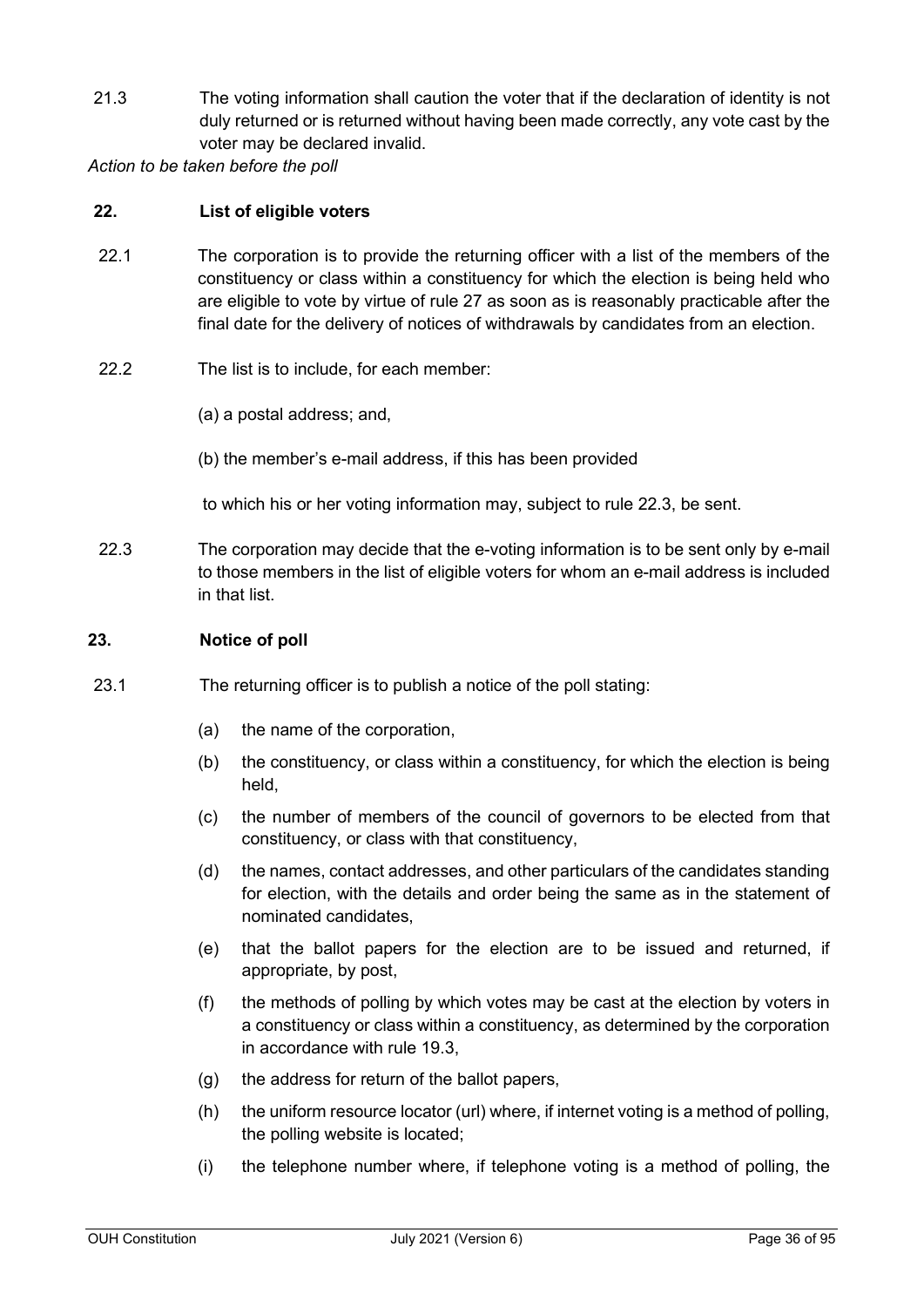21.3 The voting information shall caution the voter that if the declaration of identity is not duly returned or is returned without having been made correctly, any vote cast by the voter may be declared invalid.

*Action to be taken before the poll*

### 22. List of eligible voters

22.1 The corporation is to provide the returning officer with a list of the members of the constituency or class within a constituency for which the election is being held who are eligible to vote by virtue of rule 27 as soon as is reasonably practicable after the final date for the delivery of notices of withdrawals by candidates from an election.

22.2 The list is to include, for each member:

(a) a postal address; and,

(b) the member's e-mail address, if this has been provided

to which his or her voting information may, subject to rule 22.3, be sent.

22.3 The corporation may decide that the e-voting information is to be sent only by e-mail to those members in the list of eligible voters for whom an e-mail address is included in that list.

### 23. Notice of poll

23.1 The returning officer is to publish a notice of the poll stating:

(a) the name of the corporation,

(b) the constituency, or class within a constituency, for which the election is being held,

(c) the number of members of the council of governors to be elected from that constituency, or class with that constituency,

(d) the names, contact addresses, and other particulars of the candidates standing for election, with the details and order being the same as in the statement of nominated candidates,

(e) that the ballot papers for the election are to be issued and returned, if appropriate, by post,

(f) the methods of polling by which votes may be cast at the election by voters in a constituency or class within a constituency, as determined by the corporation in accordance with rule 19.3,

(g) the address for return of the ballot papers,

(h) the uniform resource locator (url) where, if internet voting is a method of polling, the polling website is located;

(i) the telephone number where, if telephone voting is a method of polling, the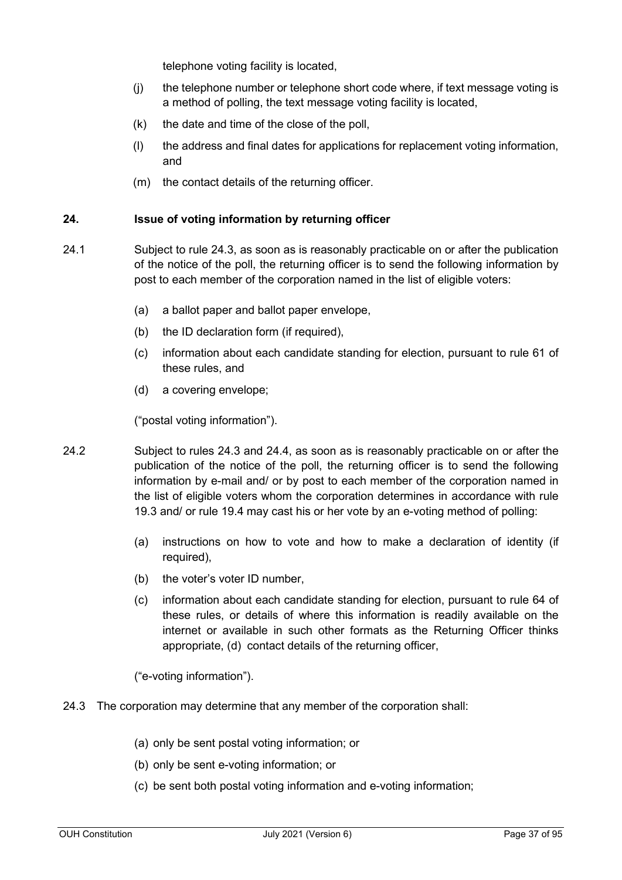telephone voting facility is located,

(j) the telephone number or telephone short code where, if text message voting is a method of polling, the text message voting facility is located,

(k) the date and time of the close of the poll,

(l) the address and final dates for applications for replacement voting information, and

(m) the contact details of the returning officer.

**24. Issue of voting information by returning officer**

24.1 Subject to rule 24.3, as soon as is reasonably practicable on or after the publication of the notice of the poll, the returning officer is to send the following information by post to each member of the corporation named in the list of eligible voters:

(a) a ballot paper and ballot paper envelope,

(b) the ID declaration form (if required),

(c) information about each candidate standing for election, pursuant to rule 61 of these rules, and

(d) a covering envelope;

("postal voting information").

24.2 Subject to rules 24.3 and 24.4, as soon as is reasonably practicable on or after the publication of the notice of the poll, the returning officer is to send the following information by e-mail and/ or by post to each member of the corporation named in the list of eligible voters whom the corporation determines in accordance with rule 19.3 and/ or rule 19.4 may cast his or her vote by an e-voting method of polling:

(a) instructions on how to vote and how to make a declaration of identity (if required),

(b) the voter's voter ID number,

(c) information about each candidate standing for election, pursuant to rule 64 of these rules, or details of where this information is readily available on the internet or available in such other formats as the Returning Officer thinks appropriate, (d) contact details of the returning officer,

("e-voting information").

24.3 The corporation may determine that any member of the corporation shall:

(a) only be sent postal voting information; or

(b) only be sent e-voting information; or

(c) be sent both postal voting information and e-voting information;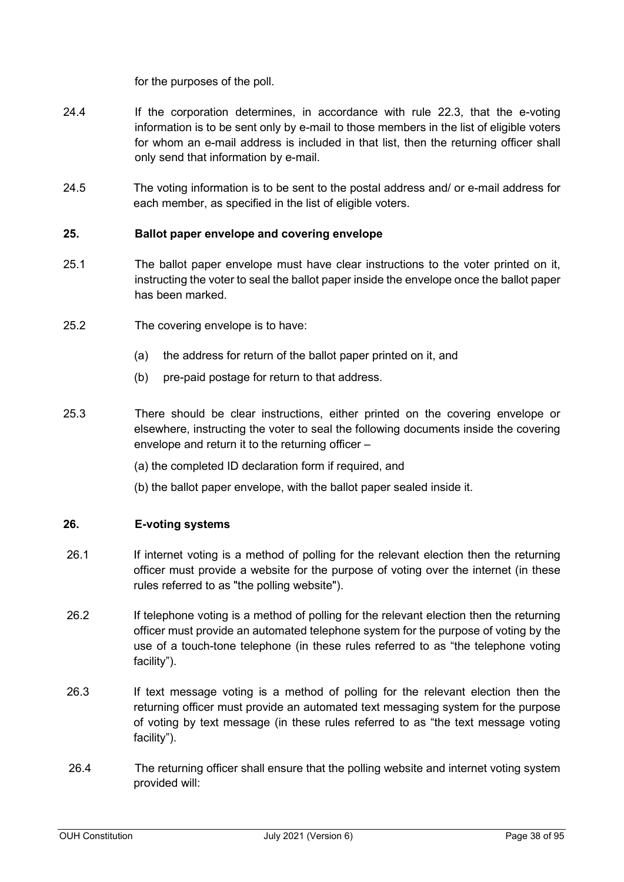for the purposes of the poll.

24.4 If the corporation determines, in accordance with rule 22.3, that the e-voting information is to be sent only by e-mail to those members in the list of eligible voters for whom an e-mail address is included in that list, then the returning officer shall only send that information by e-mail.

24.5 The voting information is to be sent to the postal address and/ or e-mail address for each member, as specified in the list of eligible voters.

**25. Ballot paper envelope and covering envelope**

25.1 The ballot paper envelope must have clear instructions to the voter printed on it, instructing the voter to seal the ballot paper inside the envelope once the ballot paper has been marked.

25.2 The covering envelope is to have:

(a) the address for return of the ballot paper printed on it, and

(b) pre-paid postage for return to that address.

25.3 There should be clear instructions, either printed on the covering envelope or elsewhere, instructing the voter to seal the following documents inside the covering envelope and return it to the returning officer –

(a) the completed ID declaration form if required, and

(b) the ballot paper envelope, with the ballot paper sealed inside it.

**26. E-voting systems**

26.1 If internet voting is a method of polling for the relevant election then the returning officer must provide a website for the purpose of voting over the internet (in these rules referred to as "the polling website").

26.2 If telephone voting is a method of polling for the relevant election then the returning officer must provide an automated telephone system for the purpose of voting by the use of a touch-tone telephone (in these rules referred to as "the telephone voting facility").

26.3 If text message voting is a method of polling for the relevant election then the returning officer must provide an automated text messaging system for the purpose of voting by text message (in these rules referred to as "the text message voting facility").

26.4 The returning officer shall ensure that the polling website and internet voting system provided will: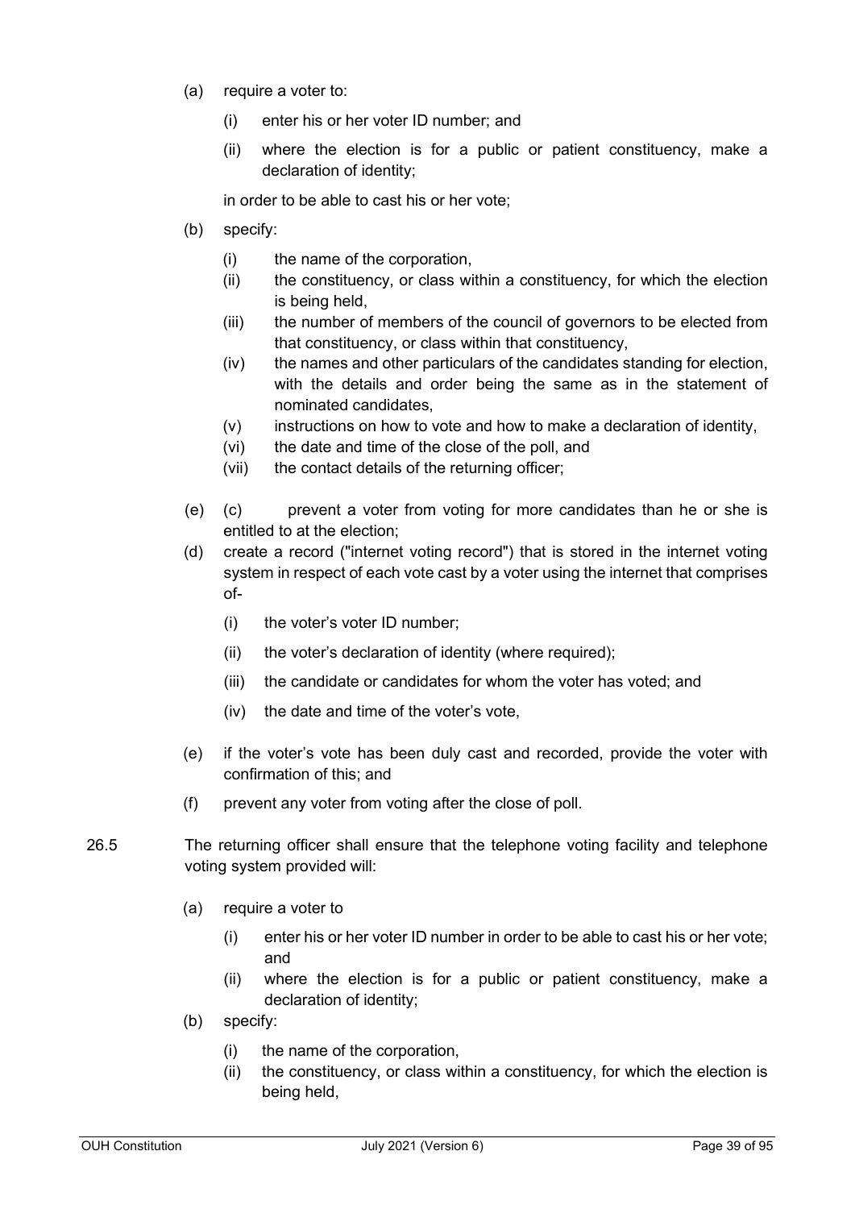(a) require a voter to:

    (i) enter his or her voter ID number; and

    (ii) where the election is for a public or patient constituency, make a declaration of identity;

    in order to be able to cast his or her vote;

(b) specify:

    (i) the name of the corporation,

    (ii) the constituency, or class within a constituency, for which the election is being held,

    (iii) the number of members of the council of governors to be elected from that constituency, or class within that constituency,

    (iv) the names and other particulars of the candidates standing for election, with the details and order being the same as in the statement of nominated candidates,

    (v) instructions on how to vote and how to make a declaration of identity,

    (vi) the date and time of the close of the poll, and

    (vii) the contact details of the returning officer;

(e) (c) prevent a voter from voting for more candidates than he or she is entitled to at the election;

(d) create a record ("internet voting record") that is stored in the internet voting system in respect of each vote cast by a voter using the internet that comprises of-

    (i) the voter's voter ID number;

    (ii) the voter's declaration of identity (where required);

    (iii) the candidate or candidates for whom the voter has voted; and

    (iv) the date and time of the voter's vote,

(e) if the voter's vote has been duly cast and recorded, provide the voter with confirmation of this; and

(f) prevent any voter from voting after the close of poll.

26.5 The returning officer shall ensure that the telephone voting facility and telephone voting system provided will:

(a) require a voter to

    (i) enter his or her voter ID number in order to be able to cast his or her vote; and

    (ii) where the election is for a public or patient constituency, make a declaration of identity;

(b) specify:

    (i) the name of the corporation,

    (ii) the constituency, or class within a constituency, for which the election is being held,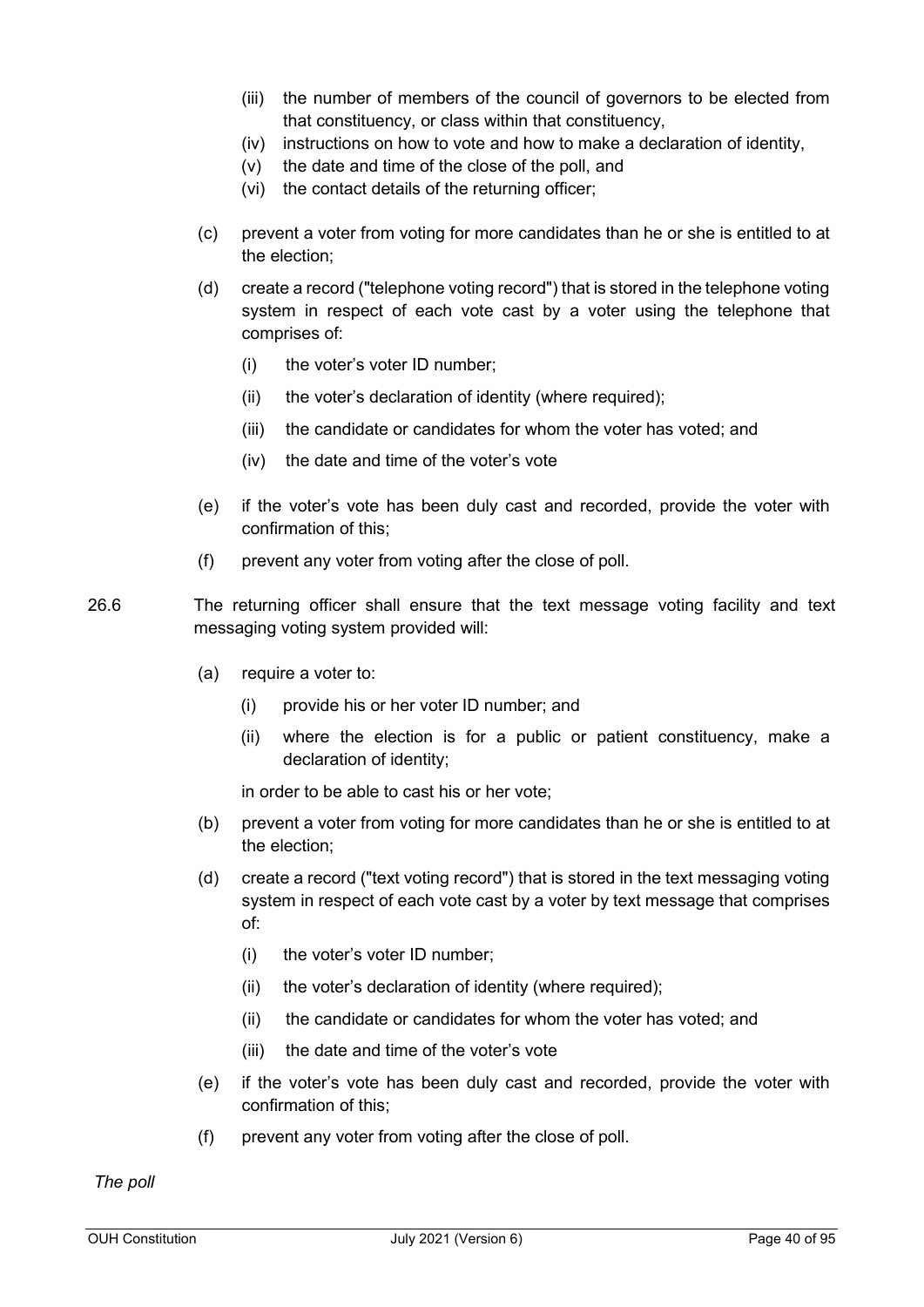(iii) the number of members of the council of governors to be elected from that constituency, or class within that constituency,

(iv) instructions on how to vote and how to make a declaration of identity,

(v) the date and time of the close of the poll, and

(vi) the contact details of the returning officer;

(c) prevent a voter from voting for more candidates than he or she is entitled to at the election;

(d) create a record ("telephone voting record") that is stored in the telephone voting system in respect of each vote cast by a voter using the telephone that comprises of:

(i) the voter's voter ID number;

(ii) the voter's declaration of identity (where required);

(iii) the candidate or candidates for whom the voter has voted; and

(iv) the date and time of the voter's vote

(e) if the voter's vote has been duly cast and recorded, provide the voter with confirmation of this;

(f) prevent any voter from voting after the close of poll.

26.6 The returning officer shall ensure that the text message voting facility and text messaging voting system provided will:

(a) require a voter to:

(i) provide his or her voter ID number; and

(ii) where the election is for a public or patient constituency, make a declaration of identity;

in order to be able to cast his or her vote;

(b) prevent a voter from voting for more candidates than he or she is entitled to at the election;

(d) create a record ("text voting record") that is stored in the text messaging voting system in respect of each vote cast by a voter by text message that comprises of:

(i) the voter's voter ID number;

(ii) the voter's declaration of identity (where required);

(ii) the candidate or candidates for whom the voter has voted; and

(iii) the date and time of the voter's vote

(e) if the voter's vote has been duly cast and recorded, provide the voter with confirmation of this;

(f) prevent any voter from voting after the close of poll.

*The poll*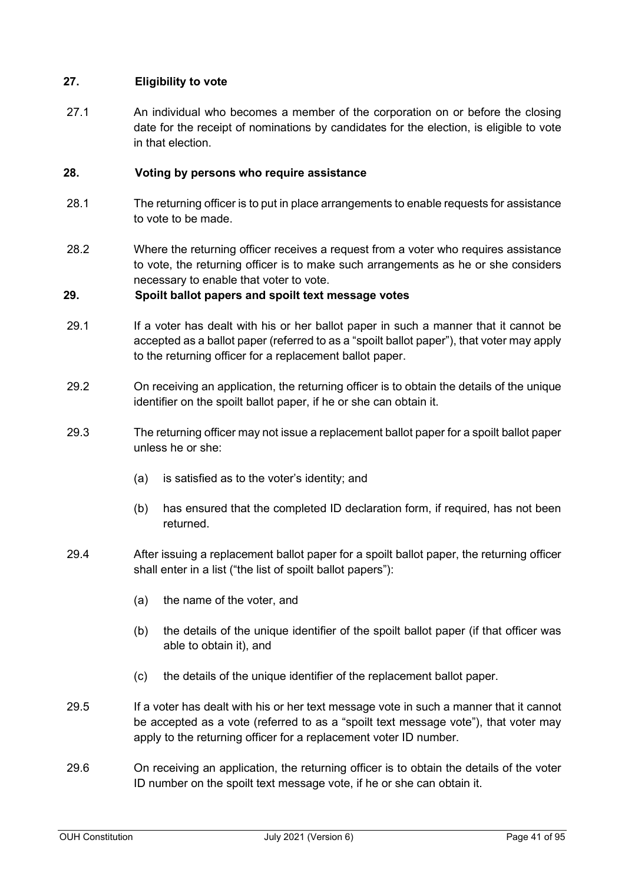## 27. Eligibility to vote

27.1 An individual who becomes a member of the corporation on or before the closing date for the receipt of nominations by candidates for the election, is eligible to vote in that election.

## 28. Voting by persons who require assistance

28.1 The returning officer is to put in place arrangements to enable requests for assistance to vote to be made.

28.2 Where the returning officer receives a request from a voter who requires assistance to vote, the returning officer is to make such arrangements as he or she considers necessary to enable that voter to vote.

## 29. Spoilt ballot papers and spoilt text message votes

29.1 If a voter has dealt with his or her ballot paper in such a manner that it cannot be accepted as a ballot paper (referred to as a "spoilt ballot paper"), that voter may apply to the returning officer for a replacement ballot paper.

29.2 On receiving an application, the returning officer is to obtain the details of the unique identifier on the spoilt ballot paper, if he or she can obtain it.

29.3 The returning officer may not issue a replacement ballot paper for a spoilt ballot paper unless he or she:

(a) is satisfied as to the voter's identity; and

(b) has ensured that the completed ID declaration form, if required, has not been returned.

29.4 After issuing a replacement ballot paper for a spoilt ballot paper, the returning officer shall enter in a list ("the list of spoilt ballot papers"):

(a) the name of the voter, and

(b) the details of the unique identifier of the spoilt ballot paper (if that officer was able to obtain it), and

(c) the details of the unique identifier of the replacement ballot paper.

29.5 If a voter has dealt with his or her text message vote in such a manner that it cannot be accepted as a vote (referred to as a "spoilt text message vote"), that voter may apply to the returning officer for a replacement voter ID number.

29.6 On receiving an application, the returning officer is to obtain the details of the voter ID number on the spoilt text message vote, if he or she can obtain it.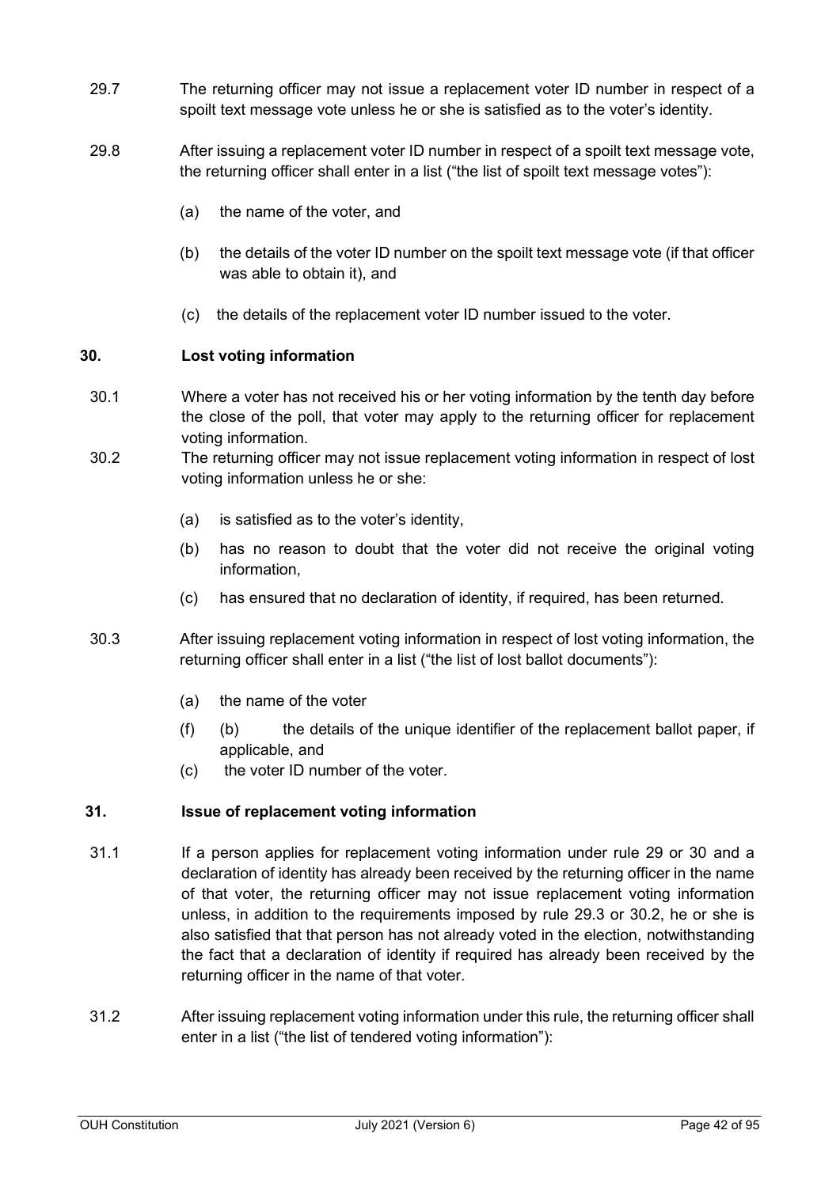29.7 The returning officer may not issue a replacement voter ID number in respect of a spoilt text message vote unless he or she is satisfied as to the voter's identity.

29.8 After issuing a replacement voter ID number in respect of a spoilt text message vote, the returning officer shall enter in a list ("the list of spoilt text message votes"):

(a) the name of the voter, and

(b) the details of the voter ID number on the spoilt text message vote (if that officer was able to obtain it), and

(c) the details of the replacement voter ID number issued to the voter.

## 30. Lost voting information

30.1 Where a voter has not received his or her voting information by the tenth day before the close of the poll, that voter may apply to the returning officer for replacement voting information.

30.2 The returning officer may not issue replacement voting information in respect of lost voting information unless he or she:

(a) is satisfied as to the voter's identity,

(b) has no reason to doubt that the voter did not receive the original voting information,

(c) has ensured that no declaration of identity, if required, has been returned.

30.3 After issuing replacement voting information in respect of lost voting information, the returning officer shall enter in a list ("the list of lost ballot documents"):

(a) the name of the voter

(f) (b) the details of the unique identifier of the replacement ballot paper, if applicable, and

(c) the voter ID number of the voter.

## 31. Issue of replacement voting information

31.1 If a person applies for replacement voting information under rule 29 or 30 and a declaration of identity has already been received by the returning officer in the name of that voter, the returning officer may not issue replacement voting information unless, in addition to the requirements imposed by rule 29.3 or 30.2, he or she is also satisfied that that person has not already voted in the election, notwithstanding the fact that a declaration of identity if required has already been received by the returning officer in the name of that voter.

31.2 After issuing replacement voting information under this rule, the returning officer shall enter in a list ("the list of tendered voting information"):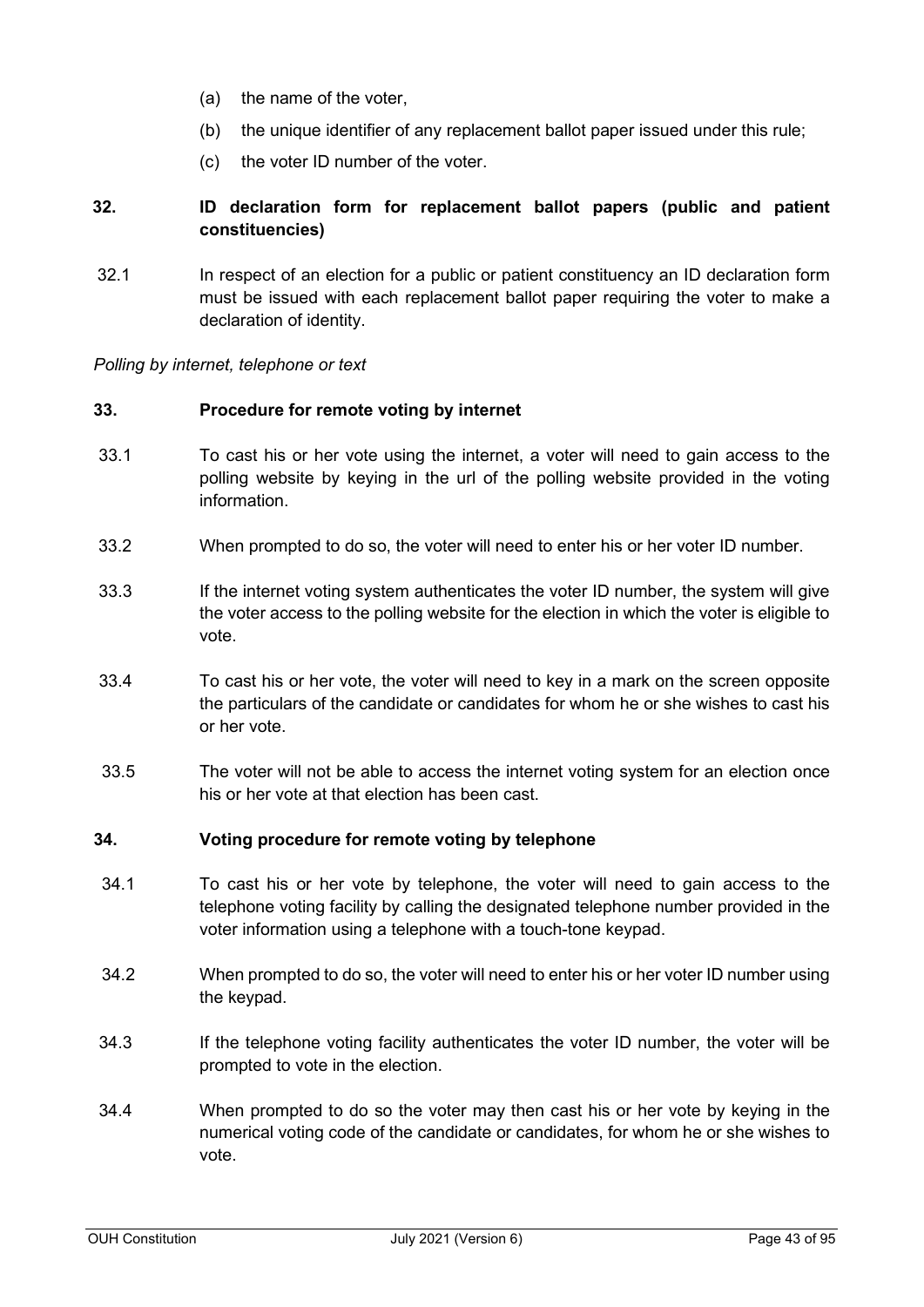(a) the name of the voter,

(b) the unique identifier of any replacement ballot paper issued under this rule;

(c) the voter ID number of the voter.

**32. ID declaration form for replacement ballot papers (public and patient constituencies)**

32.1 In respect of an election for a public or patient constituency an ID declaration form must be issued with each replacement ballot paper requiring the voter to make a declaration of identity.

*Polling by internet, telephone or text*

**33. Procedure for remote voting by internet**

33.1 To cast his or her vote using the internet, a voter will need to gain access to the polling website by keying in the url of the polling website provided in the voting information.

33.2 When prompted to do so, the voter will need to enter his or her voter ID number.

33.3 If the internet voting system authenticates the voter ID number, the system will give the voter access to the polling website for the election in which the voter is eligible to vote.

33.4 To cast his or her vote, the voter will need to key in a mark on the screen opposite the particulars of the candidate or candidates for whom he or she wishes to cast his or her vote.

33.5 The voter will not be able to access the internet voting system for an election once his or her vote at that election has been cast.

**34. Voting procedure for remote voting by telephone**

34.1 To cast his or her vote by telephone, the voter will need to gain access to the telephone voting facility by calling the designated telephone number provided in the voter information using a telephone with a touch-tone keypad.

34.2 When prompted to do so, the voter will need to enter his or her voter ID number using the keypad.

34.3 If the telephone voting facility authenticates the voter ID number, the voter will be prompted to vote in the election.

34.4 When prompted to do so the voter may then cast his or her vote by keying in the numerical voting code of the candidate or candidates, for whom he or she wishes to vote.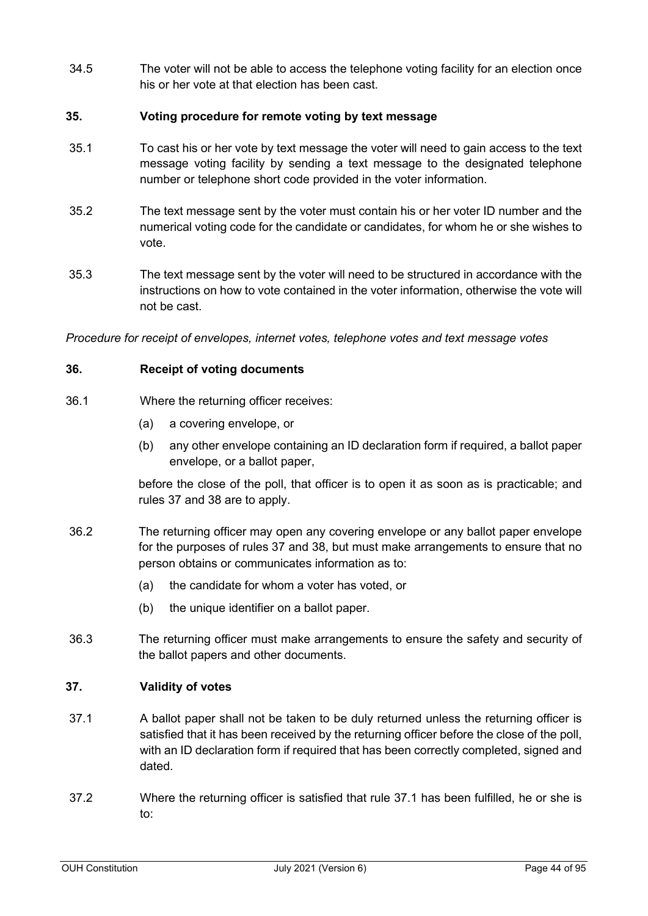34.5 The voter will not be able to access the telephone voting facility for an election once his or her vote at that election has been cast.

### 35. Voting procedure for remote voting by text message

35.1 To cast his or her vote by text message the voter will need to gain access to the text message voting facility by sending a text message to the designated telephone number or telephone short code provided in the voter information.

35.2 The text message sent by the voter must contain his or her voter ID number and the numerical voting code for the candidate or candidates, for whom he or she wishes to vote.

35.3 The text message sent by the voter will need to be structured in accordance with the instructions on how to vote contained in the voter information, otherwise the vote will not be cast.

*Procedure for receipt of envelopes, internet votes, telephone votes and text message votes*

### 36. Receipt of voting documents

36.1 Where the returning officer receives:

(a) a covering envelope, or

(b) any other envelope containing an ID declaration form if required, a ballot paper envelope, or a ballot paper,

before the close of the poll, that officer is to open it as soon as is practicable; and rules 37 and 38 are to apply.

36.2 The returning officer may open any covering envelope or any ballot paper envelope for the purposes of rules 37 and 38, but must make arrangements to ensure that no person obtains or communicates information as to:

(a) the candidate for whom a voter has voted, or

(b) the unique identifier on a ballot paper.

36.3 The returning officer must make arrangements to ensure the safety and security of the ballot papers and other documents.

### 37. Validity of votes

37.1 A ballot paper shall not be taken to be duly returned unless the returning officer is satisfied that it has been received by the returning officer before the close of the poll, with an ID declaration form if required that has been correctly completed, signed and dated.

37.2 Where the returning officer is satisfied that rule 37.1 has been fulfilled, he or she is to: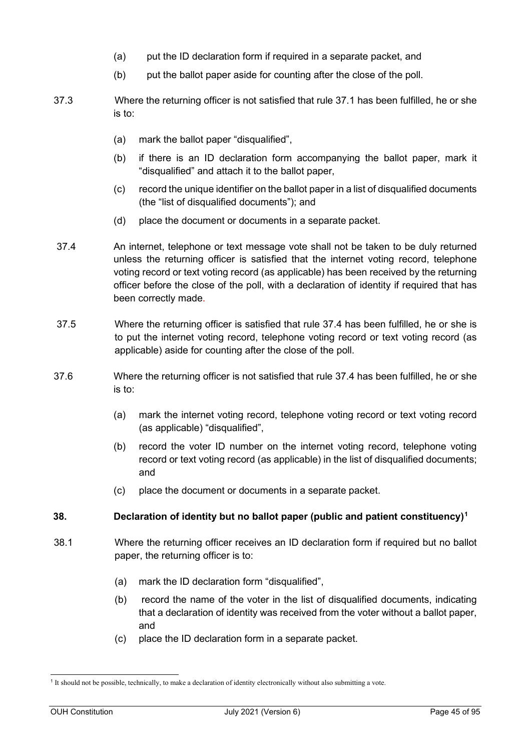(a) put the ID declaration form if required in a separate packet, and

(b) put the ballot paper aside for counting after the close of the poll.

37.3 Where the returning officer is not satisfied that rule 37.1 has been fulfilled, he or she is to:

(a) mark the ballot paper "disqualified",

(b) if there is an ID declaration form accompanying the ballot paper, mark it "disqualified" and attach it to the ballot paper,

(c) record the unique identifier on the ballot paper in a list of disqualified documents (the "list of disqualified documents"); and

(d) place the document or documents in a separate packet.

37.4 An internet, telephone or text message vote shall not be taken to be duly returned unless the returning officer is satisfied that the internet voting record, telephone voting record or text voting record (as applicable) has been received by the returning officer before the close of the poll, with a declaration of identity if required that has been correctly made.

37.5 Where the returning officer is satisfied that rule 37.4 has been fulfilled, he or she is to put the internet voting record, telephone voting record or text voting record (as applicable) aside for counting after the close of the poll.

37.6 Where the returning officer is not satisfied that rule 37.4 has been fulfilled, he or she is to:

(a) mark the internet voting record, telephone voting record or text voting record (as applicable) "disqualified",

(b) record the voter ID number on the internet voting record, telephone voting record or text voting record (as applicable) in the list of disqualified documents; and

(c) place the document or documents in a separate packet.

### 38. Declaration of identity but no ballot paper (public and patient constituency)[1]

38.1 Where the returning officer receives an ID declaration form if required but no ballot paper, the returning officer is to:

(a) mark the ID declaration form "disqualified",

(b) record the name of the voter in the list of disqualified documents, indicating that a declaration of identity was received from the voter without a ballot paper, and

(c) place the ID declaration form in a separate packet.

---

[1] It should not be possible, technically, to make a declaration of identity electronically without also submitting a vote.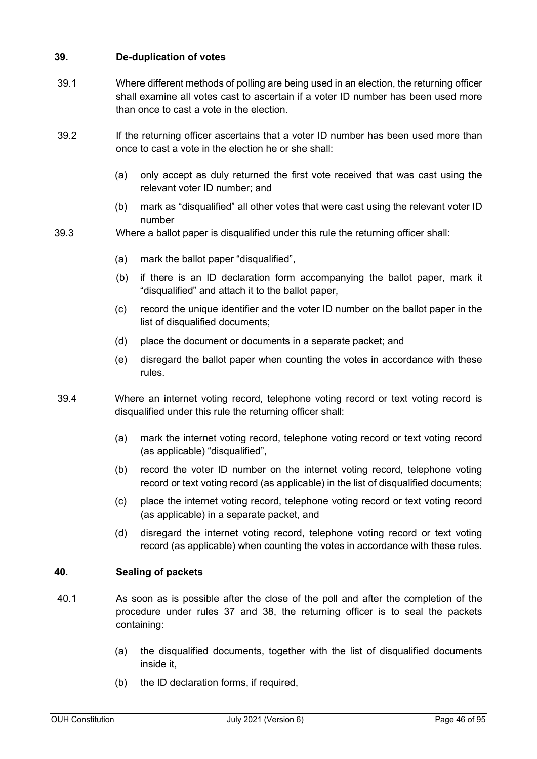## 39. De-duplication of votes

39.1 Where different methods of polling are being used in an election, the returning officer shall examine all votes cast to ascertain if a voter ID number has been used more than once to cast a vote in the election.

39.2 If the returning officer ascertains that a voter ID number has been used more than once to cast a vote in the election he or she shall:

(a) only accept as duly returned the first vote received that was cast using the relevant voter ID number; and

(b) mark as "disqualified" all other votes that were cast using the relevant voter ID number

39.3 Where a ballot paper is disqualified under this rule the returning officer shall:

(a) mark the ballot paper "disqualified",

(b) if there is an ID declaration form accompanying the ballot paper, mark it "disqualified" and attach it to the ballot paper,

(c) record the unique identifier and the voter ID number on the ballot paper in the list of disqualified documents;

(d) place the document or documents in a separate packet; and

(e) disregard the ballot paper when counting the votes in accordance with these rules.

39.4 Where an internet voting record, telephone voting record or text voting record is disqualified under this rule the returning officer shall:

(a) mark the internet voting record, telephone voting record or text voting record (as applicable) "disqualified",

(b) record the voter ID number on the internet voting record, telephone voting record or text voting record (as applicable) in the list of disqualified documents;

(c) place the internet voting record, telephone voting record or text voting record (as applicable) in a separate packet, and

(d) disregard the internet voting record, telephone voting record or text voting record (as applicable) when counting the votes in accordance with these rules.

## 40. Sealing of packets

40.1 As soon as is possible after the close of the poll and after the completion of the procedure under rules 37 and 38, the returning officer is to seal the packets containing:

(a) the disqualified documents, together with the list of disqualified documents inside it,

(b) the ID declaration forms, if required,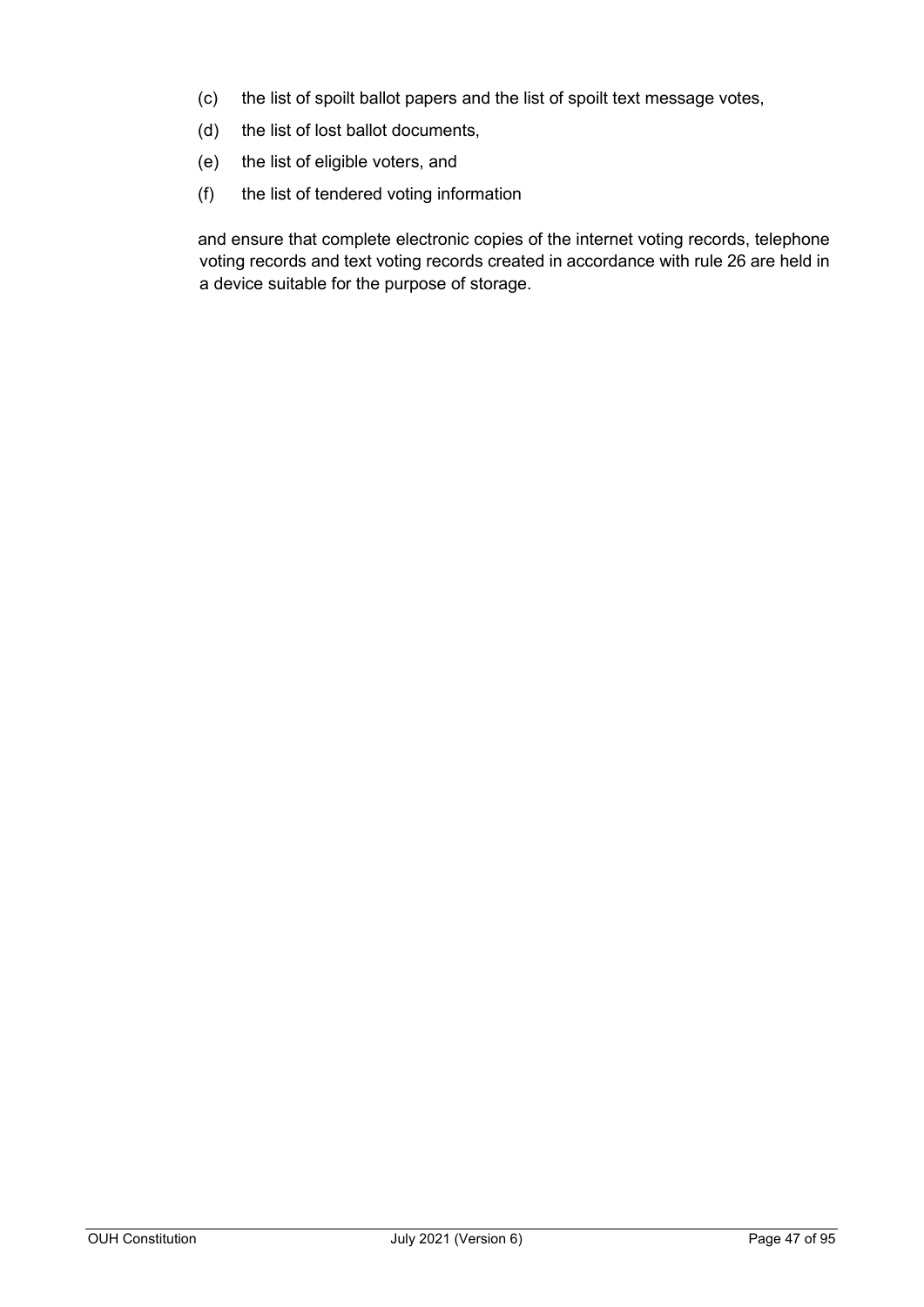(c) the list of spoilt ballot papers and the list of spoilt text message votes,

(d) the list of lost ballot documents,

(e) the list of eligible voters, and

(f) the list of tendered voting information

and ensure that complete electronic copies of the internet voting records, telephone voting records and text voting records created in accordance with rule 26 are held in a device suitable for the purpose of storage.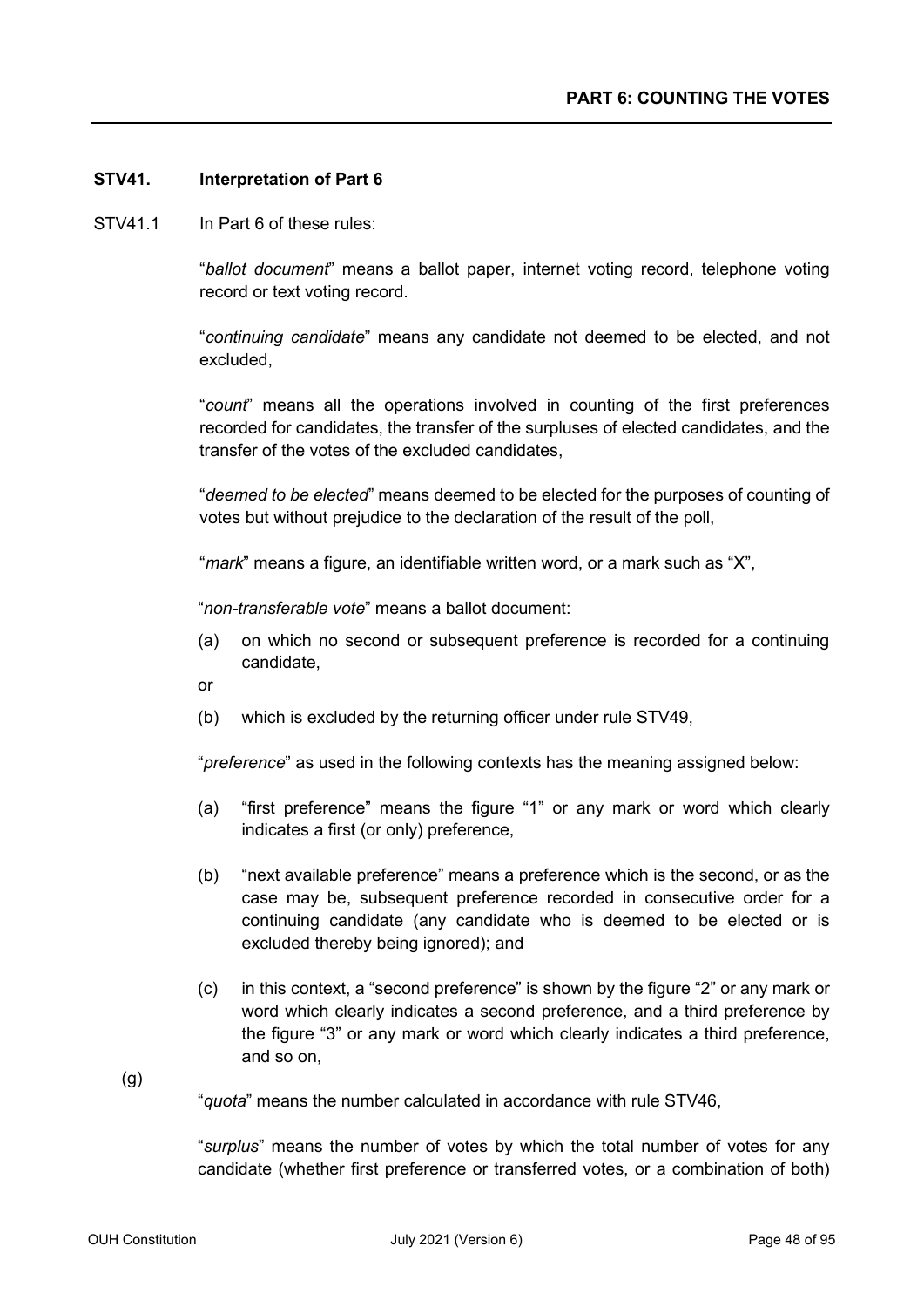## STV41. Interpretation of Part 6

STV41.1 In Part 6 of these rules:

"*ballot document*" means a ballot paper, internet voting record, telephone voting record or text voting record.

"*continuing candidate*" means any candidate not deemed to be elected, and not excluded,

"*count*" means all the operations involved in counting of the first preferences recorded for candidates, the transfer of the surpluses of elected candidates, and the transfer of the votes of the excluded candidates,

"*deemed to be elected*" means deemed to be elected for the purposes of counting of votes but without prejudice to the declaration of the result of the poll,

"*mark*" means a figure, an identifiable written word, or a mark such as "X",

"*non-transferable vote*" means a ballot document:

(a) on which no second or subsequent preference is recorded for a continuing candidate,

or

(b) which is excluded by the returning officer under rule STV49,

"*preference*" as used in the following contexts has the meaning assigned below:

(a) "first preference" means the figure "1" or any mark or word which clearly indicates a first (or only) preference,

(b) "next available preference" means a preference which is the second, or as the case may be, subsequent preference recorded in consecutive order for a continuing candidate (any candidate who is deemed to be elected or is excluded thereby being ignored); and

(c) in this context, a "second preference" is shown by the figure "2" or any mark or word which clearly indicates a second preference, and a third preference by the figure "3" or any mark or word which clearly indicates a third preference, and so on,

(g)

"*quota*" means the number calculated in accordance with rule STV46,

"*surplus*" means the number of votes by which the total number of votes for any candidate (whether first preference or transferred votes, or a combination of both)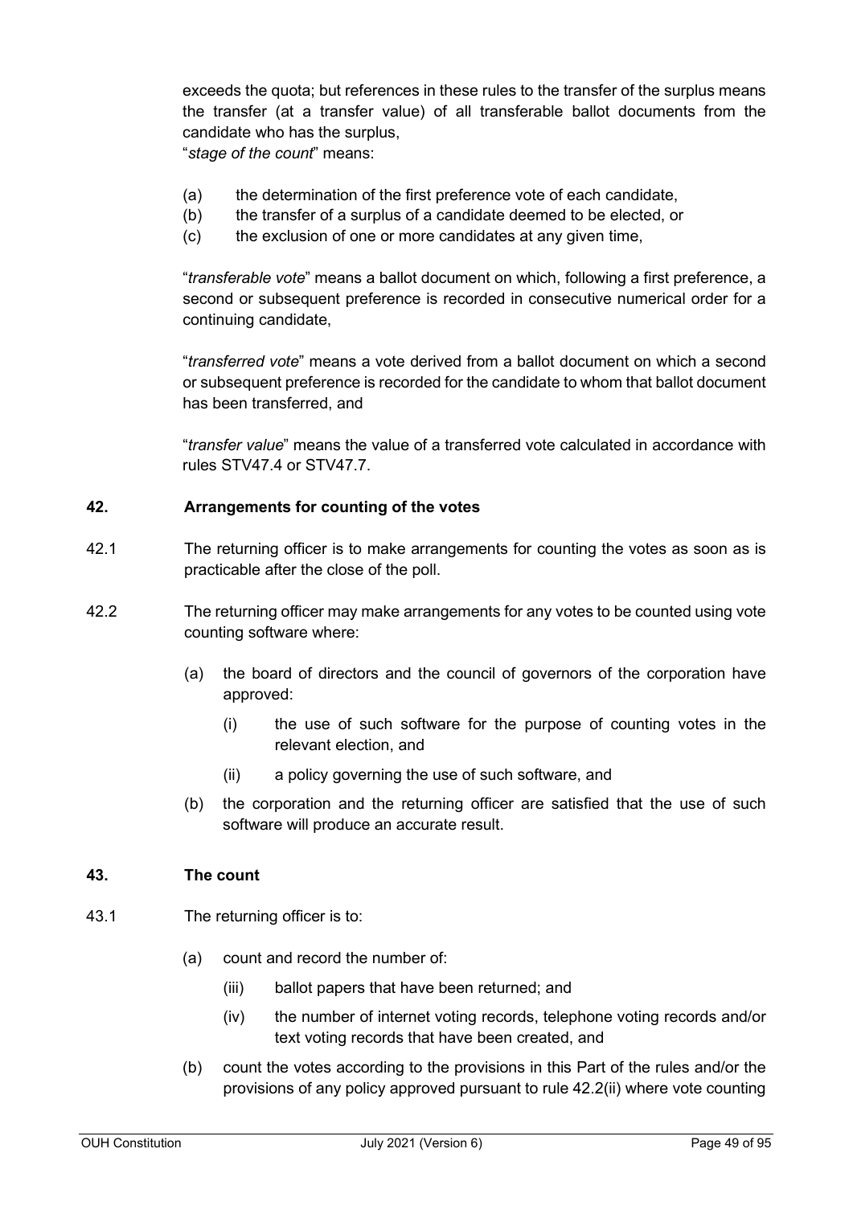exceeds the quota; but references in these rules to the transfer of the surplus means the transfer (at a transfer value) of all transferable ballot documents from the candidate who has the surplus,

"*stage of the count*" means:

(a) the determination of the first preference vote of each candidate,
(b) the transfer of a surplus of a candidate deemed to be elected, or
(c) the exclusion of one or more candidates at any given time,

"*transferable vote*" means a ballot document on which, following a first preference, a second or subsequent preference is recorded in consecutive numerical order for a continuing candidate,

"*transferred vote*" means a vote derived from a ballot document on which a second or subsequent preference is recorded for the candidate to whom that ballot document has been transferred, and

"*transfer value*" means the value of a transferred vote calculated in accordance with rules STV47.4 or STV47.7.

## 42. Arrangements for counting of the votes

42.1 The returning officer is to make arrangements for counting the votes as soon as is practicable after the close of the poll.

42.2 The returning officer may make arrangements for any votes to be counted using vote counting software where:

(a) the board of directors and the council of governors of the corporation have approved:

(i) the use of such software for the purpose of counting votes in the relevant election, and

(ii) a policy governing the use of such software, and

(b) the corporation and the returning officer are satisfied that the use of such software will produce an accurate result.

## 43. The count

43.1 The returning officer is to:

(a) count and record the number of:

(iii) ballot papers that have been returned; and

(iv) the number of internet voting records, telephone voting records and/or text voting records that have been created, and

(b) count the votes according to the provisions in this Part of the rules and/or the provisions of any policy approved pursuant to rule 42.2(ii) where vote counting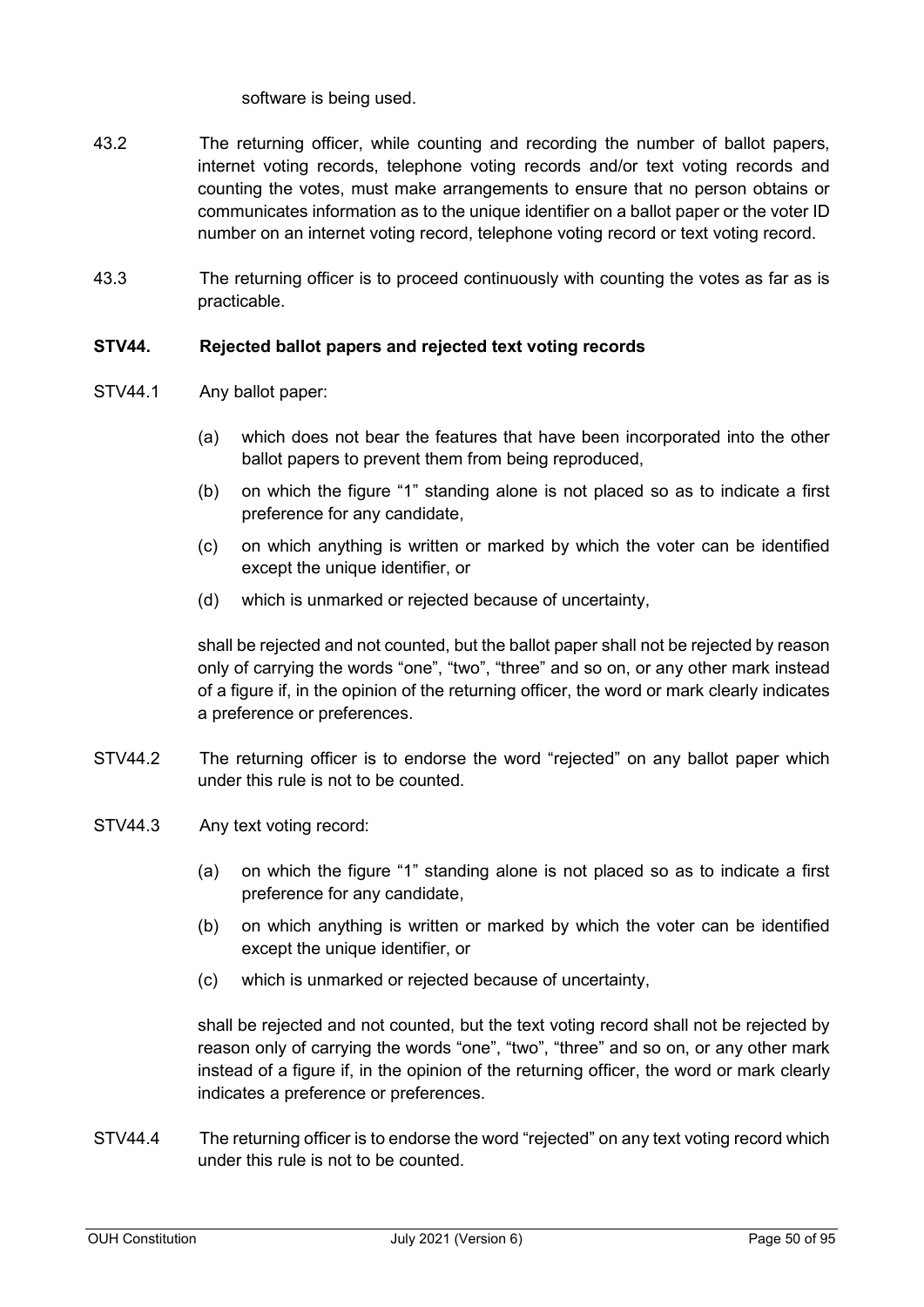software is being used.

43.2 The returning officer, while counting and recording the number of ballot papers, internet voting records, telephone voting records and/or text voting records and counting the votes, must make arrangements to ensure that no person obtains or communicates information as to the unique identifier on a ballot paper or the voter ID number on an internet voting record, telephone voting record or text voting record.

43.3 The returning officer is to proceed continuously with counting the votes as far as is practicable.

**STV44. Rejected ballot papers and rejected text voting records**

STV44.1 Any ballot paper:

(a) which does not bear the features that have been incorporated into the other ballot papers to prevent them from being reproduced,

(b) on which the figure "1" standing alone is not placed so as to indicate a first preference for any candidate,

(c) on which anything is written or marked by which the voter can be identified except the unique identifier, or

(d) which is unmarked or rejected because of uncertainty,

shall be rejected and not counted, but the ballot paper shall not be rejected by reason only of carrying the words "one", "two", "three" and so on, or any other mark instead of a figure if, in the opinion of the returning officer, the word or mark clearly indicates a preference or preferences.

STV44.2 The returning officer is to endorse the word "rejected" on any ballot paper which under this rule is not to be counted.

STV44.3 Any text voting record:

(a) on which the figure "1" standing alone is not placed so as to indicate a first preference for any candidate,

(b) on which anything is written or marked by which the voter can be identified except the unique identifier, or

(c) which is unmarked or rejected because of uncertainty,

shall be rejected and not counted, but the text voting record shall not be rejected by reason only of carrying the words "one", "two", "three" and so on, or any other mark instead of a figure if, in the opinion of the returning officer, the word or mark clearly indicates a preference or preferences.

STV44.4 The returning officer is to endorse the word "rejected" on any text voting record which under this rule is not to be counted.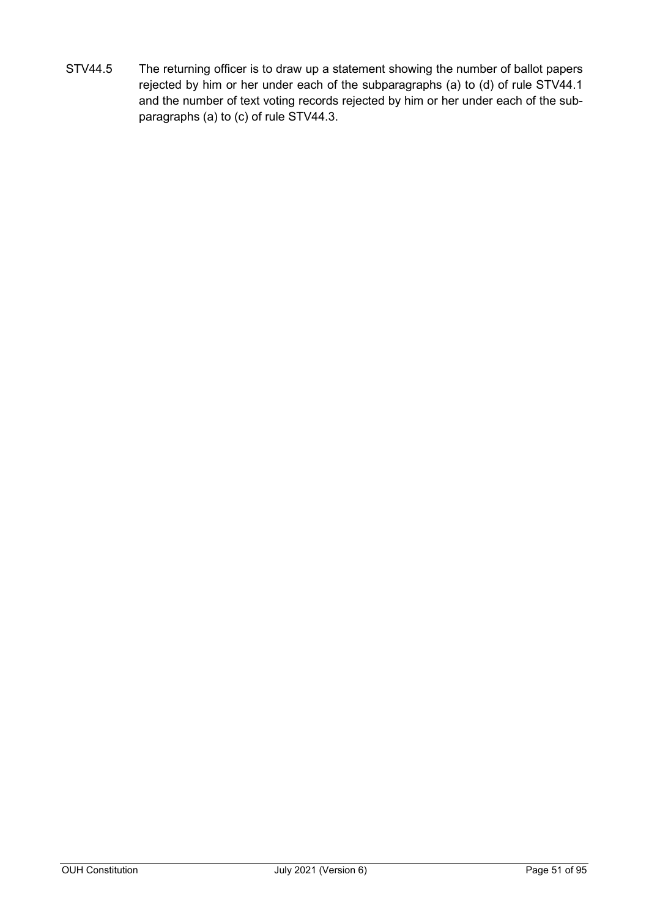STV44.5 The returning officer is to draw up a statement showing the number of ballot papers rejected by him or her under each of the subparagraphs (a) to (d) of rule STV44.1 and the number of text voting records rejected by him or her under each of the sub-paragraphs (a) to (c) of rule STV44.3.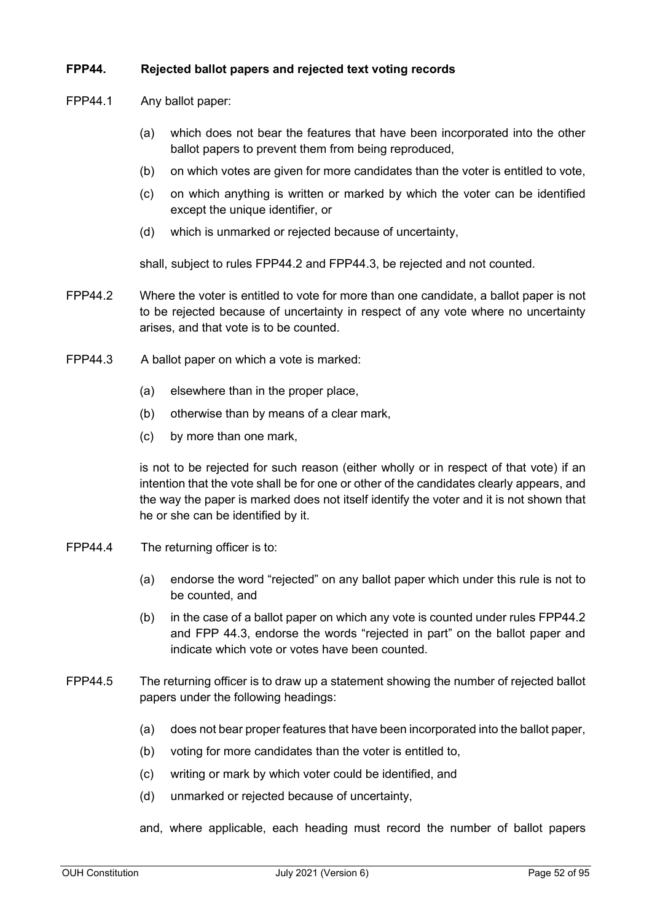**FPP44. Rejected ballot papers and rejected text voting records**

FPP44.1 Any ballot paper:

- (a) which does not bear the features that have been incorporated into the other ballot papers to prevent them from being reproduced,
- (b) on which votes are given for more candidates than the voter is entitled to vote,
- (c) on which anything is written or marked by which the voter can be identified except the unique identifier, or
- (d) which is unmarked or rejected because of uncertainty,

shall, subject to rules FPP44.2 and FPP44.3, be rejected and not counted.

FPP44.2 Where the voter is entitled to vote for more than one candidate, a ballot paper is not to be rejected because of uncertainty in respect of any vote where no uncertainty arises, and that vote is to be counted.

FPP44.3 A ballot paper on which a vote is marked:

- (a) elsewhere than in the proper place,
- (b) otherwise than by means of a clear mark,
- (c) by more than one mark,

is not to be rejected for such reason (either wholly or in respect of that vote) if an intention that the vote shall be for one or other of the candidates clearly appears, and the way the paper is marked does not itself identify the voter and it is not shown that he or she can be identified by it.

FPP44.4 The returning officer is to:

- (a) endorse the word "rejected" on any ballot paper which under this rule is not to be counted, and
- (b) in the case of a ballot paper on which any vote is counted under rules FPP44.2 and FPP 44.3, endorse the words "rejected in part" on the ballot paper and indicate which vote or votes have been counted.

FPP44.5 The returning officer is to draw up a statement showing the number of rejected ballot papers under the following headings:

- (a) does not bear proper features that have been incorporated into the ballot paper,
- (b) voting for more candidates than the voter is entitled to,
- (c) writing or mark by which voter could be identified, and
- (d) unmarked or rejected because of uncertainty,

and, where applicable, each heading must record the number of ballot papers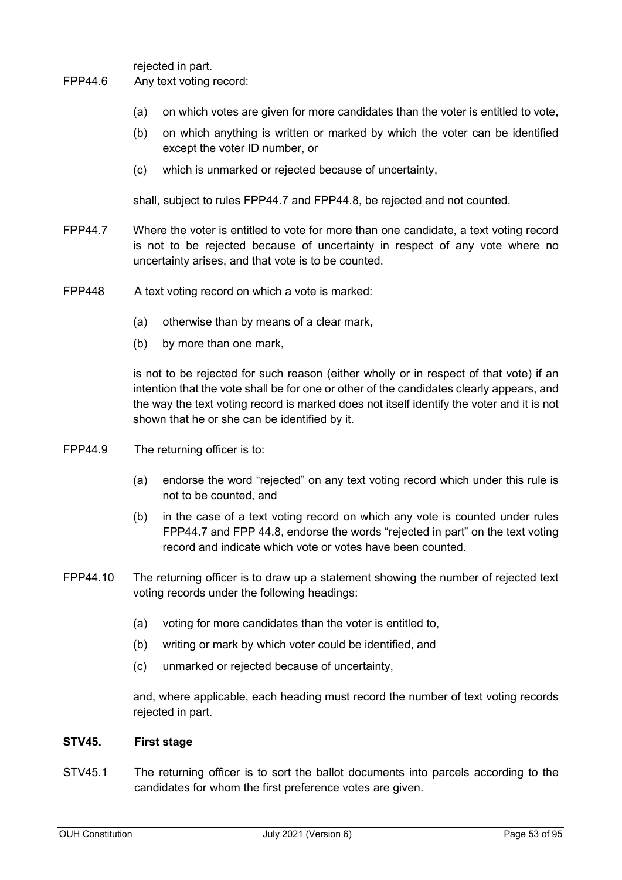rejected in part.

FPP44.6 Any text voting record:

- (a) on which votes are given for more candidates than the voter is entitled to vote,
- (b) on which anything is written or marked by which the voter can be identified except the voter ID number, or
- (c) which is unmarked or rejected because of uncertainty,

shall, subject to rules FPP44.7 and FPP44.8, be rejected and not counted.

FPP44.7 Where the voter is entitled to vote for more than one candidate, a text voting record is not to be rejected because of uncertainty in respect of any vote where no uncertainty arises, and that vote is to be counted.

FPP448 A text voting record on which a vote is marked:

- (a) otherwise than by means of a clear mark,
- (b) by more than one mark,

is not to be rejected for such reason (either wholly or in respect of that vote) if an intention that the vote shall be for one or other of the candidates clearly appears, and the way the text voting record is marked does not itself identify the voter and it is not shown that he or she can be identified by it.

FPP44.9 The returning officer is to:

- (a) endorse the word "rejected" on any text voting record which under this rule is not to be counted, and
- (b) in the case of a text voting record on which any vote is counted under rules FPP44.7 and FPP 44.8, endorse the words "rejected in part" on the text voting record and indicate which vote or votes have been counted.

FPP44.10 The returning officer is to draw up a statement showing the number of rejected text voting records under the following headings:

- (a) voting for more candidates than the voter is entitled to,
- (b) writing or mark by which voter could be identified, and
- (c) unmarked or rejected because of uncertainty,

and, where applicable, each heading must record the number of text voting records rejected in part.

**STV45. First stage**

STV45.1 The returning officer is to sort the ballot documents into parcels according to the candidates for whom the first preference votes are given.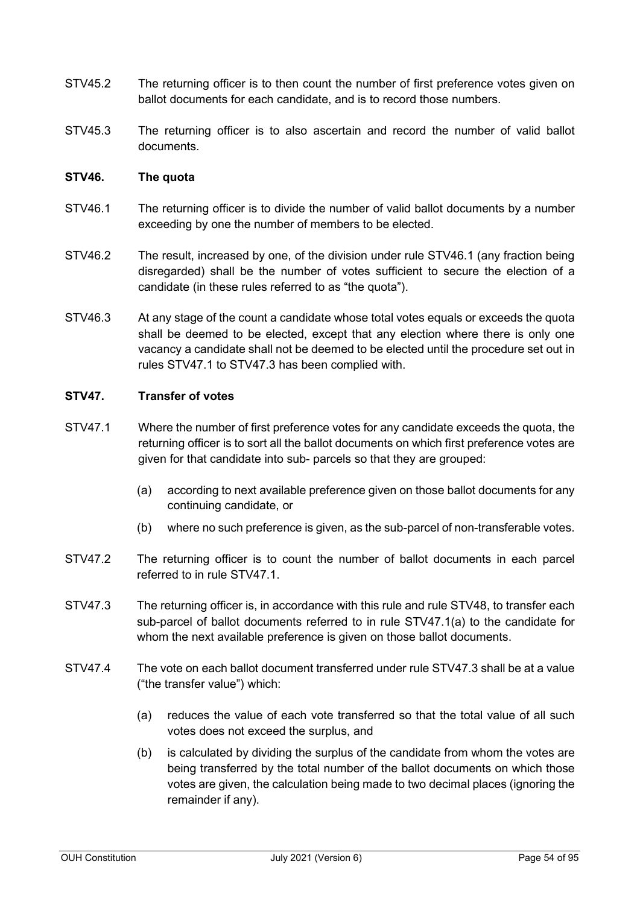STV45.2 The returning officer is to then count the number of first preference votes given on ballot documents for each candidate, and is to record those numbers.

STV45.3 The returning officer is to also ascertain and record the number of valid ballot documents.

### STV46. The quota

STV46.1 The returning officer is to divide the number of valid ballot documents by a number exceeding by one the number of members to be elected.

STV46.2 The result, increased by one, of the division under rule STV46.1 (any fraction being disregarded) shall be the number of votes sufficient to secure the election of a candidate (in these rules referred to as "the quota").

STV46.3 At any stage of the count a candidate whose total votes equals or exceeds the quota shall be deemed to be elected, except that any election where there is only one vacancy a candidate shall not be deemed to be elected until the procedure set out in rules STV47.1 to STV47.3 has been complied with.

### STV47. Transfer of votes

STV47.1 Where the number of first preference votes for any candidate exceeds the quota, the returning officer is to sort all the ballot documents on which first preference votes are given for that candidate into sub- parcels so that they are grouped:

(a) according to next available preference given on those ballot documents for any continuing candidate, or

(b) where no such preference is given, as the sub-parcel of non-transferable votes.

STV47.2 The returning officer is to count the number of ballot documents in each parcel referred to in rule STV47.1.

STV47.3 The returning officer is, in accordance with this rule and rule STV48, to transfer each sub-parcel of ballot documents referred to in rule STV47.1(a) to the candidate for whom the next available preference is given on those ballot documents.

STV47.4 The vote on each ballot document transferred under rule STV47.3 shall be at a value ("the transfer value") which:

(a) reduces the value of each vote transferred so that the total value of all such votes does not exceed the surplus, and

(b) is calculated by dividing the surplus of the candidate from whom the votes are being transferred by the total number of the ballot documents on which those votes are given, the calculation being made to two decimal places (ignoring the remainder if any).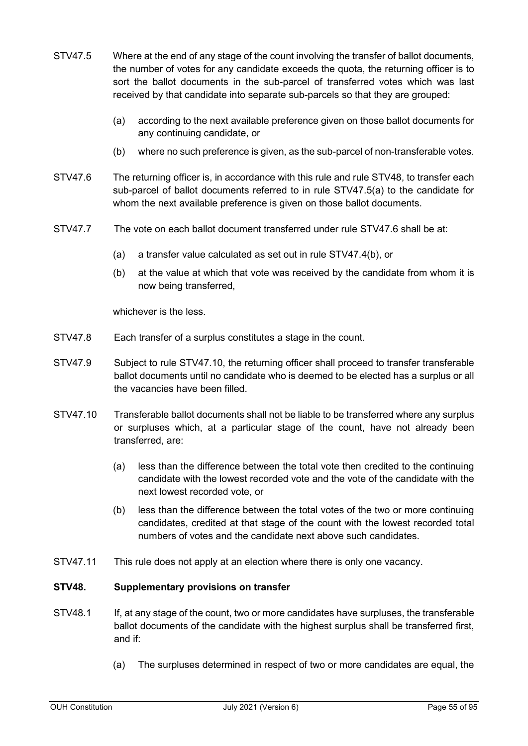STV47.5 Where at the end of any stage of the count involving the transfer of ballot documents, the number of votes for any candidate exceeds the quota, the returning officer is to sort the ballot documents in the sub-parcel of transferred votes which was last received by that candidate into separate sub-parcels so that they are grouped:

(a) according to the next available preference given on those ballot documents for any continuing candidate, or

(b) where no such preference is given, as the sub-parcel of non-transferable votes.

STV47.6 The returning officer is, in accordance with this rule and rule STV48, to transfer each sub-parcel of ballot documents referred to in rule STV47.5(a) to the candidate for whom the next available preference is given on those ballot documents.

STV47.7 The vote on each ballot document transferred under rule STV47.6 shall be at:

(a) a transfer value calculated as set out in rule STV47.4(b), or

(b) at the value at which that vote was received by the candidate from whom it is now being transferred,

whichever is the less.

STV47.8 Each transfer of a surplus constitutes a stage in the count.

STV47.9 Subject to rule STV47.10, the returning officer shall proceed to transfer transferable ballot documents until no candidate who is deemed to be elected has a surplus or all the vacancies have been filled.

STV47.10 Transferable ballot documents shall not be liable to be transferred where any surplus or surpluses which, at a particular stage of the count, have not already been transferred, are:

(a) less than the difference between the total vote then credited to the continuing candidate with the lowest recorded vote and the vote of the candidate with the next lowest recorded vote, or

(b) less than the difference between the total votes of the two or more continuing candidates, credited at that stage of the count with the lowest recorded total numbers of votes and the candidate next above such candidates.

STV47.11 This rule does not apply at an election where there is only one vacancy.

**STV48. Supplementary provisions on transfer**

STV48.1 If, at any stage of the count, two or more candidates have surpluses, the transferable ballot documents of the candidate with the highest surplus shall be transferred first, and if:

(a) The surpluses determined in respect of two or more candidates are equal, the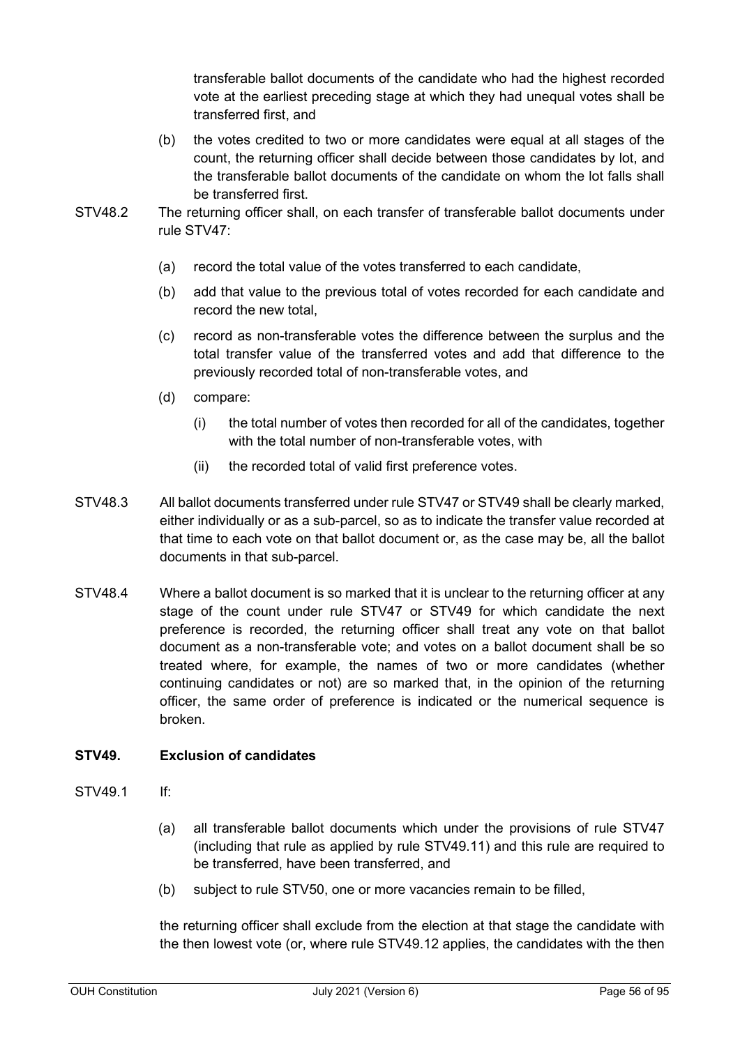transferable ballot documents of the candidate who had the highest recorded vote at the earliest preceding stage at which they had unequal votes shall be transferred first, and

(b) the votes credited to two or more candidates were equal at all stages of the count, the returning officer shall decide between those candidates by lot, and the transferable ballot documents of the candidate on whom the lot falls shall be transferred first.

STV48.2 The returning officer shall, on each transfer of transferable ballot documents under rule STV47:

(a) record the total value of the votes transferred to each candidate,

(b) add that value to the previous total of votes recorded for each candidate and record the new total,

(c) record as non-transferable votes the difference between the surplus and the total transfer value of the transferred votes and add that difference to the previously recorded total of non-transferable votes, and

(d) compare:

(i) the total number of votes then recorded for all of the candidates, together with the total number of non-transferable votes, with

(ii) the recorded total of valid first preference votes.

STV48.3 All ballot documents transferred under rule STV47 or STV49 shall be clearly marked, either individually or as a sub-parcel, so as to indicate the transfer value recorded at that time to each vote on that ballot document or, as the case may be, all the ballot documents in that sub-parcel.

STV48.4 Where a ballot document is so marked that it is unclear to the returning officer at any stage of the count under rule STV47 or STV49 for which candidate the next preference is recorded, the returning officer shall treat any vote on that ballot document as a non-transferable vote; and votes on a ballot document shall be so treated where, for example, the names of two or more candidates (whether continuing candidates or not) are so marked that, in the opinion of the returning officer, the same order of preference is indicated or the numerical sequence is broken.

**STV49. Exclusion of candidates**

STV49.1 If:

(a) all transferable ballot documents which under the provisions of rule STV47 (including that rule as applied by rule STV49.11) and this rule are required to be transferred, have been transferred, and

(b) subject to rule STV50, one or more vacancies remain to be filled,

the returning officer shall exclude from the election at that stage the candidate with the then lowest vote (or, where rule STV49.12 applies, the candidates with the then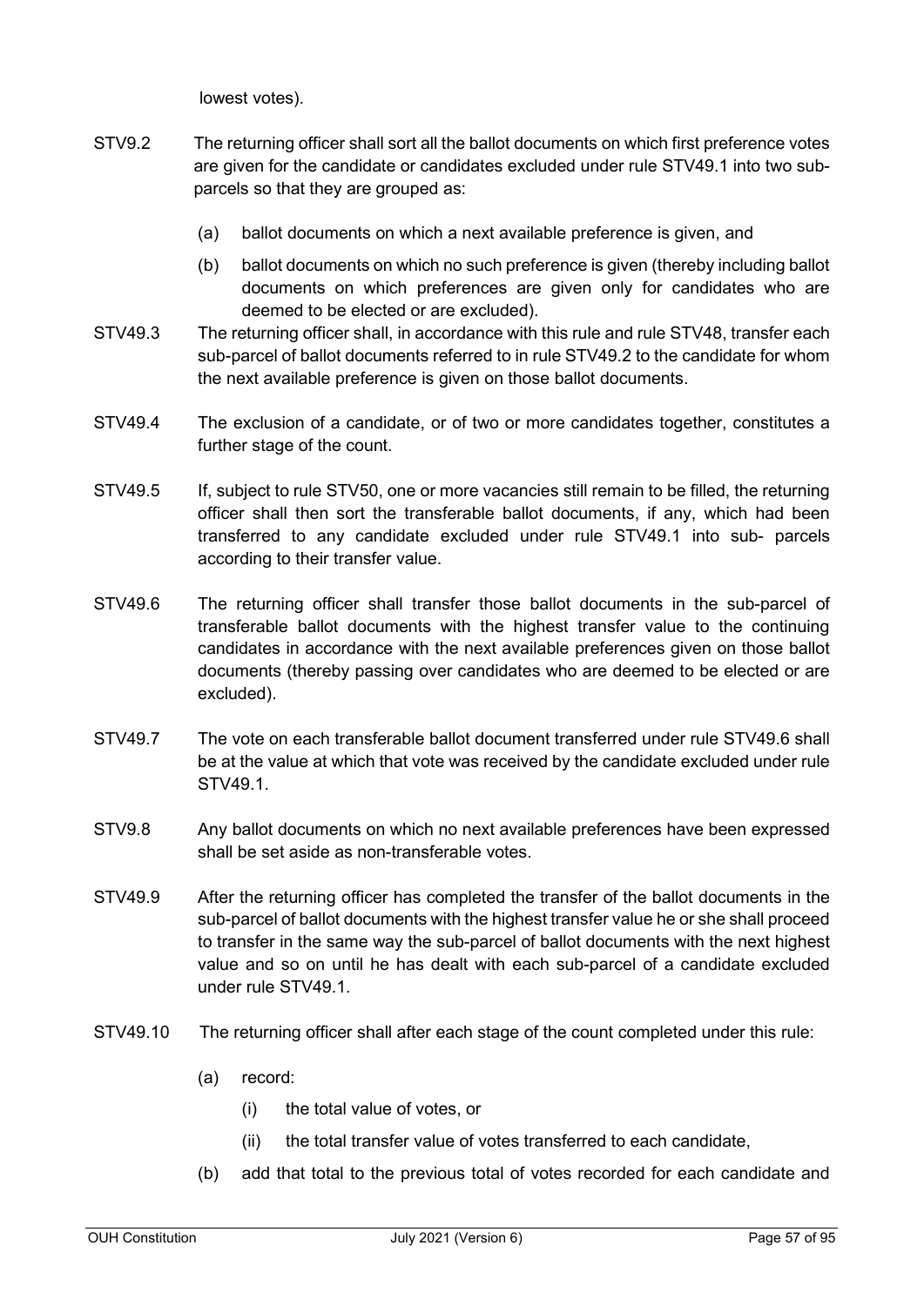lowest votes).

STV9.2 The returning officer shall sort all the ballot documents on which first preference votes are given for the candidate or candidates excluded under rule STV49.1 into two sub-parcels so that they are grouped as:

(a) ballot documents on which a next available preference is given, and

(b) ballot documents on which no such preference is given (thereby including ballot documents on which preferences are given only for candidates who are deemed to be elected or are excluded).

STV49.3 The returning officer shall, in accordance with this rule and rule STV48, transfer each sub-parcel of ballot documents referred to in rule STV49.2 to the candidate for whom the next available preference is given on those ballot documents.

STV49.4 The exclusion of a candidate, or of two or more candidates together, constitutes a further stage of the count.

STV49.5 If, subject to rule STV50, one or more vacancies still remain to be filled, the returning officer shall then sort the transferable ballot documents, if any, which had been transferred to any candidate excluded under rule STV49.1 into sub- parcels according to their transfer value.

STV49.6 The returning officer shall transfer those ballot documents in the sub-parcel of transferable ballot documents with the highest transfer value to the continuing candidates in accordance with the next available preferences given on those ballot documents (thereby passing over candidates who are deemed to be elected or are excluded).

STV49.7 The vote on each transferable ballot document transferred under rule STV49.6 shall be at the value at which that vote was received by the candidate excluded under rule STV49.1.

STV9.8 Any ballot documents on which no next available preferences have been expressed shall be set aside as non-transferable votes.

STV49.9 After the returning officer has completed the transfer of the ballot documents in the sub-parcel of ballot documents with the highest transfer value he or she shall proceed to transfer in the same way the sub-parcel of ballot documents with the next highest value and so on until he has dealt with each sub-parcel of a candidate excluded under rule STV49.1.

STV49.10 The returning officer shall after each stage of the count completed under this rule:

(a) record:

(i) the total value of votes, or

(ii) the total transfer value of votes transferred to each candidate,

(b) add that total to the previous total of votes recorded for each candidate and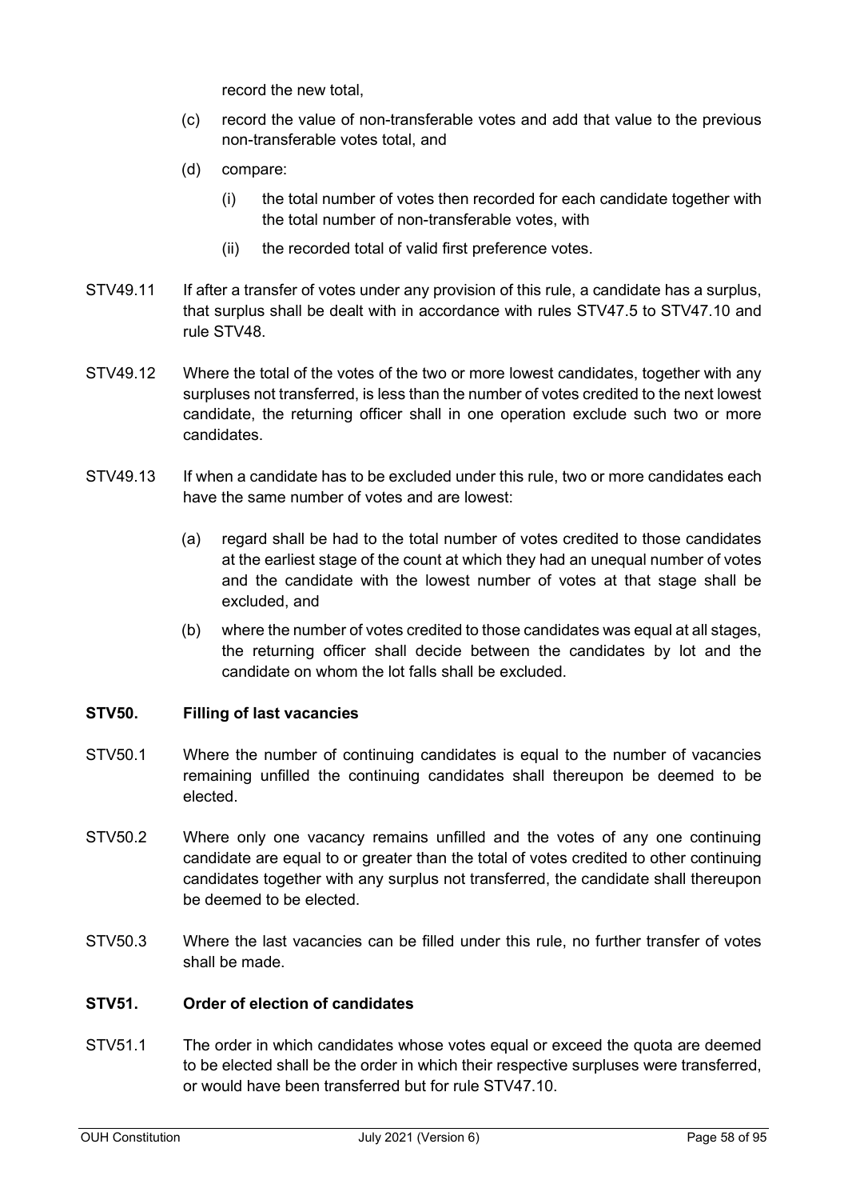record the new total,

(c) record the value of non-transferable votes and add that value to the previous non-transferable votes total, and

(d) compare:

   (i) the total number of votes then recorded for each candidate together with the total number of non-transferable votes, with

   (ii) the recorded total of valid first preference votes.

STV49.11 If after a transfer of votes under any provision of this rule, a candidate has a surplus, that surplus shall be dealt with in accordance with rules STV47.5 to STV47.10 and rule STV48.

STV49.12 Where the total of the votes of the two or more lowest candidates, together with any surpluses not transferred, is less than the number of votes credited to the next lowest candidate, the returning officer shall in one operation exclude such two or more candidates.

STV49.13 If when a candidate has to be excluded under this rule, two or more candidates each have the same number of votes and are lowest:

(a) regard shall be had to the total number of votes credited to those candidates at the earliest stage of the count at which they had an unequal number of votes and the candidate with the lowest number of votes at that stage shall be excluded, and

(b) where the number of votes credited to those candidates was equal at all stages, the returning officer shall decide between the candidates by lot and the candidate on whom the lot falls shall be excluded.

**STV50. Filling of last vacancies**

STV50.1 Where the number of continuing candidates is equal to the number of vacancies remaining unfilled the continuing candidates shall thereupon be deemed to be elected.

STV50.2 Where only one vacancy remains unfilled and the votes of any one continuing candidate are equal to or greater than the total of votes credited to other continuing candidates together with any surplus not transferred, the candidate shall thereupon be deemed to be elected.

STV50.3 Where the last vacancies can be filled under this rule, no further transfer of votes shall be made.

**STV51. Order of election of candidates**

STV51.1 The order in which candidates whose votes equal or exceed the quota are deemed to be elected shall be the order in which their respective surpluses were transferred, or would have been transferred but for rule STV47.10.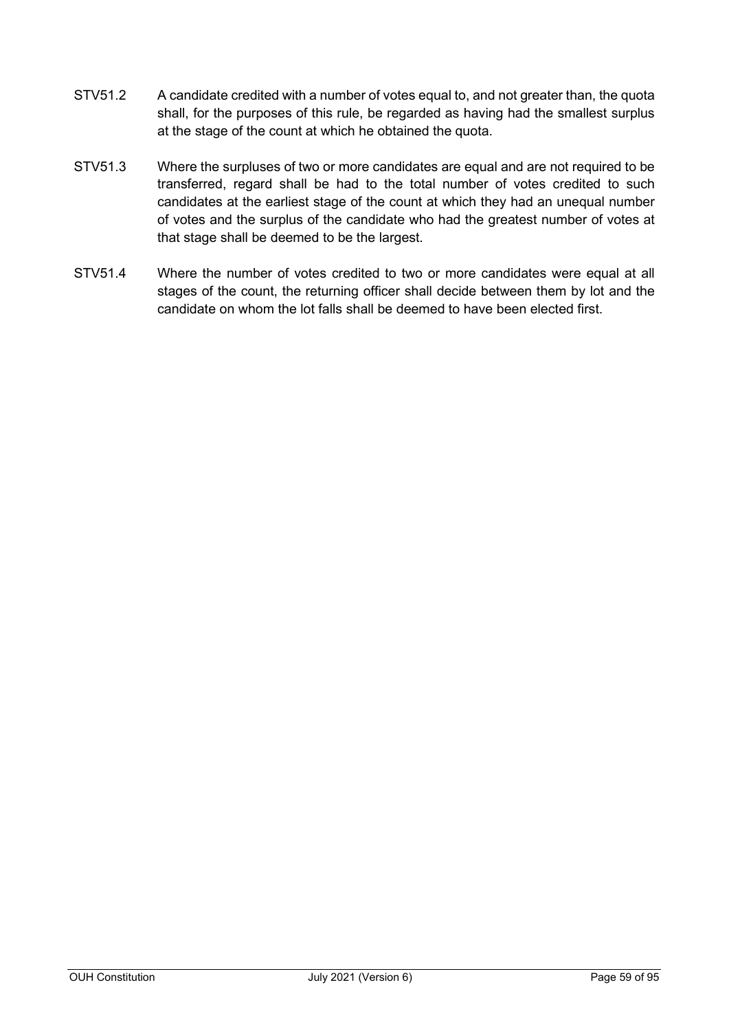STV51.2 A candidate credited with a number of votes equal to, and not greater than, the quota shall, for the purposes of this rule, be regarded as having had the smallest surplus at the stage of the count at which he obtained the quota.

STV51.3 Where the surpluses of two or more candidates are equal and are not required to be transferred, regard shall be had to the total number of votes credited to such candidates at the earliest stage of the count at which they had an unequal number of votes and the surplus of the candidate who had the greatest number of votes at that stage shall be deemed to be the largest.

STV51.4 Where the number of votes credited to two or more candidates were equal at all stages of the count, the returning officer shall decide between them by lot and the candidate on whom the lot falls shall be deemed to have been elected first.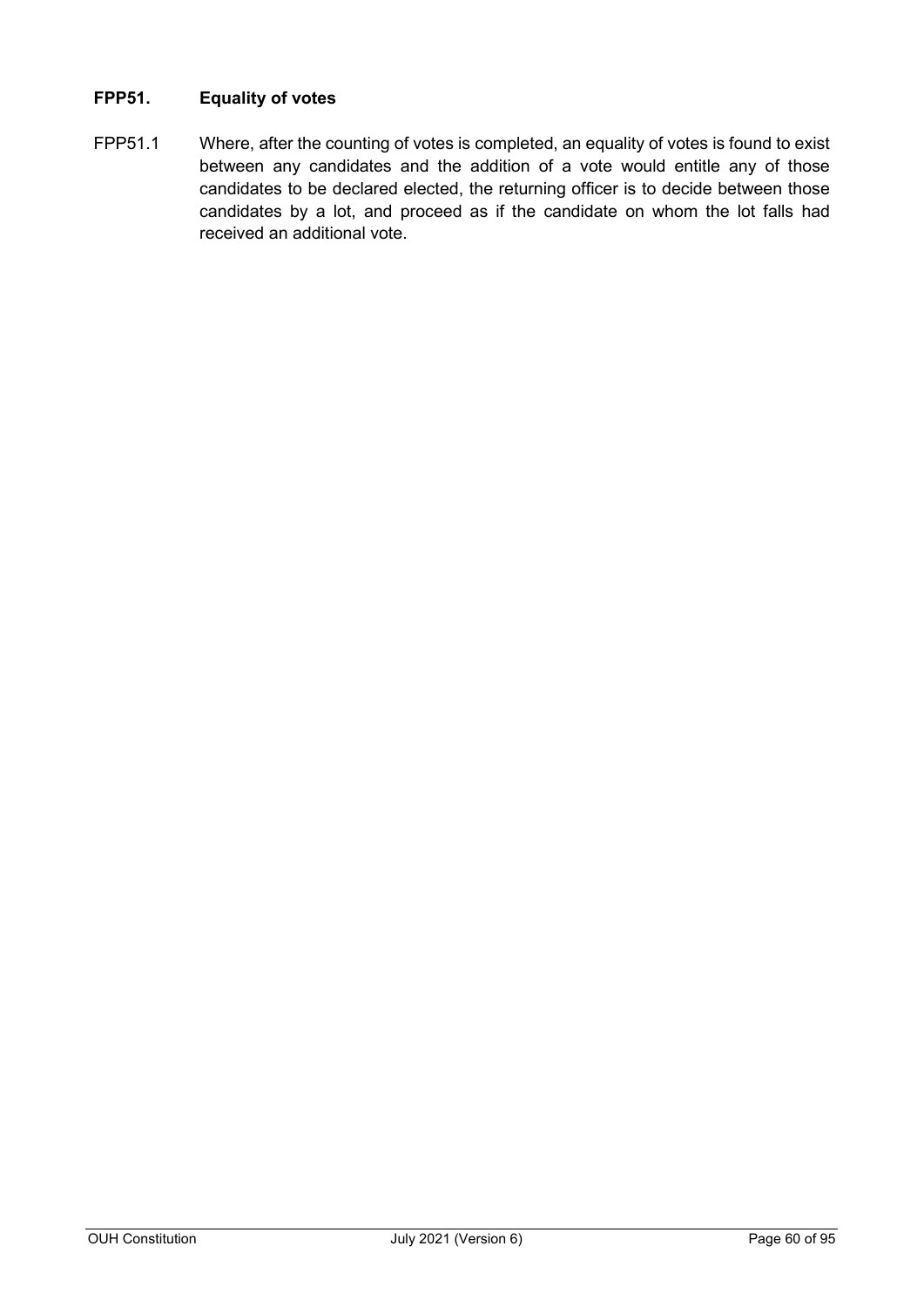### FPP51. Equality of votes

FPP51.1 Where, after the counting of votes is completed, an equality of votes is found to exist between any candidates and the addition of a vote would entitle any of those candidates to be declared elected, the returning officer is to decide between those candidates by a lot, and proceed as if the candidate on whom the lot falls had received an additional vote.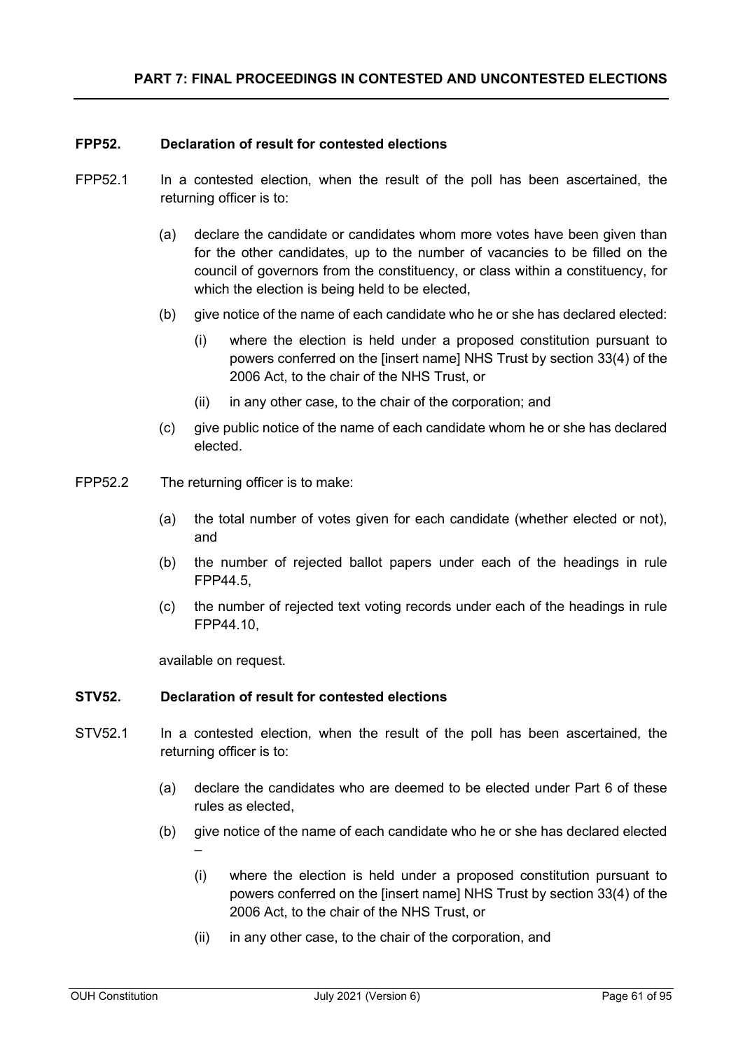## PART 7: FINAL PROCEEDINGS IN CONTESTED AND UNCONTESTED ELECTIONS

**FPP52. Declaration of result for contested elections**

FPP52.1 In a contested election, when the result of the poll has been ascertained, the returning officer is to:

(a) declare the candidate or candidates whom more votes have been given than for the other candidates, up to the number of vacancies to be filled on the council of governors from the constituency, or class within a constituency, for which the election is being held to be elected,

(b) give notice of the name of each candidate who he or she has declared elected:

(i) where the election is held under a proposed constitution pursuant to powers conferred on the [insert name] NHS Trust by section 33(4) of the 2006 Act, to the chair of the NHS Trust, or

(ii) in any other case, to the chair of the corporation; and

(c) give public notice of the name of each candidate whom he or she has declared elected.

FPP52.2 The returning officer is to make:

(a) the total number of votes given for each candidate (whether elected or not), and

(b) the number of rejected ballot papers under each of the headings in rule FPP44.5,

(c) the number of rejected text voting records under each of the headings in rule FPP44.10,

available on request.

**STV52. Declaration of result for contested elections**

STV52.1 In a contested election, when the result of the poll has been ascertained, the returning officer is to:

(a) declare the candidates who are deemed to be elected under Part 6 of these rules as elected,

(b) give notice of the name of each candidate who he or she has declared elected –

(i) where the election is held under a proposed constitution pursuant to powers conferred on the [insert name] NHS Trust by section 33(4) of the 2006 Act, to the chair of the NHS Trust, or

(ii) in any other case, to the chair of the corporation, and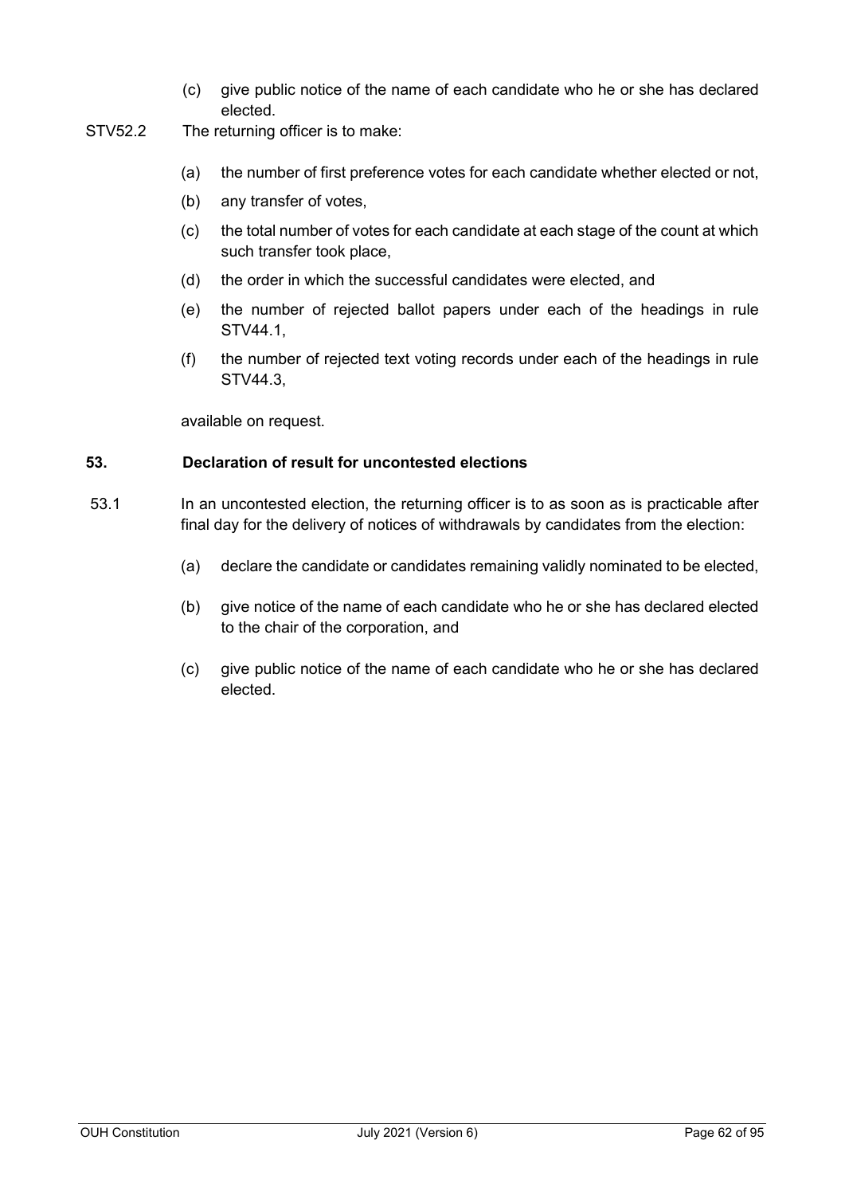(c) give public notice of the name of each candidate who he or she has declared elected.

STV52.2 The returning officer is to make:

(a) the number of first preference votes for each candidate whether elected or not,

(b) any transfer of votes,

(c) the total number of votes for each candidate at each stage of the count at which such transfer took place,

(d) the order in which the successful candidates were elected, and

(e) the number of rejected ballot papers under each of the headings in rule STV44.1,

(f) the number of rejected text voting records under each of the headings in rule STV44.3,

available on request.

### 53. Declaration of result for uncontested elections

53.1 In an uncontested election, the returning officer is to as soon as is practicable after final day for the delivery of notices of withdrawals by candidates from the election:

(a) declare the candidate or candidates remaining validly nominated to be elected,

(b) give notice of the name of each candidate who he or she has declared elected to the chair of the corporation, and

(c) give public notice of the name of each candidate who he or she has declared elected.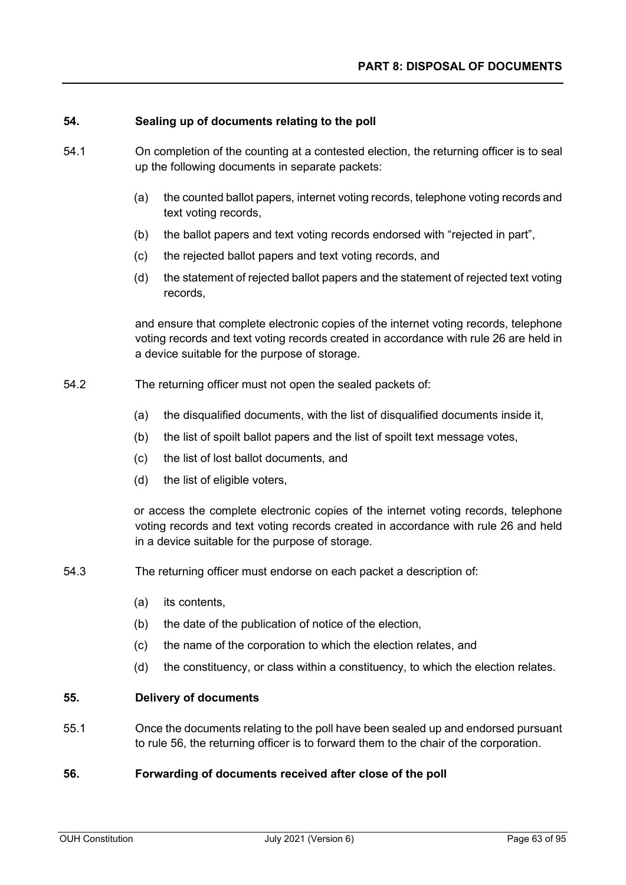## PART 8: DISPOSAL OF DOCUMENTS

### 54. Sealing up of documents relating to the poll

54.1 On completion of the counting at a contested election, the returning officer is to seal up the following documents in separate packets:

(a) the counted ballot papers, internet voting records, telephone voting records and text voting records,

(b) the ballot papers and text voting records endorsed with "rejected in part",

(c) the rejected ballot papers and text voting records, and

(d) the statement of rejected ballot papers and the statement of rejected text voting records,

and ensure that complete electronic copies of the internet voting records, telephone voting records and text voting records created in accordance with rule 26 are held in a device suitable for the purpose of storage.

54.2 The returning officer must not open the sealed packets of:

(a) the disqualified documents, with the list of disqualified documents inside it,

(b) the list of spoilt ballot papers and the list of spoilt text message votes,

(c) the list of lost ballot documents, and

(d) the list of eligible voters,

or access the complete electronic copies of the internet voting records, telephone voting records and text voting records created in accordance with rule 26 and held in a device suitable for the purpose of storage.

54.3 The returning officer must endorse on each packet a description of:

(a) its contents,

(b) the date of the publication of notice of the election,

(c) the name of the corporation to which the election relates, and

(d) the constituency, or class within a constituency, to which the election relates.

### 55. Delivery of documents

55.1 Once the documents relating to the poll have been sealed up and endorsed pursuant to rule 56, the returning officer is to forward them to the chair of the corporation.

### 56. Forwarding of documents received after close of the poll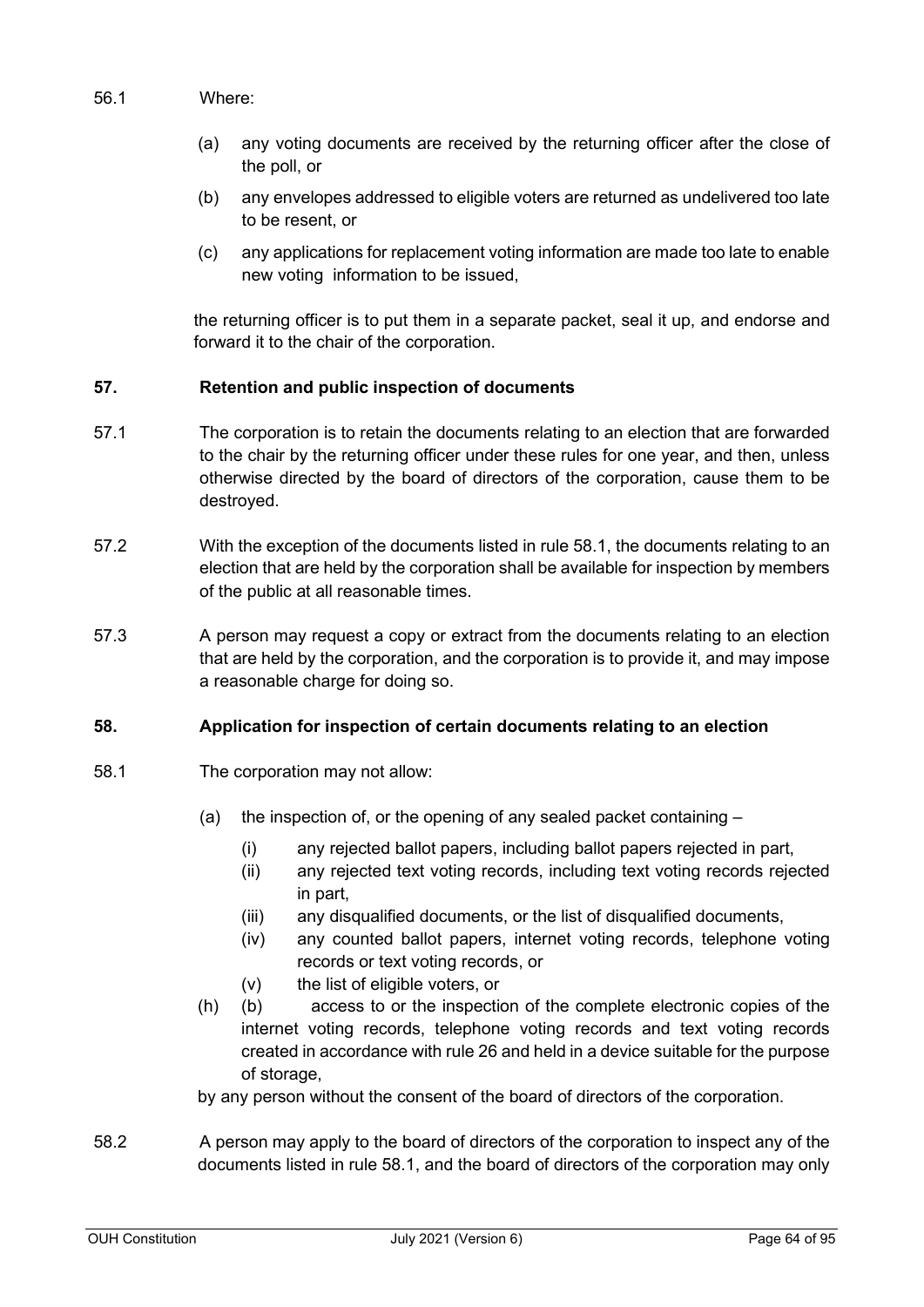56.1 Where:

(a) any voting documents are received by the returning officer after the close of the poll, or

(b) any envelopes addressed to eligible voters are returned as undelivered too late to be resent, or

(c) any applications for replacement voting information are made too late to enable new voting information to be issued,

the returning officer is to put them in a separate packet, seal it up, and endorse and forward it to the chair of the corporation.

**57. Retention and public inspection of documents**

57.1 The corporation is to retain the documents relating to an election that are forwarded to the chair by the returning officer under these rules for one year, and then, unless otherwise directed by the board of directors of the corporation, cause them to be destroyed.

57.2 With the exception of the documents listed in rule 58.1, the documents relating to an election that are held by the corporation shall be available for inspection by members of the public at all reasonable times.

57.3 A person may request a copy or extract from the documents relating to an election that are held by the corporation, and the corporation is to provide it, and may impose a reasonable charge for doing so.

**58. Application for inspection of certain documents relating to an election**

58.1 The corporation may not allow:

(a) the inspection of, or the opening of any sealed packet containing –

(i) any rejected ballot papers, including ballot papers rejected in part,
(ii) any rejected text voting records, including text voting records rejected in part,
(iii) any disqualified documents, or the list of disqualified documents,
(iv) any counted ballot papers, internet voting records, telephone voting records or text voting records, or
(v) the list of eligible voters, or

(h) (b) access to or the inspection of the complete electronic copies of the internet voting records, telephone voting records and text voting records created in accordance with rule 26 and held in a device suitable for the purpose of storage,

by any person without the consent of the board of directors of the corporation.

58.2 A person may apply to the board of directors of the corporation to inspect any of the documents listed in rule 58.1, and the board of directors of the corporation may only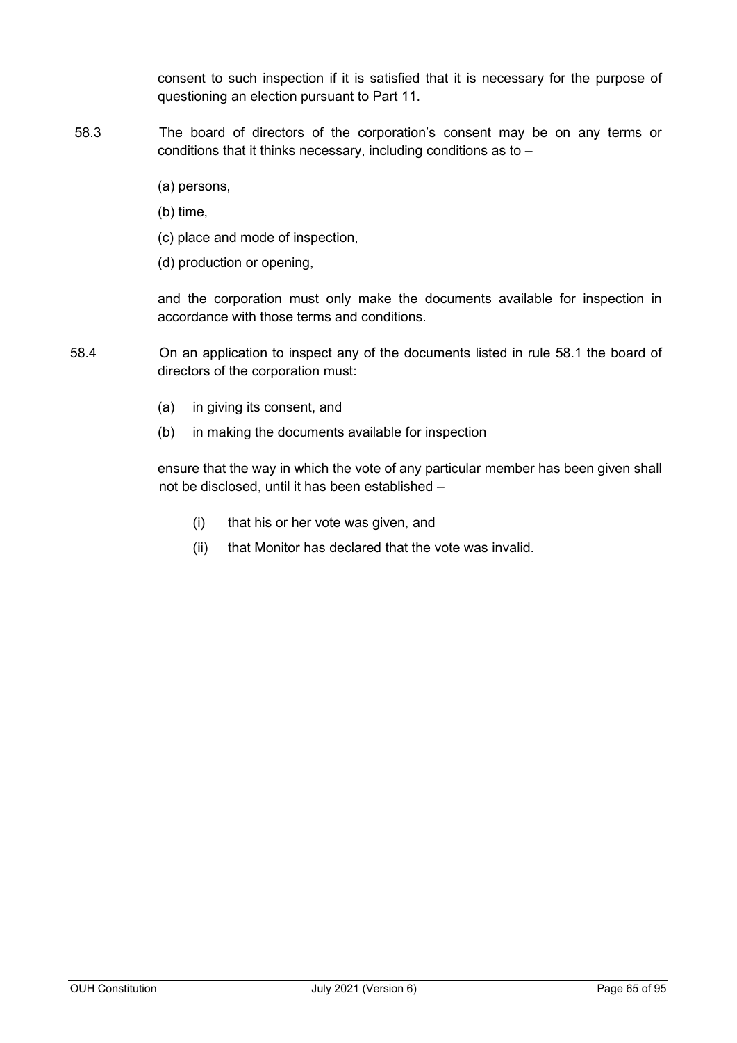consent to such inspection if it is satisfied that it is necessary for the purpose of questioning an election pursuant to Part 11.

58.3 The board of directors of the corporation's consent may be on any terms or conditions that it thinks necessary, including conditions as to –

(a) persons,

(b) time,

(c) place and mode of inspection,

(d) production or opening,

and the corporation must only make the documents available for inspection in accordance with those terms and conditions.

58.4 On an application to inspect any of the documents listed in rule 58.1 the board of directors of the corporation must:

(a) in giving its consent, and

(b) in making the documents available for inspection

ensure that the way in which the vote of any particular member has been given shall not be disclosed, until it has been established –

(i) that his or her vote was given, and

(ii) that Monitor has declared that the vote was invalid.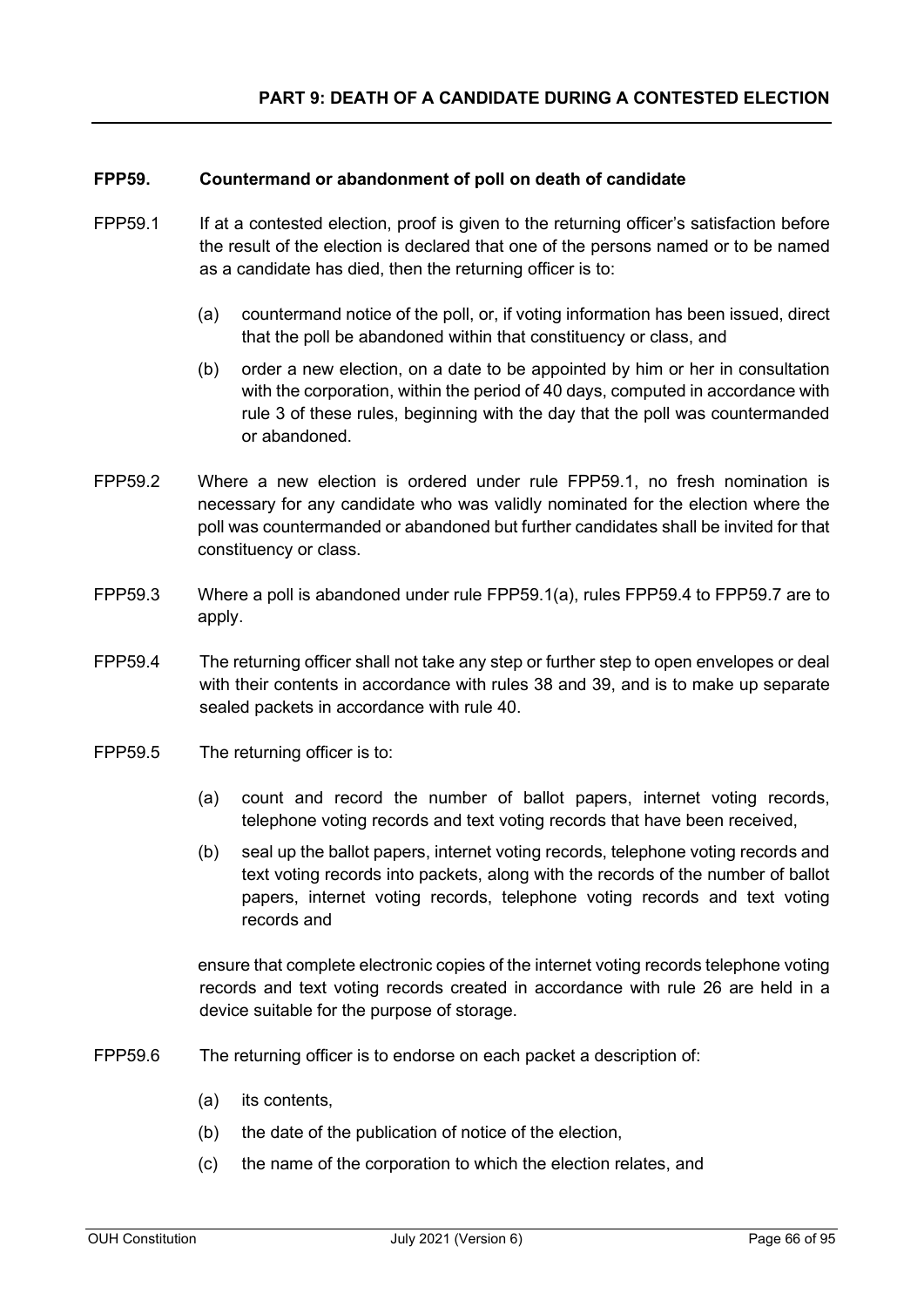## PART 9: DEATH OF A CANDIDATE DURING A CONTESTED ELECTION

**FPP59. Countermand or abandonment of poll on death of candidate**

FPP59.1 If at a contested election, proof is given to the returning officer's satisfaction before the result of the election is declared that one of the persons named or to be named as a candidate has died, then the returning officer is to:

(a) countermand notice of the poll, or, if voting information has been issued, direct that the poll be abandoned within that constituency or class, and

(b) order a new election, on a date to be appointed by him or her in consultation with the corporation, within the period of 40 days, computed in accordance with rule 3 of these rules, beginning with the day that the poll was countermanded or abandoned.

FPP59.2 Where a new election is ordered under rule FPP59.1, no fresh nomination is necessary for any candidate who was validly nominated for the election where the poll was countermanded or abandoned but further candidates shall be invited for that constituency or class.

FPP59.3 Where a poll is abandoned under rule FPP59.1(a), rules FPP59.4 to FPP59.7 are to apply.

FPP59.4 The returning officer shall not take any step or further step to open envelopes or deal with their contents in accordance with rules 38 and 39, and is to make up separate sealed packets in accordance with rule 40.

FPP59.5 The returning officer is to:

(a) count and record the number of ballot papers, internet voting records, telephone voting records and text voting records that have been received,

(b) seal up the ballot papers, internet voting records, telephone voting records and text voting records into packets, along with the records of the number of ballot papers, internet voting records, telephone voting records and text voting records and

ensure that complete electronic copies of the internet voting records telephone voting records and text voting records created in accordance with rule 26 are held in a device suitable for the purpose of storage.

FPP59.6 The returning officer is to endorse on each packet a description of:

(a) its contents,

(b) the date of the publication of notice of the election,

(c) the name of the corporation to which the election relates, and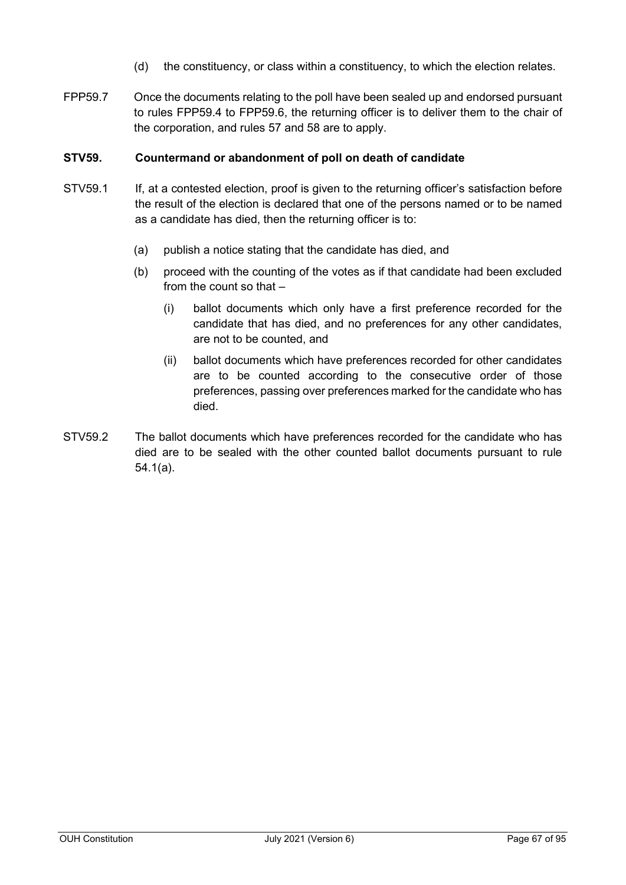(d) the constituency, or class within a constituency, to which the election relates.

FPP59.7 Once the documents relating to the poll have been sealed up and endorsed pursuant to rules FPP59.4 to FPP59.6, the returning officer is to deliver them to the chair of the corporation, and rules 57 and 58 are to apply.

**STV59. Countermand or abandonment of poll on death of candidate**

STV59.1 If, at a contested election, proof is given to the returning officer's satisfaction before the result of the election is declared that one of the persons named or to be named as a candidate has died, then the returning officer is to:

(a) publish a notice stating that the candidate has died, and

(b) proceed with the counting of the votes as if that candidate had been excluded from the count so that –

(i) ballot documents which only have a first preference recorded for the candidate that has died, and no preferences for any other candidates, are not to be counted, and

(ii) ballot documents which have preferences recorded for other candidates are to be counted according to the consecutive order of those preferences, passing over preferences marked for the candidate who has died.

STV59.2 The ballot documents which have preferences recorded for the candidate who has died are to be sealed with the other counted ballot documents pursuant to rule 54.1(a).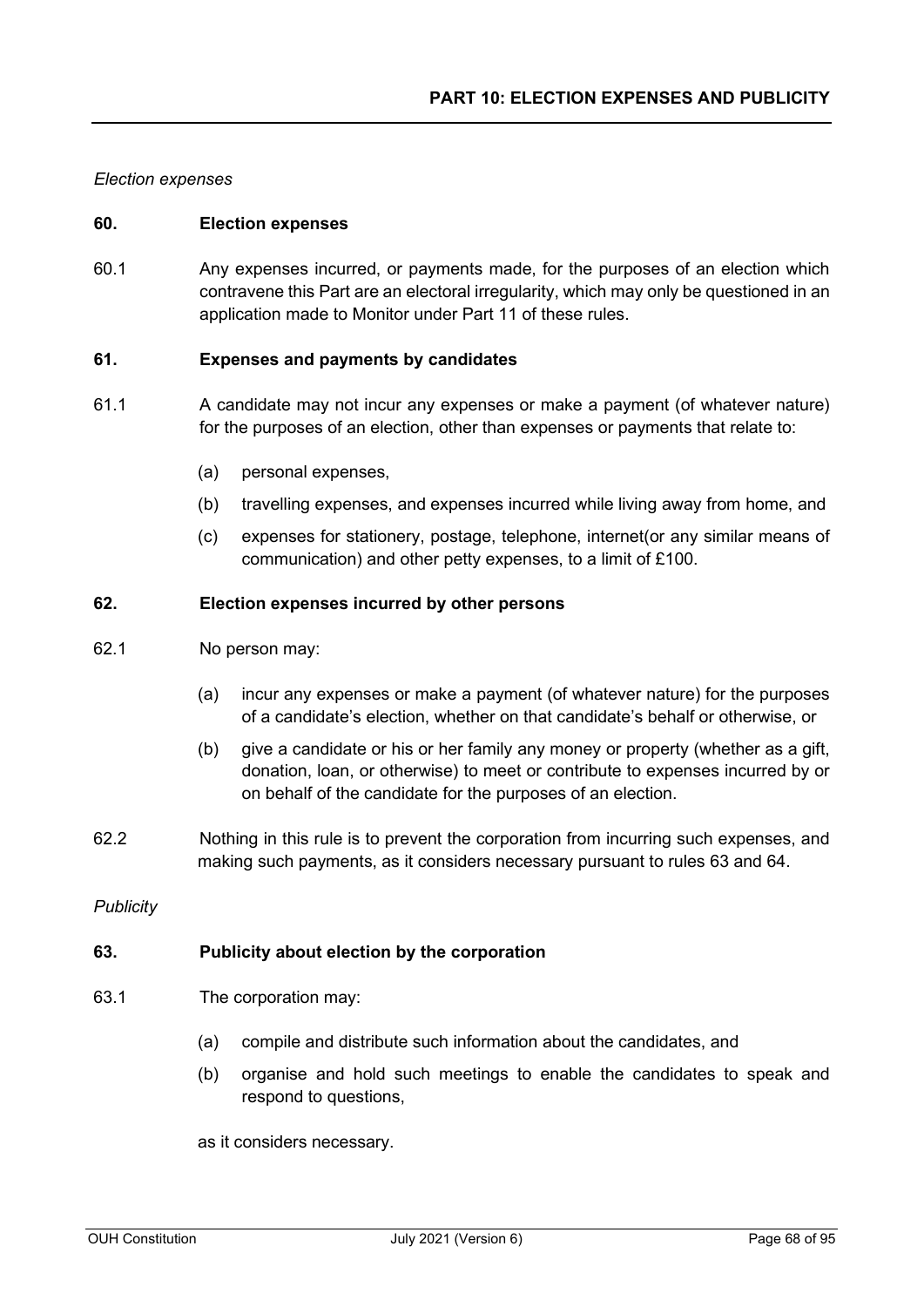## PART 10: ELECTION EXPENSES AND PUBLICITY

*Election expenses*

### 60. Election expenses

60.1 Any expenses incurred, or payments made, for the purposes of an election which contravene this Part are an electoral irregularity, which may only be questioned in an application made to Monitor under Part 11 of these rules.

### 61. Expenses and payments by candidates

61.1 A candidate may not incur any expenses or make a payment (of whatever nature) for the purposes of an election, other than expenses or payments that relate to:

- (a) personal expenses,
- (b) travelling expenses, and expenses incurred while living away from home, and
- (c) expenses for stationery, postage, telephone, internet(or any similar means of communication) and other petty expenses, to a limit of £100.

### 62. Election expenses incurred by other persons

62.1 No person may:

- (a) incur any expenses or make a payment (of whatever nature) for the purposes of a candidate's election, whether on that candidate's behalf or otherwise, or
- (b) give a candidate or his or her family any money or property (whether as a gift, donation, loan, or otherwise) to meet or contribute to expenses incurred by or on behalf of the candidate for the purposes of an election.

62.2 Nothing in this rule is to prevent the corporation from incurring such expenses, and making such payments, as it considers necessary pursuant to rules 63 and 64.

*Publicity*

### 63. Publicity about election by the corporation

63.1 The corporation may:

- (a) compile and distribute such information about the candidates, and
- (b) organise and hold such meetings to enable the candidates to speak and respond to questions,

as it considers necessary.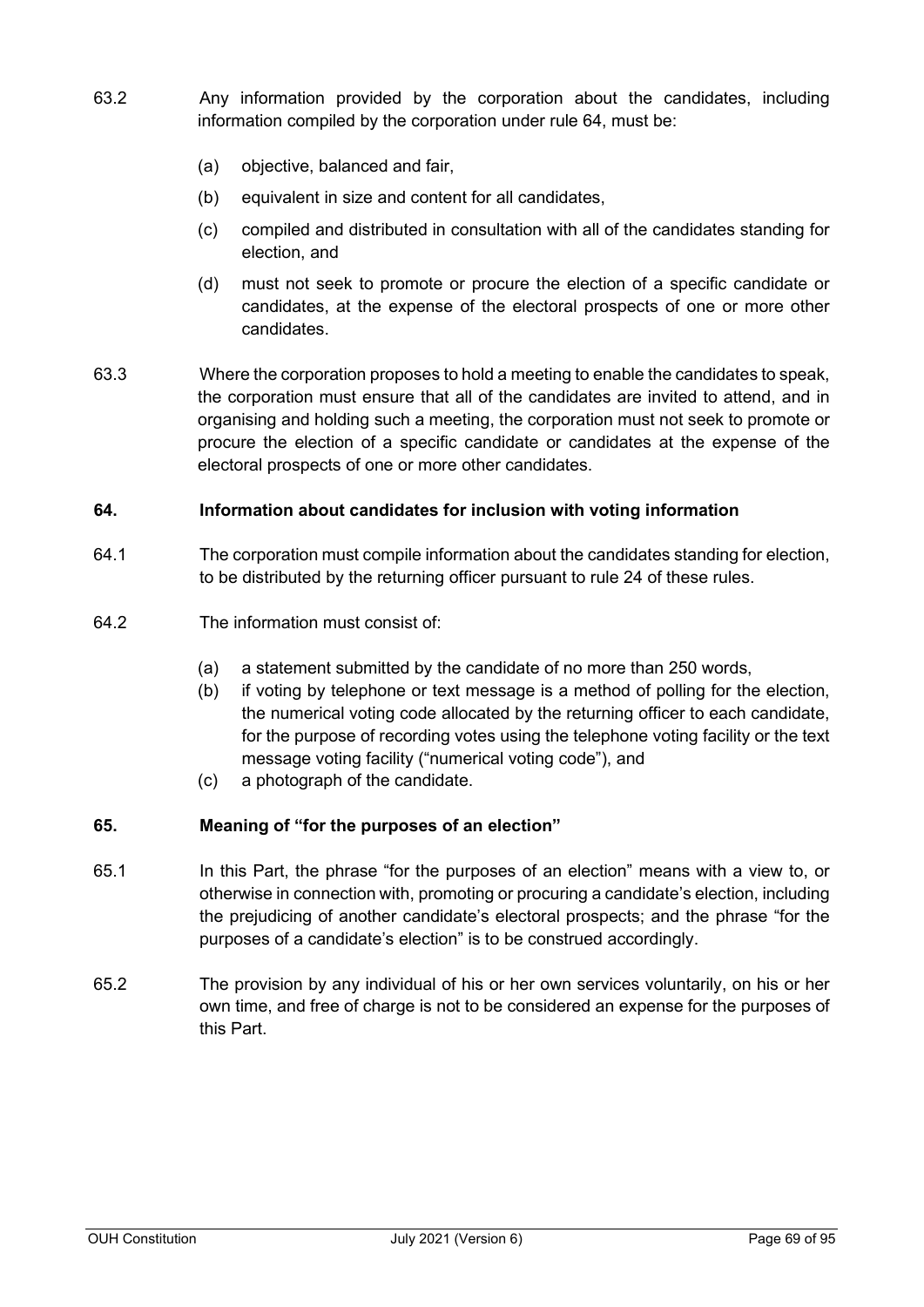63.2 Any information provided by the corporation about the candidates, including information compiled by the corporation under rule 64, must be:

(a) objective, balanced and fair,

(b) equivalent in size and content for all candidates,

(c) compiled and distributed in consultation with all of the candidates standing for election, and

(d) must not seek to promote or procure the election of a specific candidate or candidates, at the expense of the electoral prospects of one or more other candidates.

63.3 Where the corporation proposes to hold a meeting to enable the candidates to speak, the corporation must ensure that all of the candidates are invited to attend, and in organising and holding such a meeting, the corporation must not seek to promote or procure the election of a specific candidate or candidates at the expense of the electoral prospects of one or more other candidates.

## 64. Information about candidates for inclusion with voting information

64.1 The corporation must compile information about the candidates standing for election, to be distributed by the returning officer pursuant to rule 24 of these rules.

64.2 The information must consist of:

(a) a statement submitted by the candidate of no more than 250 words,
(b) if voting by telephone or text message is a method of polling for the election, the numerical voting code allocated by the returning officer to each candidate, for the purpose of recording votes using the telephone voting facility or the text message voting facility ("numerical voting code"), and
(c) a photograph of the candidate.

## 65. Meaning of "for the purposes of an election"

65.1 In this Part, the phrase "for the purposes of an election" means with a view to, or otherwise in connection with, promoting or procuring a candidate's election, including the prejudicing of another candidate's electoral prospects; and the phrase "for the purposes of a candidate's election" is to be construed accordingly.

65.2 The provision by any individual of his or her own services voluntarily, on his or her own time, and free of charge is not to be considered an expense for the purposes of this Part.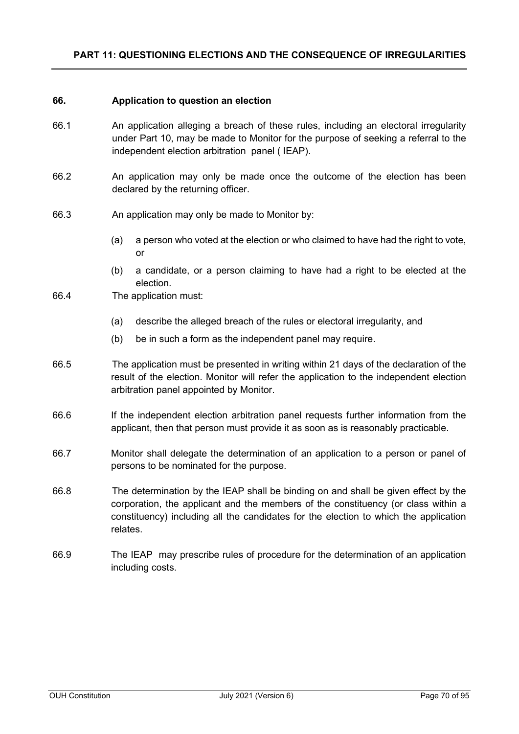## PART 11: QUESTIONING ELECTIONS AND THE CONSEQUENCE OF IRREGULARITIES

### 66. Application to question an election

66.1 An application alleging a breach of these rules, including an electoral irregularity under Part 10, may be made to Monitor for the purpose of seeking a referral to the independent election arbitration panel ( IEAP).

66.2 An application may only be made once the outcome of the election has been declared by the returning officer.

66.3 An application may only be made to Monitor by:

- (a) a person who voted at the election or who claimed to have had the right to vote, or
- (b) a candidate, or a person claiming to have had a right to be elected at the election.

66.4 The application must:

- (a) describe the alleged breach of the rules or electoral irregularity, and
- (b) be in such a form as the independent panel may require.

66.5 The application must be presented in writing within 21 days of the declaration of the result of the election. Monitor will refer the application to the independent election arbitration panel appointed by Monitor.

66.6 If the independent election arbitration panel requests further information from the applicant, then that person must provide it as soon as is reasonably practicable.

66.7 Monitor shall delegate the determination of an application to a person or panel of persons to be nominated for the purpose.

66.8 The determination by the IEAP shall be binding on and shall be given effect by the corporation, the applicant and the members of the constituency (or class within a constituency) including all the candidates for the election to which the application relates.

66.9 The IEAP may prescribe rules of procedure for the determination of an application including costs.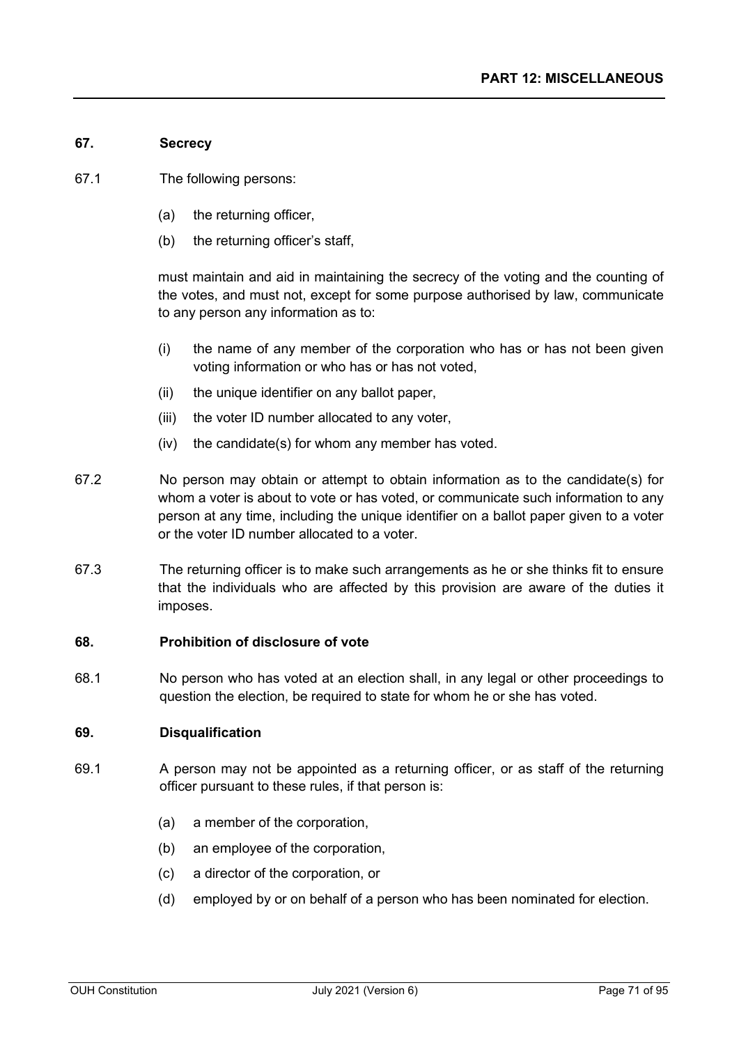## PART 12: MISCELLANEOUS

### 67. Secrecy

67.1 The following persons:

- (a) the returning officer,
- (b) the returning officer's staff,

must maintain and aid in maintaining the secrecy of the voting and the counting of the votes, and must not, except for some purpose authorised by law, communicate to any person any information as to:

- (i) the name of any member of the corporation who has or has not been given voting information or who has or has not voted,
- (ii) the unique identifier on any ballot paper,
- (iii) the voter ID number allocated to any voter,
- (iv) the candidate(s) for whom any member has voted.

67.2 No person may obtain or attempt to obtain information as to the candidate(s) for whom a voter is about to vote or has voted, or communicate such information to any person at any time, including the unique identifier on a ballot paper given to a voter or the voter ID number allocated to a voter.

67.3 The returning officer is to make such arrangements as he or she thinks fit to ensure that the individuals who are affected by this provision are aware of the duties it imposes.

### 68. Prohibition of disclosure of vote

68.1 No person who has voted at an election shall, in any legal or other proceedings to question the election, be required to state for whom he or she has voted.

### 69. Disqualification

69.1 A person may not be appointed as a returning officer, or as staff of the returning officer pursuant to these rules, if that person is:

- (a) a member of the corporation,
- (b) an employee of the corporation,
- (c) a director of the corporation, or
- (d) employed by or on behalf of a person who has been nominated for election.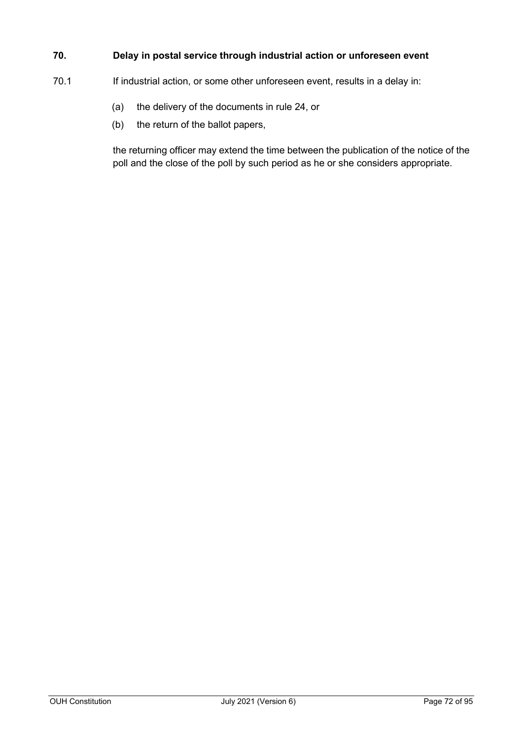**70. Delay in postal service through industrial action or unforeseen event**

70.1 If industrial action, or some other unforeseen event, results in a delay in:

(a) the delivery of the documents in rule 24, or

(b) the return of the ballot papers,

the returning officer may extend the time between the publication of the notice of the poll and the close of the poll by such period as he or she considers appropriate.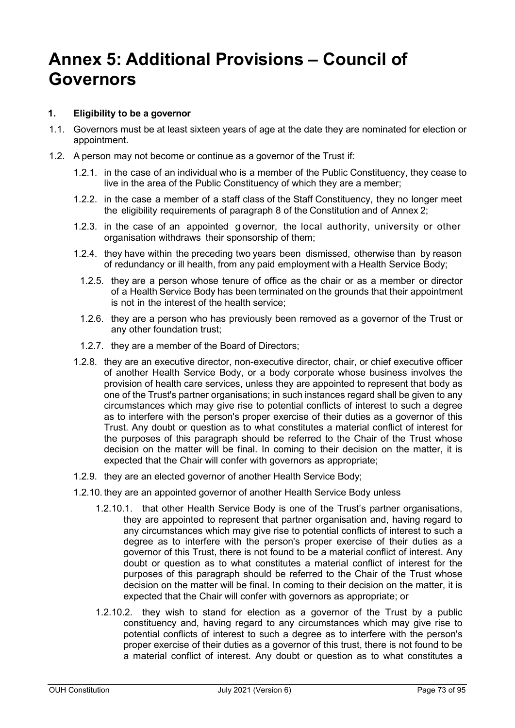# Annex 5: Additional Provisions – Council of Governors

**1. Eligibility to be a governor**

1.1. Governors must be at least sixteen years of age at the date they are nominated for election or appointment.

1.2. A person may not become or continue as a governor of the Trust if:

- 1.2.1. in the case of an individual who is a member of the Public Constituency, they cease to live in the area of the Public Constituency of which they are a member;
- 1.2.2. in the case a member of a staff class of the Staff Constituency, they no longer meet the eligibility requirements of paragraph 8 of the Constitution and of Annex 2;
- 1.2.3. in the case of an appointed governor, the local authority, university or other organisation withdraws their sponsorship of them;
- 1.2.4. they have within the preceding two years been dismissed, otherwise than by reason of redundancy or ill health, from any paid employment with a Health Service Body;
- 1.2.5. they are a person whose tenure of office as the chair or as a member or director of a Health Service Body has been terminated on the grounds that their appointment is not in the interest of the health service;
- 1.2.6. they are a person who has previously been removed as a governor of the Trust or any other foundation trust;
- 1.2.7. they are a member of the Board of Directors;
- 1.2.8. they are an executive director, non-executive director, chair, or chief executive officer of another Health Service Body, or a body corporate whose business involves the provision of health care services, unless they are appointed to represent that body as one of the Trust's partner organisations; in such instances regard shall be given to any circumstances which may give rise to potential conflicts of interest to such a degree as to interfere with the person's proper exercise of their duties as a governor of this Trust. Any doubt or question as to what constitutes a material conflict of interest for the purposes of this paragraph should be referred to the Chair of the Trust whose decision on the matter will be final. In coming to their decision on the matter, it is expected that the Chair will confer with governors as appropriate;
- 1.2.9. they are an elected governor of another Health Service Body;
- 1.2.10. they are an appointed governor of another Health Service Body unless
  - 1.2.10.1. that other Health Service Body is one of the Trust's partner organisations, they are appointed to represent that partner organisation and, having regard to any circumstances which may give rise to potential conflicts of interest to such a degree as to interfere with the person's proper exercise of their duties as a governor of this Trust, there is not found to be a material conflict of interest. Any doubt or question as to what constitutes a material conflict of interest for the purposes of this paragraph should be referred to the Chair of the Trust whose decision on the matter will be final. In coming to their decision on the matter, it is expected that the Chair will confer with governors as appropriate; or
  - 1.2.10.2. they wish to stand for election as a governor of the Trust by a public constituency and, having regard to any circumstances which may give rise to potential conflicts of interest to such a degree as to interfere with the person's proper exercise of their duties as a governor of this trust, there is not found to be a material conflict of interest. Any doubt or question as to what constitutes a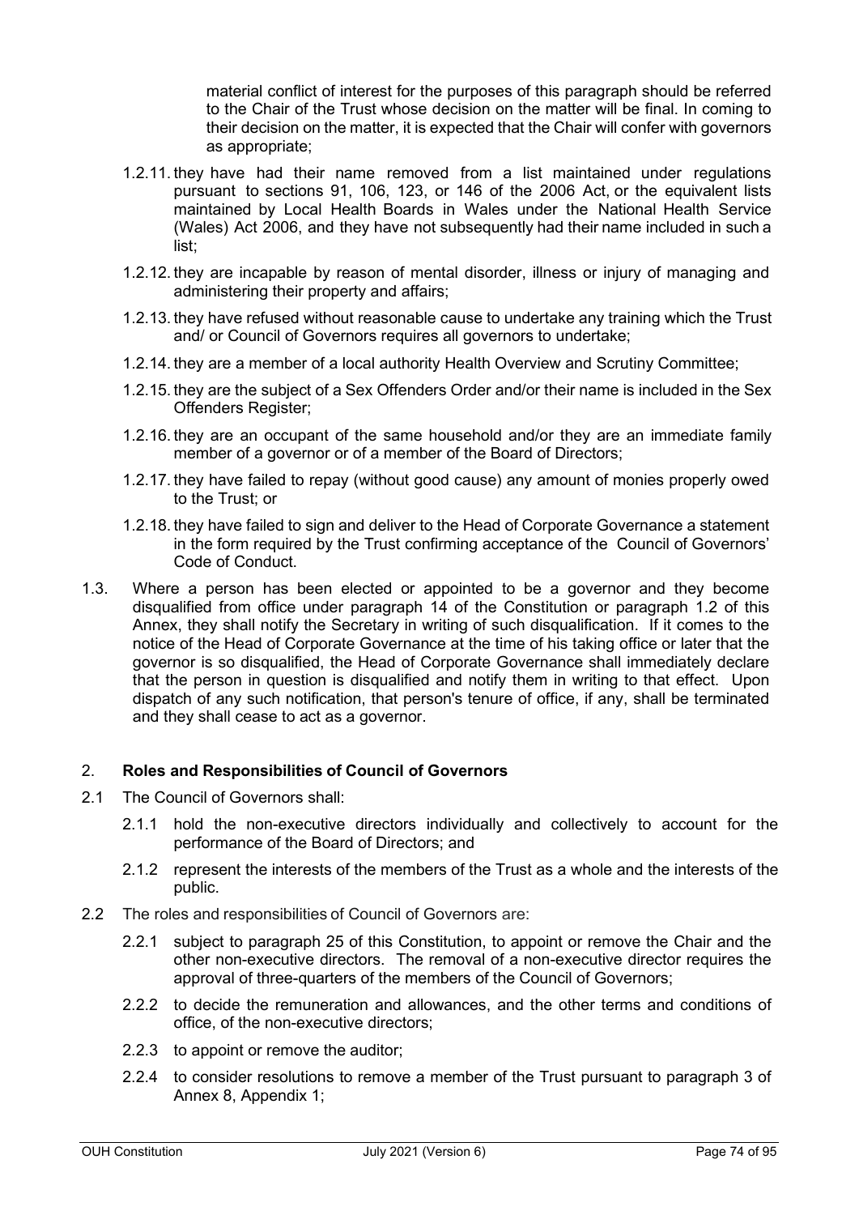material conflict of interest for the purposes of this paragraph should be referred to the Chair of the Trust whose decision on the matter will be final. In coming to their decision on the matter, it is expected that the Chair will confer with governors as appropriate;

1.2.11. they have had their name removed from a list maintained under regulations pursuant to sections 91, 106, 123, or 146 of the 2006 Act, or the equivalent lists maintained by Local Health Boards in Wales under the National Health Service (Wales) Act 2006, and they have not subsequently had their name included in such a list;

1.2.12. they are incapable by reason of mental disorder, illness or injury of managing and administering their property and affairs;

1.2.13. they have refused without reasonable cause to undertake any training which the Trust and/ or Council of Governors requires all governors to undertake;

1.2.14. they are a member of a local authority Health Overview and Scrutiny Committee;

1.2.15. they are the subject of a Sex Offenders Order and/or their name is included in the Sex Offenders Register;

1.2.16. they are an occupant of the same household and/or they are an immediate family member of a governor or of a member of the Board of Directors;

1.2.17. they have failed to repay (without good cause) any amount of monies properly owed to the Trust; or

1.2.18. they have failed to sign and deliver to the Head of Corporate Governance a statement in the form required by the Trust confirming acceptance of the Council of Governors' Code of Conduct.

1.3. Where a person has been elected or appointed to be a governor and they become disqualified from office under paragraph 14 of the Constitution or paragraph 1.2 of this Annex, they shall notify the Secretary in writing of such disqualification. If it comes to the notice of the Head of Corporate Governance at the time of his taking office or later that the governor is so disqualified, the Head of Corporate Governance shall immediately declare that the person in question is disqualified and notify them in writing to that effect. Upon dispatch of any such notification, that person's tenure of office, if any, shall be terminated and they shall cease to act as a governor.

## 2. **Roles and Responsibilities of Council of Governors**

2.1 The Council of Governors shall:

2.1.1 hold the non-executive directors individually and collectively to account for the performance of the Board of Directors; and

2.1.2 represent the interests of the members of the Trust as a whole and the interests of the public.

2.2 The roles and responsibilities of Council of Governors are:

2.2.1 subject to paragraph 25 of this Constitution, to appoint or remove the Chair and the other non-executive directors. The removal of a non-executive director requires the approval of three-quarters of the members of the Council of Governors;

2.2.2 to decide the remuneration and allowances, and the other terms and conditions of office, of the non-executive directors;

2.2.3 to appoint or remove the auditor;

2.2.4 to consider resolutions to remove a member of the Trust pursuant to paragraph 3 of Annex 8, Appendix 1;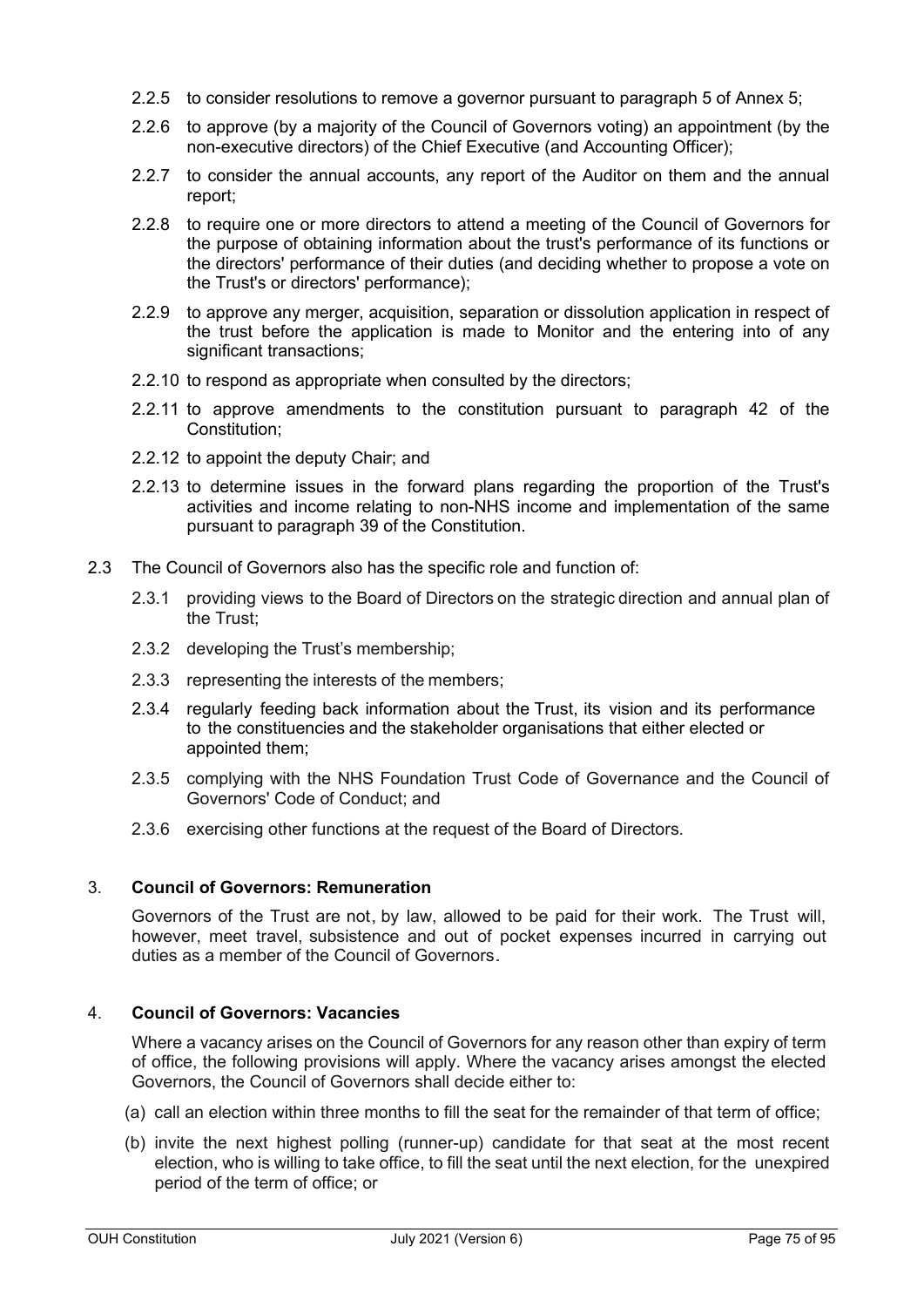2.2.5 to consider resolutions to remove a governor pursuant to paragraph 5 of Annex 5;

2.2.6 to approve (by a majority of the Council of Governors voting) an appointment (by the non-executive directors) of the Chief Executive (and Accounting Officer);

2.2.7 to consider the annual accounts, any report of the Auditor on them and the annual report;

2.2.8 to require one or more directors to attend a meeting of the Council of Governors for the purpose of obtaining information about the trust's performance of its functions or the directors' performance of their duties (and deciding whether to propose a vote on the Trust's or directors' performance);

2.2.9 to approve any merger, acquisition, separation or dissolution application in respect of the trust before the application is made to Monitor and the entering into of any significant transactions;

2.2.10 to respond as appropriate when consulted by the directors;

2.2.11 to approve amendments to the constitution pursuant to paragraph 42 of the Constitution;

2.2.12 to appoint the deputy Chair; and

2.2.13 to determine issues in the forward plans regarding the proportion of the Trust's activities and income relating to non-NHS income and implementation of the same pursuant to paragraph 39 of the Constitution.

2.3 The Council of Governors also has the specific role and function of:

2.3.1 providing views to the Board of Directors on the strategic direction and annual plan of the Trust;

2.3.2 developing the Trust's membership;

2.3.3 representing the interests of the members;

2.3.4 regularly feeding back information about the Trust, its vision and its performance to the constituencies and the stakeholder organisations that either elected or appointed them;

2.3.5 complying with the NHS Foundation Trust Code of Governance and the Council of Governors' Code of Conduct; and

2.3.6 exercising other functions at the request of the Board of Directors.

## 3. **Council of Governors: Remuneration**

Governors of the Trust are not, by law, allowed to be paid for their work. The Trust will, however, meet travel, subsistence and out of pocket expenses incurred in carrying out duties as a member of the Council of Governors.

## 4. **Council of Governors: Vacancies**

Where a vacancy arises on the Council of Governors for any reason other than expiry of term of office, the following provisions will apply. Where the vacancy arises amongst the elected Governors, the Council of Governors shall decide either to:

(a) call an election within three months to fill the seat for the remainder of that term of office;

(b) invite the next highest polling (runner-up) candidate for that seat at the most recent election, who is willing to take office, to fill the seat until the next election, for the unexpired period of the term of office; or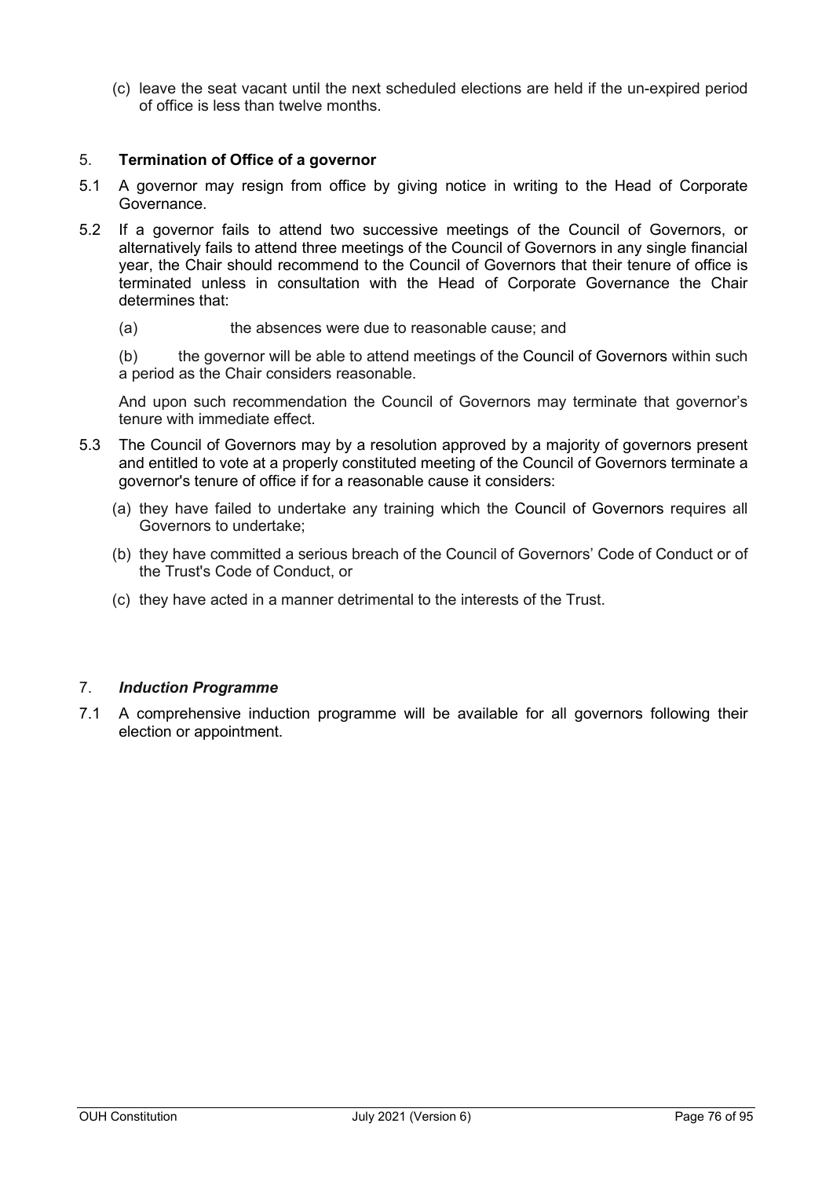(c) leave the seat vacant until the next scheduled elections are held if the un-expired period of office is less than twelve months.

## 5. Termination of Office of a governor

5.1 A governor may resign from office by giving notice in writing to the Head of Corporate Governance.

5.2 If a governor fails to attend two successive meetings of the Council of Governors, or alternatively fails to attend three meetings of the Council of Governors in any single financial year, the Chair should recommend to the Council of Governors that their tenure of office is terminated unless in consultation with the Head of Corporate Governance the Chair determines that:

(a) the absences were due to reasonable cause; and

(b) the governor will be able to attend meetings of the Council of Governors within such a period as the Chair considers reasonable.

And upon such recommendation the Council of Governors may terminate that governor's tenure with immediate effect.

5.3 The Council of Governors may by a resolution approved by a majority of governors present and entitled to vote at a properly constituted meeting of the Council of Governors terminate a governor's tenure of office if for a reasonable cause it considers:

(a) they have failed to undertake any training which the Council of Governors requires all Governors to undertake;

(b) they have committed a serious breach of the Council of Governors' Code of Conduct or of the Trust's Code of Conduct, or

(c) they have acted in a manner detrimental to the interests of the Trust.

## 7. *Induction Programme*

7.1 A comprehensive induction programme will be available for all governors following their election or appointment.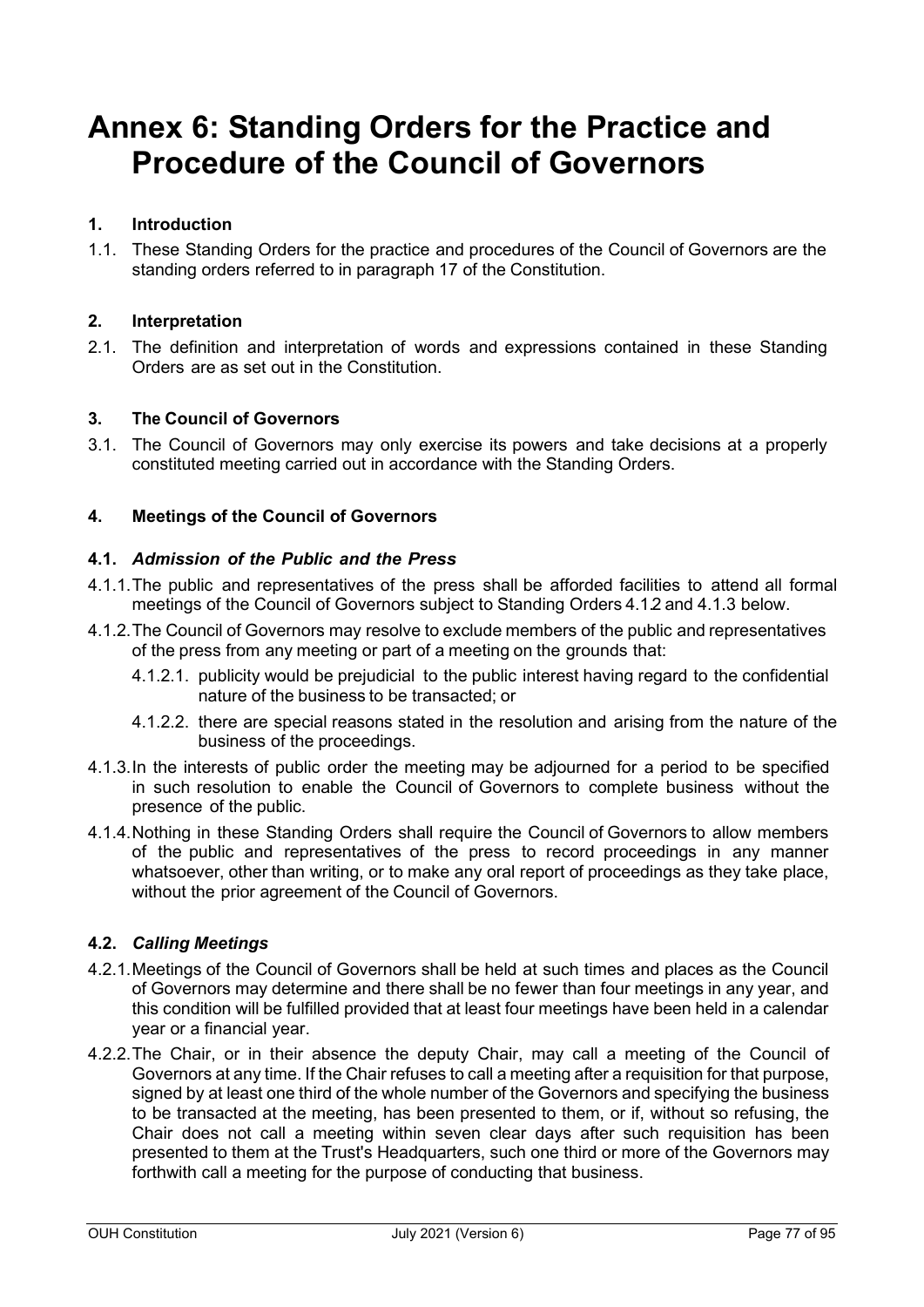# Annex 6: Standing Orders for the Practice and Procedure of the Council of Governors

## 1. Introduction

1.1. These Standing Orders for the practice and procedures of the Council of Governors are the standing orders referred to in paragraph 17 of the Constitution.

## 2. Interpretation

2.1. The definition and interpretation of words and expressions contained in these Standing Orders are as set out in the Constitution.

## 3. The Council of Governors

3.1. The Council of Governors may only exercise its powers and take decisions at a properly constituted meeting carried out in accordance with the Standing Orders.

## 4. Meetings of the Council of Governors

### 4.1. *Admission of the Public and the Press*

4.1.1. The public and representatives of the press shall be afforded facilities to attend all formal meetings of the Council of Governors subject to Standing Orders 4.1.2 and 4.1.3 below.

4.1.2. The Council of Governors may resolve to exclude members of the public and representatives of the press from any meeting or part of a meeting on the grounds that:

- 4.1.2.1. publicity would be prejudicial to the public interest having regard to the confidential nature of the business to be transacted; or
- 4.1.2.2. there are special reasons stated in the resolution and arising from the nature of the business of the proceedings.

4.1.3. In the interests of public order the meeting may be adjourned for a period to be specified in such resolution to enable the Council of Governors to complete business without the presence of the public.

4.1.4. Nothing in these Standing Orders shall require the Council of Governors to allow members of the public and representatives of the press to record proceedings in any manner whatsoever, other than writing, or to make any oral report of proceedings as they take place, without the prior agreement of the Council of Governors.

### 4.2. *Calling Meetings*

4.2.1. Meetings of the Council of Governors shall be held at such times and places as the Council of Governors may determine and there shall be no fewer than four meetings in any year, and this condition will be fulfilled provided that at least four meetings have been held in a calendar year or a financial year.

4.2.2. The Chair, or in their absence the deputy Chair, may call a meeting of the Council of Governors at any time. If the Chair refuses to call a meeting after a requisition for that purpose, signed by at least one third of the whole number of the Governors and specifying the business to be transacted at the meeting, has been presented to them, or if, without so refusing, the Chair does not call a meeting within seven clear days after such requisition has been presented to them at the Trust's Headquarters, such one third or more of the Governors may forthwith call a meeting for the purpose of conducting that business.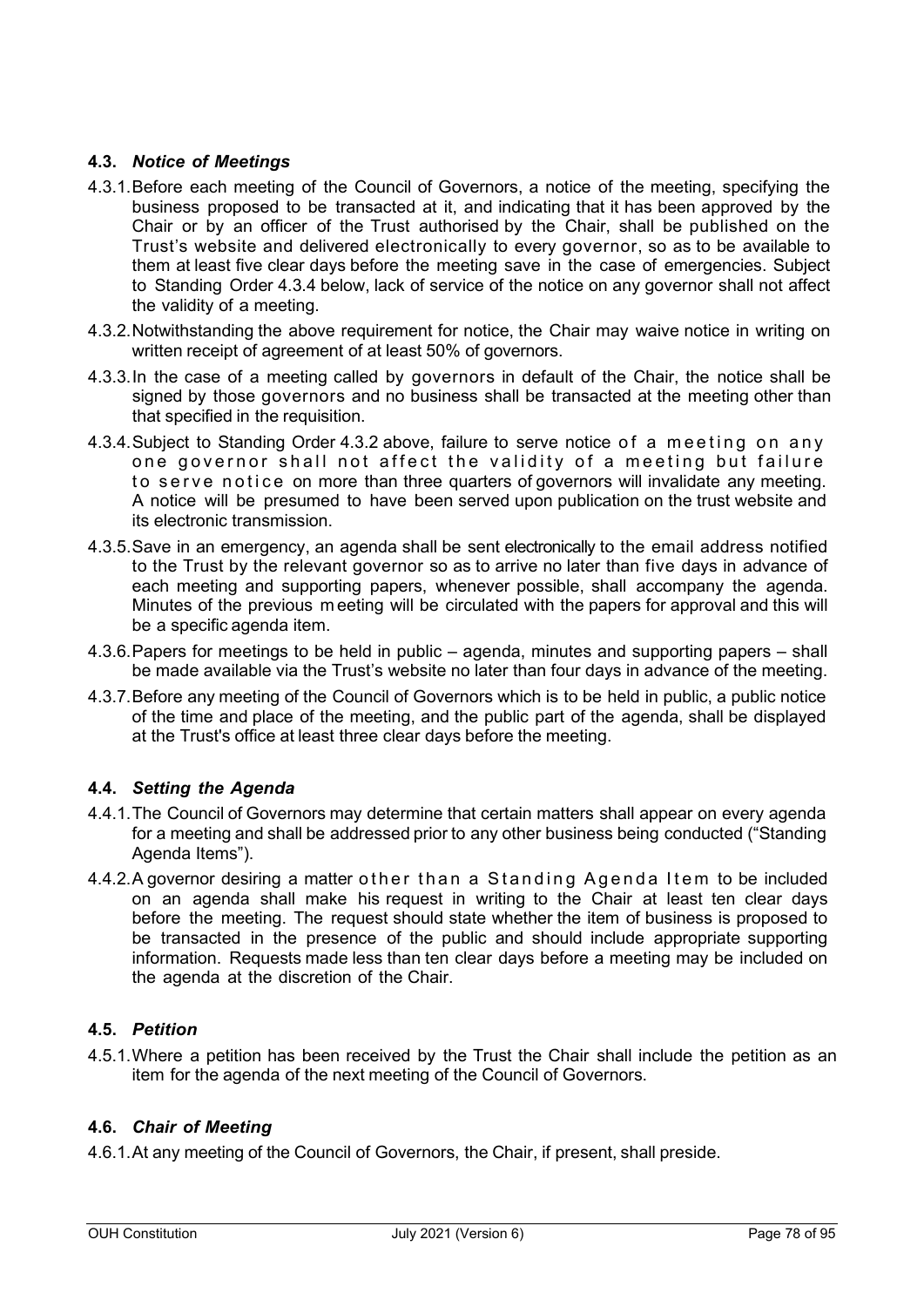### 4.3. *Notice of Meetings*

4.3.1. Before each meeting of the Council of Governors, a notice of the meeting, specifying the business proposed to be transacted at it, and indicating that it has been approved by the Chair or by an officer of the Trust authorised by the Chair, shall be published on the Trust's website and delivered electronically to every governor, so as to be available to them at least five clear days before the meeting save in the case of emergencies. Subject to Standing Order 4.3.4 below, lack of service of the notice on any governor shall not affect the validity of a meeting.

4.3.2. Notwithstanding the above requirement for notice, the Chair may waive notice in writing on written receipt of agreement of at least 50% of governors.

4.3.3. In the case of a meeting called by governors in default of the Chair, the notice shall be signed by those governors and no business shall be transacted at the meeting other than that specified in the requisition.

4.3.4. Subject to Standing Order 4.3.2 above, failure to serve notice of a meeting on any one governor shall not affect the validity of a meeting but failure to serve notice on more than three quarters of governors will invalidate any meeting. A notice will be presumed to have been served upon publication on the trust website and its electronic transmission.

4.3.5. Save in an emergency, an agenda shall be sent electronically to the email address notified to the Trust by the relevant governor so as to arrive no later than five days in advance of each meeting and supporting papers, whenever possible, shall accompany the agenda. Minutes of the previous meeting will be circulated with the papers for approval and this will be a specific agenda item.

4.3.6. Papers for meetings to be held in public – agenda, minutes and supporting papers – shall be made available via the Trust's website no later than four days in advance of the meeting.

4.3.7. Before any meeting of the Council of Governors which is to be held in public, a public notice of the time and place of the meeting, and the public part of the agenda, shall be displayed at the Trust's office at least three clear days before the meeting.

### 4.4. *Setting the Agenda*

4.4.1. The Council of Governors may determine that certain matters shall appear on every agenda for a meeting and shall be addressed prior to any other business being conducted ("Standing Agenda Items").

4.4.2. A governor desiring a matter other than a Standing Agenda Item to be included on an agenda shall make his request in writing to the Chair at least ten clear days before the meeting. The request should state whether the item of business is proposed to be transacted in the presence of the public and should include appropriate supporting information. Requests made less than ten clear days before a meeting may be included on the agenda at the discretion of the Chair.

### 4.5. *Petition*

4.5.1. Where a petition has been received by the Trust the Chair shall include the petition as an item for the agenda of the next meeting of the Council of Governors.

### 4.6. *Chair of Meeting*

4.6.1. At any meeting of the Council of Governors, the Chair, if present, shall preside.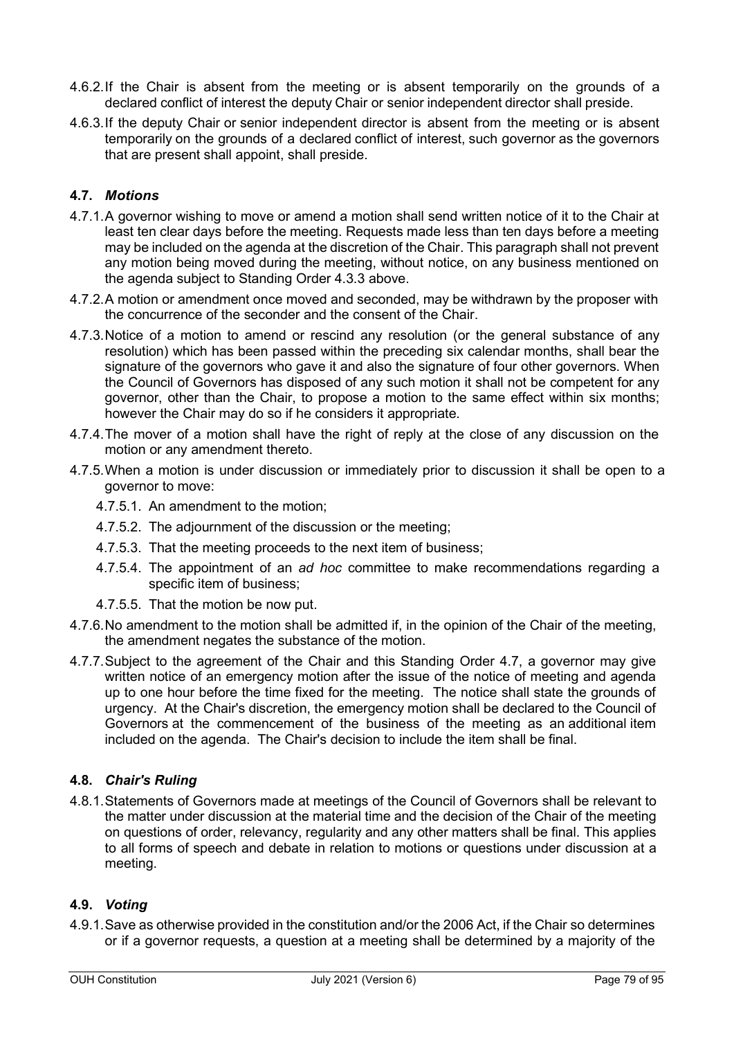4.6.2. If the Chair is absent from the meeting or is absent temporarily on the grounds of a declared conflict of interest the deputy Chair or senior independent director shall preside.

4.6.3. If the deputy Chair or senior independent director is absent from the meeting or is absent temporarily on the grounds of a declared conflict of interest, such governor as the governors that are present shall appoint, shall preside.

### 4.7. *Motions*

4.7.1. A governor wishing to move or amend a motion shall send written notice of it to the Chair at least ten clear days before the meeting. Requests made less than ten days before a meeting may be included on the agenda at the discretion of the Chair. This paragraph shall not prevent any motion being moved during the meeting, without notice, on any business mentioned on the agenda subject to Standing Order 4.3.3 above.

4.7.2. A motion or amendment once moved and seconded, may be withdrawn by the proposer with the concurrence of the seconder and the consent of the Chair.

4.7.3. Notice of a motion to amend or rescind any resolution (or the general substance of any resolution) which has been passed within the preceding six calendar months, shall bear the signature of the governors who gave it and also the signature of four other governors. When the Council of Governors has disposed of any such motion it shall not be competent for any governor, other than the Chair, to propose a motion to the same effect within six months; however the Chair may do so if he considers it appropriate.

4.7.4. The mover of a motion shall have the right of reply at the close of any discussion on the motion or any amendment thereto.

4.7.5. When a motion is under discussion or immediately prior to discussion it shall be open to a governor to move:

- 4.7.5.1. An amendment to the motion;
- 4.7.5.2. The adjournment of the discussion or the meeting;
- 4.7.5.3. That the meeting proceeds to the next item of business;
- 4.7.5.4. The appointment of an *ad hoc* committee to make recommendations regarding a specific item of business;
- 4.7.5.5. That the motion be now put.

4.7.6. No amendment to the motion shall be admitted if, in the opinion of the Chair of the meeting, the amendment negates the substance of the motion.

4.7.7. Subject to the agreement of the Chair and this Standing Order 4.7, a governor may give written notice of an emergency motion after the issue of the notice of meeting and agenda up to one hour before the time fixed for the meeting. The notice shall state the grounds of urgency. At the Chair's discretion, the emergency motion shall be declared to the Council of Governors at the commencement of the business of the meeting as an additional item included on the agenda. The Chair's decision to include the item shall be final.

### 4.8. *Chair's Ruling*

4.8.1. Statements of Governors made at meetings of the Council of Governors shall be relevant to the matter under discussion at the material time and the decision of the Chair of the meeting on questions of order, relevancy, regularity and any other matters shall be final. This applies to all forms of speech and debate in relation to motions or questions under discussion at a meeting.

### 4.9. *Voting*

4.9.1. Save as otherwise provided in the constitution and/or the 2006 Act, if the Chair so determines or if a governor requests, a question at a meeting shall be determined by a majority of the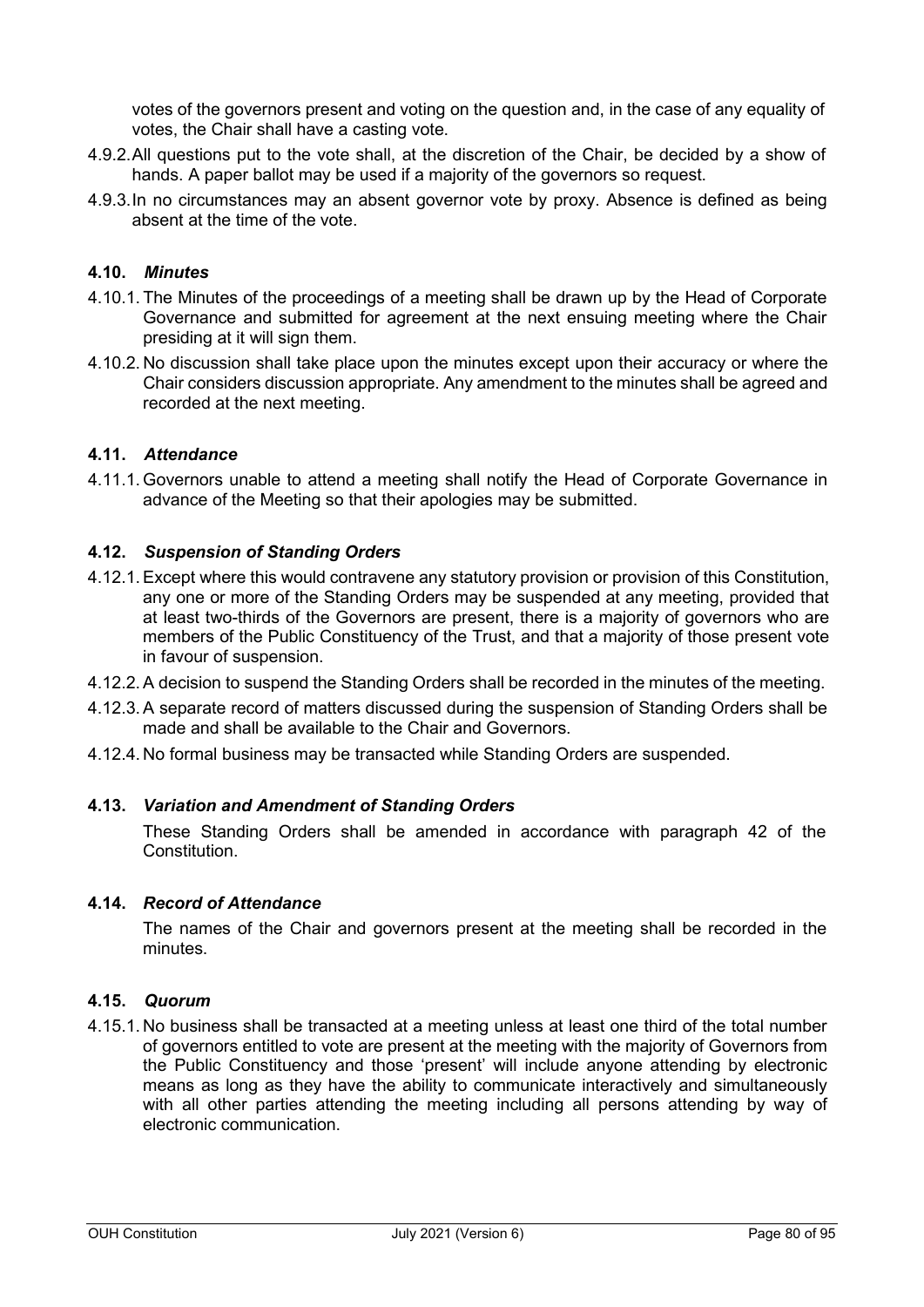votes of the governors present and voting on the question and, in the case of any equality of votes, the Chair shall have a casting vote.

4.9.2. All questions put to the vote shall, at the discretion of the Chair, be decided by a show of hands. A paper ballot may be used if a majority of the governors so request.

4.9.3. In no circumstances may an absent governor vote by proxy. Absence is defined as being absent at the time of the vote.

### 4.10. *Minutes*

4.10.1. The Minutes of the proceedings of a meeting shall be drawn up by the Head of Corporate Governance and submitted for agreement at the next ensuing meeting where the Chair presiding at it will sign them.

4.10.2. No discussion shall take place upon the minutes except upon their accuracy or where the Chair considers discussion appropriate. Any amendment to the minutes shall be agreed and recorded at the next meeting.

### 4.11. *Attendance*

4.11.1. Governors unable to attend a meeting shall notify the Head of Corporate Governance in advance of the Meeting so that their apologies may be submitted.

### 4.12. *Suspension of Standing Orders*

4.12.1. Except where this would contravene any statutory provision or provision of this Constitution, any one or more of the Standing Orders may be suspended at any meeting, provided that at least two-thirds of the Governors are present, there is a majority of governors who are members of the Public Constituency of the Trust, and that a majority of those present vote in favour of suspension.

4.12.2. A decision to suspend the Standing Orders shall be recorded in the minutes of the meeting.

4.12.3. A separate record of matters discussed during the suspension of Standing Orders shall be made and shall be available to the Chair and Governors.

4.12.4. No formal business may be transacted while Standing Orders are suspended.

### 4.13. *Variation and Amendment of Standing Orders*

These Standing Orders shall be amended in accordance with paragraph 42 of the Constitution.

### 4.14. *Record of Attendance*

The names of the Chair and governors present at the meeting shall be recorded in the minutes.

### 4.15. *Quorum*

4.15.1. No business shall be transacted at a meeting unless at least one third of the total number of governors entitled to vote are present at the meeting with the majority of Governors from the Public Constituency and those 'present' will include anyone attending by electronic means as long as they have the ability to communicate interactively and simultaneously with all other parties attending the meeting including all persons attending by way of electronic communication.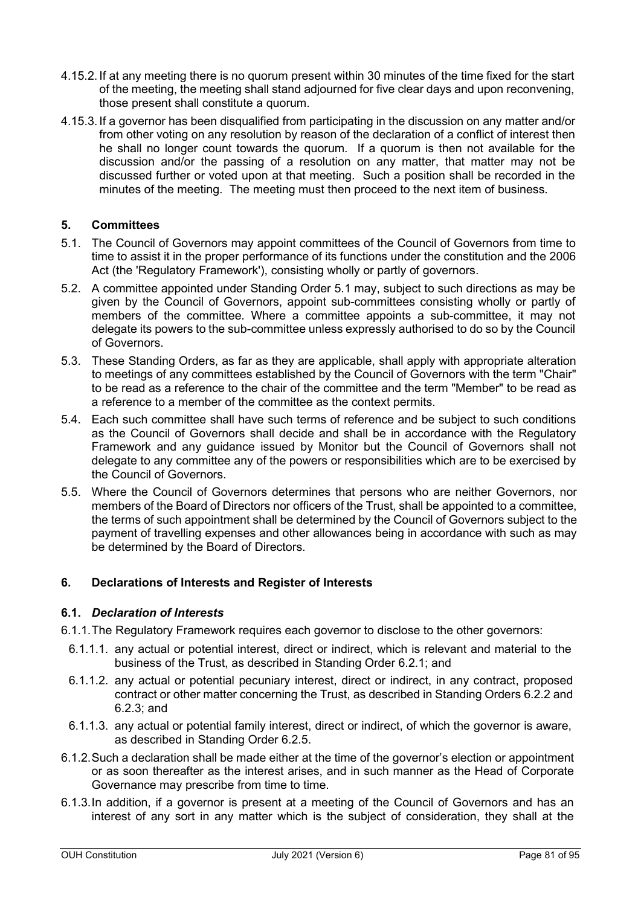4.15.2. If at any meeting there is no quorum present within 30 minutes of the time fixed for the start of the meeting, the meeting shall stand adjourned for five clear days and upon reconvening, those present shall constitute a quorum.

4.15.3. If a governor has been disqualified from participating in the discussion on any matter and/or from other voting on any resolution by reason of the declaration of a conflict of interest then he shall no longer count towards the quorum. If a quorum is then not available for the discussion and/or the passing of a resolution on any matter, that matter may not be discussed further or voted upon at that meeting. Such a position shall be recorded in the minutes of the meeting. The meeting must then proceed to the next item of business.

## 5. Committees

5.1. The Council of Governors may appoint committees of the Council of Governors from time to time to assist it in the proper performance of its functions under the constitution and the 2006 Act (the 'Regulatory Framework'), consisting wholly or partly of governors.

5.2. A committee appointed under Standing Order 5.1 may, subject to such directions as may be given by the Council of Governors, appoint sub-committees consisting wholly or partly of members of the committee. Where a committee appoints a sub-committee, it may not delegate its powers to the sub-committee unless expressly authorised to do so by the Council of Governors.

5.3. These Standing Orders, as far as they are applicable, shall apply with appropriate alteration to meetings of any committees established by the Council of Governors with the term "Chair" to be read as a reference to the chair of the committee and the term "Member" to be read as a reference to a member of the committee as the context permits.

5.4. Each such committee shall have such terms of reference and be subject to such conditions as the Council of Governors shall decide and shall be in accordance with the Regulatory Framework and any guidance issued by Monitor but the Council of Governors shall not delegate to any committee any of the powers or responsibilities which are to be exercised by the Council of Governors.

5.5. Where the Council of Governors determines that persons who are neither Governors, nor members of the Board of Directors nor officers of the Trust, shall be appointed to a committee, the terms of such appointment shall be determined by the Council of Governors subject to the payment of travelling expenses and other allowances being in accordance with such as may be determined by the Board of Directors.

## 6. Declarations of Interests and Register of Interests

### 6.1. *Declaration of Interests*

6.1.1. The Regulatory Framework requires each governor to disclose to the other governors:

6.1.1.1. any actual or potential interest, direct or indirect, which is relevant and material to the business of the Trust, as described in Standing Order 6.2.1; and

6.1.1.2. any actual or potential pecuniary interest, direct or indirect, in any contract, proposed contract or other matter concerning the Trust, as described in Standing Orders 6.2.2 and 6.2.3; and

6.1.1.3. any actual or potential family interest, direct or indirect, of which the governor is aware, as described in Standing Order 6.2.5.

6.1.2. Such a declaration shall be made either at the time of the governor's election or appointment or as soon thereafter as the interest arises, and in such manner as the Head of Corporate Governance may prescribe from time to time.

6.1.3. In addition, if a governor is present at a meeting of the Council of Governors and has an interest of any sort in any matter which is the subject of consideration, they shall at the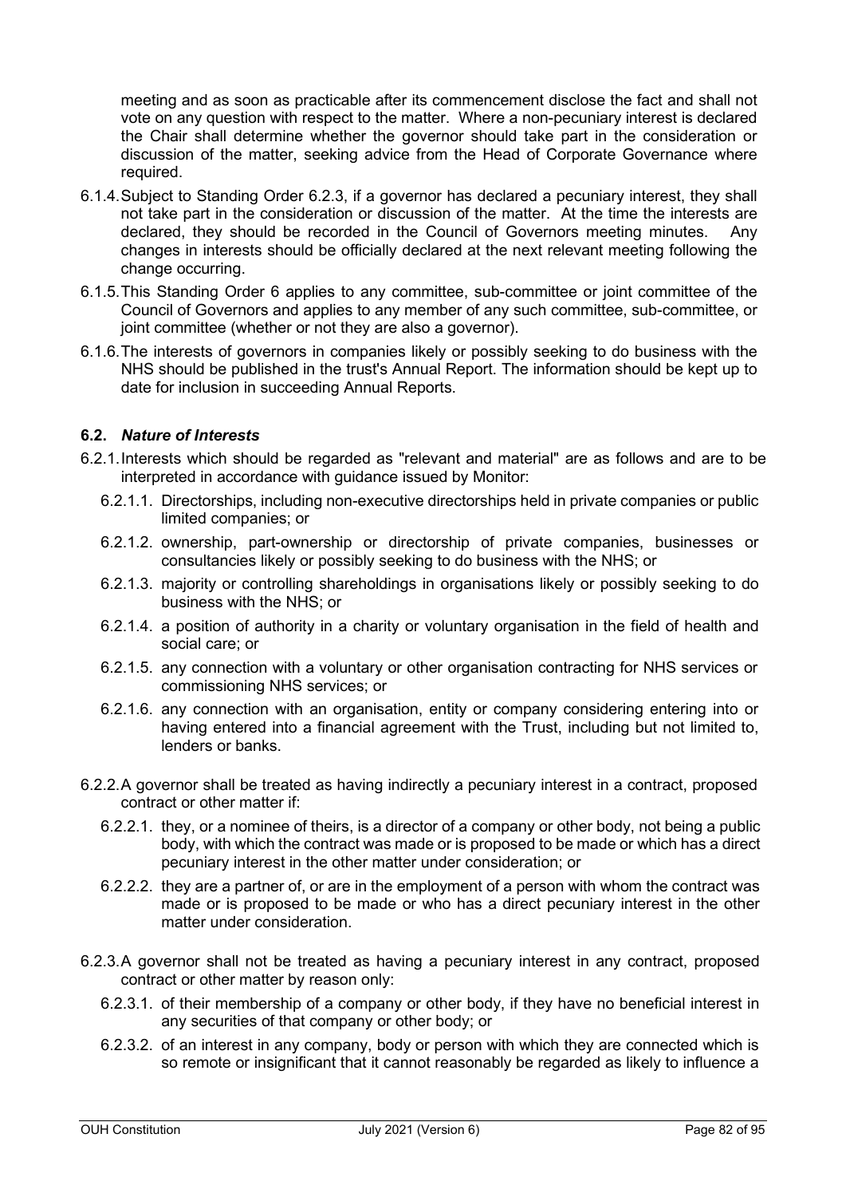meeting and as soon as practicable after its commencement disclose the fact and shall not vote on any question with respect to the matter. Where a non-pecuniary interest is declared the Chair shall determine whether the governor should take part in the consideration or discussion of the matter, seeking advice from the Head of Corporate Governance where required.

6.1.4. Subject to Standing Order 6.2.3, if a governor has declared a pecuniary interest, they shall not take part in the consideration or discussion of the matter. At the time the interests are declared, they should be recorded in the Council of Governors meeting minutes. Any changes in interests should be officially declared at the next relevant meeting following the change occurring.

6.1.5. This Standing Order 6 applies to any committee, sub-committee or joint committee of the Council of Governors and applies to any member of any such committee, sub-committee, or joint committee (whether or not they are also a governor).

6.1.6. The interests of governors in companies likely or possibly seeking to do business with the NHS should be published in the trust's Annual Report. The information should be kept up to date for inclusion in succeeding Annual Reports.

### 6.2. *Nature of Interests*

6.2.1. Interests which should be regarded as "relevant and material" are as follows and are to be interpreted in accordance with guidance issued by Monitor:

- 6.2.1.1. Directorships, including non-executive directorships held in private companies or public limited companies; or
- 6.2.1.2. ownership, part-ownership or directorship of private companies, businesses or consultancies likely or possibly seeking to do business with the NHS; or
- 6.2.1.3. majority or controlling shareholdings in organisations likely or possibly seeking to do business with the NHS; or
- 6.2.1.4. a position of authority in a charity or voluntary organisation in the field of health and social care; or
- 6.2.1.5. any connection with a voluntary or other organisation contracting for NHS services or commissioning NHS services; or
- 6.2.1.6. any connection with an organisation, entity or company considering entering into or having entered into a financial agreement with the Trust, including but not limited to, lenders or banks.

6.2.2. A governor shall be treated as having indirectly a pecuniary interest in a contract, proposed contract or other matter if:

- 6.2.2.1. they, or a nominee of theirs, is a director of a company or other body, not being a public body, with which the contract was made or is proposed to be made or which has a direct pecuniary interest in the other matter under consideration; or
- 6.2.2.2. they are a partner of, or are in the employment of a person with whom the contract was made or is proposed to be made or who has a direct pecuniary interest in the other matter under consideration.

6.2.3. A governor shall not be treated as having a pecuniary interest in any contract, proposed contract or other matter by reason only:

- 6.2.3.1. of their membership of a company or other body, if they have no beneficial interest in any securities of that company or other body; or
- 6.2.3.2. of an interest in any company, body or person with which they are connected which is so remote or insignificant that it cannot reasonably be regarded as likely to influence a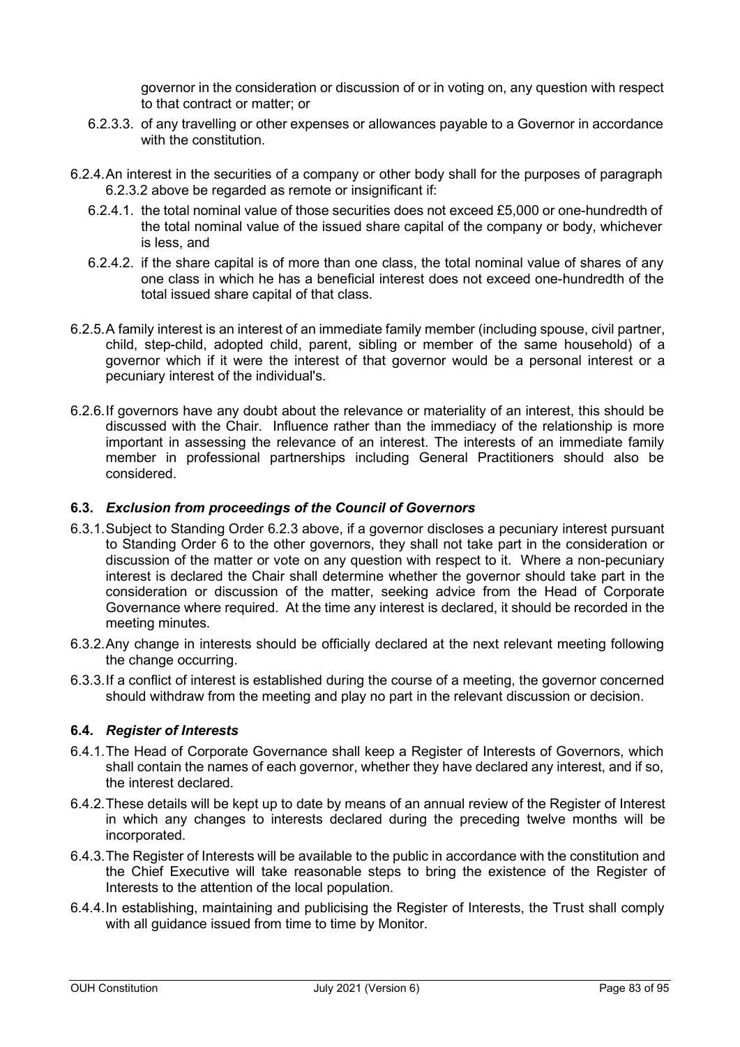governor in the consideration or discussion of or in voting on, any question with respect to that contract or matter; or

6.2.3.3. of any travelling or other expenses or allowances payable to a Governor in accordance with the constitution.

6.2.4. An interest in the securities of a company or other body shall for the purposes of paragraph 6.2.3.2 above be regarded as remote or insignificant if:

6.2.4.1. the total nominal value of those securities does not exceed £5,000 or one-hundredth of the total nominal value of the issued share capital of the company or body, whichever is less, and

6.2.4.2. if the share capital is of more than one class, the total nominal value of shares of any one class in which he has a beneficial interest does not exceed one-hundredth of the total issued share capital of that class.

6.2.5. A family interest is an interest of an immediate family member (including spouse, civil partner, child, step-child, adopted child, parent, sibling or member of the same household) of a governor which if it were the interest of that governor would be a personal interest or a pecuniary interest of the individual's.

6.2.6. If governors have any doubt about the relevance or materiality of an interest, this should be discussed with the Chair. Influence rather than the immediacy of the relationship is more important in assessing the relevance of an interest. The interests of an immediate family member in professional partnerships including General Practitioners should also be considered.

### 6.3. *Exclusion from proceedings of the Council of Governors*

6.3.1. Subject to Standing Order 6.2.3 above, if a governor discloses a pecuniary interest pursuant to Standing Order 6 to the other governors, they shall not take part in the consideration or discussion of the matter or vote on any question with respect to it. Where a non-pecuniary interest is declared the Chair shall determine whether the governor should take part in the consideration or discussion of the matter, seeking advice from the Head of Corporate Governance where required. At the time any interest is declared, it should be recorded in the meeting minutes.

6.3.2. Any change in interests should be officially declared at the next relevant meeting following the change occurring.

6.3.3. If a conflict of interest is established during the course of a meeting, the governor concerned should withdraw from the meeting and play no part in the relevant discussion or decision.

### 6.4. *Register of Interests*

6.4.1. The Head of Corporate Governance shall keep a Register of Interests of Governors, which shall contain the names of each governor, whether they have declared any interest, and if so, the interest declared.

6.4.2. These details will be kept up to date by means of an annual review of the Register of Interest in which any changes to interests declared during the preceding twelve months will be incorporated.

6.4.3. The Register of Interests will be available to the public in accordance with the constitution and the Chief Executive will take reasonable steps to bring the existence of the Register of Interests to the attention of the local population.

6.4.4. In establishing, maintaining and publicising the Register of Interests, the Trust shall comply with all guidance issued from time to time by Monitor.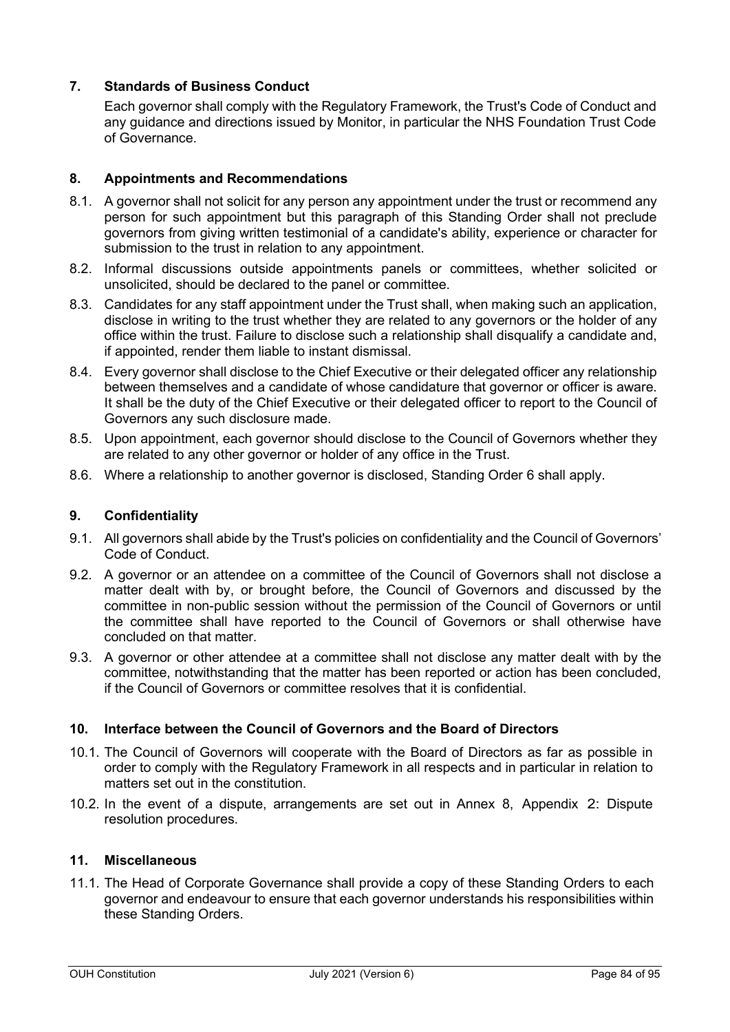## 7. Standards of Business Conduct

Each governor shall comply with the Regulatory Framework, the Trust's Code of Conduct and any guidance and directions issued by Monitor, in particular the NHS Foundation Trust Code of Governance.

## 8. Appointments and Recommendations

8.1. A governor shall not solicit for any person any appointment under the trust or recommend any person for such appointment but this paragraph of this Standing Order shall not preclude governors from giving written testimonial of a candidate's ability, experience or character for submission to the trust in relation to any appointment.

8.2. Informal discussions outside appointments panels or committees, whether solicited or unsolicited, should be declared to the panel or committee.

8.3. Candidates for any staff appointment under the Trust shall, when making such an application, disclose in writing to the trust whether they are related to any governors or the holder of any office within the trust. Failure to disclose such a relationship shall disqualify a candidate and, if appointed, render them liable to instant dismissal.

8.4. Every governor shall disclose to the Chief Executive or their delegated officer any relationship between themselves and a candidate of whose candidature that governor or officer is aware. It shall be the duty of the Chief Executive or their delegated officer to report to the Council of Governors any such disclosure made.

8.5. Upon appointment, each governor should disclose to the Council of Governors whether they are related to any other governor or holder of any office in the Trust.

8.6. Where a relationship to another governor is disclosed, Standing Order 6 shall apply.

## 9. Confidentiality

9.1. All governors shall abide by the Trust's policies on confidentiality and the Council of Governors' Code of Conduct.

9.2. A governor or an attendee on a committee of the Council of Governors shall not disclose a matter dealt with by, or brought before, the Council of Governors and discussed by the committee in non-public session without the permission of the Council of Governors or until the committee shall have reported to the Council of Governors or shall otherwise have concluded on that matter.

9.3. A governor or other attendee at a committee shall not disclose any matter dealt with by the committee, notwithstanding that the matter has been reported or action has been concluded, if the Council of Governors or committee resolves that it is confidential.

## 10. Interface between the Council of Governors and the Board of Directors

10.1. The Council of Governors will cooperate with the Board of Directors as far as possible in order to comply with the Regulatory Framework in all respects and in particular in relation to matters set out in the constitution.

10.2. In the event of a dispute, arrangements are set out in Annex 8, Appendix 2: Dispute resolution procedures.

## 11. Miscellaneous

11.1. The Head of Corporate Governance shall provide a copy of these Standing Orders to each governor and endeavour to ensure that each governor understands his responsibilities within these Standing Orders.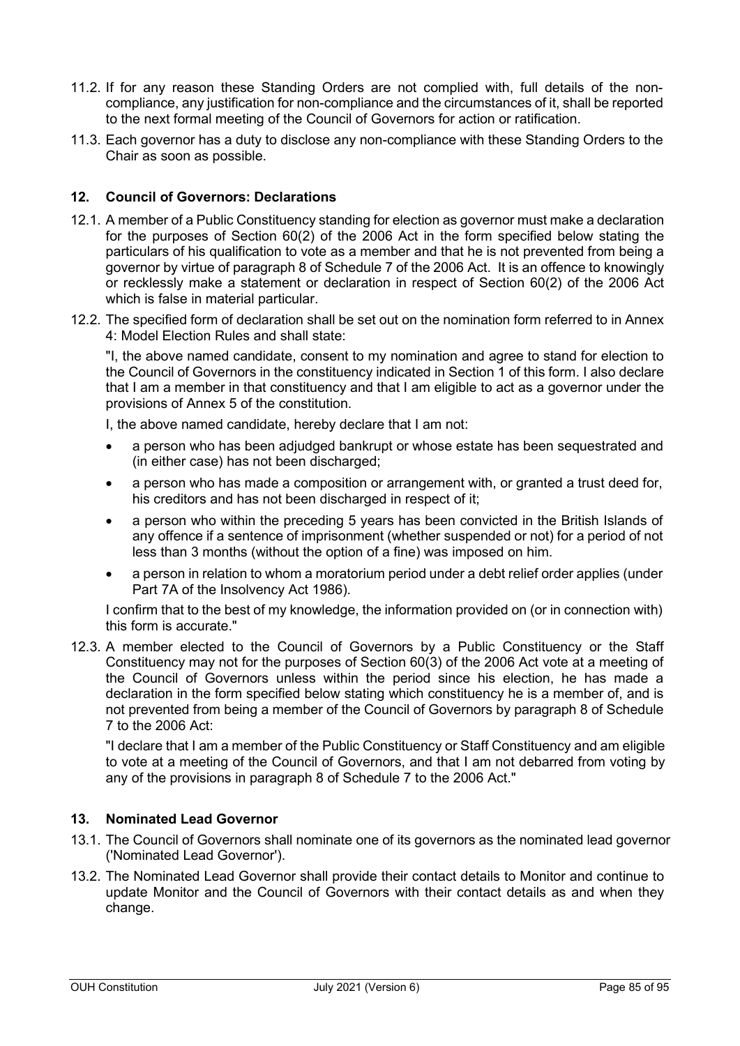11.2. If for any reason these Standing Orders are not complied with, full details of the non-compliance, any justification for non-compliance and the circumstances of it, shall be reported to the next formal meeting of the Council of Governors for action or ratification.

11.3. Each governor has a duty to disclose any non-compliance with these Standing Orders to the Chair as soon as possible.

## 12. Council of Governors: Declarations

12.1. A member of a Public Constituency standing for election as governor must make a declaration for the purposes of Section 60(2) of the 2006 Act in the form specified below stating the particulars of his qualification to vote as a member and that he is not prevented from being a governor by virtue of paragraph 8 of Schedule 7 of the 2006 Act. It is an offence to knowingly or recklessly make a statement or declaration in respect of Section 60(2) of the 2006 Act which is false in material particular.

12.2. The specified form of declaration shall be set out on the nomination form referred to in Annex 4: Model Election Rules and shall state:

"I, the above named candidate, consent to my nomination and agree to stand for election to the Council of Governors in the constituency indicated in Section 1 of this form. I also declare that I am a member in that constituency and that I am eligible to act as a governor under the provisions of Annex 5 of the constitution.

I, the above named candidate, hereby declare that I am not:

- a person who has been adjudged bankrupt or whose estate has been sequestrated and (in either case) has not been discharged;
- a person who has made a composition or arrangement with, or granted a trust deed for, his creditors and has not been discharged in respect of it;
- a person who within the preceding 5 years has been convicted in the British Islands of any offence if a sentence of imprisonment (whether suspended or not) for a period of not less than 3 months (without the option of a fine) was imposed on him.
- a person in relation to whom a moratorium period under a debt relief order applies (under Part 7A of the Insolvency Act 1986).

I confirm that to the best of my knowledge, the information provided on (or in connection with) this form is accurate."

12.3. A member elected to the Council of Governors by a Public Constituency or the Staff Constituency may not for the purposes of Section 60(3) of the 2006 Act vote at a meeting of the Council of Governors unless within the period since his election, he has made a declaration in the form specified below stating which constituency he is a member of, and is not prevented from being a member of the Council of Governors by paragraph 8 of Schedule 7 to the 2006 Act:

"I declare that I am a member of the Public Constituency or Staff Constituency and am eligible to vote at a meeting of the Council of Governors, and that I am not debarred from voting by any of the provisions in paragraph 8 of Schedule 7 to the 2006 Act."

## 13. Nominated Lead Governor

13.1. The Council of Governors shall nominate one of its governors as the nominated lead governor ('Nominated Lead Governor').

13.2. The Nominated Lead Governor shall provide their contact details to Monitor and continue to update Monitor and the Council of Governors with their contact details as and when they change.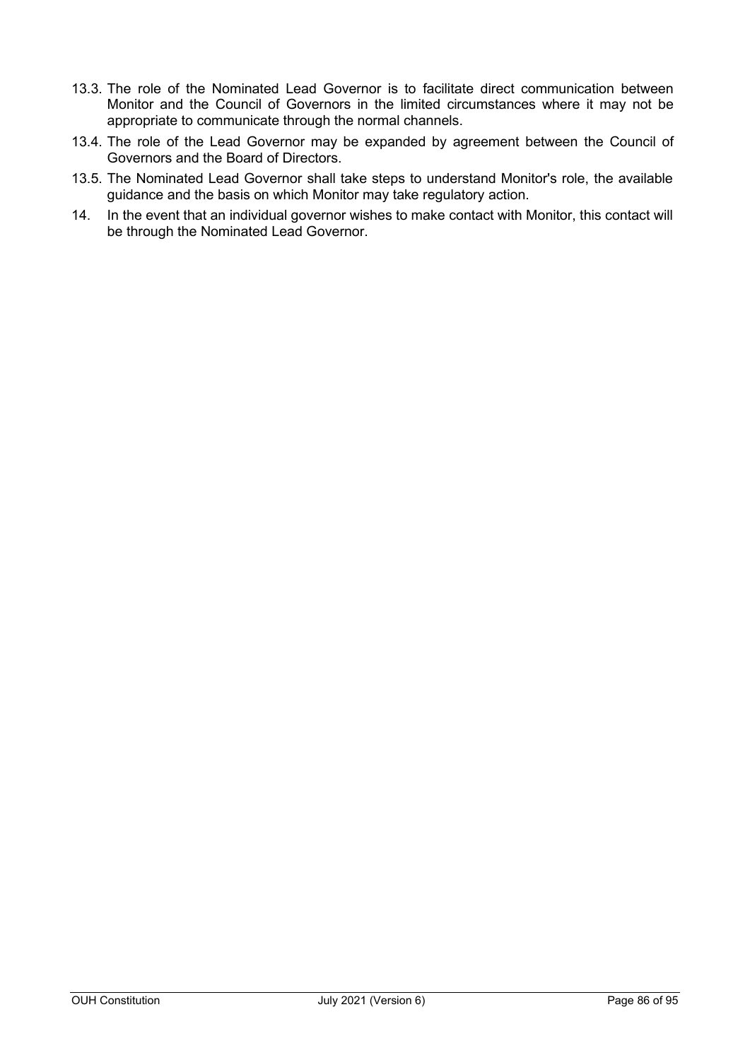13.3. The role of the Nominated Lead Governor is to facilitate direct communication between Monitor and the Council of Governors in the limited circumstances where it may not be appropriate to communicate through the normal channels.

13.4. The role of the Lead Governor may be expanded by agreement between the Council of Governors and the Board of Directors.

13.5. The Nominated Lead Governor shall take steps to understand Monitor's role, the available guidance and the basis on which Monitor may take regulatory action.

14. In the event that an individual governor wishes to make contact with Monitor, this contact will be through the Nominated Lead Governor.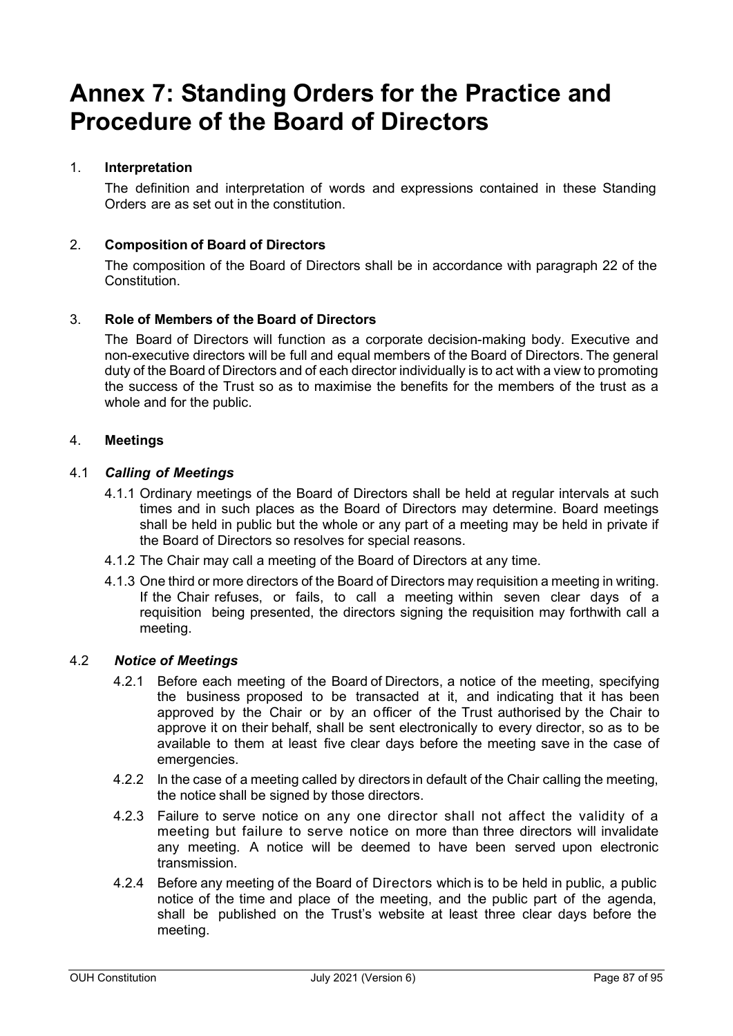# Annex 7: Standing Orders for the Practice and Procedure of the Board of Directors

1. **Interpretation**

   The definition and interpretation of words and expressions contained in these Standing Orders are as set out in the constitution.

2. **Composition of Board of Directors**

   The composition of the Board of Directors shall be in accordance with paragraph 22 of the Constitution.

3. **Role of Members of the Board of Directors**

   The Board of Directors will function as a corporate decision-making body. Executive and non-executive directors will be full and equal members of the Board of Directors. The general duty of the Board of Directors and of each director individually is to act with a view to promoting the success of the Trust so as to maximise the benefits for the members of the trust as a whole and for the public.

4. **Meetings**

4.1 ***Calling of Meetings***

4.1.1 Ordinary meetings of the Board of Directors shall be held at regular intervals at such times and in such places as the Board of Directors may determine. Board meetings shall be held in public but the whole or any part of a meeting may be held in private if the Board of Directors so resolves for special reasons.

4.1.2 The Chair may call a meeting of the Board of Directors at any time.

4.1.3 One third or more directors of the Board of Directors may requisition a meeting in writing. If the Chair refuses, or fails, to call a meeting within seven clear days of a requisition being presented, the directors signing the requisition may forthwith call a meeting.

4.2 ***Notice of Meetings***

4.2.1 Before each meeting of the Board of Directors, a notice of the meeting, specifying the business proposed to be transacted at it, and indicating that it has been approved by the Chair or by an officer of the Trust authorised by the Chair to approve it on their behalf, shall be sent electronically to every director, so as to be available to them at least five clear days before the meeting save in the case of emergencies.

4.2.2 In the case of a meeting called by directors in default of the Chair calling the meeting, the notice shall be signed by those directors.

4.2.3 Failure to serve notice on any one director shall not affect the validity of a meeting but failure to serve notice on more than three directors will invalidate any meeting. A notice will be deemed to have been served upon electronic transmission.

4.2.4 Before any meeting of the Board of Directors which is to be held in public, a public notice of the time and place of the meeting, and the public part of the agenda, shall be published on the Trust's website at least three clear days before the meeting.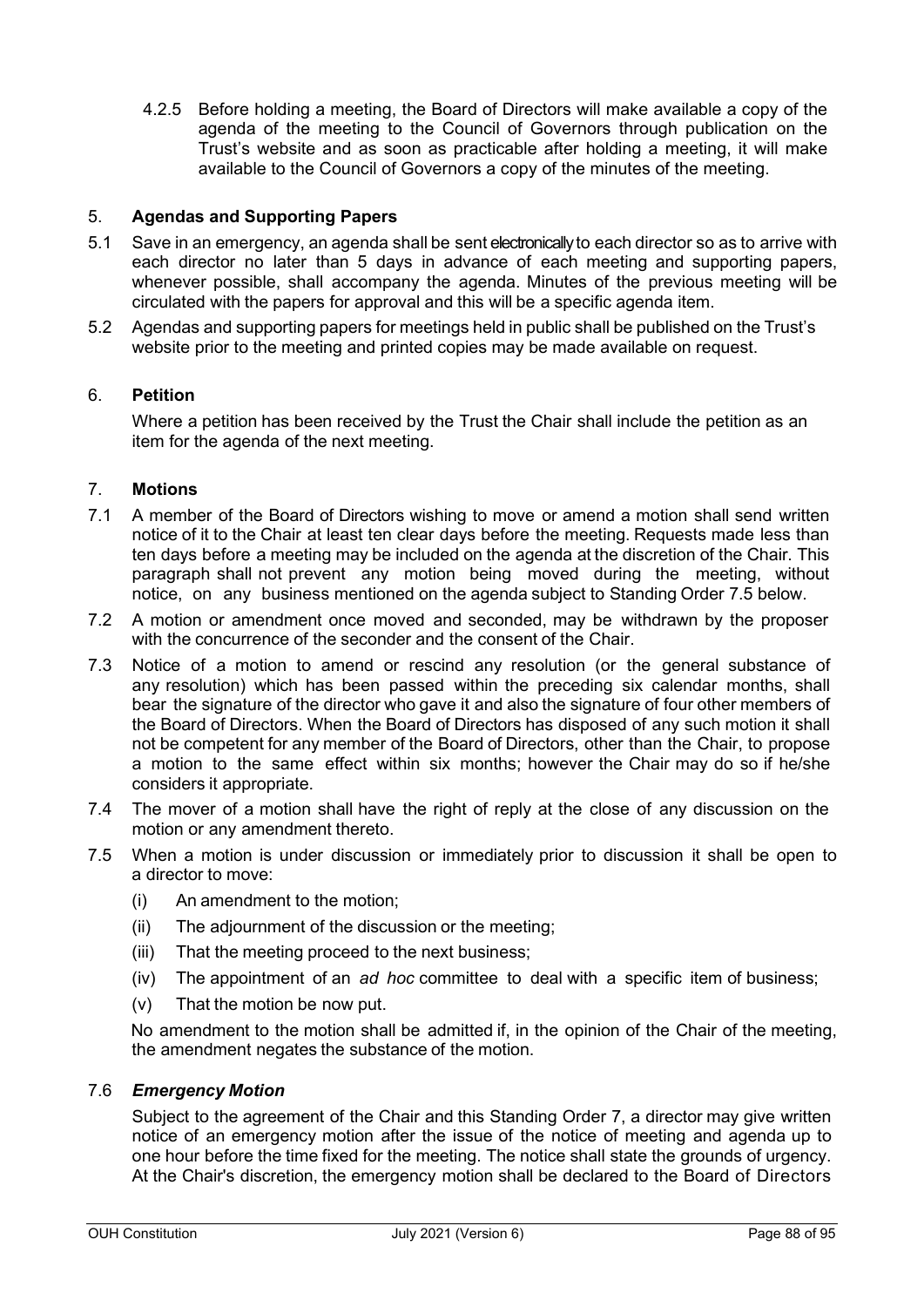4.2.5 Before holding a meeting, the Board of Directors will make available a copy of the agenda of the meeting to the Council of Governors through publication on the Trust's website and as soon as practicable after holding a meeting, it will make available to the Council of Governors a copy of the minutes of the meeting.

## 5. **Agendas and Supporting Papers**

5.1 Save in an emergency, an agenda shall be sent electronically to each director so as to arrive with each director no later than 5 days in advance of each meeting and supporting papers, whenever possible, shall accompany the agenda. Minutes of the previous meeting will be circulated with the papers for approval and this will be a specific agenda item.

5.2 Agendas and supporting papers for meetings held in public shall be published on the Trust's website prior to the meeting and printed copies may be made available on request.

## 6. **Petition**

Where a petition has been received by the Trust the Chair shall include the petition as an item for the agenda of the next meeting.

## 7. **Motions**

7.1 A member of the Board of Directors wishing to move or amend a motion shall send written notice of it to the Chair at least ten clear days before the meeting. Requests made less than ten days before a meeting may be included on the agenda at the discretion of the Chair. This paragraph shall not prevent any motion being moved during the meeting, without notice, on any business mentioned on the agenda subject to Standing Order 7.5 below.

7.2 A motion or amendment once moved and seconded, may be withdrawn by the proposer with the concurrence of the seconder and the consent of the Chair.

7.3 Notice of a motion to amend or rescind any resolution (or the general substance of any resolution) which has been passed within the preceding six calendar months, shall bear the signature of the director who gave it and also the signature of four other members of the Board of Directors. When the Board of Directors has disposed of any such motion it shall not be competent for any member of the Board of Directors, other than the Chair, to propose a motion to the same effect within six months; however the Chair may do so if he/she considers it appropriate.

7.4 The mover of a motion shall have the right of reply at the close of any discussion on the motion or any amendment thereto.

7.5 When a motion is under discussion or immediately prior to discussion it shall be open to a director to move:

(i) An amendment to the motion;

(ii) The adjournment of the discussion or the meeting;

(iii) That the meeting proceed to the next business;

(iv) The appointment of an *ad hoc* committee to deal with a specific item of business;

(v) That the motion be now put.

No amendment to the motion shall be admitted if, in the opinion of the Chair of the meeting, the amendment negates the substance of the motion.

### 7.6 ***Emergency Motion***

Subject to the agreement of the Chair and this Standing Order 7, a director may give written notice of an emergency motion after the issue of the notice of meeting and agenda up to one hour before the time fixed for the meeting. The notice shall state the grounds of urgency. At the Chair's discretion, the emergency motion shall be declared to the Board of Directors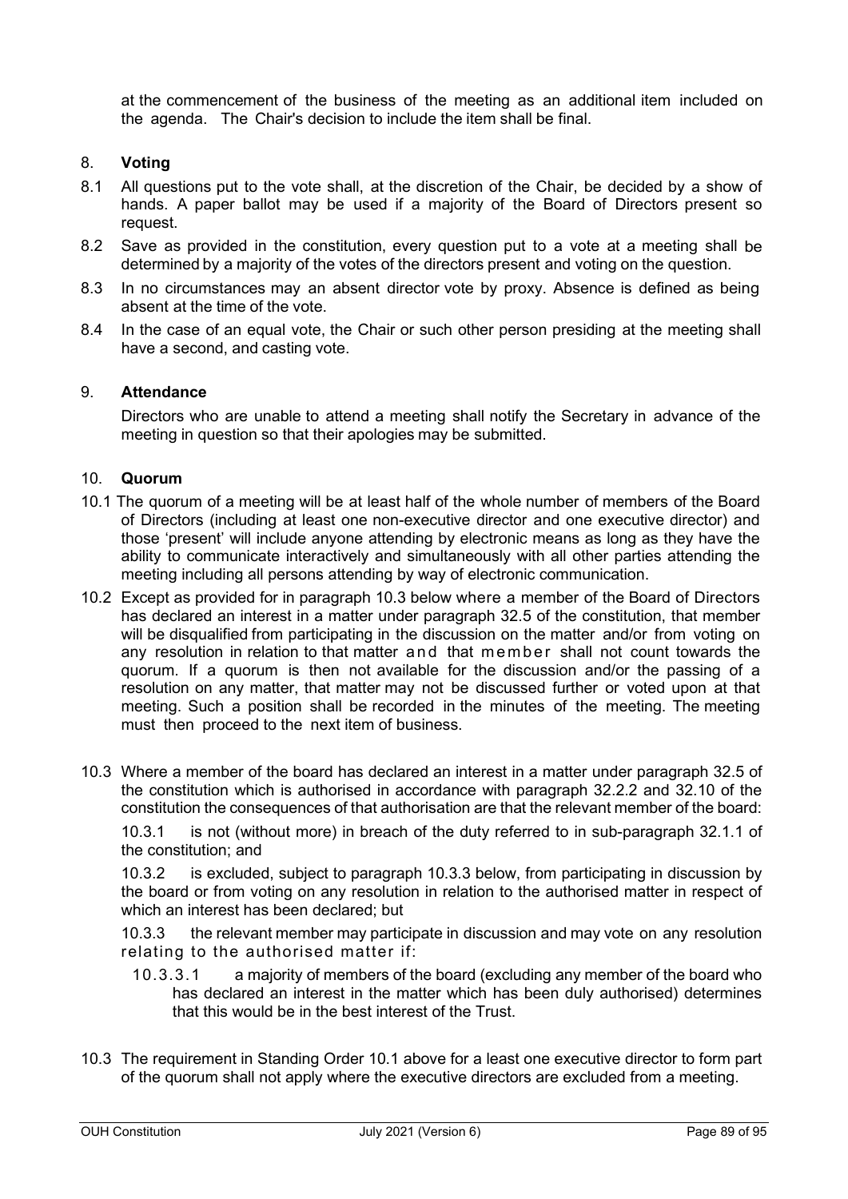at the commencement of the business of the meeting as an additional item included on the agenda. The Chair's decision to include the item shall be final.

## 8. **Voting**

8.1 All questions put to the vote shall, at the discretion of the Chair, be decided by a show of hands. A paper ballot may be used if a majority of the Board of Directors present so request.

8.2 Save as provided in the constitution, every question put to a vote at a meeting shall be determined by a majority of the votes of the directors present and voting on the question.

8.3 In no circumstances may an absent director vote by proxy. Absence is defined as being absent at the time of the vote.

8.4 In the case of an equal vote, the Chair or such other person presiding at the meeting shall have a second, and casting vote.

## 9. **Attendance**

Directors who are unable to attend a meeting shall notify the Secretary in advance of the meeting in question so that their apologies may be submitted.

## 10. **Quorum**

10.1 The quorum of a meeting will be at least half of the whole number of members of the Board of Directors (including at least one non-executive director and one executive director) and those 'present' will include anyone attending by electronic means as long as they have the ability to communicate interactively and simultaneously with all other parties attending the meeting including all persons attending by way of electronic communication.

10.2 Except as provided for in paragraph 10.3 below where a member of the Board of Directors has declared an interest in a matter under paragraph 32.5 of the constitution, that member will be disqualified from participating in the discussion on the matter and/or from voting on any resolution in relation to that matter and that member shall not count towards the quorum. If a quorum is then not available for the discussion and/or the passing of a resolution on any matter, that matter may not be discussed further or voted upon at that meeting. Such a position shall be recorded in the minutes of the meeting. The meeting must then proceed to the next item of business.

10.3 Where a member of the board has declared an interest in a matter under paragraph 32.5 of the constitution which is authorised in accordance with paragraph 32.2.2 and 32.10 of the constitution the consequences of that authorisation are that the relevant member of the board:

10.3.1 is not (without more) in breach of the duty referred to in sub-paragraph 32.1.1 of the constitution; and

10.3.2 is excluded, subject to paragraph 10.3.3 below, from participating in discussion by the board or from voting on any resolution in relation to the authorised matter in respect of which an interest has been declared; but

10.3.3 the relevant member may participate in discussion and may vote on any resolution relating to the authorised matter if:

10.3.3.1 a majority of members of the board (excluding any member of the board who has declared an interest in the matter which has been duly authorised) determines that this would be in the best interest of the Trust.

10.3 The requirement in Standing Order 10.1 above for a least one executive director to form part of the quorum shall not apply where the executive directors are excluded from a meeting.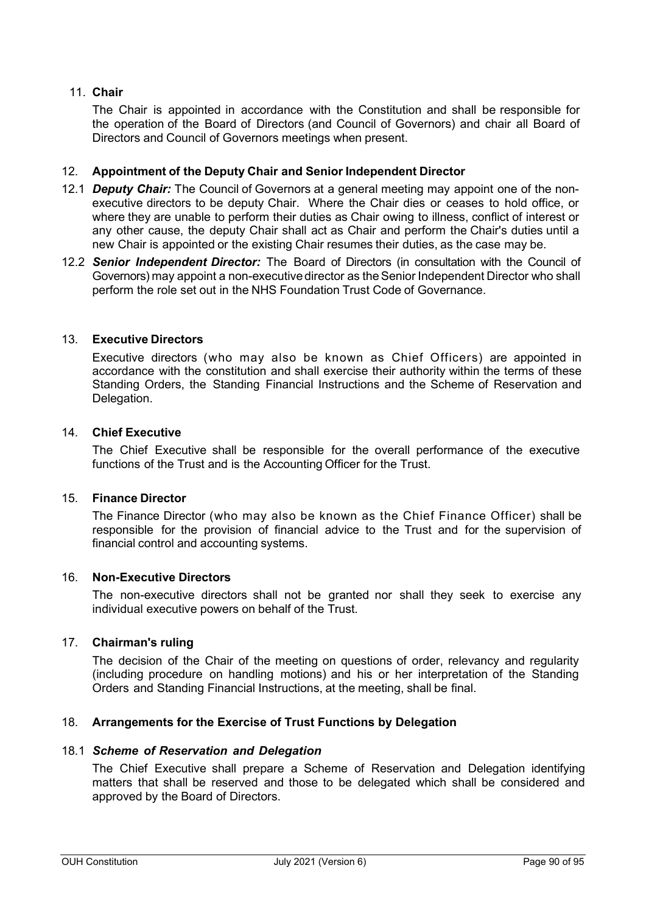## 11. **Chair**

The Chair is appointed in accordance with the Constitution and shall be responsible for the operation of the Board of Directors (and Council of Governors) and chair all Board of Directors and Council of Governors meetings when present.

## 12. **Appointment of the Deputy Chair and Senior Independent Director**

12.1 ***Deputy Chair:*** The Council of Governors at a general meeting may appoint one of the non-executive directors to be deputy Chair. Where the Chair dies or ceases to hold office, or where they are unable to perform their duties as Chair owing to illness, conflict of interest or any other cause, the deputy Chair shall act as Chair and perform the Chair's duties until a new Chair is appointed or the existing Chair resumes their duties, as the case may be.

12.2 ***Senior Independent Director:*** The Board of Directors (in consultation with the Council of Governors) may appoint a non-executive director as the Senior Independent Director who shall perform the role set out in the NHS Foundation Trust Code of Governance.

## 13. **Executive Directors**

Executive directors (who may also be known as Chief Officers) are appointed in accordance with the constitution and shall exercise their authority within the terms of these Standing Orders, the Standing Financial Instructions and the Scheme of Reservation and Delegation.

## 14. **Chief Executive**

The Chief Executive shall be responsible for the overall performance of the executive functions of the Trust and is the Accounting Officer for the Trust.

## 15. **Finance Director**

The Finance Director (who may also be known as the Chief Finance Officer) shall be responsible for the provision of financial advice to the Trust and for the supervision of financial control and accounting systems.

## 16. **Non-Executive Directors**

The non-executive directors shall not be granted nor shall they seek to exercise any individual executive powers on behalf of the Trust.

## 17. **Chairman's ruling**

The decision of the Chair of the meeting on questions of order, relevancy and regularity (including procedure on handling motions) and his or her interpretation of the Standing Orders and Standing Financial Instructions, at the meeting, shall be final.

## 18. **Arrangements for the Exercise of Trust Functions by Delegation**

### 18.1 ***Scheme of Reservation and Delegation***

The Chief Executive shall prepare a Scheme of Reservation and Delegation identifying matters that shall be reserved and those to be delegated which shall be considered and approved by the Board of Directors.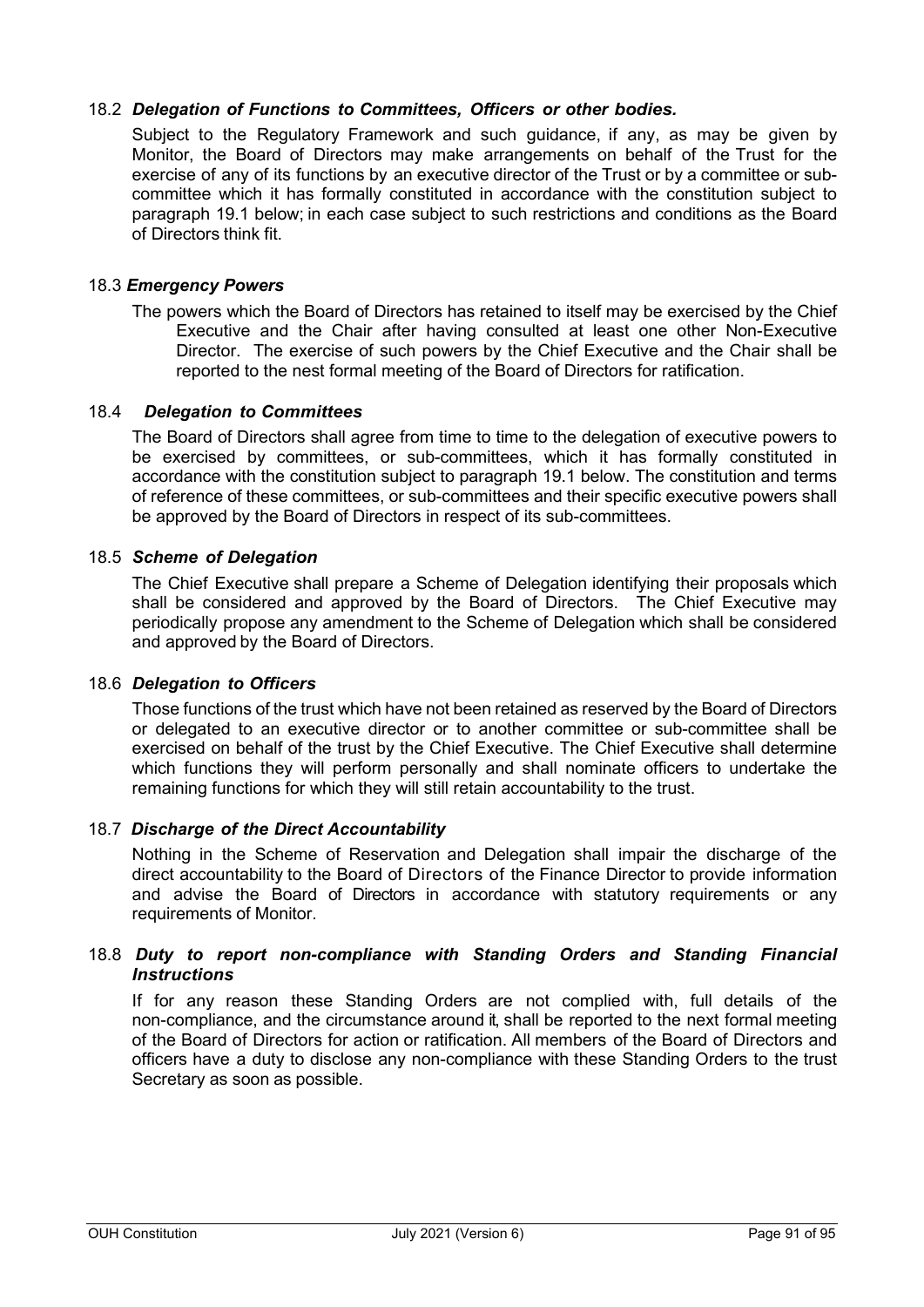### 18.2 *Delegation of Functions to Committees, Officers or other bodies.*

Subject to the Regulatory Framework and such guidance, if any, as may be given by Monitor, the Board of Directors may make arrangements on behalf of the Trust for the exercise of any of its functions by an executive director of the Trust or by a committee or sub-committee which it has formally constituted in accordance with the constitution subject to paragraph 19.1 below; in each case subject to such restrictions and conditions as the Board of Directors think fit.

### 18.3 *Emergency Powers*

The powers which the Board of Directors has retained to itself may be exercised by the Chief Executive and the Chair after having consulted at least one other Non-Executive Director. The exercise of such powers by the Chief Executive and the Chair shall be reported to the nest formal meeting of the Board of Directors for ratification.

### 18.4 *Delegation to Committees*

The Board of Directors shall agree from time to time to the delegation of executive powers to be exercised by committees, or sub-committees, which it has formally constituted in accordance with the constitution subject to paragraph 19.1 below. The constitution and terms of reference of these committees, or sub-committees and their specific executive powers shall be approved by the Board of Directors in respect of its sub-committees.

### 18.5 *Scheme of Delegation*

The Chief Executive shall prepare a Scheme of Delegation identifying their proposals which shall be considered and approved by the Board of Directors. The Chief Executive may periodically propose any amendment to the Scheme of Delegation which shall be considered and approved by the Board of Directors.

### 18.6 *Delegation to Officers*

Those functions of the trust which have not been retained as reserved by the Board of Directors or delegated to an executive director or to another committee or sub-committee shall be exercised on behalf of the trust by the Chief Executive. The Chief Executive shall determine which functions they will perform personally and shall nominate officers to undertake the remaining functions for which they will still retain accountability to the trust.

### 18.7 *Discharge of the Direct Accountability*

Nothing in the Scheme of Reservation and Delegation shall impair the discharge of the direct accountability to the Board of Directors of the Finance Director to provide information and advise the Board of Directors in accordance with statutory requirements or any requirements of Monitor.

### 18.8 *Duty to report non-compliance with Standing Orders and Standing Financial Instructions*

If for any reason these Standing Orders are not complied with, full details of the non-compliance, and the circumstance around it, shall be reported to the next formal meeting of the Board of Directors for action or ratification. All members of the Board of Directors and officers have a duty to disclose any non-compliance with these Standing Orders to the trust Secretary as soon as possible.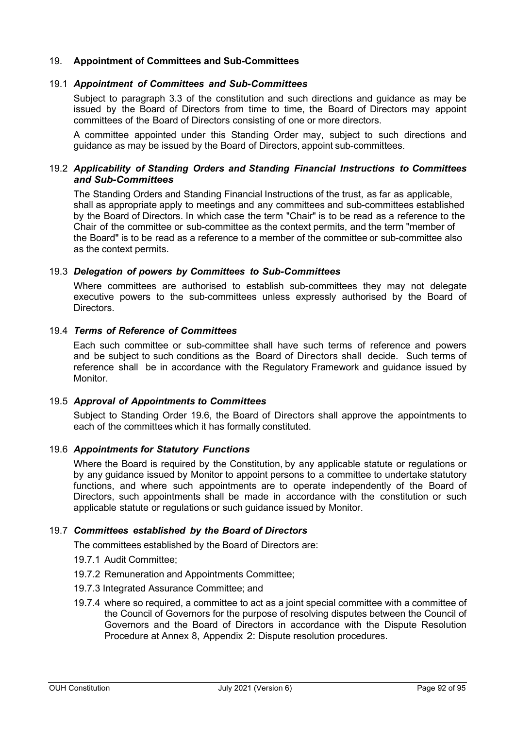## 19. **Appointment of Committees and Sub-Committees**

### 19.1 *Appointment of Committees and Sub-Committees*

Subject to paragraph 3.3 of the constitution and such directions and guidance as may be issued by the Board of Directors from time to time, the Board of Directors may appoint committees of the Board of Directors consisting of one or more directors.

A committee appointed under this Standing Order may, subject to such directions and guidance as may be issued by the Board of Directors, appoint sub-committees.

### 19.2 *Applicability of Standing Orders and Standing Financial Instructions to Committees and Sub-Committees*

The Standing Orders and Standing Financial Instructions of the trust, as far as applicable, shall as appropriate apply to meetings and any committees and sub-committees established by the Board of Directors. In which case the term "Chair" is to be read as a reference to the Chair of the committee or sub-committee as the context permits, and the term "member of the Board" is to be read as a reference to a member of the committee or sub-committee also as the context permits.

### 19.3 *Delegation of powers by Committees to Sub-Committees*

Where committees are authorised to establish sub-committees they may not delegate executive powers to the sub-committees unless expressly authorised by the Board of Directors.

### 19.4 *Terms of Reference of Committees*

Each such committee or sub-committee shall have such terms of reference and powers and be subject to such conditions as the Board of Directors shall decide. Such terms of reference shall be in accordance with the Regulatory Framework and guidance issued by Monitor.

### 19.5 *Approval of Appointments to Committees*

Subject to Standing Order 19.6, the Board of Directors shall approve the appointments to each of the committees which it has formally constituted.

### 19.6 *Appointments for Statutory Functions*

Where the Board is required by the Constitution, by any applicable statute or regulations or by any guidance issued by Monitor to appoint persons to a committee to undertake statutory functions, and where such appointments are to operate independently of the Board of Directors, such appointments shall be made in accordance with the constitution or such applicable statute or regulations or such guidance issued by Monitor.

### 19.7 *Committees established by the Board of Directors*

The committees established by the Board of Directors are:

19.7.1 Audit Committee;

19.7.2 Remuneration and Appointments Committee;

19.7.3 Integrated Assurance Committee; and

19.7.4 where so required, a committee to act as a joint special committee with a committee of the Council of Governors for the purpose of resolving disputes between the Council of Governors and the Board of Directors in accordance with the Dispute Resolution Procedure at Annex 8, Appendix 2: Dispute resolution procedures.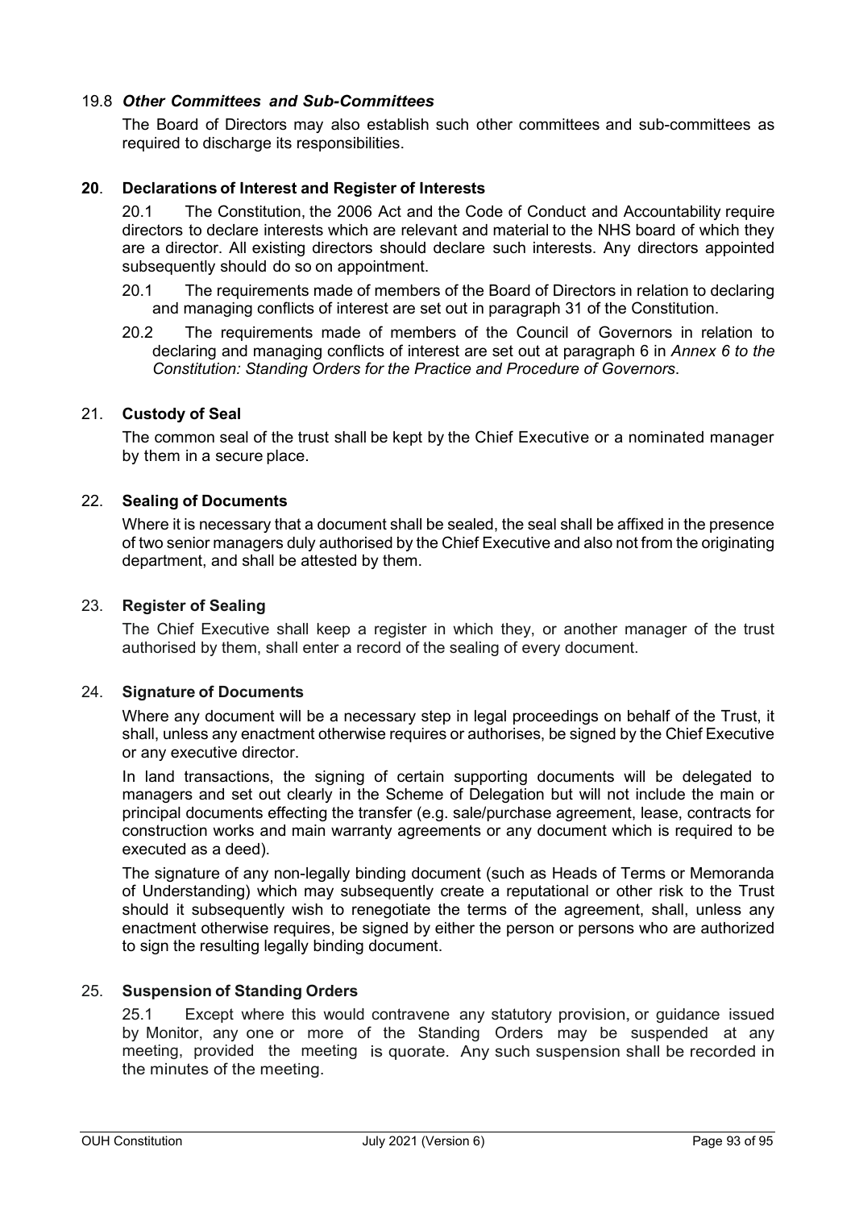### 19.8 *Other Committees and Sub-Committees*

The Board of Directors may also establish such other committees and sub-committees as required to discharge its responsibilities.

## **20**. **Declarations of Interest and Register of Interests**

20.1 The Constitution, the 2006 Act and the Code of Conduct and Accountability require directors to declare interests which are relevant and material to the NHS board of which they are a director. All existing directors should declare such interests. Any directors appointed subsequently should do so on appointment.

20.1 The requirements made of members of the Board of Directors in relation to declaring and managing conflicts of interest are set out in paragraph 31 of the Constitution.

20.2 The requirements made of members of the Council of Governors in relation to declaring and managing conflicts of interest are set out at paragraph 6 in *Annex 6 to the Constitution: Standing Orders for the Practice and Procedure of Governors*.

## 21. **Custody of Seal**

The common seal of the trust shall be kept by the Chief Executive or a nominated manager by them in a secure place.

## 22. **Sealing of Documents**

Where it is necessary that a document shall be sealed, the seal shall be affixed in the presence of two senior managers duly authorised by the Chief Executive and also not from the originating department, and shall be attested by them.

## 23. **Register of Sealing**

The Chief Executive shall keep a register in which they, or another manager of the trust authorised by them, shall enter a record of the sealing of every document.

## 24. **Signature of Documents**

Where any document will be a necessary step in legal proceedings on behalf of the Trust, it shall, unless any enactment otherwise requires or authorises, be signed by the Chief Executive or any executive director.

In land transactions, the signing of certain supporting documents will be delegated to managers and set out clearly in the Scheme of Delegation but will not include the main or principal documents effecting the transfer (e.g. sale/purchase agreement, lease, contracts for construction works and main warranty agreements or any document which is required to be executed as a deed).

The signature of any non-legally binding document (such as Heads of Terms or Memoranda of Understanding) which may subsequently create a reputational or other risk to the Trust should it subsequently wish to renegotiate the terms of the agreement, shall, unless any enactment otherwise requires, be signed by either the person or persons who are authorized to sign the resulting legally binding document.

## 25. **Suspension of Standing Orders**

25.1 Except where this would contravene any statutory provision, or guidance issued by Monitor, any one or more of the Standing Orders may be suspended at any meeting, provided the meeting is quorate. Any such suspension shall be recorded in the minutes of the meeting.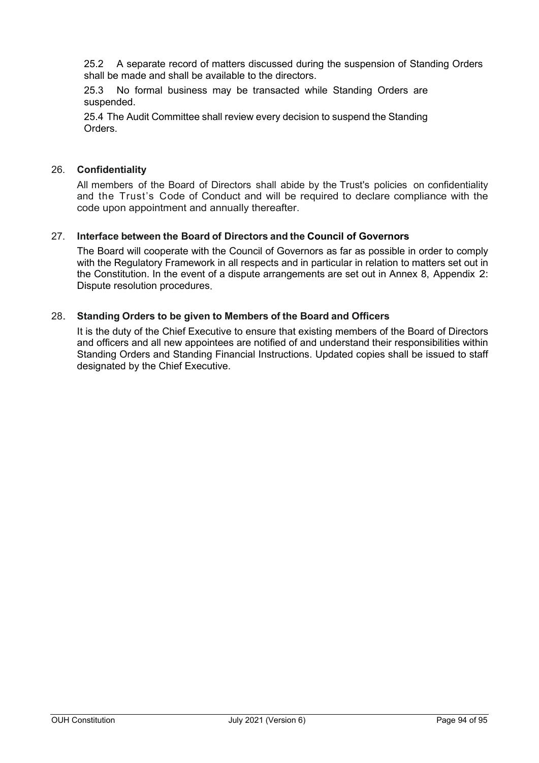25.2 A separate record of matters discussed during the suspension of Standing Orders shall be made and shall be available to the directors.

25.3 No formal business may be transacted while Standing Orders are suspended.

25.4 The Audit Committee shall review every decision to suspend the Standing Orders.

## 26. **Confidentiality**

All members of the Board of Directors shall abide by the Trust's policies on confidentiality and the Trust's Code of Conduct and will be required to declare compliance with the code upon appointment and annually thereafter.

## 27. **Interface between the Board of Directors and the Council of Governors**

The Board will cooperate with the Council of Governors as far as possible in order to comply with the Regulatory Framework in all respects and in particular in relation to matters set out in the Constitution. In the event of a dispute arrangements are set out in Annex 8, Appendix 2: Dispute resolution procedures.

## 28. **Standing Orders to be given to Members of the Board and Officers**

It is the duty of the Chief Executive to ensure that existing members of the Board of Directors and officers and all new appointees are notified of and understand their responsibilities within Standing Orders and Standing Financial Instructions. Updated copies shall be issued to staff designated by the Chief Executive.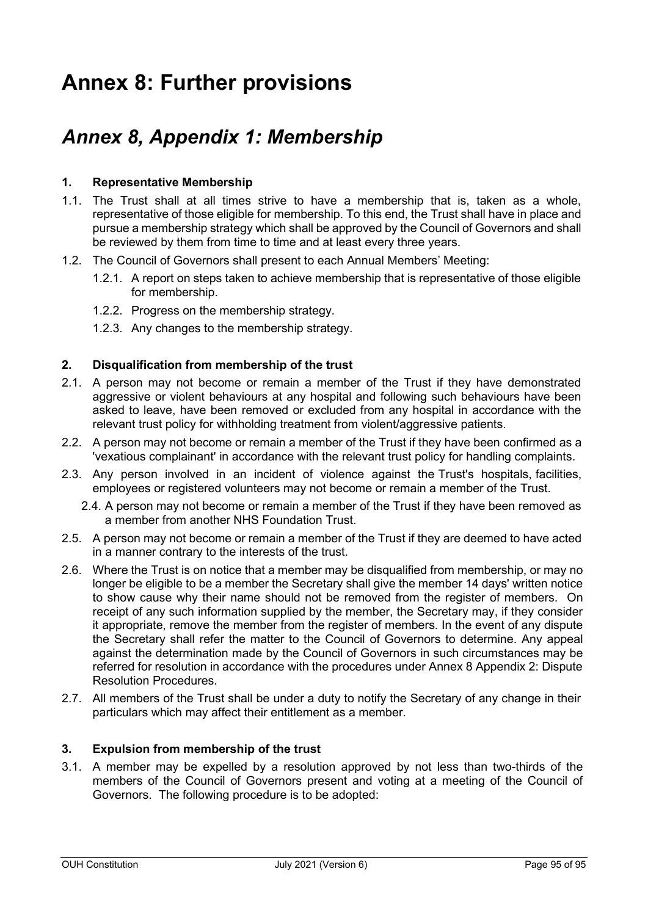# Annex 8: Further provisions

## *Annex 8, Appendix 1: Membership*

**1. Representative Membership**

1.1. The Trust shall at all times strive to have a membership that is, taken as a whole, representative of those eligible for membership. To this end, the Trust shall have in place and pursue a membership strategy which shall be approved by the Council of Governors and shall be reviewed by them from time to time and at least every three years.

1.2. The Council of Governors shall present to each Annual Members' Meeting:

1.2.1. A report on steps taken to achieve membership that is representative of those eligible for membership.

1.2.2. Progress on the membership strategy.

1.2.3. Any changes to the membership strategy.

**2. Disqualification from membership of the trust**

2.1. A person may not become or remain a member of the Trust if they have demonstrated aggressive or violent behaviours at any hospital and following such behaviours have been asked to leave, have been removed or excluded from any hospital in accordance with the relevant trust policy for withholding treatment from violent/aggressive patients.

2.2. A person may not become or remain a member of the Trust if they have been confirmed as a 'vexatious complainant' in accordance with the relevant trust policy for handling complaints.

2.3. Any person involved in an incident of violence against the Trust's hospitals, facilities, employees or registered volunteers may not become or remain a member of the Trust.

2.4. A person may not become or remain a member of the Trust if they have been removed as a member from another NHS Foundation Trust.

2.5. A person may not become or remain a member of the Trust if they are deemed to have acted in a manner contrary to the interests of the trust.

2.6. Where the Trust is on notice that a member may be disqualified from membership, or may no longer be eligible to be a member the Secretary shall give the member 14 days' written notice to show cause why their name should not be removed from the register of members. On receipt of any such information supplied by the member, the Secretary may, if they consider it appropriate, remove the member from the register of members. In the event of any dispute the Secretary shall refer the matter to the Council of Governors to determine. Any appeal against the determination made by the Council of Governors in such circumstances may be referred for resolution in accordance with the procedures under Annex 8 Appendix 2: Dispute Resolution Procedures.

2.7. All members of the Trust shall be under a duty to notify the Secretary of any change in their particulars which may affect their entitlement as a member.

**3. Expulsion from membership of the trust**

3.1. A member may be expelled by a resolution approved by not less than two-thirds of the members of the Council of Governors present and voting at a meeting of the Council of Governors. The following procedure is to be adopted: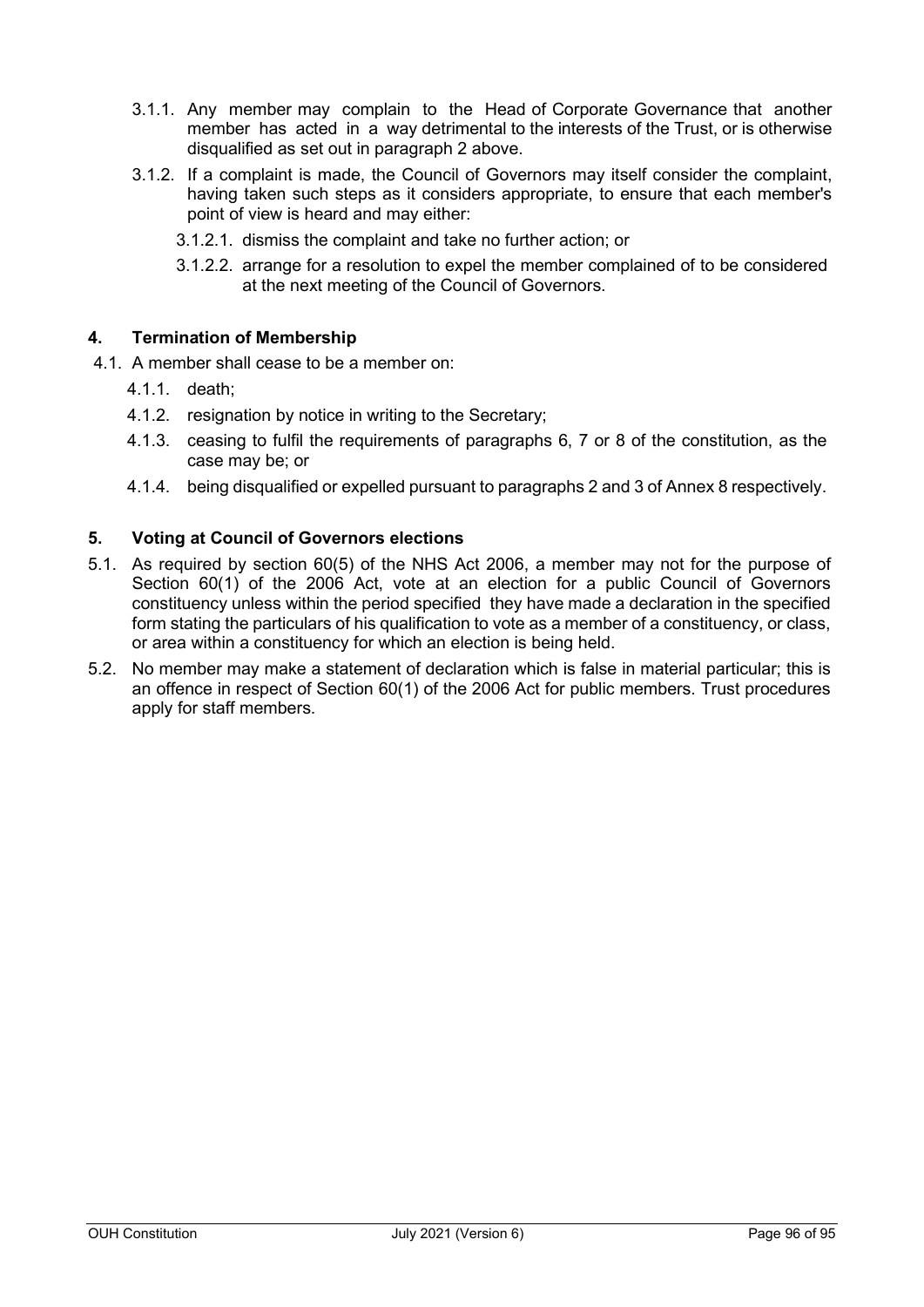3.1.1. Any member may complain to the Head of Corporate Governance that another member has acted in a way detrimental to the interests of the Trust, or is otherwise disqualified as set out in paragraph 2 above.

3.1.2. If a complaint is made, the Council of Governors may itself consider the complaint, having taken such steps as it considers appropriate, to ensure that each member's point of view is heard and may either:

3.1.2.1. dismiss the complaint and take no further action; or

3.1.2.2. arrange for a resolution to expel the member complained of to be considered at the next meeting of the Council of Governors.

## 4. Termination of Membership

4.1. A member shall cease to be a member on:

4.1.1. death;

4.1.2. resignation by notice in writing to the Secretary;

4.1.3. ceasing to fulfil the requirements of paragraphs 6, 7 or 8 of the constitution, as the case may be; or

4.1.4. being disqualified or expelled pursuant to paragraphs 2 and 3 of Annex 8 respectively.

## 5. Voting at Council of Governors elections

5.1. As required by section 60(5) of the NHS Act 2006, a member may not for the purpose of Section 60(1) of the 2006 Act, vote at an election for a public Council of Governors constituency unless within the period specified they have made a declaration in the specified form stating the particulars of his qualification to vote as a member of a constituency, or class, or area within a constituency for which an election is being held.

5.2. No member may make a statement of declaration which is false in material particular; this is an offence in respect of Section 60(1) of the 2006 Act for public members. Trust procedures apply for staff members.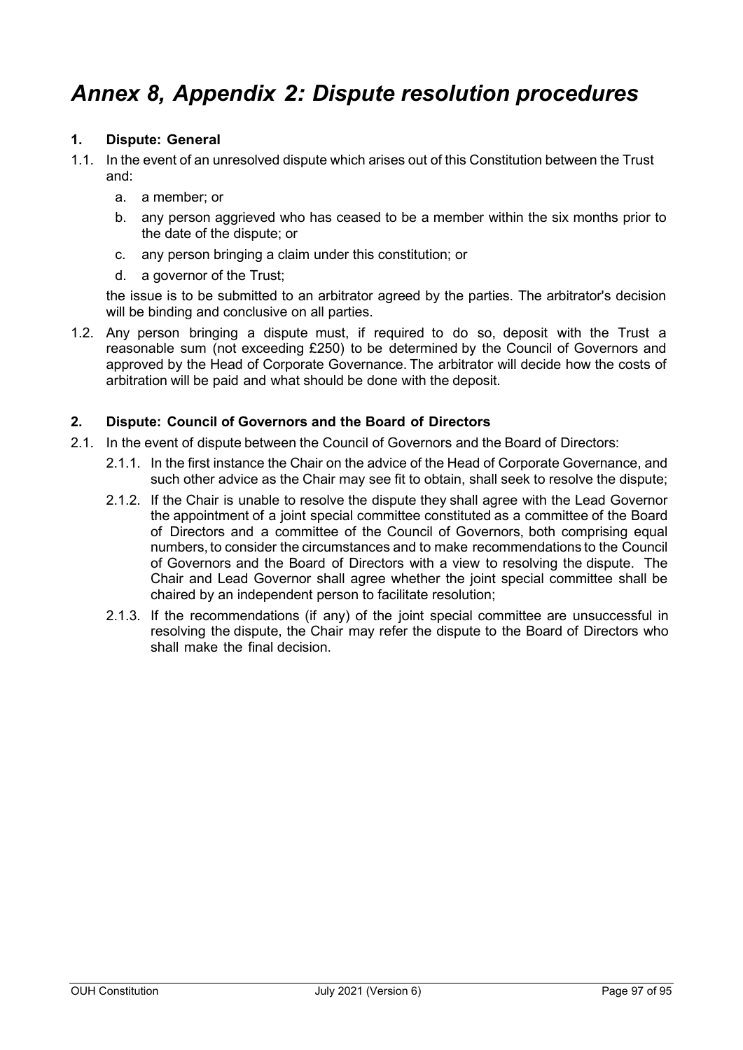# *Annex 8, Appendix 2: Dispute resolution procedures*

**1. Dispute: General**

1.1. In the event of an unresolved dispute which arises out of this Constitution between the Trust and:

   a. a member; or

   b. any person aggrieved who has ceased to be a member within the six months prior to the date of the dispute; or

   c. any person bringing a claim under this constitution; or

   d. a governor of the Trust;

   the issue is to be submitted to an arbitrator agreed by the parties. The arbitrator's decision will be binding and conclusive on all parties.

1.2. Any person bringing a dispute must, if required to do so, deposit with the Trust a reasonable sum (not exceeding £250) to be determined by the Council of Governors and approved by the Head of Corporate Governance. The arbitrator will decide how the costs of arbitration will be paid and what should be done with the deposit.

**2. Dispute: Council of Governors and the Board of Directors**

2.1. In the event of dispute between the Council of Governors and the Board of Directors:

   2.1.1. In the first instance the Chair on the advice of the Head of Corporate Governance, and such other advice as the Chair may see fit to obtain, shall seek to resolve the dispute;

   2.1.2. If the Chair is unable to resolve the dispute they shall agree with the Lead Governor the appointment of a joint special committee constituted as a committee of the Board of Directors and a committee of the Council of Governors, both comprising equal numbers, to consider the circumstances and to make recommendations to the Council of Governors and the Board of Directors with a view to resolving the dispute. The Chair and Lead Governor shall agree whether the joint special committee shall be chaired by an independent person to facilitate resolution;

   2.1.3. If the recommendations (if any) of the joint special committee are unsuccessful in resolving the dispute, the Chair may refer the dispute to the Board of Directors who shall make the final decision.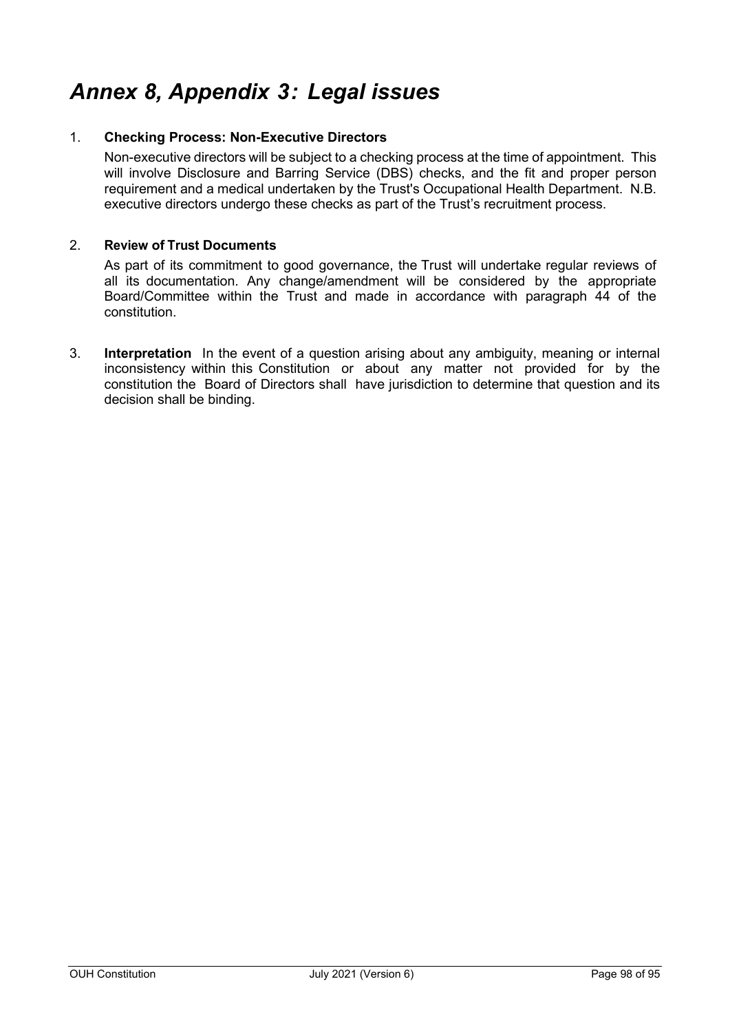# *Annex 8, Appendix 3: Legal issues*

1. **Checking Process: Non-Executive Directors**

   Non-executive directors will be subject to a checking process at the time of appointment. This will involve Disclosure and Barring Service (DBS) checks, and the fit and proper person requirement and a medical undertaken by the Trust's Occupational Health Department. N.B. executive directors undergo these checks as part of the Trust's recruitment process.

2. **Review of Trust Documents**

   As part of its commitment to good governance, the Trust will undertake regular reviews of all its documentation. Any change/amendment will be considered by the appropriate Board/Committee within the Trust and made in accordance with paragraph 44 of the constitution.

3. **Interpretation** In the event of a question arising about any ambiguity, meaning or internal inconsistency within this Constitution or about any matter not provided for by the constitution the Board of Directors shall have jurisdiction to determine that question and its decision shall be binding.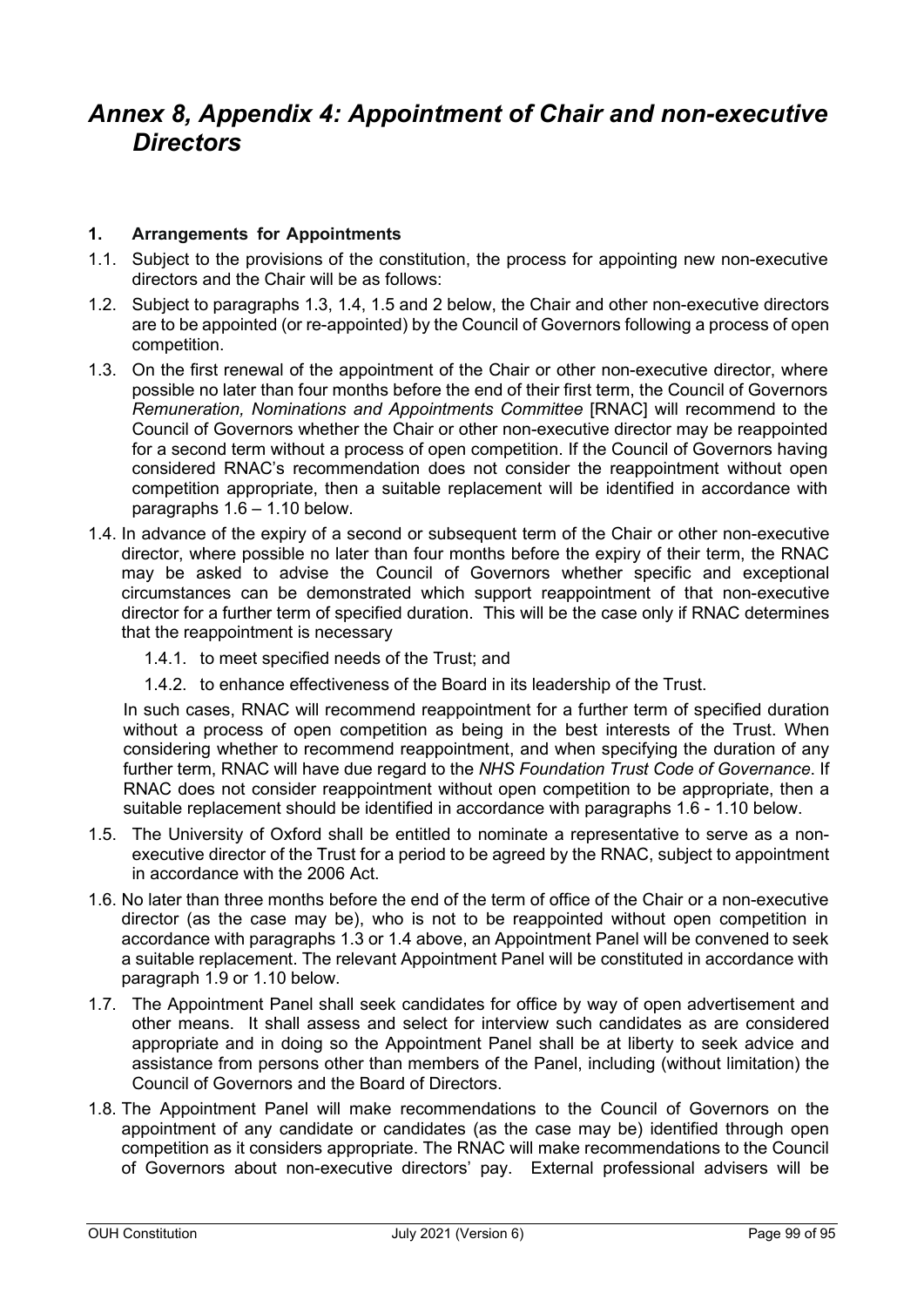# *Annex 8, Appendix 4: Appointment of Chair and non-executive Directors*

## 1. Arrangements for Appointments

1.1. Subject to the provisions of the constitution, the process for appointing new non-executive directors and the Chair will be as follows:

1.2. Subject to paragraphs 1.3, 1.4, 1.5 and 2 below, the Chair and other non-executive directors are to be appointed (or re-appointed) by the Council of Governors following a process of open competition.

1.3. On the first renewal of the appointment of the Chair or other non-executive director, where possible no later than four months before the end of their first term, the Council of Governors *Remuneration, Nominations and Appointments Committee* [RNAC] will recommend to the Council of Governors whether the Chair or other non-executive director may be reappointed for a second term without a process of open competition. If the Council of Governors having considered RNAC's recommendation does not consider the reappointment without open competition appropriate, then a suitable replacement will be identified in accordance with paragraphs 1.6 – 1.10 below.

1.4. In advance of the expiry of a second or subsequent term of the Chair or other non-executive director, where possible no later than four months before the expiry of their term, the RNAC may be asked to advise the Council of Governors whether specific and exceptional circumstances can be demonstrated which support reappointment of that non-executive director for a further term of specified duration. This will be the case only if RNAC determines that the reappointment is necessary

1.4.1. to meet specified needs of the Trust; and

1.4.2. to enhance effectiveness of the Board in its leadership of the Trust.

In such cases, RNAC will recommend reappointment for a further term of specified duration without a process of open competition as being in the best interests of the Trust. When considering whether to recommend reappointment, and when specifying the duration of any further term, RNAC will have due regard to the *NHS Foundation Trust Code of Governance*. If RNAC does not consider reappointment without open competition to be appropriate, then a suitable replacement should be identified in accordance with paragraphs 1.6 - 1.10 below.

1.5. The University of Oxford shall be entitled to nominate a representative to serve as a non-executive director of the Trust for a period to be agreed by the RNAC, subject to appointment in accordance with the 2006 Act.

1.6. No later than three months before the end of the term of office of the Chair or a non-executive director (as the case may be), who is not to be reappointed without open competition in accordance with paragraphs 1.3 or 1.4 above, an Appointment Panel will be convened to seek a suitable replacement. The relevant Appointment Panel will be constituted in accordance with paragraph 1.9 or 1.10 below.

1.7. The Appointment Panel shall seek candidates for office by way of open advertisement and other means. It shall assess and select for interview such candidates as are considered appropriate and in doing so the Appointment Panel shall be at liberty to seek advice and assistance from persons other than members of the Panel, including (without limitation) the Council of Governors and the Board of Directors.

1.8. The Appointment Panel will make recommendations to the Council of Governors on the appointment of any candidate or candidates (as the case may be) identified through open competition as it considers appropriate. The RNAC will make recommendations to the Council of Governors about non-executive directors' pay. External professional advisers will be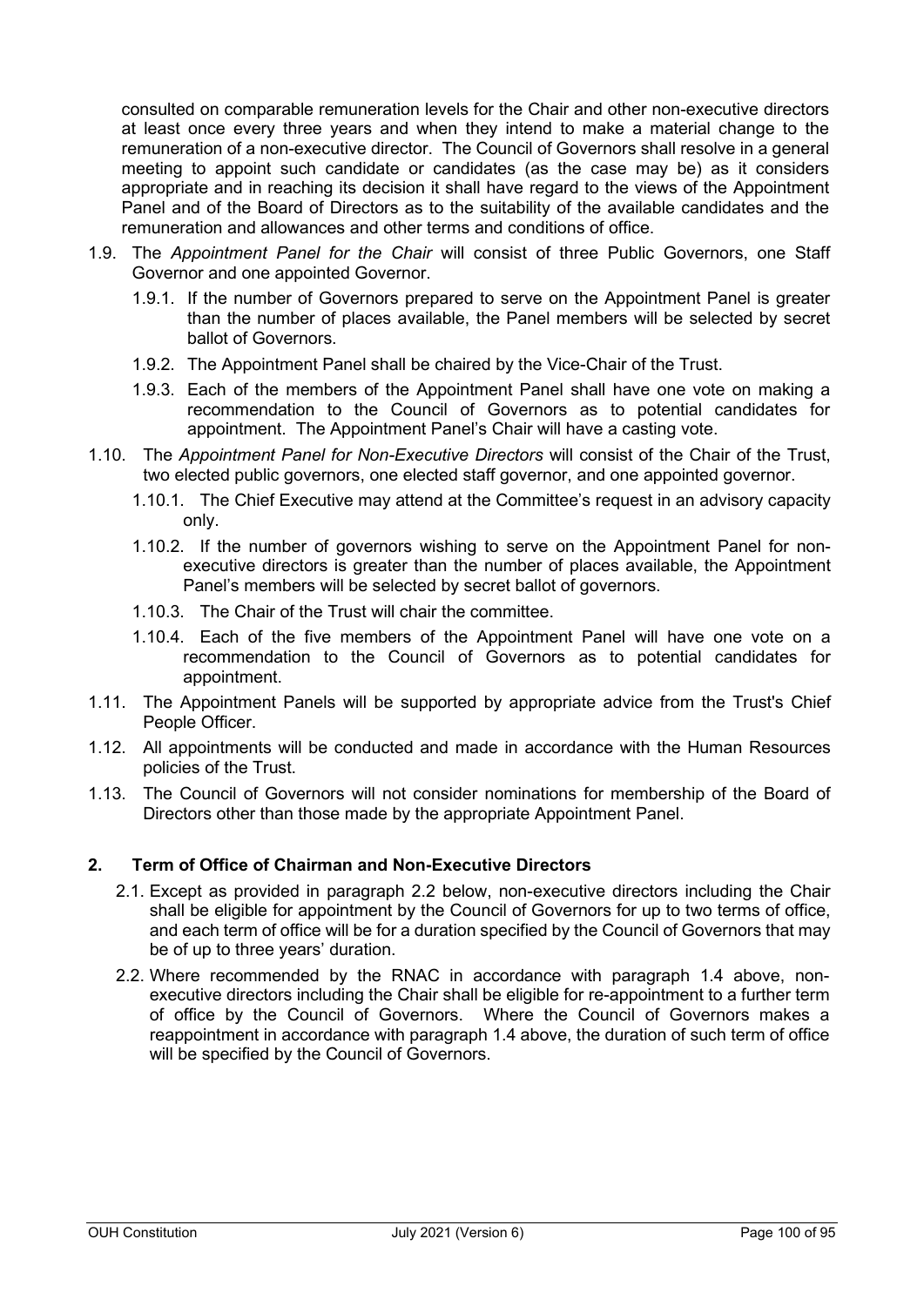consulted on comparable remuneration levels for the Chair and other non-executive directors at least once every three years and when they intend to make a material change to the remuneration of a non-executive director. The Council of Governors shall resolve in a general meeting to appoint such candidate or candidates (as the case may be) as it considers appropriate and in reaching its decision it shall have regard to the views of the Appointment Panel and of the Board of Directors as to the suitability of the available candidates and the remuneration and allowances and other terms and conditions of office.

1.9. The *Appointment Panel for the Chair* will consist of three Public Governors, one Staff Governor and one appointed Governor.

   1.9.1. If the number of Governors prepared to serve on the Appointment Panel is greater than the number of places available, the Panel members will be selected by secret ballot of Governors.

   1.9.2. The Appointment Panel shall be chaired by the Vice-Chair of the Trust.

   1.9.3. Each of the members of the Appointment Panel shall have one vote on making a recommendation to the Council of Governors as to potential candidates for appointment. The Appointment Panel's Chair will have a casting vote.

1.10. The *Appointment Panel for Non-Executive Directors* will consist of the Chair of the Trust, two elected public governors, one elected staff governor, and one appointed governor.

   1.10.1. The Chief Executive may attend at the Committee's request in an advisory capacity only.

   1.10.2. If the number of governors wishing to serve on the Appointment Panel for non-executive directors is greater than the number of places available, the Appointment Panel's members will be selected by secret ballot of governors.

   1.10.3. The Chair of the Trust will chair the committee.

   1.10.4. Each of the five members of the Appointment Panel will have one vote on a recommendation to the Council of Governors as to potential candidates for appointment.

1.11. The Appointment Panels will be supported by appropriate advice from the Trust's Chief People Officer.

1.12. All appointments will be conducted and made in accordance with the Human Resources policies of the Trust.

1.13. The Council of Governors will not consider nominations for membership of the Board of Directors other than those made by the appropriate Appointment Panel.

## 2. Term of Office of Chairman and Non-Executive Directors

2.1. Except as provided in paragraph 2.2 below, non-executive directors including the Chair shall be eligible for appointment by the Council of Governors for up to two terms of office, and each term of office will be for a duration specified by the Council of Governors that may be of up to three years' duration.

2.2. Where recommended by the RNAC in accordance with paragraph 1.4 above, non-executive directors including the Chair shall be eligible for re-appointment to a further term of office by the Council of Governors. Where the Council of Governors makes a reappointment in accordance with paragraph 1.4 above, the duration of such term of office will be specified by the Council of Governors.